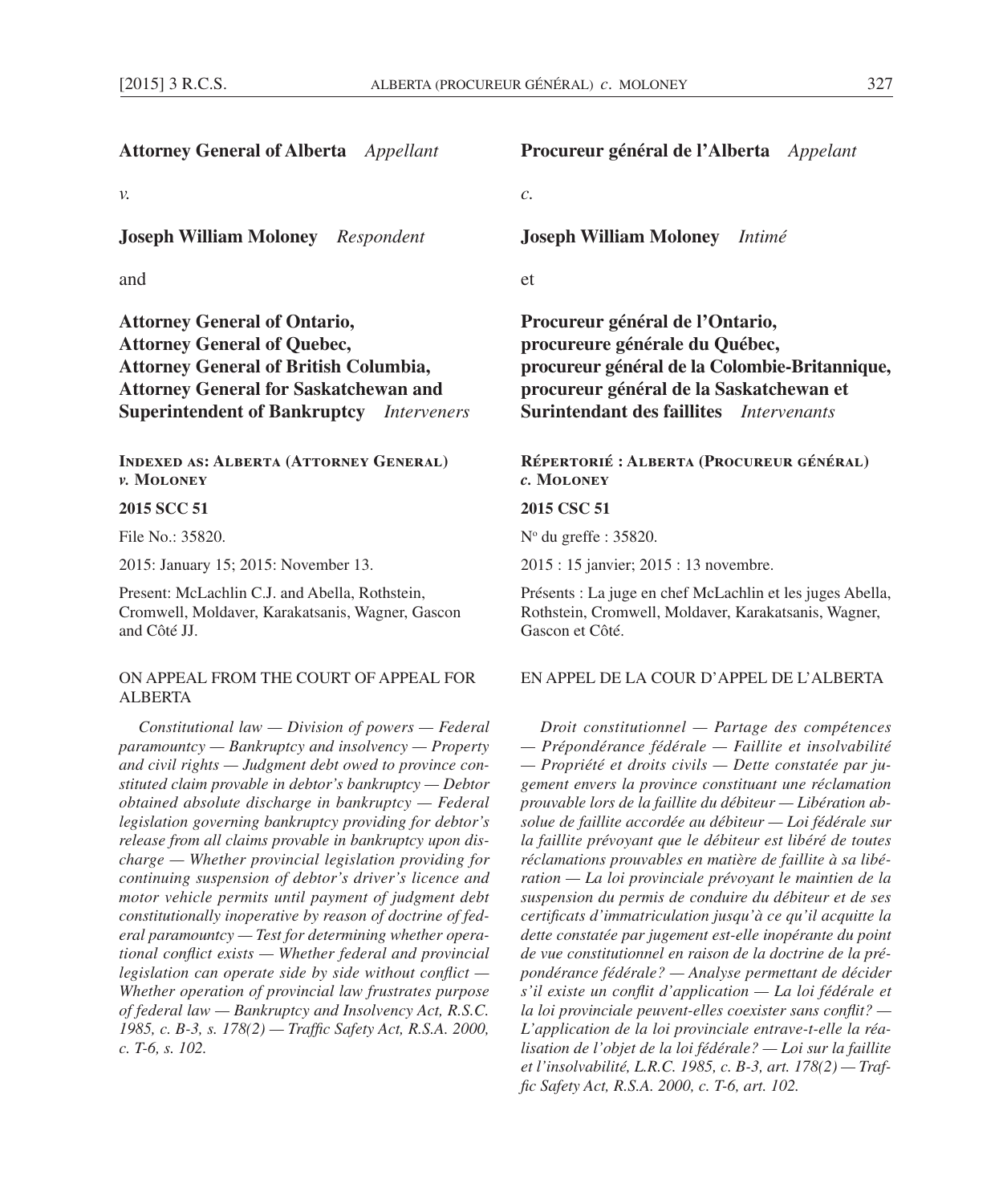**Attorney General of Alberta** *Appellant*

*v.*

**Joseph William Moloney** *Respondent*

and

**Attorney General of Ontario, Attorney General of Quebec, Attorney General of British Columbia, Attorney General for Saskatchewan and Superintendent of Bankruptcy** *Interveners*

**Indexed as: Alberta (Attorney General) *v.* Moloney**

**2015 SCC 51**

File No.: 35820.

2015: January 15; 2015: November 13.

Present: McLachlin C.J. and Abella, Rothstein, Cromwell, Moldaver, Karakatsanis, Wagner, Gascon and Côté JJ.

ON APPEAL FROM THE COURT OF APPEAL FOR ALBERTA

*Constitutional law — Division of powers — Federal paramountcy — Bankruptcy and insolvency — Property and civil rights — Judgment debt owed to province constituted claim provable in debtor's bankruptcy — Debtor obtained absolute discharge in bankruptcy — Federal legislation governing bankruptcy providing for debtor's release from all claims provable in bankruptcy upon discharge — Whether provincial legislation providing for continuing suspension of debtor's driver's licence and motor vehicle permits until payment of judgment debt constitutionally inoperative by reason of doctrine of federal paramountcy — Test for determining whether operational conflict exists — Whether federal and provincial legislation can operate side by side without conflict — Whether operation of provincial law frustrates purpose of federal law — Bankruptcy and Insolvency Act, R.S.C. 1985, c. B-3, s. 178(2) — Traffic Safety Act, R.S.A. 2000, c. T-6, s. 102.*

**Procureur général de l'Alberta** *Appelant*

*c.*

**Joseph William Moloney** *Intimé*

et

**Procureur général de l'Ontario, procureure générale du Québec, procureur général de la Colombie-Britannique, procureur général de la Saskatchewan et Surintendant des faillites** *Intervenants*

**Répertorié : Alberta (Procureur général) *c.* Moloney**

**2015 CSC 51**

N[o] du greffe : 35820.

2015 : 15 janvier; 2015 : 13 novembre.

Présents : La juge en chef McLachlin et les juges Abella, Rothstein, Cromwell, Moldaver, Karakatsanis, Wagner, Gascon et Côté.

EN APPEL DE LA COUR D'APPEL DE L'ALBERTA

*Droit constitutionnel — Partage des compétences — Prépondérance fédérale — Faillite et insolvabilité — Propriété et droits civils — Dette constatée par jugement envers la province constituant une réclamation prouvable lors de la faillite du débiteur — Libération absolue de faillite accordée au débiteur — Loi fédérale sur la faillite prévoyant que le débiteur est libéré de toutes réclamations prouvables en matière de faillite à sa libération — La loi provinciale prévoyant le maintien de la suspension du permis de conduire du débiteur et de ses certificats d'immatriculation jusqu'à ce qu'il acquitte la dette constatée par jugement est-elle inopérante du point de vue constitutionnel en raison de la doctrine de la prépondérance fédérale? — Analyse permettant de décider s'il existe un conflit d'application — La loi fédérale et la loi provinciale peuvent-elles coexister sans conflit? — L'application de la loi provinciale entrave-t-elle la réalisation de l'objet de la loi fédérale? — Loi sur la faillite et l'insolvabilité, L.R.C. 1985, c. B-3, art. 178(2) — Traffic Safety Act, R.S.A. 2000, c. T-6, art. 102.*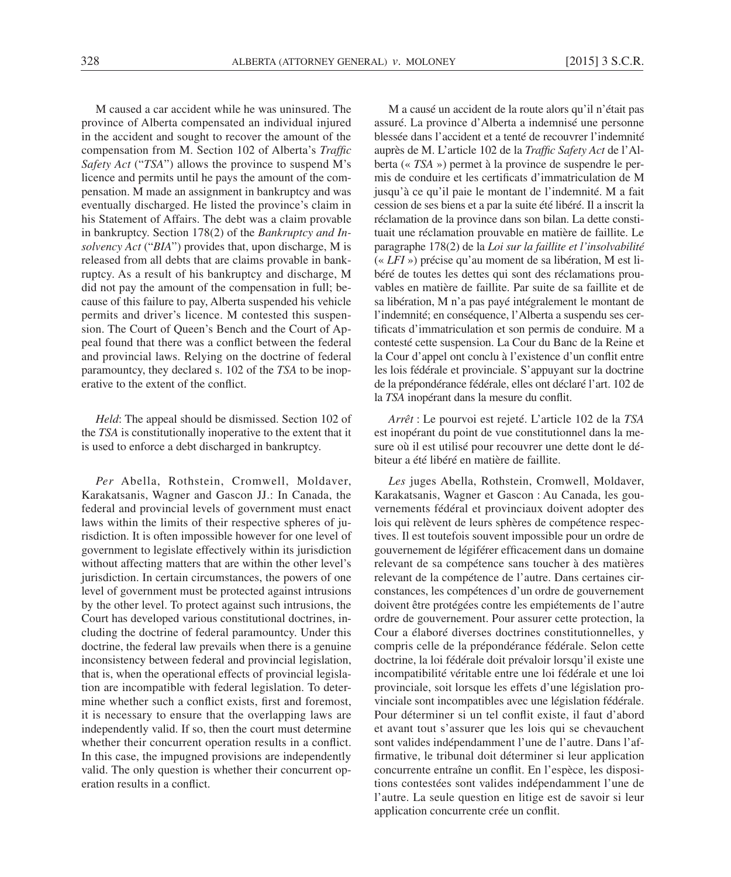M caused a car accident while he was uninsured. The province of Alberta compensated an individual injured in the accident and sought to recover the amount of the compensation from M. Section 102 of Alberta's *Traffic Safety Act* ("*TSA*") allows the province to suspend M's licence and permits until he pays the amount of the compensation. M made an assignment in bankruptcy and was eventually discharged. He listed the province's claim in his Statement of Affairs. The debt was a claim provable in bankruptcy. Section 178(2) of the *Bankruptcy and Insolvency Act* ("*BIA*") provides that, upon discharge, M is released from all debts that are claims provable in bankruptcy. As a result of his bankruptcy and discharge, M did not pay the amount of the compensation in full; because of this failure to pay, Alberta suspended his vehicle permits and driver's licence. M contested this suspension. The Court of Queen's Bench and the Court of Appeal found that there was a conflict between the federal and provincial laws. Relying on the doctrine of federal paramountcy, they declared s. 102 of the *TSA* to be inoperative to the extent of the conflict.

*Held*: The appeal should be dismissed. Section 102 of the *TSA* is constitutionally inoperative to the extent that it is used to enforce a debt discharged in bankruptcy.

*Per* Abella, Rothstein, Cromwell, Moldaver, Karakatsanis, Wagner and Gascon JJ.: In Canada, the federal and provincial levels of government must enact laws within the limits of their respective spheres of jurisdiction. It is often impossible however for one level of government to legislate effectively within its jurisdiction without affecting matters that are within the other level's jurisdiction. In certain circumstances, the powers of one level of government must be protected against intrusions by the other level. To protect against such intrusions, the Court has developed various constitutional doctrines, including the doctrine of federal paramountcy. Under this doctrine, the federal law prevails when there is a genuine inconsistency between federal and provincial legislation, that is, when the operational effects of provincial legislation are incompatible with federal legislation. To determine whether such a conflict exists, first and foremost, it is necessary to ensure that the overlapping laws are independently valid. If so, then the court must determine whether their concurrent operation results in a conflict. In this case, the impugned provisions are independently valid. The only question is whether their concurrent operation results in a conflict.

M a causé un accident de la route alors qu'il n'était pas assuré. La province d'Alberta a indemnisé une personne blessée dans l'accident et a tenté de recouvrer l'indemnité auprès de M. L'article 102 de la *Traffic Safety Act* de l'Alberta (« *TSA* ») permet à la province de suspendre le permis de conduire et les certificats d'immatriculation de M jusqu'à ce qu'il paie le montant de l'indemnité. M a fait cession de ses biens et a par la suite été libéré. Il a inscrit la réclamation de la province dans son bilan. La dette constituait une réclamation prouvable en matière de faillite. Le paragraphe 178(2) de la *Loi sur la faillite et l'insolvabilité* (« *LFI* ») précise qu'au moment de sa libération, M est libéré de toutes les dettes qui sont des réclamations prouvables en matière de faillite. Par suite de sa faillite et de sa libération, M n'a pas payé intégralement le montant de l'indemnité; en conséquence, l'Alberta a suspendu ses certificats d'immatriculation et son permis de conduire. M a contesté cette suspension. La Cour du Banc de la Reine et la Cour d'appel ont conclu à l'existence d'un conflit entre les lois fédérale et provinciale. S'appuyant sur la doctrine de la prépondérance fédérale, elles ont déclaré l'art. 102 de la *TSA* inopérant dans la mesure du conflit.

*Arrêt* : Le pourvoi est rejeté. L'article 102 de la *TSA* est inopérant du point de vue constitutionnel dans la mesure où il est utilisé pour recouvrer une dette dont le débiteur a été libéré en matière de faillite.

*Les* juges Abella, Rothstein, Cromwell, Moldaver, Karakatsanis, Wagner et Gascon : Au Canada, les gouvernements fédéral et provinciaux doivent adopter des lois qui relèvent de leurs sphères de compétence respectives. Il est toutefois souvent impossible pour un ordre de gouvernement de légiférer efficacement dans un domaine relevant de sa compétence sans toucher à des matières relevant de la compétence de l'autre. Dans certaines circonstances, les compétences d'un ordre de gouvernement doivent être protégées contre les empiétements de l'autre ordre de gouvernement. Pour assurer cette protection, la Cour a élaboré diverses doctrines constitutionnelles, y compris celle de la prépondérance fédérale. Selon cette doctrine, la loi fédérale doit prévaloir lorsqu'il existe une incompatibilité véritable entre une loi fédérale et une loi provinciale, soit lorsque les effets d'une législation provinciale sont incompatibles avec une législation fédérale. Pour déterminer si un tel conflit existe, il faut d'abord et avant tout s'assurer que les lois qui se chevauchent sont valides indépendamment l'une de l'autre. Dans l'affirmative, le tribunal doit déterminer si leur application concurrente entraîne un conflit. En l'espèce, les dispositions contestées sont valides indépendamment l'une de l'autre. La seule question en litige est de savoir si leur application concurrente crée un conflit.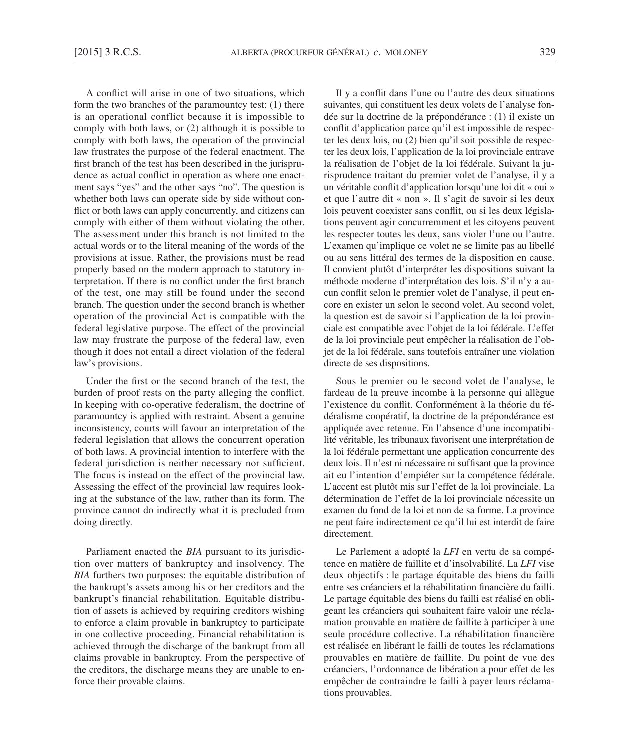A conflict will arise in one of two situations, which form the two branches of the paramountcy test: (1) there is an operational conflict because it is impossible to comply with both laws, or (2) although it is possible to comply with both laws, the operation of the provincial law frustrates the purpose of the federal enactment. The first branch of the test has been described in the jurisprudence as actual conflict in operation as where one enactment says "yes" and the other says "no". The question is whether both laws can operate side by side without conflict or both laws can apply concurrently, and citizens can comply with either of them without violating the other. The assessment under this branch is not limited to the actual words or to the literal meaning of the words of the provisions at issue. Rather, the provisions must be read properly based on the modern approach to statutory interpretation. If there is no conflict under the first branch of the test, one may still be found under the second branch. The question under the second branch is whether operation of the provincial Act is compatible with the federal legislative purpose. The effect of the provincial law may frustrate the purpose of the federal law, even though it does not entail a direct violation of the federal law's provisions.

Under the first or the second branch of the test, the burden of proof rests on the party alleging the conflict. In keeping with co-operative federalism, the doctrine of paramountcy is applied with restraint. Absent a genuine inconsistency, courts will favour an interpretation of the federal legislation that allows the concurrent operation of both laws. A provincial intention to interfere with the federal jurisdiction is neither necessary nor sufficient. The focus is instead on the effect of the provincial law. Assessing the effect of the provincial law requires looking at the substance of the law, rather than its form. The province cannot do indirectly what it is precluded from doing directly.

Parliament enacted the *BIA* pursuant to its jurisdiction over matters of bankruptcy and insolvency. The *BIA* furthers two purposes: the equitable distribution of the bankrupt's assets among his or her creditors and the bankrupt's financial rehabilitation. Equitable distribution of assets is achieved by requiring creditors wishing to enforce a claim provable in bankruptcy to participate in one collective proceeding. Financial rehabilitation is achieved through the discharge of the bankrupt from all claims provable in bankruptcy. From the perspective of the creditors, the discharge means they are unable to enforce their provable claims.

Il y a conflit dans l'une ou l'autre des deux situations suivantes, qui constituent les deux volets de l'analyse fondée sur la doctrine de la prépondérance : (1) il existe un conflit d'application parce qu'il est impossible de respecter les deux lois, ou (2) bien qu'il soit possible de respecter les deux lois, l'application de la loi provinciale entrave la réalisation de l'objet de la loi fédérale. Suivant la jurisprudence traitant du premier volet de l'analyse, il y a un véritable conflit d'application lorsqu'une loi dit « oui » et que l'autre dit « non ». Il s'agit de savoir si les deux lois peuvent coexister sans conflit, ou si les deux législations peuvent agir concurremment et les citoyens peuvent les respecter toutes les deux, sans violer l'une ou l'autre. L'examen qu'implique ce volet ne se limite pas au libellé ou au sens littéral des termes de la disposition en cause. Il convient plutôt d'interpréter les dispositions suivant la méthode moderne d'interprétation des lois. S'il n'y a aucun conflit selon le premier volet de l'analyse, il peut encore en exister un selon le second volet. Au second volet, la question est de savoir si l'application de la loi provinciale est compatible avec l'objet de la loi fédérale. L'effet de la loi provinciale peut empêcher la réalisation de l'objet de la loi fédérale, sans toutefois entraîner une violation directe de ses dispositions.

Sous le premier ou le second volet de l'analyse, le fardeau de la preuve incombe à la personne qui allègue l'existence du conflit. Conformément à la théorie du fédéralisme coopératif, la doctrine de la prépondérance est appliquée avec retenue. En l'absence d'une incompatibilité véritable, les tribunaux favorisent une interprétation de la loi fédérale permettant une application concurrente des deux lois. Il n'est ni nécessaire ni suffisant que la province ait eu l'intention d'empiéter sur la compétence fédérale. L'accent est plutôt mis sur l'effet de la loi provinciale. La détermination de l'effet de la loi provinciale nécessite un examen du fond de la loi et non de sa forme. La province ne peut faire indirectement ce qu'il lui est interdit de faire directement.

Le Parlement a adopté la *LFI* en vertu de sa compétence en matière de faillite et d'insolvabilité. La *LFI* vise deux objectifs : le partage équitable des biens du failli entre ses créanciers et la réhabilitation financière du failli. Le partage équitable des biens du failli est réalisé en obligeant les créanciers qui souhaitent faire valoir une réclamation prouvable en matière de faillite à participer à une seule procédure collective. La réhabilitation financière est réalisée en libérant le failli de toutes les réclamations prouvables en matière de faillite. Du point de vue des créanciers, l'ordonnance de libération a pour effet de les empêcher de contraindre le failli à payer leurs réclamations prouvables.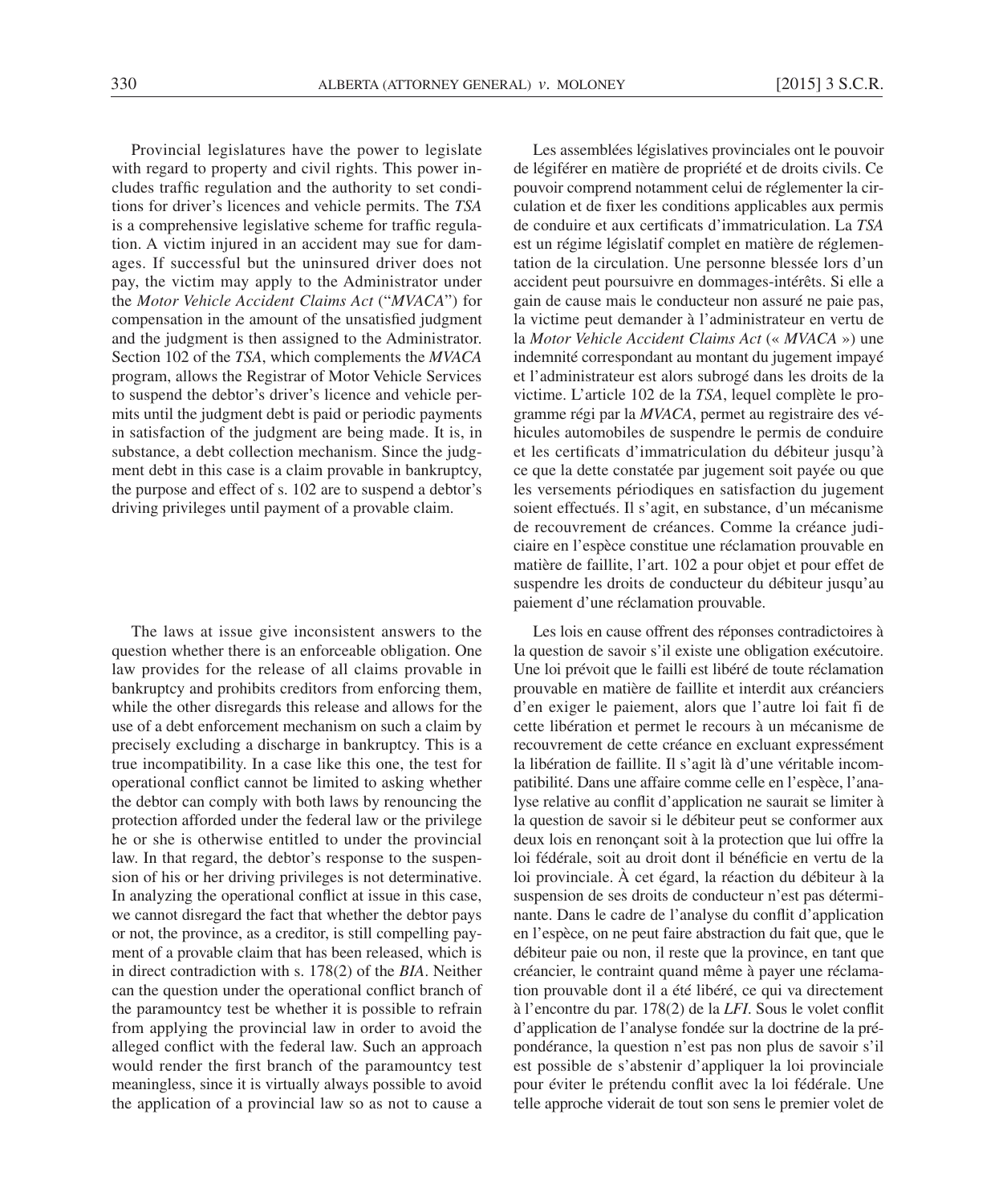Provincial legislatures have the power to legislate with regard to property and civil rights. This power includes traffic regulation and the authority to set conditions for driver's licences and vehicle permits. The *TSA* is a comprehensive legislative scheme for traffic regulation. A victim injured in an accident may sue for damages. If successful but the uninsured driver does not pay, the victim may apply to the Administrator under the *Motor Vehicle Accident Claims Act* ("*MVACA*") for compensation in the amount of the unsatisfied judgment and the judgment is then assigned to the Administrator. Section 102 of the *TSA*, which complements the *MVACA* program, allows the Registrar of Motor Vehicle Services to suspend the debtor's driver's licence and vehicle permits until the judgment debt is paid or periodic payments in satisfaction of the judgment are being made. It is, in substance, a debt collection mechanism. Since the judgment debt in this case is a claim provable in bankruptcy, the purpose and effect of s. 102 are to suspend a debtor's driving privileges until payment of a provable claim.

The laws at issue give inconsistent answers to the question whether there is an enforceable obligation. One law provides for the release of all claims provable in bankruptcy and prohibits creditors from enforcing them, while the other disregards this release and allows for the use of a debt enforcement mechanism on such a claim by precisely excluding a discharge in bankruptcy. This is a true incompatibility. In a case like this one, the test for operational conflict cannot be limited to asking whether the debtor can comply with both laws by renouncing the protection afforded under the federal law or the privilege he or she is otherwise entitled to under the provincial law. In that regard, the debtor's response to the suspension of his or her driving privileges is not determinative. In analyzing the operational conflict at issue in this case, we cannot disregard the fact that whether the debtor pays or not, the province, as a creditor, is still compelling payment of a provable claim that has been released, which is in direct contradiction with s. 178(2) of the *BIA*. Neither can the question under the operational conflict branch of the paramountcy test be whether it is possible to refrain from applying the provincial law in order to avoid the alleged conflict with the federal law. Such an approach would render the first branch of the paramountcy test meaningless, since it is virtually always possible to avoid the application of a provincial law so as not to cause a

Les assemblées législatives provinciales ont le pouvoir de légiférer en matière de propriété et de droits civils. Ce pouvoir comprend notamment celui de réglementer la circulation et de fixer les conditions applicables aux permis de conduire et aux certificats d'immatriculation. La *TSA* est un régime législatif complet en matière de réglementation de la circulation. Une personne blessée lors d'un accident peut poursuivre en dommages-intérêts. Si elle a gain de cause mais le conducteur non assuré ne paie pas, la victime peut demander à l'administrateur en vertu de la *Motor Vehicle Accident Claims Act* (« *MVACA* ») une indemnité correspondant au montant du jugement impayé et l'administrateur est alors subrogé dans les droits de la victime. L'article 102 de la *TSA*, lequel complète le programme régi par la *MVACA*, permet au registraire des véhicules automobiles de suspendre le permis de conduire et les certificats d'immatriculation du débiteur jusqu'à ce que la dette constatée par jugement soit payée ou que les versements périodiques en satisfaction du jugement soient effectués. Il s'agit, en substance, d'un mécanisme de recouvrement de créances. Comme la créance judiciaire en l'espèce constitue une réclamation prouvable en matière de faillite, l'art. 102 a pour objet et pour effet de suspendre les droits de conducteur du débiteur jusqu'au paiement d'une réclamation prouvable.

Les lois en cause offrent des réponses contradictoires à la question de savoir s'il existe une obligation exécutoire. Une loi prévoit que le failli est libéré de toute réclamation prouvable en matière de faillite et interdit aux créanciers d'en exiger le paiement, alors que l'autre loi fait fi de cette libération et permet le recours à un mécanisme de recouvrement de cette créance en excluant expressément la libération de faillite. Il s'agit là d'une véritable incompatibilité. Dans une affaire comme celle en l'espèce, l'analyse relative au conflit d'application ne saurait se limiter à la question de savoir si le débiteur peut se conformer aux deux lois en renonçant soit à la protection que lui offre la loi fédérale, soit au droit dont il bénéficie en vertu de la loi provinciale. À cet égard, la réaction du débiteur à la suspension de ses droits de conducteur n'est pas déterminante. Dans le cadre de l'analyse du conflit d'application en l'espèce, on ne peut faire abstraction du fait que, que le débiteur paie ou non, il reste que la province, en tant que créancier, le contraint quand même à payer une réclamation prouvable dont il a été libéré, ce qui va directement à l'encontre du par. 178(2) de la *LFI*. Sous le volet conflit d'application de l'analyse fondée sur la doctrine de la prépondérance, la question n'est pas non plus de savoir s'il est possible de s'abstenir d'appliquer la loi provinciale pour éviter le prétendu conflit avec la loi fédérale. Une telle approche viderait de tout son sens le premier volet de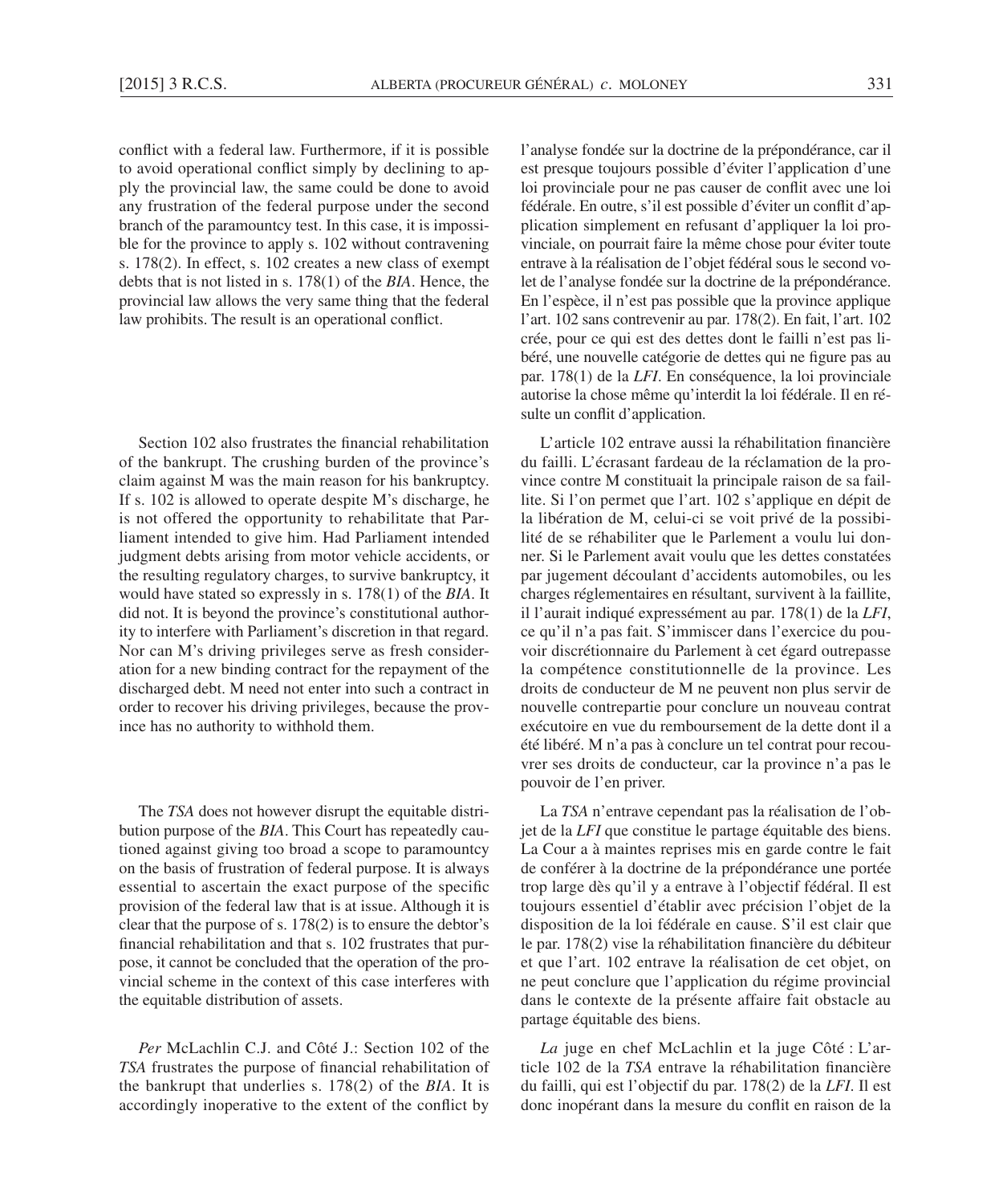conflict with a federal law. Furthermore, if it is possible to avoid operational conflict simply by declining to apply the provincial law, the same could be done to avoid any frustration of the federal purpose under the second branch of the paramountcy test. In this case, it is impossible for the province to apply s. 102 without contravening s. 178(2). In effect, s. 102 creates a new class of exempt debts that is not listed in s. 178(1) of the *BIA*. Hence, the provincial law allows the very same thing that the federal law prohibits. The result is an operational conflict.

Section 102 also frustrates the financial rehabilitation of the bankrupt. The crushing burden of the province's claim against M was the main reason for his bankruptcy. If s. 102 is allowed to operate despite M's discharge, he is not offered the opportunity to rehabilitate that Parliament intended to give him. Had Parliament intended judgment debts arising from motor vehicle accidents, or the resulting regulatory charges, to survive bankruptcy, it would have stated so expressly in s. 178(1) of the *BIA*. It did not. It is beyond the province's constitutional authority to interfere with Parliament's discretion in that regard. Nor can M's driving privileges serve as fresh consideration for a new binding contract for the repayment of the discharged debt. M need not enter into such a contract in order to recover his driving privileges, because the province has no authority to withhold them.

The *TSA* does not however disrupt the equitable distribution purpose of the *BIA*. This Court has repeatedly cautioned against giving too broad a scope to paramountcy on the basis of frustration of federal purpose. It is always essential to ascertain the exact purpose of the specific provision of the federal law that is at issue. Although it is clear that the purpose of s. 178(2) is to ensure the debtor's financial rehabilitation and that s. 102 frustrates that purpose, it cannot be concluded that the operation of the provincial scheme in the context of this case interferes with the equitable distribution of assets.

*Per* McLachlin C.J. and Côté J.: Section 102 of the *TSA* frustrates the purpose of financial rehabilitation of the bankrupt that underlies s. 178(2) of the *BIA*. It is accordingly inoperative to the extent of the conflict by

l'analyse fondée sur la doctrine de la prépondérance, car il est presque toujours possible d'éviter l'application d'une loi provinciale pour ne pas causer de conflit avec une loi fédérale. En outre, s'il est possible d'éviter un conflit d'application simplement en refusant d'appliquer la loi provinciale, on pourrait faire la même chose pour éviter toute entrave à la réalisation de l'objet fédéral sous le second volet de l'analyse fondée sur la doctrine de la prépondérance. En l'espèce, il n'est pas possible que la province applique l'art. 102 sans contrevenir au par. 178(2). En fait, l'art. 102 crée, pour ce qui est des dettes dont le failli n'est pas libéré, une nouvelle catégorie de dettes qui ne figure pas au par. 178(1) de la *LFI*. En conséquence, la loi provinciale autorise la chose même qu'interdit la loi fédérale. Il en résulte un conflit d'application.

L'article 102 entrave aussi la réhabilitation financière du failli. L'écrasant fardeau de la réclamation de la province contre M constituait la principale raison de sa faillite. Si l'on permet que l'art. 102 s'applique en dépit de la libération de M, celui-ci se voit privé de la possibilité de se réhabiliter que le Parlement a voulu lui donner. Si le Parlement avait voulu que les dettes constatées par jugement découlant d'accidents automobiles, ou les charges réglementaires en résultant, survivent à la faillite, il l'aurait indiqué expressément au par. 178(1) de la *LFI*, ce qu'il n'a pas fait. S'immiscer dans l'exercice du pouvoir discrétionnaire du Parlement à cet égard outrepasse la compétence constitutionnelle de la province. Les droits de conducteur de M ne peuvent non plus servir de nouvelle contrepartie pour conclure un nouveau contrat exécutoire en vue du remboursement de la dette dont il a été libéré. M n'a pas à conclure un tel contrat pour recouvrer ses droits de conducteur, car la province n'a pas le pouvoir de l'en priver.

La *TSA* n'entrave cependant pas la réalisation de l'objet de la *LFI* que constitue le partage équitable des biens. La Cour a à maintes reprises mis en garde contre le fait de conférer à la doctrine de la prépondérance une portée trop large dès qu'il y a entrave à l'objectif fédéral. Il est toujours essentiel d'établir avec précision l'objet de la disposition de la loi fédérale en cause. S'il est clair que le par. 178(2) vise la réhabilitation financière du débiteur et que l'art. 102 entrave la réalisation de cet objet, on ne peut conclure que l'application du régime provincial dans le contexte de la présente affaire fait obstacle au partage équitable des biens.

*La* juge en chef McLachlin et la juge Côté : L'article 102 de la *TSA* entrave la réhabilitation financière du failli, qui est l'objectif du par. 178(2) de la *LFI*. Il est donc inopérant dans la mesure du conflit en raison de la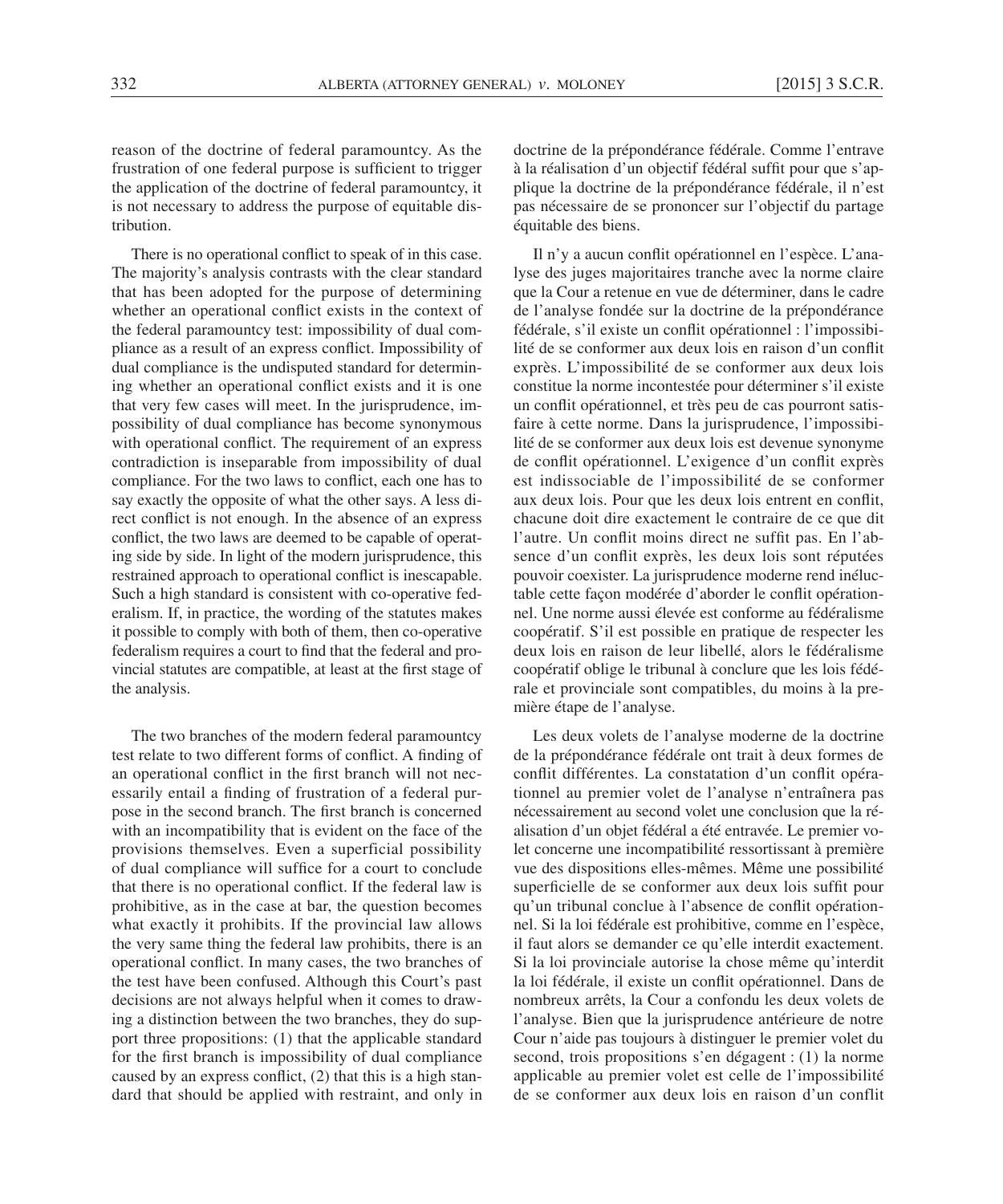reason of the doctrine of federal paramountcy. As the frustration of one federal purpose is sufficient to trigger the application of the doctrine of federal paramountcy, it is not necessary to address the purpose of equitable distribution.

There is no operational conflict to speak of in this case. The majority's analysis contrasts with the clear standard that has been adopted for the purpose of determining whether an operational conflict exists in the context of the federal paramountcy test: impossibility of dual compliance as a result of an express conflict. Impossibility of dual compliance is the undisputed standard for determining whether an operational conflict exists and it is one that very few cases will meet. In the jurisprudence, impossibility of dual compliance has become synonymous with operational conflict. The requirement of an express contradiction is inseparable from impossibility of dual compliance. For the two laws to conflict, each one has to say exactly the opposite of what the other says. A less direct conflict is not enough. In the absence of an express conflict, the two laws are deemed to be capable of operating side by side. In light of the modern jurisprudence, this restrained approach to operational conflict is inescapable. Such a high standard is consistent with co-operative federalism. If, in practice, the wording of the statutes makes it possible to comply with both of them, then co-operative federalism requires a court to find that the federal and provincial statutes are compatible, at least at the first stage of the analysis.

The two branches of the modern federal paramountcy test relate to two different forms of conflict. A finding of an operational conflict in the first branch will not necessarily entail a finding of frustration of a federal purpose in the second branch. The first branch is concerned with an incompatibility that is evident on the face of the provisions themselves. Even a superficial possibility of dual compliance will suffice for a court to conclude that there is no operational conflict. If the federal law is prohibitive, as in the case at bar, the question becomes what exactly it prohibits. If the provincial law allows the very same thing the federal law prohibits, there is an operational conflict. In many cases, the two branches of the test have been confused. Although this Court's past decisions are not always helpful when it comes to drawing a distinction between the two branches, they do support three propositions: (1) that the applicable standard for the first branch is impossibility of dual compliance caused by an express conflict, (2) that this is a high standard that should be applied with restraint, and only in

doctrine de la prépondérance fédérale. Comme l'entrave à la réalisation d'un objectif fédéral suffit pour que s'applique la doctrine de la prépondérance fédérale, il n'est pas nécessaire de se prononcer sur l'objectif du partage équitable des biens.

Il n'y a aucun conflit opérationnel en l'espèce. L'analyse des juges majoritaires tranche avec la norme claire que la Cour a retenue en vue de déterminer, dans le cadre de l'analyse fondée sur la doctrine de la prépondérance fédérale, s'il existe un conflit opérationnel : l'impossibilité de se conformer aux deux lois en raison d'un conflit exprès. L'impossibilité de se conformer aux deux lois constitue la norme incontestée pour déterminer s'il existe un conflit opérationnel, et très peu de cas pourront satisfaire à cette norme. Dans la jurisprudence, l'impossibilité de se conformer aux deux lois est devenue synonyme de conflit opérationnel. L'exigence d'un conflit exprès est indissociable de l'impossibilité de se conformer aux deux lois. Pour que les deux lois entrent en conflit, chacune doit dire exactement le contraire de ce que dit l'autre. Un conflit moins direct ne suffit pas. En l'absence d'un conflit exprès, les deux lois sont réputées pouvoir coexister. La jurisprudence moderne rend inéluctable cette façon modérée d'aborder le conflit opérationnel. Une norme aussi élevée est conforme au fédéralisme coopératif. S'il est possible en pratique de respecter les deux lois en raison de leur libellé, alors le fédéralisme coopératif oblige le tribunal à conclure que les lois fédérale et provinciale sont compatibles, du moins à la première étape de l'analyse.

Les deux volets de l'analyse moderne de la doctrine de la prépondérance fédérale ont trait à deux formes de conflit différentes. La constatation d'un conflit opérationnel au premier volet de l'analyse n'entraînera pas nécessairement au second volet une conclusion que la réalisation d'un objet fédéral a été entravée. Le premier volet concerne une incompatibilité ressortissant à première vue des dispositions elles-mêmes. Même une possibilité superficielle de se conformer aux deux lois suffit pour qu'un tribunal conclue à l'absence de conflit opérationnel. Si la loi fédérale est prohibitive, comme en l'espèce, il faut alors se demander ce qu'elle interdit exactement. Si la loi provinciale autorise la chose même qu'interdit la loi fédérale, il existe un conflit opérationnel. Dans de nombreux arrêts, la Cour a confondu les deux volets de l'analyse. Bien que la jurisprudence antérieure de notre Cour n'aide pas toujours à distinguer le premier volet du second, trois propositions s'en dégagent : (1) la norme applicable au premier volet est celle de l'impossibilité de se conformer aux deux lois en raison d'un conflit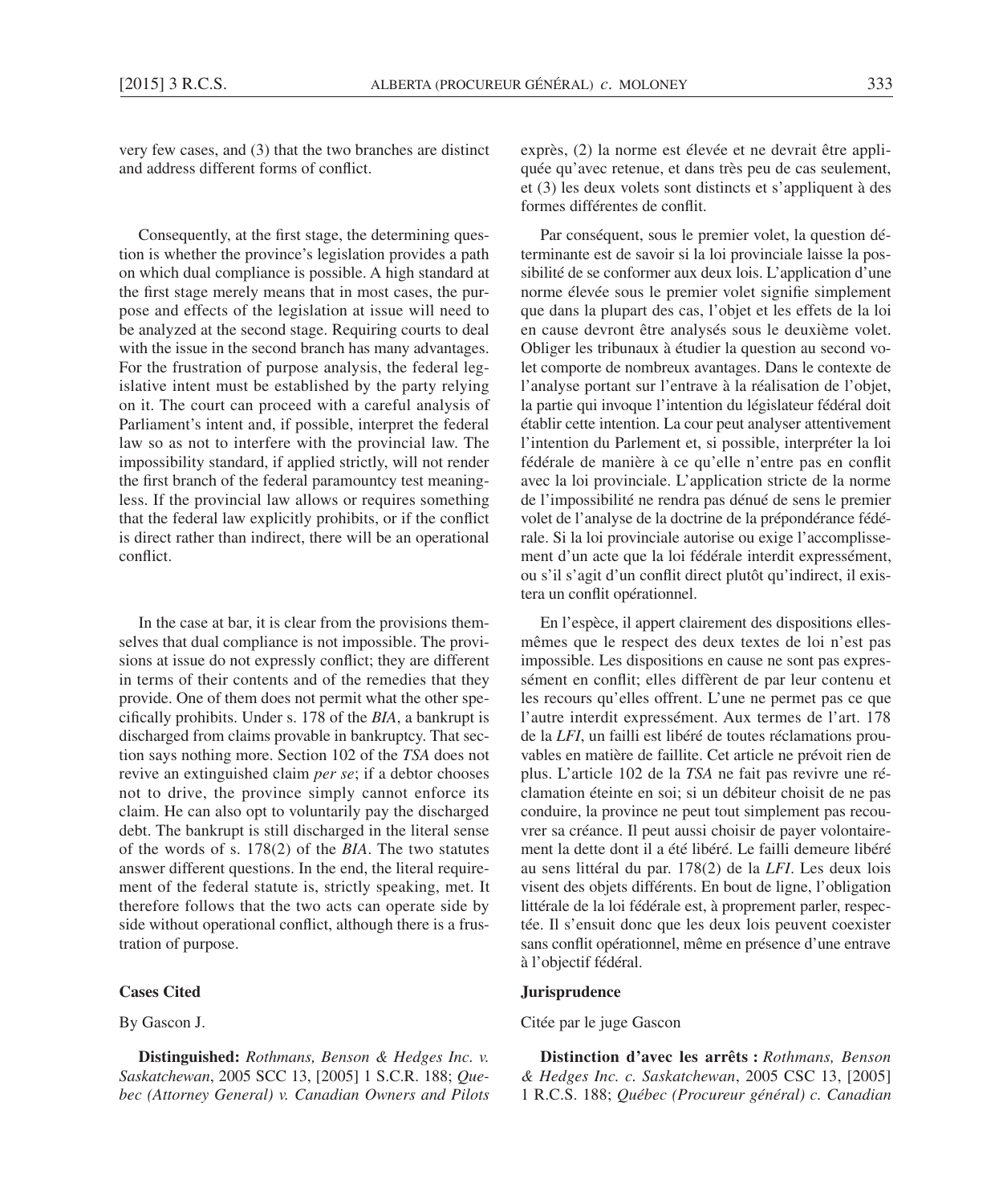very few cases, and (3) that the two branches are distinct and address different forms of conflict.

Consequently, at the first stage, the determining question is whether the province's legislation provides a path on which dual compliance is possible. A high standard at the first stage merely means that in most cases, the purpose and effects of the legislation at issue will need to be analyzed at the second stage. Requiring courts to deal with the issue in the second branch has many advantages. For the frustration of purpose analysis, the federal legislative intent must be established by the party relying on it. The court can proceed with a careful analysis of Parliament's intent and, if possible, interpret the federal law so as not to interfere with the provincial law. The impossibility standard, if applied strictly, will not render the first branch of the federal paramountcy test meaningless. If the provincial law allows or requires something that the federal law explicitly prohibits, or if the conflict is direct rather than indirect, there will be an operational conflict.

In the case at bar, it is clear from the provisions themselves that dual compliance is not impossible. The provisions at issue do not expressly conflict; they are different in terms of their contents and of the remedies that they provide. One of them does not permit what the other specifically prohibits. Under s. 178 of the *BIA*, a bankrupt is discharged from claims provable in bankruptcy. That section says nothing more. Section 102 of the *TSA* does not revive an extinguished claim *per se*; if a debtor chooses not to drive, the province simply cannot enforce its claim. He can also opt to voluntarily pay the discharged debt. The bankrupt is still discharged in the literal sense of the words of s. 178(2) of the *BIA*. The two statutes answer different questions. In the end, the literal requirement of the federal statute is, strictly speaking, met. It therefore follows that the two acts can operate side by side without operational conflict, although there is a frustration of purpose.

exprès, (2) la norme est élevée et ne devrait être appliquée qu'avec retenue, et dans très peu de cas seulement, et (3) les deux volets sont distincts et s'appliquent à des formes différentes de conflit.

Par conséquent, sous le premier volet, la question déterminante est de savoir si la loi provinciale laisse la possibilité de se conformer aux deux lois. L'application d'une norme élevée sous le premier volet signifie simplement que dans la plupart des cas, l'objet et les effets de la loi en cause devront être analysés sous le deuxième volet. Obliger les tribunaux à étudier la question au second volet comporte de nombreux avantages. Dans le contexte de l'analyse portant sur l'entrave à la réalisation de l'objet, la partie qui invoque l'intention du législateur fédéral doit établir cette intention. La cour peut analyser attentivement l'intention du Parlement et, si possible, interpréter la loi fédérale de manière à ce qu'elle n'entre pas en conflit avec la loi provinciale. L'application stricte de la norme de l'impossibilité ne rendra pas dénué de sens le premier volet de l'analyse de la doctrine de la prépondérance fédérale. Si la loi provinciale autorise ou exige l'accomplissement d'un acte que la loi fédérale interdit expressément, ou s'il s'agit d'un conflit direct plutôt qu'indirect, il existera un conflit opérationnel.

En l'espèce, il appert clairement des dispositions elles-mêmes que le respect des deux textes de loi n'est pas impossible. Les dispositions en cause ne sont pas expressément en conflit; elles diffèrent de par leur contenu et les recours qu'elles offrent. L'une ne permet pas ce que l'autre interdit expressément. Aux termes de l'art. 178 de la *LFI*, un failli est libéré de toutes réclamations prouvables en matière de faillite. Cet article ne prévoit rien de plus. L'article 102 de la *TSA* ne fait pas revivre une réclamation éteinte en soi; si un débiteur choisit de ne pas conduire, la province ne peut tout simplement pas recouvrer sa créance. Il peut aussi choisir de payer volontairement la dette dont il a été libéré. Le failli demeure libéré au sens littéral du par. 178(2) de la *LFI*. Les deux lois visent des objets différents. En bout de ligne, l'obligation littérale de la loi fédérale est, à proprement parler, respectée. Il s'ensuit donc que les deux lois peuvent coexister sans conflit opérationnel, même en présence d'une entrave à l'objectif fédéral.

**Cases Cited**

By Gascon J.

**Distinguished:** *Rothmans, Benson & Hedges Inc. v. Saskatchewan*, 2005 SCC 13, [2005] 1 S.C.R. 188; *Quebec (Attorney General) v. Canadian Owners and Pilots*

**Jurisprudence**

Citée par le juge Gascon

**Distinction d'avec les arrêts :** *Rothmans, Benson & Hedges Inc. c. Saskatchewan*, 2005 CSC 13, [2005] 1 R.C.S. 188; *Québec (Procureur général) c. Canadian*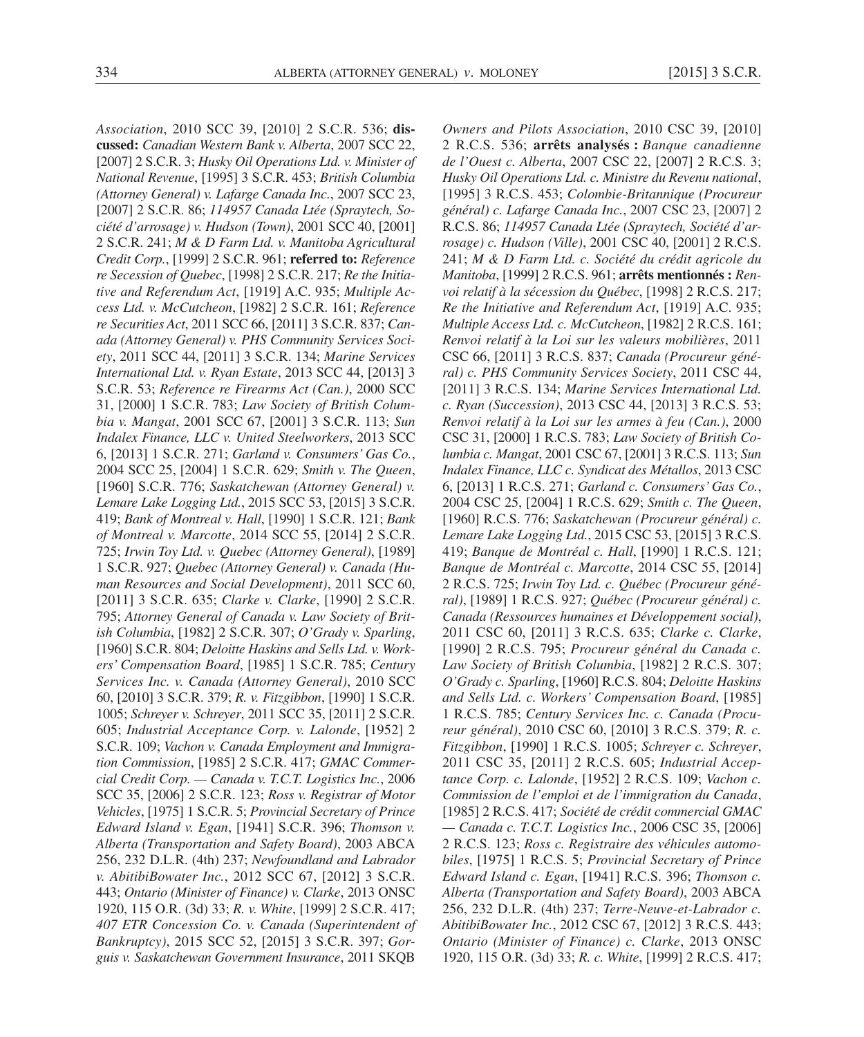*Association*, 2010 SCC 39, [2010] 2 S.C.R. 536; **discussed:** *Canadian Western Bank v. Alberta*, 2007 SCC 22, [2007] 2 S.C.R. 3; *Husky Oil Operations Ltd. v. Minister of National Revenue*, [1995] 3 S.C.R. 453; *British Columbia (Attorney General) v. Lafarge Canada Inc.*, 2007 SCC 23, [2007] 2 S.C.R. 86; *114957 Canada Ltée (Spraytech, Société d'arrosage) v. Hudson (Town)*, 2001 SCC 40, [2001] 2 S.C.R. 241; *M & D Farm Ltd. v. Manitoba Agricultural Credit Corp.*, [1999] 2 S.C.R. 961; **referred to:** *Reference re Secession of Quebec*, [1998] 2 S.C.R. 217; *Re the Initiative and Referendum Act*, [1919] A.C. 935; *Multiple Access Ltd. v. McCutcheon*, [1982] 2 S.C.R. 161; *Reference re Securities Act*, 2011 SCC 66, [2011] 3 S.C.R. 837; *Canada (Attorney General) v. PHS Community Services Society*, 2011 SCC 44, [2011] 3 S.C.R. 134; *Marine Services International Ltd. v. Ryan Estate*, 2013 SCC 44, [2013] 3 S.C.R. 53; *Reference re Firearms Act (Can.)*, 2000 SCC 31, [2000] 1 S.C.R. 783; *Law Society of British Columbia v. Mangat*, 2001 SCC 67, [2001] 3 S.C.R. 113; *Sun Indalex Finance, LLC v. United Steelworkers*, 2013 SCC 6, [2013] 1 S.C.R. 271; *Garland v. Consumers' Gas Co.*, 2004 SCC 25, [2004] 1 S.C.R. 629; *Smith v. The Queen*, [1960] S.C.R. 776; *Saskatchewan (Attorney General) v. Lemare Lake Logging Ltd.*, 2015 SCC 53, [2015] 3 S.C.R. 419; *Bank of Montreal v. Hall*, [1990] 1 S.C.R. 121; *Bank of Montreal v. Marcotte*, 2014 SCC 55, [2014] 2 S.C.R. 725; *Irwin Toy Ltd. v. Quebec (Attorney General)*, [1989] 1 S.C.R. 927; *Quebec (Attorney General) v. Canada (Human Resources and Social Development)*, 2011 SCC 60, [2011] 3 S.C.R. 635; *Clarke v. Clarke*, [1990] 2 S.C.R. 795; *Attorney General of Canada v. Law Society of British Columbia*, [1982] 2 S.C.R. 307; *O'Grady v. Sparling*, [1960] S.C.R. 804; *Deloitte Haskins and Sells Ltd. v. Workers' Compensation Board*, [1985] 1 S.C.R. 785; *Century Services Inc. v. Canada (Attorney General)*, 2010 SCC 60, [2010] 3 S.C.R. 379; *R. v. Fitzgibbon*, [1990] 1 S.C.R. 1005; *Schreyer v. Schreyer*, 2011 SCC 35, [2011] 2 S.C.R. 605; *Industrial Acceptance Corp. v. Lalonde*, [1952] 2 S.C.R. 109; *Vachon v. Canada Employment and Immigration Commission*, [1985] 2 S.C.R. 417; *GMAC Commercial Credit Corp. — Canada v. T.C.T. Logistics Inc.*, 2006 SCC 35, [2006] 2 S.C.R. 123; *Ross v. Registrar of Motor Vehicles*, [1975] 1 S.C.R. 5; *Provincial Secretary of Prince Edward Island v. Egan*, [1941] S.C.R. 396; *Thomson v. Alberta (Transportation and Safety Board)*, 2003 ABCA 256, 232 D.L.R. (4th) 237; *Newfoundland and Labrador v. AbitibiBowater Inc.*, 2012 SCC 67, [2012] 3 S.C.R. 443; *Ontario (Minister of Finance) v. Clarke*, 2013 ONSC 1920, 115 O.R. (3d) 33; *R. v. White*, [1999] 2 S.C.R. 417; *407 ETR Concession Co. v. Canada (Superintendent of Bankruptcy)*, 2015 SCC 52, [2015] 3 S.C.R. 397; *Gorguis v. Saskatchewan Government Insurance*, 2011 SKQB

*Owners and Pilots Association*, 2010 CSC 39, [2010] 2 R.C.S. 536; **arrêts analysés :** *Banque canadienne de l'Ouest c. Alberta*, 2007 CSC 22, [2007] 2 R.C.S. 3; *Husky Oil Operations Ltd. c. Ministre du Revenu national*, [1995] 3 R.C.S. 453; *Colombie-Britannique (Procureur général) c. Lafarge Canada Inc.*, 2007 CSC 23, [2007] 2 R.C.S. 86; *114957 Canada Ltée (Spraytech, Société d'arrosage) c. Hudson (Ville)*, 2001 CSC 40, [2001] 2 R.C.S. 241; *M & D Farm Ltd. c. Société du crédit agricole du Manitoba*, [1999] 2 R.C.S. 961; **arrêts mentionnés :** *Renvoi relatif à la sécession du Québec*, [1998] 2 R.C.S. 217; *Re the Initiative and Referendum Act*, [1919] A.C. 935; *Multiple Access Ltd. c. McCutcheon*, [1982] 2 R.C.S. 161; *Renvoi relatif à la Loi sur les valeurs mobilières*, 2011 CSC 66, [2011] 3 R.C.S. 837; *Canada (Procureur général) c. PHS Community Services Society*, 2011 CSC 44, [2011] 3 R.C.S. 134; *Marine Services International Ltd. c. Ryan (Succession)*, 2013 CSC 44, [2013] 3 R.C.S. 53; *Renvoi relatif à la Loi sur les armes à feu (Can.)*, 2000 CSC 31, [2000] 1 R.C.S. 783; *Law Society of British Columbia c. Mangat*, 2001 CSC 67, [2001] 3 R.C.S. 113; *Sun Indalex Finance, LLC c. Syndicat des Métallos*, 2013 CSC 6, [2013] 1 R.C.S. 271; *Garland c. Consumers' Gas Co.*, 2004 CSC 25, [2004] 1 R.C.S. 629; *Smith c. The Queen*, [1960] R.C.S. 776; *Saskatchewan (Procureur général) c. Lemare Lake Logging Ltd.*, 2015 CSC 53, [2015] 3 R.C.S. 419; *Banque de Montréal c. Hall*, [1990] 1 R.C.S. 121; *Banque de Montréal c. Marcotte*, 2014 CSC 55, [2014] 2 R.C.S. 725; *Irwin Toy Ltd. c. Québec (Procureur général)*, [1989] 1 R.C.S. 927; *Québec (Procureur général) c. Canada (Ressources humaines et Développement social)*, 2011 CSC 60, [2011] 3 R.C.S. 635; *Clarke c. Clarke*, [1990] 2 R.C.S. 795; *Procureur général du Canada c. Law Society of British Columbia*, [1982] 2 R.C.S. 307; *O'Grady c. Sparling*, [1960] R.C.S. 804; *Deloitte Haskins and Sells Ltd. c. Workers' Compensation Board*, [1985] 1 R.C.S. 785; *Century Services Inc. c. Canada (Procureur général)*, 2010 CSC 60, [2010] 3 R.C.S. 379; *R. c. Fitzgibbon*, [1990] 1 R.C.S. 1005; *Schreyer c. Schreyer*, 2011 CSC 35, [2011] 2 R.C.S. 605; *Industrial Acceptance Corp. c. Lalonde*, [1952] 2 R.C.S. 109; *Vachon c. Commission de l'emploi et de l'immigration du Canada*, [1985] 2 R.C.S. 417; *Société de crédit commercial GMAC — Canada c. T.C.T. Logistics Inc.*, 2006 CSC 35, [2006] 2 R.C.S. 123; *Ross c. Registraire des véhicules automobiles*, [1975] 1 R.C.S. 5; *Provincial Secretary of Prince Edward Island c. Egan*, [1941] R.C.S. 396; *Thomson c. Alberta (Transportation and Safety Board)*, 2003 ABCA 256, 232 D.L.R. (4th) 237; *Terre-Neuve-et-Labrador c. AbitibiBowater Inc.*, 2012 CSC 67, [2012] 3 R.C.S. 443; *Ontario (Minister of Finance) c. Clarke*, 2013 ONSC 1920, 115 O.R. (3d) 33; *R. c. White*, [1999] 2 R.C.S. 417;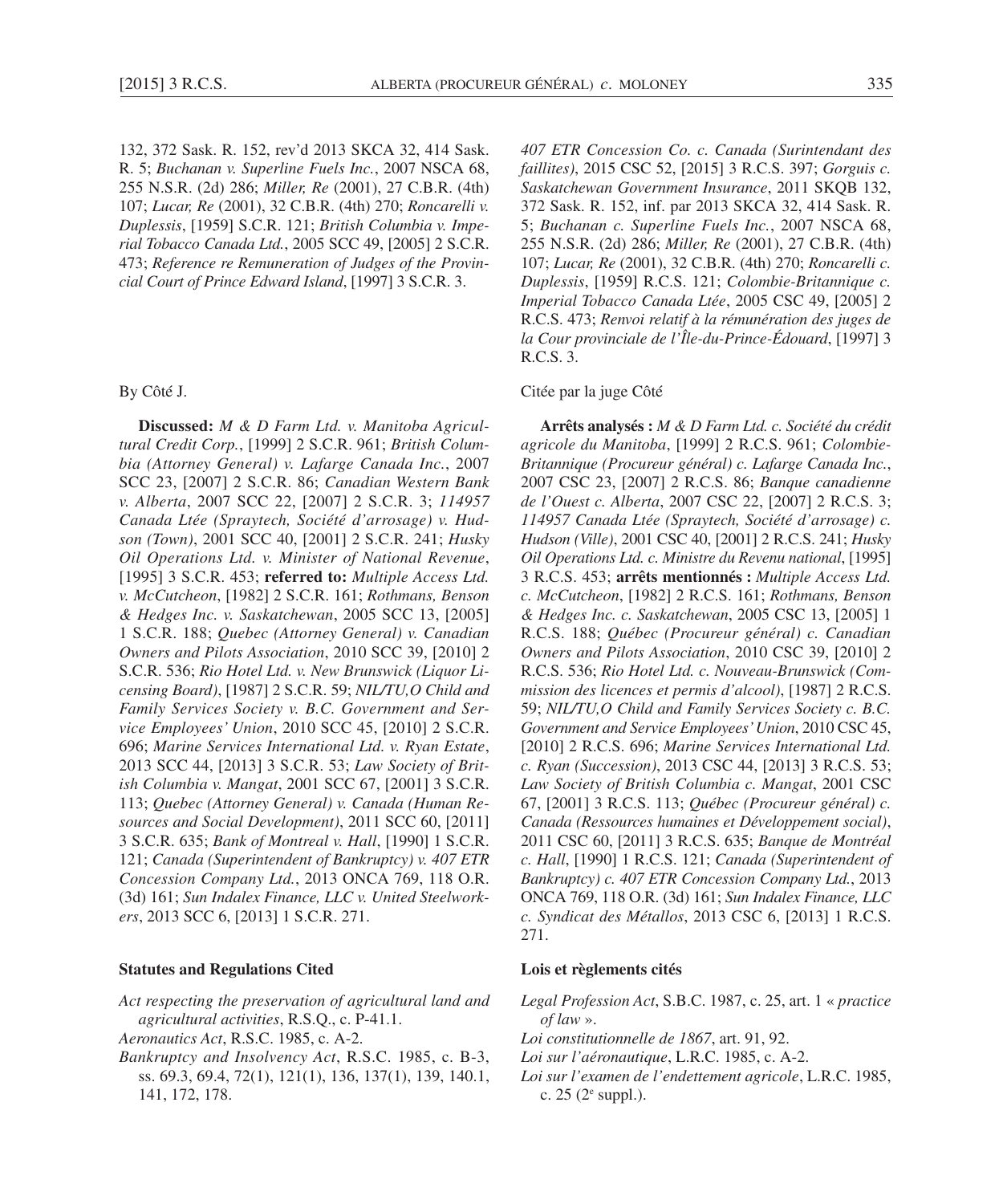132, 372 Sask. R. 152, rev'd 2013 SKCA 32, 414 Sask. R. 5; *Buchanan v. Superline Fuels Inc.*, 2007 NSCA 68, 255 N.S.R. (2d) 286; *Miller, Re* (2001), 27 C.B.R. (4th) 107; *Lucar, Re* (2001), 32 C.B.R. (4th) 270; *Roncarelli v. Duplessis*, [1959] S.C.R. 121; *British Columbia v. Imperial Tobacco Canada Ltd.*, 2005 SCC 49, [2005] 2 S.C.R. 473; *Reference re Remuneration of Judges of the Provincial Court of Prince Edward Island*, [1997] 3 S.C.R. 3.

By Côté J.

**Discussed:** *M & D Farm Ltd. v. Manitoba Agricultural Credit Corp.*, [1999] 2 S.C.R. 961; *British Columbia (Attorney General) v. Lafarge Canada Inc.*, 2007 SCC 23, [2007] 2 S.C.R. 86; *Canadian Western Bank v. Alberta*, 2007 SCC 22, [2007] 2 S.C.R. 3; *114957 Canada Ltée (Spraytech, Société d'arrosage) v. Hudson (Town)*, 2001 SCC 40, [2001] 2 S.C.R. 241; *Husky Oil Operations Ltd. v. Minister of National Revenue*, [1995] 3 S.C.R. 453; **referred to:** *Multiple Access Ltd. v. McCutcheon*, [1982] 2 S.C.R. 161; *Rothmans, Benson & Hedges Inc. v. Saskatchewan*, 2005 SCC 13, [2005] 1 S.C.R. 188; *Quebec (Attorney General) v. Canadian Owners and Pilots Association*, 2010 SCC 39, [2010] 2 S.C.R. 536; *Rio Hotel Ltd. v. New Brunswick (Liquor Licensing Board)*, [1987] 2 S.C.R. 59; *NIL/TU,O Child and Family Services Society v. B.C. Government and Service Employees' Union*, 2010 SCC 45, [2010] 2 S.C.R. 696; *Marine Services International Ltd. v. Ryan Estate*, 2013 SCC 44, [2013] 3 S.C.R. 53; *Law Society of British Columbia v. Mangat*, 2001 SCC 67, [2001] 3 S.C.R. 113; *Quebec (Attorney General) v. Canada (Human Resources and Social Development)*, 2011 SCC 60, [2011] 3 S.C.R. 635; *Bank of Montreal v. Hall*, [1990] 1 S.C.R. 121; *Canada (Superintendent of Bankruptcy) v. 407 ETR Concession Company Ltd.*, 2013 ONCA 769, 118 O.R. (3d) 161; *Sun Indalex Finance, LLC v. United Steelworkers*, 2013 SCC 6, [2013] 1 S.C.R. 271.

### Statutes and Regulations Cited

*Act respecting the preservation of agricultural land and agricultural activities*, R.S.Q., c. P-41.1.
*Aeronautics Act*, R.S.C. 1985, c. A-2.
*Bankruptcy and Insolvency Act*, R.S.C. 1985, c. B-3, ss. 69.3, 69.4, 72(1), 121(1), 136, 137(1), 139, 140.1, 141, 172, 178.

*407 ETR Concession Co. c. Canada (Surintendant des faillites)*, 2015 CSC 52, [2015] 3 R.C.S. 397; *Gorguis c. Saskatchewan Government Insurance*, 2011 SKQB 132, 372 Sask. R. 152, inf. par 2013 SKCA 32, 414 Sask. R. 5; *Buchanan c. Superline Fuels Inc.*, 2007 NSCA 68, 255 N.S.R. (2d) 286; *Miller, Re* (2001), 27 C.B.R. (4th) 107; *Lucar, Re* (2001), 32 C.B.R. (4th) 270; *Roncarelli c. Duplessis*, [1959] R.C.S. 121; *Colombie-Britannique c. Imperial Tobacco Canada Ltée*, 2005 CSC 49, [2005] 2 R.C.S. 473; *Renvoi relatif à la rémunération des juges de la Cour provinciale de l'Île-du-Prince-Édouard*, [1997] 3 R.C.S. 3.

Citée par la juge Côté

**Arrêts analysés :** *M & D Farm Ltd. c. Société du crédit agricole du Manitoba*, [1999] 2 R.C.S. 961; *Colombie-Britannique (Procureur général) c. Lafarge Canada Inc.*, 2007 CSC 23, [2007] 2 R.C.S. 86; *Banque canadienne de l'Ouest c. Alberta*, 2007 CSC 22, [2007] 2 R.C.S. 3; *114957 Canada Ltée (Spraytech, Société d'arrosage) c. Hudson (Ville)*, 2001 CSC 40, [2001] 2 R.C.S. 241; *Husky Oil Operations Ltd. c. Ministre du Revenu national*, [1995] 3 R.C.S. 453; **arrêts mentionnés :** *Multiple Access Ltd. c. McCutcheon*, [1982] 2 R.C.S. 161; *Rothmans, Benson & Hedges Inc. c. Saskatchewan*, 2005 CSC 13, [2005] 1 R.C.S. 188; *Québec (Procureur général) c. Canadian Owners and Pilots Association*, 2010 CSC 39, [2010] 2 R.C.S. 536; *Rio Hotel Ltd. c. Nouveau-Brunswick (Commission des licences et permis d'alcool)*, [1987] 2 R.C.S. 59; *NIL/TU,O Child and Family Services Society c. B.C. Government and Service Employees' Union*, 2010 CSC 45, [2010] 2 R.C.S. 696; *Marine Services International Ltd. c. Ryan (Succession)*, 2013 CSC 44, [2013] 3 R.C.S. 53; *Law Society of British Columbia c. Mangat*, 2001 CSC 67, [2001] 3 R.C.S. 113; *Québec (Procureur général) c. Canada (Ressources humaines et Développement social)*, 2011 CSC 60, [2011] 3 R.C.S. 635; *Banque de Montréal c. Hall*, [1990] 1 R.C.S. 121; *Canada (Superintendent of Bankruptcy) c. 407 ETR Concession Company Ltd.*, 2013 ONCA 769, 118 O.R. (3d) 161; *Sun Indalex Finance, LLC c. Syndicat des Métallos*, 2013 CSC 6, [2013] 1 R.C.S. 271.

### Lois et règlements cités

*Legal Profession Act*, S.B.C. 1987, c. 25, art. 1 « *practice of law* ».
*Loi constitutionnelle de 1867*, art. 91, 92.
*Loi sur l'aéronautique*, L.R.C. 1985, c. A-2.
*Loi sur l'examen de l'endettement agricole*, L.R.C. 1985, c. 25 (2e suppl.).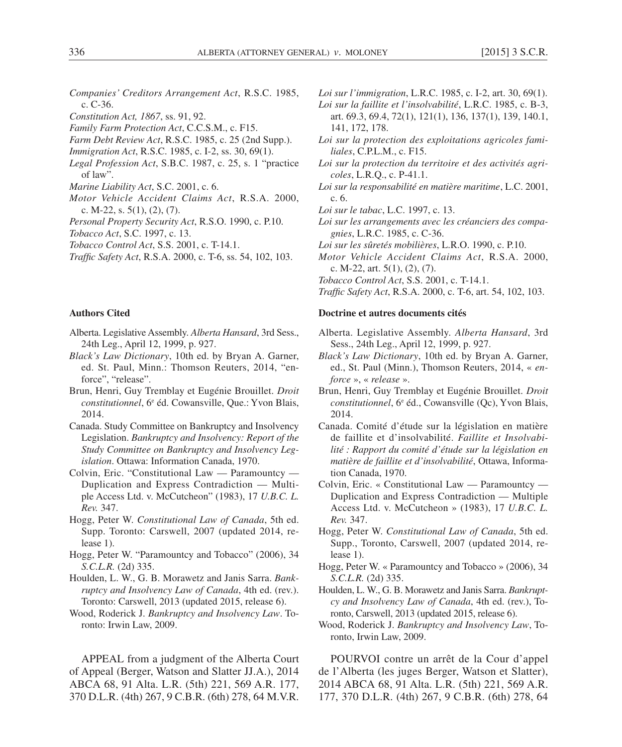*Companies' Creditors Arrangement Act*, R.S.C. 1985, c. C-36.

*Constitution Act, 1867*, ss. 91, 92.

*Family Farm Protection Act*, C.C.S.M., c. F15.

*Farm Debt Review Act*, R.S.C. 1985, c. 25 (2nd Supp.).

*Immigration Act*, R.S.C. 1985, c. I-2, ss. 30, 69(1).

*Legal Profession Act*, S.B.C. 1987, c. 25, s. 1 "practice of law".

*Marine Liability Act*, S.C. 2001, c. 6.

*Motor Vehicle Accident Claims Act*, R.S.A. 2000, c. M-22, s. 5(1), (2), (7).

*Personal Property Security Act*, R.S.O. 1990, c. P.10.

*Tobacco Act*, S.C. 1997, c. 13.

*Tobacco Control Act*, S.S. 2001, c. T-14.1.

*Traffic Safety Act*, R.S.A. 2000, c. T-6, ss. 54, 102, 103.

**Authors Cited**

Alberta. Legislative Assembly. *Alberta Hansard*, 3rd Sess., 24th Leg., April 12, 1999, p. 927.

*Black's Law Dictionary*, 10th ed. by Bryan A. Garner, ed. St. Paul, Minn.: Thomson Reuters, 2014, "enforce", "release".

Brun, Henri, Guy Tremblay et Eugénie Brouillet. *Droit constitutionnel*, 6e éd. Cowansville, Que.: Yvon Blais, 2014.

Canada. Study Committee on Bankruptcy and Insolvency Legislation. *Bankruptcy and Insolvency: Report of the Study Committee on Bankruptcy and Insolvency Legislation*. Ottawa: Information Canada, 1970.

Colvin, Eric. "Constitutional Law — Paramountcy — Duplication and Express Contradiction — Multiple Access Ltd. v. McCutcheon" (1983), 17 *U.B.C. L. Rev.* 347.

Hogg, Peter W. *Constitutional Law of Canada*, 5th ed. Supp. Toronto: Carswell, 2007 (updated 2014, release 1).

Hogg, Peter W. "Paramountcy and Tobacco" (2006), 34 *S.C.L.R.* (2d) 335.

Houlden, L. W., G. B. Morawetz and Janis Sarra. *Bankruptcy and Insolvency Law of Canada*, 4th ed. (rev.). Toronto: Carswell, 2013 (updated 2015, release 6).

Wood, Roderick J. *Bankruptcy and Insolvency Law*. Toronto: Irwin Law, 2009.

APPEAL from a judgment of the Alberta Court of Appeal (Berger, Watson and Slatter JJ.A.), 2014 ABCA 68, 91 Alta. L.R. (5th) 221, 569 A.R. 177, 370 D.L.R. (4th) 267, 9 C.B.R. (6th) 278, 64 M.V.R.

*Loi sur l'immigration*, L.R.C. 1985, c. I-2, art. 30, 69(1).

*Loi sur la faillite et l'insolvabilité*, L.R.C. 1985, c. B-3, art. 69.3, 69.4, 72(1), 121(1), 136, 137(1), 139, 140.1, 141, 172, 178.

*Loi sur la protection des exploitations agricoles familiales*, C.P.L.M., c. F15.

*Loi sur la protection du territoire et des activités agricoles*, L.R.Q., c. P-41.1.

*Loi sur la responsabilité en matière maritime*, L.C. 2001, c. 6.

*Loi sur le tabac*, L.C. 1997, c. 13.

*Loi sur les arrangements avec les créanciers des compagnies*, L.R.C. 1985, c. C-36.

*Loi sur les sûretés mobilières*, L.R.O. 1990, c. P.10.

*Motor Vehicle Accident Claims Act*, R.S.A. 2000, c. M-22, art. 5(1), (2), (7).

*Tobacco Control Act*, S.S. 2001, c. T-14.1.

*Traffic Safety Act*, R.S.A. 2000, c. T-6, art. 54, 102, 103.

**Doctrine et autres documents cités**

Alberta. Legislative Assembly. *Alberta Hansard*, 3rd Sess., 24th Leg., April 12, 1999, p. 927.

*Black's Law Dictionary*, 10th ed. by Bryan A. Garner, ed., St. Paul (Minn.), Thomson Reuters, 2014, « *enforce* », « *release* ».

Brun, Henri, Guy Tremblay et Eugénie Brouillet. *Droit constitutionnel*, 6e éd., Cowansville (Qc), Yvon Blais, 2014.

Canada. Comité d'étude sur la législation en matière de faillite et d'insolvabilité. *Faillite et Insolvabilité : Rapport du comité d'étude sur la législation en matière de faillite et d'insolvabilité*, Ottawa, Information Canada, 1970.

Colvin, Eric. « Constitutional Law — Paramountcy — Duplication and Express Contradiction — Multiple Access Ltd. v. McCutcheon » (1983), 17 *U.B.C. L. Rev.* 347.

Hogg, Peter W. *Constitutional Law of Canada*, 5th ed. Supp., Toronto, Carswell, 2007 (updated 2014, release 1).

Hogg, Peter W. « Paramountcy and Tobacco » (2006), 34 *S.C.L.R.* (2d) 335.

Houlden, L. W., G. B. Morawetz and Janis Sarra. *Bankruptcy and Insolvency Law of Canada*, 4th ed. (rev.), Toronto, Carswell, 2013 (updated 2015, release 6).

Wood, Roderick J. *Bankruptcy and Insolvency Law*, Toronto, Irwin Law, 2009.

POURVOI contre un arrêt de la Cour d'appel de l'Alberta (les juges Berger, Watson et Slatter), 2014 ABCA 68, 91 Alta. L.R. (5th) 221, 569 A.R. 177, 370 D.L.R. (4th) 267, 9 C.B.R. (6th) 278, 64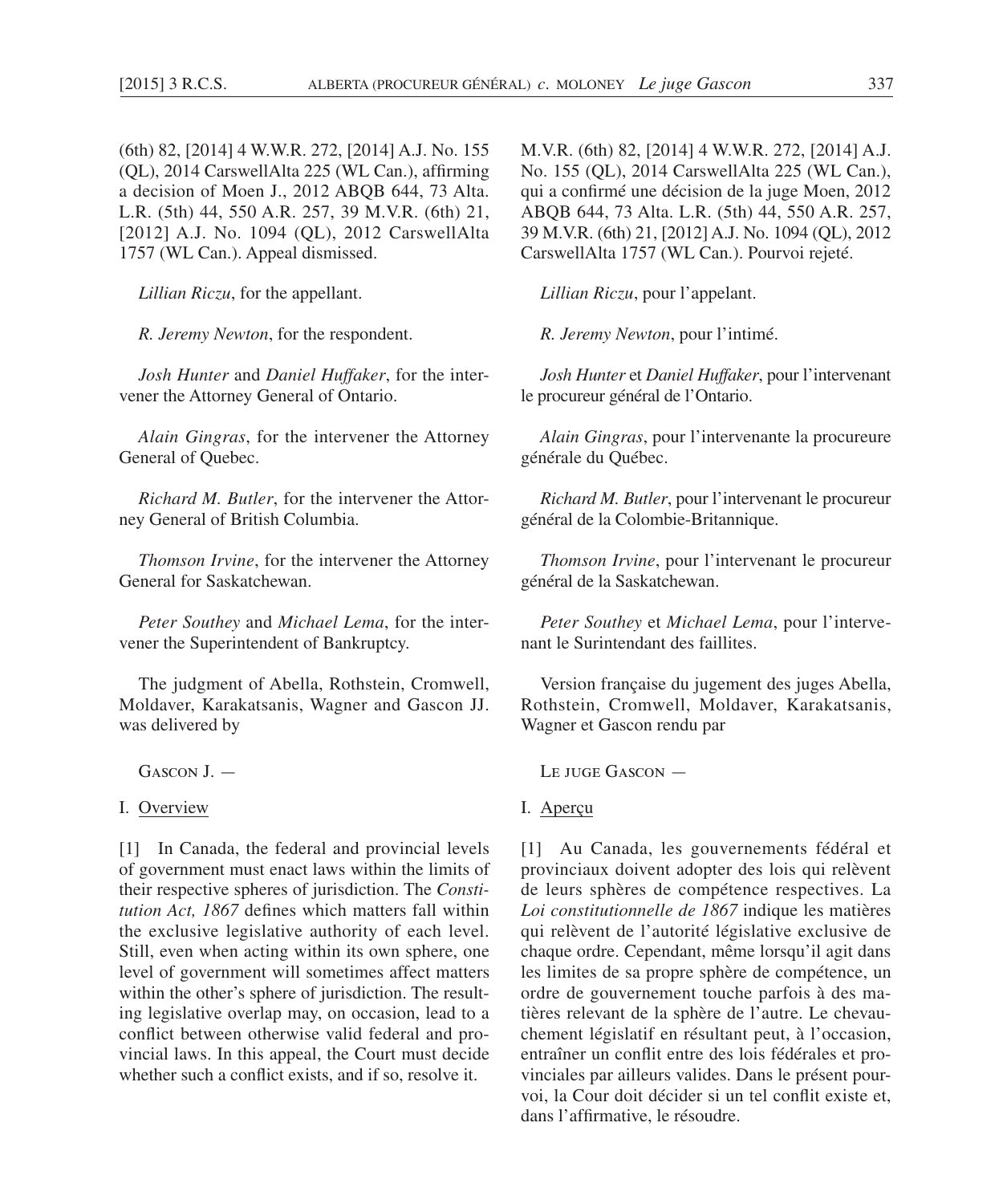(6th) 82, [2014] 4 W.W.R. 272, [2014] A.J. No. 155 (QL), 2014 CarswellAlta 225 (WL Can.), affirming a decision of Moen J., 2012 ABQB 644, 73 Alta. L.R. (5th) 44, 550 A.R. 257, 39 M.V.R. (6th) 21, [2012] A.J. No. 1094 (QL), 2012 CarswellAlta 1757 (WL Can.). Appeal dismissed.

*Lillian Riczu*, for the appellant.

*R. Jeremy Newton*, for the respondent.

*Josh Hunter* and *Daniel Huffaker*, for the intervener the Attorney General of Ontario.

*Alain Gingras*, for the intervener the Attorney General of Quebec.

*Richard M. Butler*, for the intervener the Attorney General of British Columbia.

*Thomson Irvine*, for the intervener the Attorney General for Saskatchewan.

*Peter Southey* and *Michael Lema*, for the intervener the Superintendent of Bankruptcy.

The judgment of Abella, Rothstein, Cromwell, Moldaver, Karakatsanis, Wagner and Gascon JJ. was delivered by

Gascon J. —

I. Overview

[1] In Canada, the federal and provincial levels of government must enact laws within the limits of their respective spheres of jurisdiction. The *Constitution Act, 1867* defines which matters fall within the exclusive legislative authority of each level. Still, even when acting within its own sphere, one level of government will sometimes affect matters within the other's sphere of jurisdiction. The resulting legislative overlap may, on occasion, lead to a conflict between otherwise valid federal and provincial laws. In this appeal, the Court must decide whether such a conflict exists, and if so, resolve it.

M.V.R. (6th) 82, [2014] 4 W.W.R. 272, [2014] A.J. No. 155 (QL), 2014 CarswellAlta 225 (WL Can.), qui a confirmé une décision de la juge Moen, 2012 ABQB 644, 73 Alta. L.R. (5th) 44, 550 A.R. 257, 39 M.V.R. (6th) 21, [2012] A.J. No. 1094 (QL), 2012 CarswellAlta 1757 (WL Can.). Pourvoi rejeté.

*Lillian Riczu*, pour l'appelant.

*R. Jeremy Newton*, pour l'intimé.

*Josh Hunter* et *Daniel Huffaker*, pour l'intervenant le procureur général de l'Ontario.

*Alain Gingras*, pour l'intervenante la procureure générale du Québec.

*Richard M. Butler*, pour l'intervenant le procureur général de la Colombie-Britannique.

*Thomson Irvine*, pour l'intervenant le procureur général de la Saskatchewan.

*Peter Southey* et *Michael Lema*, pour l'intervenant le Surintendant des faillites.

Version française du jugement des juges Abella, Rothstein, Cromwell, Moldaver, Karakatsanis, Wagner et Gascon rendu par

Le juge Gascon —

I. Aperçu

[1] Au Canada, les gouvernements fédéral et provinciaux doivent adopter des lois qui relèvent de leurs sphères de compétence respectives. La *Loi constitutionnelle de 1867* indique les matières qui relèvent de l'autorité législative exclusive de chaque ordre. Cependant, même lorsqu'il agit dans les limites de sa propre sphère de compétence, un ordre de gouvernement touche parfois à des matières relevant de la sphère de l'autre. Le chevauchement législatif en résultant peut, à l'occasion, entraîner un conflit entre des lois fédérales et provinciales par ailleurs valides. Dans le présent pourvoi, la Cour doit décider si un tel conflit existe et, dans l'affirmative, le résoudre.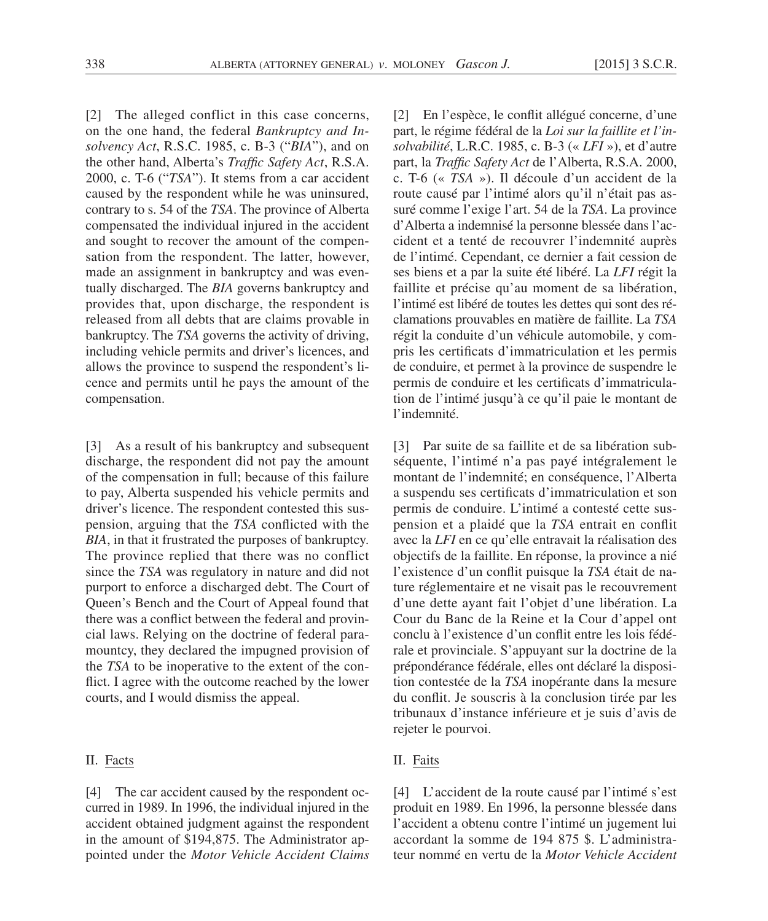[2] The alleged conflict in this case concerns, on the one hand, the federal *Bankruptcy and Insolvency Act*, R.S.C. 1985, c. B-3 ("*BIA*"), and on the other hand, Alberta's *Traffic Safety Act*, R.S.A. 2000, c. T-6 ("*TSA*"). It stems from a car accident caused by the respondent while he was uninsured, contrary to s. 54 of the *TSA*. The province of Alberta compensated the individual injured in the accident and sought to recover the amount of the compensation from the respondent. The latter, however, made an assignment in bankruptcy and was eventually discharged. The *BIA* governs bankruptcy and provides that, upon discharge, the respondent is released from all debts that are claims provable in bankruptcy. The *TSA* governs the activity of driving, including vehicle permits and driver's licences, and allows the province to suspend the respondent's licence and permits until he pays the amount of the compensation.

[3] As a result of his bankruptcy and subsequent discharge, the respondent did not pay the amount of the compensation in full; because of this failure to pay, Alberta suspended his vehicle permits and driver's licence. The respondent contested this suspension, arguing that the *TSA* conflicted with the *BIA*, in that it frustrated the purposes of bankruptcy. The province replied that there was no conflict since the *TSA* was regulatory in nature and did not purport to enforce a discharged debt. The Court of Queen's Bench and the Court of Appeal found that there was a conflict between the federal and provincial laws. Relying on the doctrine of federal paramountcy, they declared the impugned provision of the *TSA* to be inoperative to the extent of the conflict. I agree with the outcome reached by the lower courts, and I would dismiss the appeal.

## II. Facts

[4] The car accident caused by the respondent occurred in 1989. In 1996, the individual injured in the accident obtained judgment against the respondent in the amount of $194,875. The Administrator appointed under the *Motor Vehicle Accident Claims*

[2] En l'espèce, le conflit allégué concerne, d'une part, le régime fédéral de la *Loi sur la faillite et l'insolvabilité*, L.R.C. 1985, c. B-3 (« *LFI* »), et d'autre part, la *Traffic Safety Act* de l'Alberta, R.S.A. 2000, c. T-6 (« *TSA* »). Il découle d'un accident de la route causé par l'intimé alors qu'il n'était pas assuré comme l'exige l'art. 54 de la *TSA*. La province d'Alberta a indemnisé la personne blessée dans l'accident et a tenté de recouvrer l'indemnité auprès de l'intimé. Cependant, ce dernier a fait cession de ses biens et a par la suite été libéré. La *LFI* régit la faillite et précise qu'au moment de sa libération, l'intimé est libéré de toutes les dettes qui sont des réclamations prouvables en matière de faillite. La *TSA* régit la conduite d'un véhicule automobile, y compris les certificats d'immatriculation et les permis de conduire, et permet à la province de suspendre le permis de conduire et les certificats d'immatriculation de l'intimé jusqu'à ce qu'il paie le montant de l'indemnité.

[3] Par suite de sa faillite et de sa libération subséquente, l'intimé n'a pas payé intégralement le montant de l'indemnité; en conséquence, l'Alberta a suspendu ses certificats d'immatriculation et son permis de conduire. L'intimé a contesté cette suspension et a plaidé que la *TSA* entrait en conflit avec la *LFI* en ce qu'elle entravait la réalisation des objectifs de la faillite. En réponse, la province a nié l'existence d'un conflit puisque la *TSA* était de nature réglementaire et ne visait pas le recouvrement d'une dette ayant fait l'objet d'une libération. La Cour du Banc de la Reine et la Cour d'appel ont conclu à l'existence d'un conflit entre les lois fédérale et provinciale. S'appuyant sur la doctrine de la prépondérance fédérale, elles ont déclaré la disposition contestée de la *TSA* inopérante dans la mesure du conflit. Je souscris à la conclusion tirée par les tribunaux d'instance inférieure et je suis d'avis de rejeter le pourvoi.

## II. Faits

[4] L'accident de la route causé par l'intimé s'est produit en 1989. En 1996, la personne blessée dans l'accident a obtenu contre l'intimé un jugement lui accordant la somme de 194 875 $. L'administrateur nommé en vertu de la *Motor Vehicle Accident*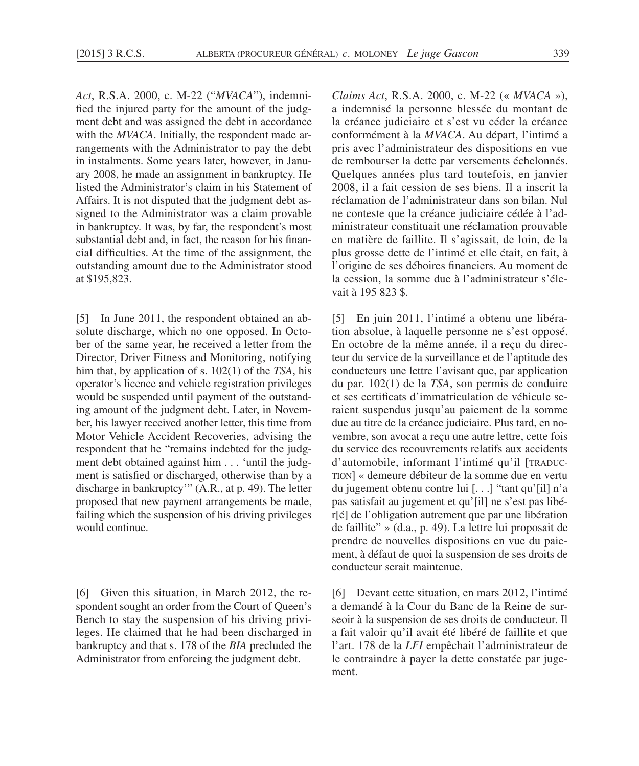*Act*, R.S.A. 2000, c. M-22 ("*MVACA*"), indemnified the injured party for the amount of the judgment debt and was assigned the debt in accordance with the *MVACA*. Initially, the respondent made arrangements with the Administrator to pay the debt in instalments. Some years later, however, in January 2008, he made an assignment in bankruptcy. He listed the Administrator's claim in his Statement of Affairs. It is not disputed that the judgment debt assigned to the Administrator was a claim provable in bankruptcy. It was, by far, the respondent's most substantial debt and, in fact, the reason for his financial difficulties. At the time of the assignment, the outstanding amount due to the Administrator stood at $195,823.

[5] In June 2011, the respondent obtained an absolute discharge, which no one opposed. In October of the same year, he received a letter from the Director, Driver Fitness and Monitoring, notifying him that, by application of s. 102(1) of the *TSA*, his operator's licence and vehicle registration privileges would be suspended until payment of the outstanding amount of the judgment debt. Later, in November, his lawyer received another letter, this time from Motor Vehicle Accident Recoveries, advising the respondent that he "remains indebted for the judgment debt obtained against him . . . 'until the judgment is satisfied or discharged, otherwise than by a discharge in bankruptcy'" (A.R., at p. 49). The letter proposed that new payment arrangements be made, failing which the suspension of his driving privileges would continue.

[6] Given this situation, in March 2012, the respondent sought an order from the Court of Queen's Bench to stay the suspension of his driving privileges. He claimed that he had been discharged in bankruptcy and that s. 178 of the *BIA* precluded the Administrator from enforcing the judgment debt.

*Claims Act*, R.S.A. 2000, c. M-22 (« *MVACA* »), a indemnisé la personne blessée du montant de la créance judiciaire et s'est vu céder la créance conformément à la *MVACA*. Au départ, l'intimé a pris avec l'administrateur des dispositions en vue de rembourser la dette par versements échelonnés. Quelques années plus tard toutefois, en janvier 2008, il a fait cession de ses biens. Il a inscrit la réclamation de l'administrateur dans son bilan. Nul ne conteste que la créance judiciaire cédée à l'administrateur constituait une réclamation prouvable en matière de faillite. Il s'agissait, de loin, de la plus grosse dette de l'intimé et elle était, en fait, à l'origine de ses déboires financiers. Au moment de la cession, la somme due à l'administrateur s'élevait à 195 823 $.

[5] En juin 2011, l'intimé a obtenu une libération absolue, à laquelle personne ne s'est opposé. En octobre de la même année, il a reçu du directeur du service de la surveillance et de l'aptitude des conducteurs une lettre l'avisant que, par application du par. 102(1) de la *TSA*, son permis de conduire et ses certificats d'immatriculation de véhicule seraient suspendus jusqu'au paiement de la somme due au titre de la créance judiciaire. Plus tard, en novembre, son avocat a reçu une autre lettre, cette fois du service des recouvrements relatifs aux accidents d'automobile, informant l'intimé qu'il [TRADUCTION] « demeure débiteur de la somme due en vertu du jugement obtenu contre lui [. . .] "tant qu'[il] n'a pas satisfait au jugement et qu'[il] ne s'est pas libér[é] de l'obligation autrement que par une libération de faillite" » (d.a., p. 49). La lettre lui proposait de prendre de nouvelles dispositions en vue du paiement, à défaut de quoi la suspension de ses droits de conducteur serait maintenue.

[6] Devant cette situation, en mars 2012, l'intimé a demandé à la Cour du Banc de la Reine de surseoir à la suspension de ses droits de conducteur. Il a fait valoir qu'il avait été libéré de faillite et que l'art. 178 de la *LFI* empêchait l'administrateur de le contraindre à payer la dette constatée par jugement.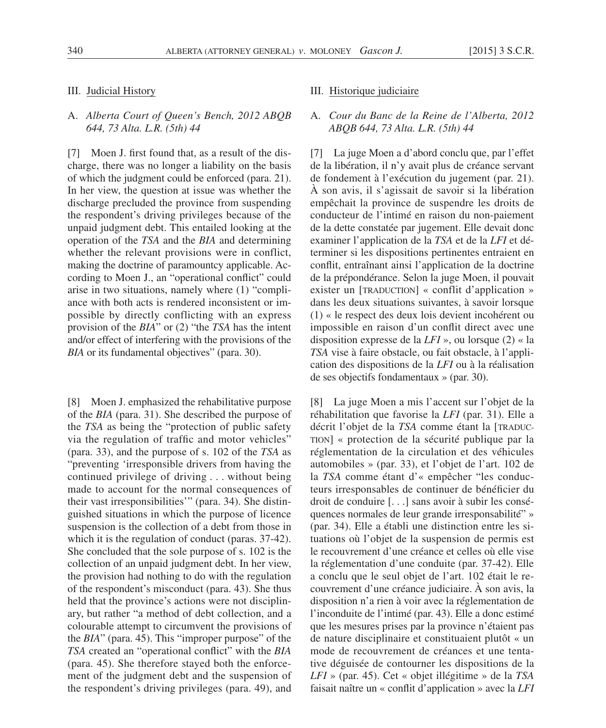## III. Judicial History

### A. *Alberta Court of Queen's Bench, 2012 ABQB 644, 73 Alta. L.R. (5th) 44*

[7] Moen J. first found that, as a result of the discharge, there was no longer a liability on the basis of which the judgment could be enforced (para. 21). In her view, the question at issue was whether the discharge precluded the province from suspending the respondent's driving privileges because of the unpaid judgment debt. This entailed looking at the operation of the *TSA* and the *BIA* and determining whether the relevant provisions were in conflict, making the doctrine of paramountcy applicable. According to Moen J., an "operational conflict" could arise in two situations, namely where (1) "compliance with both acts is rendered inconsistent or impossible by directly conflicting with an express provision of the *BIA*" or (2) "the *TSA* has the intent and/or effect of interfering with the provisions of the *BIA* or its fundamental objectives" (para. 30).

[8] Moen J. emphasized the rehabilitative purpose of the *BIA* (para. 31). She described the purpose of the *TSA* as being the "protection of public safety via the regulation of traffic and motor vehicles" (para. 33), and the purpose of s. 102 of the *TSA* as "preventing 'irresponsible drivers from having the continued privilege of driving . . . without being made to account for the normal consequences of their vast irresponsibilities'" (para. 34). She distinguished situations in which the purpose of licence suspension is the collection of a debt from those in which it is the regulation of conduct (paras. 37-42). She concluded that the sole purpose of s. 102 is the collection of an unpaid judgment debt. In her view, the provision had nothing to do with the regulation of the respondent's misconduct (para. 43). She thus held that the province's actions were not disciplinary, but rather "a method of debt collection, and a colourable attempt to circumvent the provisions of the *BIA*" (para. 45). This "improper purpose" of the *TSA* created an "operational conflict" with the *BIA* (para. 45). She therefore stayed both the enforcement of the judgment debt and the suspension of the respondent's driving privileges (para. 49), and

## III. Historique judiciaire

### A. *Cour du Banc de la Reine de l'Alberta, 2012 ABQB 644, 73 Alta. L.R. (5th) 44*

[7] La juge Moen a d'abord conclu que, par l'effet de la libération, il n'y avait plus de créance servant de fondement à l'exécution du jugement (par. 21). À son avis, il s'agissait de savoir si la libération empêchait la province de suspendre les droits de conducteur de l'intimé en raison du non-paiement de la dette constatée par jugement. Elle devait donc examiner l'application de la *TSA* et de la *LFI* et déterminer si les dispositions pertinentes entraient en conflit, entraînant ainsi l'application de la doctrine de la prépondérance. Selon la juge Moen, il pouvait exister un [TRADUCTION] « conflit d'application » dans les deux situations suivantes, à savoir lorsque (1) « le respect des deux lois devient incohérent ou impossible en raison d'un conflit direct avec une disposition expresse de la *LFI* », ou lorsque (2) « la *TSA* vise à faire obstacle, ou fait obstacle, à l'application des dispositions de la *LFI* ou à la réalisation de ses objectifs fondamentaux » (par. 30).

[8] La juge Moen a mis l'accent sur l'objet de la réhabilitation que favorise la *LFI* (par. 31). Elle a décrit l'objet de la *TSA* comme étant la [TRADUCTION] « protection de la sécurité publique par la réglementation de la circulation et des véhicules automobiles » (par. 33), et l'objet de l'art. 102 de la *TSA* comme étant d'« empêcher "les conducteurs irresponsables de continuer de bénéficier du droit de conduire [. . .] sans avoir à subir les conséquences normales de leur grande irresponsabilité" » (par. 34). Elle a établi une distinction entre les situations où l'objet de la suspension de permis est le recouvrement d'une créance et celles où elle vise la réglementation d'une conduite (par. 37-42). Elle a conclu que le seul objet de l'art. 102 était le recouvrement d'une créance judiciaire. À son avis, la disposition n'a rien à voir avec la réglementation de l'inconduite de l'intimé (par. 43). Elle a donc estimé que les mesures prises par la province n'étaient pas de nature disciplinaire et constituaient plutôt « un mode de recouvrement de créances et une tentative déguisée de contourner les dispositions de la *LFI* » (par. 45). Cet « objet illégitime » de la *TSA* faisait naître un « conflit d'application » avec la *LFI*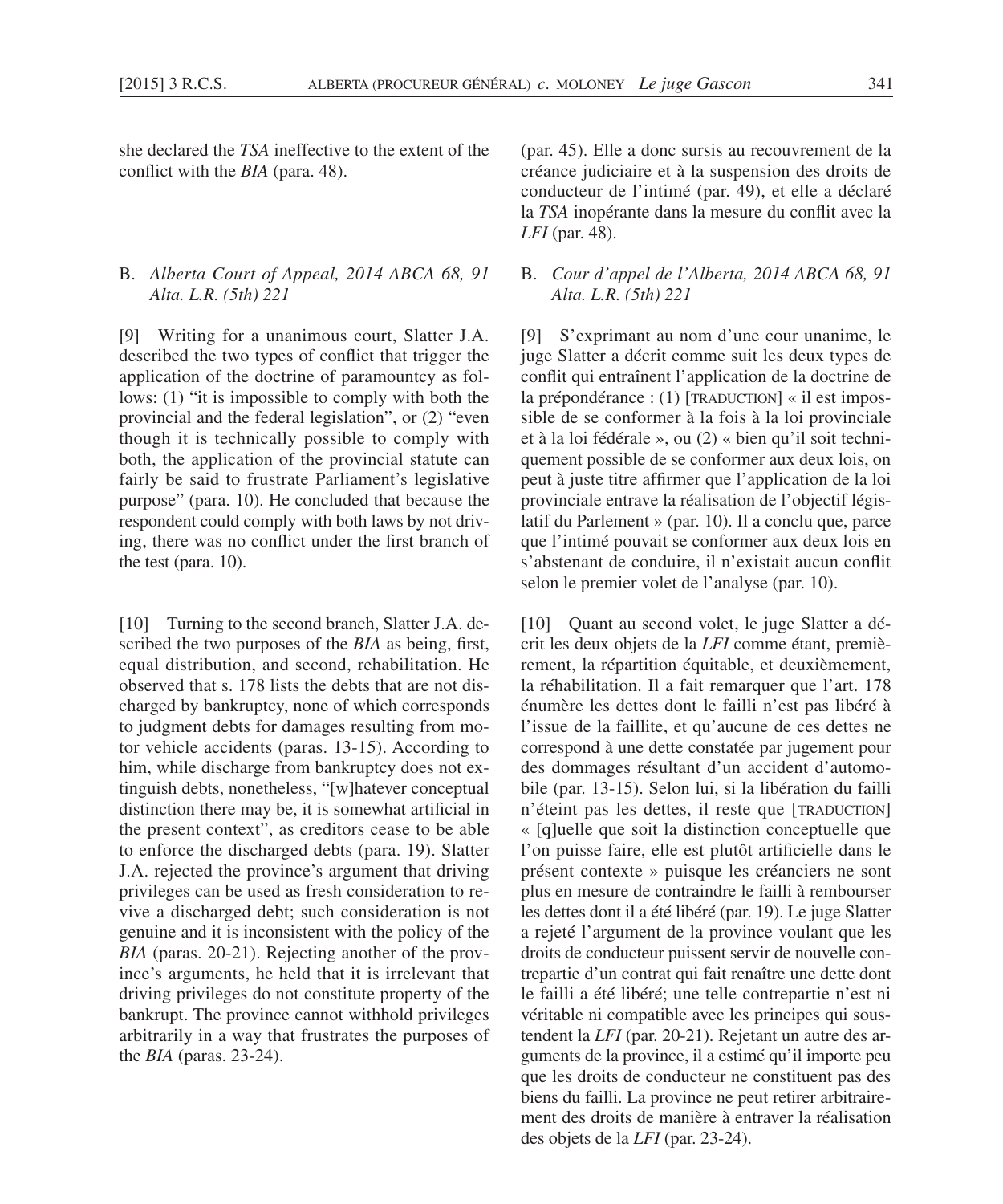she declared the *TSA* ineffective to the extent of the conflict with the *BIA* (para. 48).

## B. *Alberta Court of Appeal, 2014 ABCA 68, 91 Alta. L.R. (5th) 221*

[9] Writing for a unanimous court, Slatter J.A. described the two types of conflict that trigger the application of the doctrine of paramountcy as follows: (1) "it is impossible to comply with both the provincial and the federal legislation", or (2) "even though it is technically possible to comply with both, the application of the provincial statute can fairly be said to frustrate Parliament's legislative purpose" (para. 10). He concluded that because the respondent could comply with both laws by not driving, there was no conflict under the first branch of the test (para. 10).

[10] Turning to the second branch, Slatter J.A. described the two purposes of the *BIA* as being, first, equal distribution, and second, rehabilitation. He observed that s. 178 lists the debts that are not discharged by bankruptcy, none of which corresponds to judgment debts for damages resulting from motor vehicle accidents (paras. 13-15). According to him, while discharge from bankruptcy does not extinguish debts, nonetheless, "[w]hatever conceptual distinction there may be, it is somewhat artificial in the present context", as creditors cease to be able to enforce the discharged debts (para. 19). Slatter J.A. rejected the province's argument that driving privileges can be used as fresh consideration to revive a discharged debt; such consideration is not genuine and it is inconsistent with the policy of the *BIA* (paras. 20-21). Rejecting another of the province's arguments, he held that it is irrelevant that driving privileges do not constitute property of the bankrupt. The province cannot withhold privileges arbitrarily in a way that frustrates the purposes of the *BIA* (paras. 23-24).

(par. 45). Elle a donc sursis au recouvrement de la créance judiciaire et à la suspension des droits de conducteur de l'intimé (par. 49), et elle a déclaré la *TSA* inopérante dans la mesure du conflit avec la *LFI* (par. 48).

## B. *Cour d'appel de l'Alberta, 2014 ABCA 68, 91 Alta. L.R. (5th) 221*

[9] S'exprimant au nom d'une cour unanime, le juge Slatter a décrit comme suit les deux types de conflit qui entraînent l'application de la doctrine de la prépondérance : (1) [TRADUCTION] « il est impossible de se conformer à la fois à la loi provinciale et à la loi fédérale », ou (2) « bien qu'il soit techniquement possible de se conformer aux deux lois, on peut à juste titre affirmer que l'application de la loi provinciale entrave la réalisation de l'objectif législatif du Parlement » (par. 10). Il a conclu que, parce que l'intimé pouvait se conformer aux deux lois en s'abstenant de conduire, il n'existait aucun conflit selon le premier volet de l'analyse (par. 10).

[10] Quant au second volet, le juge Slatter a décrit les deux objets de la *LFI* comme étant, premièrement, la répartition équitable, et deuxièmement, la réhabilitation. Il a fait remarquer que l'art. 178 énumère les dettes dont le failli n'est pas libéré à l'issue de la faillite, et qu'aucune de ces dettes ne correspond à une dette constatée par jugement pour des dommages résultant d'un accident d'automobile (par. 13-15). Selon lui, si la libération du failli n'éteint pas les dettes, il reste que [TRADUCTION] « [q]uelle que soit la distinction conceptuelle que l'on puisse faire, elle est plutôt artificielle dans le présent contexte » puisque les créanciers ne sont plus en mesure de contraindre le failli à rembourser les dettes dont il a été libéré (par. 19). Le juge Slatter a rejeté l'argument de la province voulant que les droits de conducteur puissent servir de nouvelle contrepartie d'un contrat qui fait renaître une dette dont le failli a été libéré; une telle contrepartie n'est ni véritable ni compatible avec les principes qui soustendent la *LFI* (par. 20-21). Rejetant un autre des arguments de la province, il a estimé qu'il importe peu que les droits de conducteur ne constituent pas des biens du failli. La province ne peut retirer arbitrairement des droits de manière à entraver la réalisation des objets de la *LFI* (par. 23-24).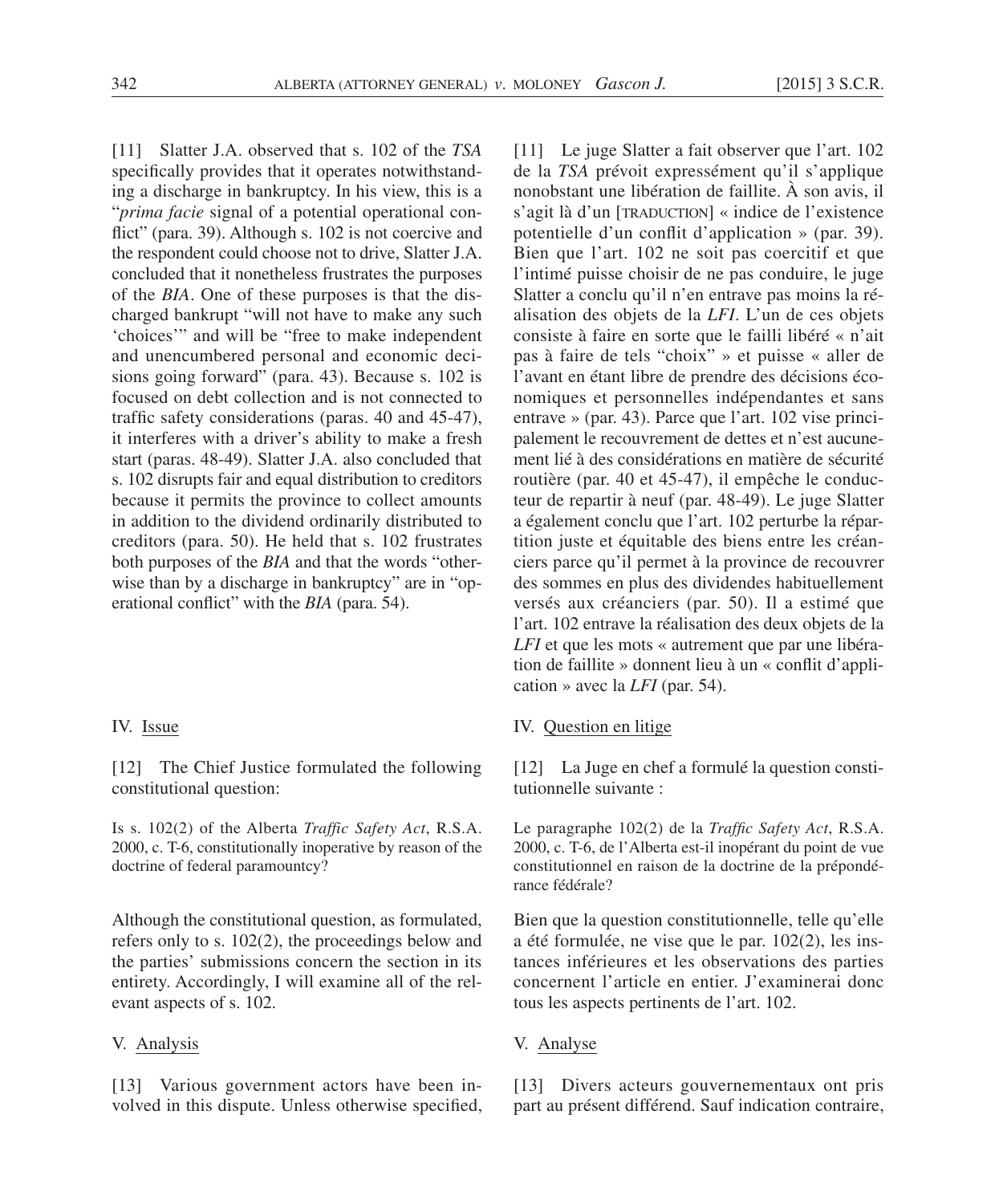[11] Slatter J.A. observed that s. 102 of the *TSA* specifically provides that it operates notwithstanding a discharge in bankruptcy. In his view, this is a "*prima facie* signal of a potential operational conflict" (para. 39). Although s. 102 is not coercive and the respondent could choose not to drive, Slatter J.A. concluded that it nonetheless frustrates the purposes of the *BIA*. One of these purposes is that the discharged bankrupt "will not have to make any such 'choices'" and will be "free to make independent and unencumbered personal and economic decisions going forward" (para. 43). Because s. 102 is focused on debt collection and is not connected to traffic safety considerations (paras. 40 and 45-47), it interferes with a driver's ability to make a fresh start (paras. 48-49). Slatter J.A. also concluded that s. 102 disrupts fair and equal distribution to creditors because it permits the province to collect amounts in addition to the dividend ordinarily distributed to creditors (para. 50). He held that s. 102 frustrates both purposes of the *BIA* and that the words "otherwise than by a discharge in bankruptcy" are in "operational conflict" with the *BIA* (para. 54).

## IV. Issue

[12] The Chief Justice formulated the following constitutional question:

> Is s. 102(2) of the Alberta *Traffic Safety Act*, R.S.A. 2000, c. T-6, constitutionally inoperative by reason of the doctrine of federal paramountcy?

Although the constitutional question, as formulated, refers only to s. 102(2), the proceedings below and the parties' submissions concern the section in its entirety. Accordingly, I will examine all of the relevant aspects of s. 102.

## V. Analysis

[13] Various government actors have been involved in this dispute. Unless otherwise specified,

[11] Le juge Slatter a fait observer que l'art. 102 de la *TSA* prévoit expressément qu'il s'applique nonobstant une libération de faillite. À son avis, il s'agit là d'un [TRADUCTION] « indice de l'existence potentielle d'un conflit d'application » (par. 39). Bien que l'art. 102 ne soit pas coercitif et que l'intimé puisse choisir de ne pas conduire, le juge Slatter a conclu qu'il n'en entrave pas moins la réalisation des objets de la *LFI*. L'un de ces objets consiste à faire en sorte que le failli libéré « n'ait pas à faire de tels "choix" » et puisse « aller de l'avant en étant libre de prendre des décisions économiques et personnelles indépendantes et sans entrave » (par. 43). Parce que l'art. 102 vise principalement le recouvrement de dettes et n'est aucunement lié à des considérations en matière de sécurité routière (par. 40 et 45-47), il empêche le conducteur de repartir à neuf (par. 48-49). Le juge Slatter a également conclu que l'art. 102 perturbe la répartition juste et équitable des biens entre les créanciers parce qu'il permet à la province de recouvrer des sommes en plus des dividendes habituellement versés aux créanciers (par. 50). Il a estimé que l'art. 102 entrave la réalisation des deux objets de la *LFI* et que les mots « autrement que par une libération de faillite » donnent lieu à un « conflit d'application » avec la *LFI* (par. 54).

## IV. Question en litige

[12] La Juge en chef a formulé la question constitutionnelle suivante :

> Le paragraphe 102(2) de la *Traffic Safety Act*, R.S.A. 2000, c. T-6, de l'Alberta est-il inopérant du point de vue constitutionnel en raison de la doctrine de la prépondérance fédérale?

Bien que la question constitutionnelle, telle qu'elle a été formulée, ne vise que le par. 102(2), les instances inférieures et les observations des parties concernent l'article en entier. J'examinerai donc tous les aspects pertinents de l'art. 102.

## V. Analyse

[13] Divers acteurs gouvernementaux ont pris part au présent différend. Sauf indication contraire,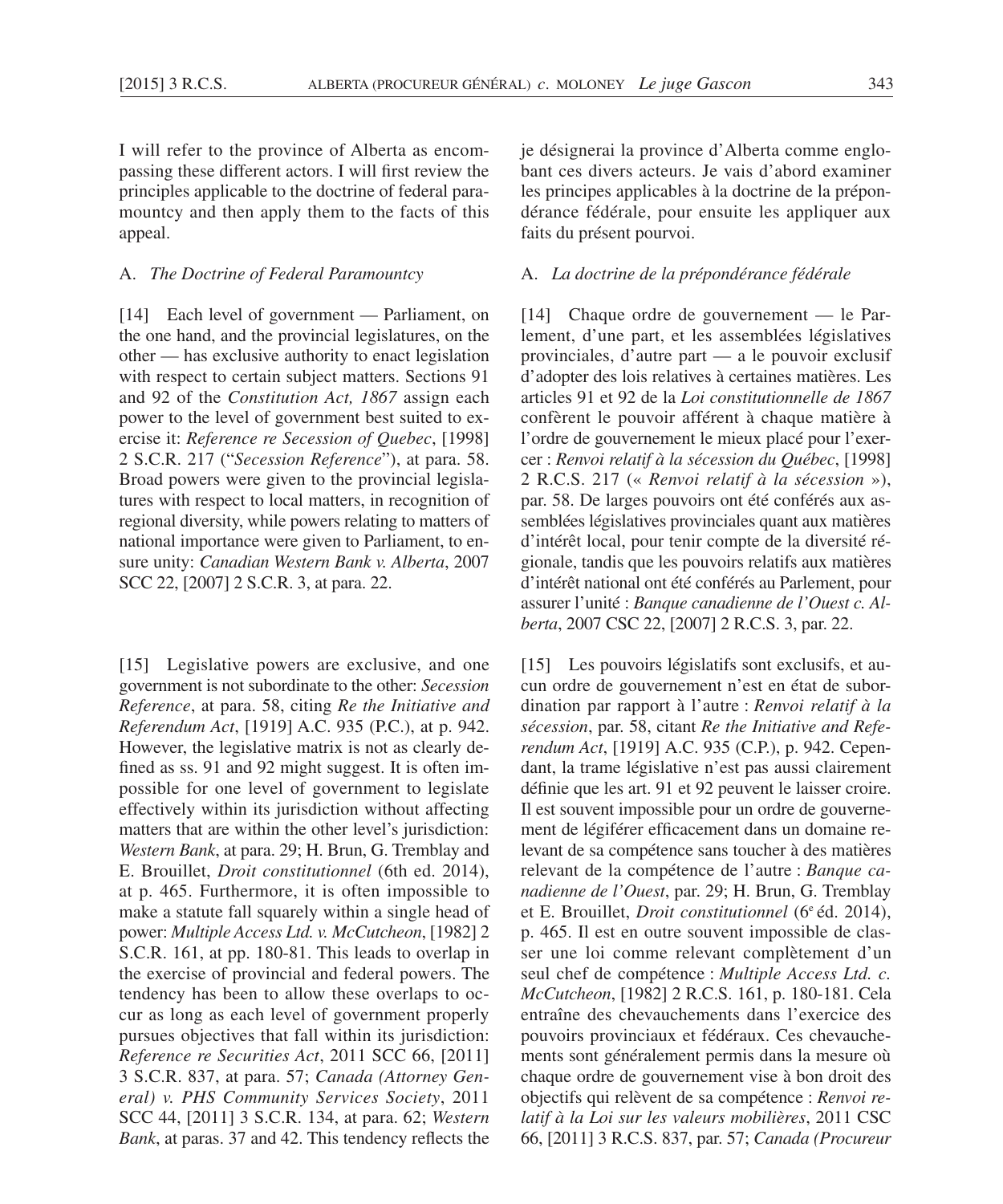I will refer to the province of Alberta as encompassing these different actors. I will first review the principles applicable to the doctrine of federal paramountcy and then apply them to the facts of this appeal.

## A. *The Doctrine of Federal Paramountcy*

[14] Each level of government — Parliament, on the one hand, and the provincial legislatures, on the other — has exclusive authority to enact legislation with respect to certain subject matters. Sections 91 and 92 of the *Constitution Act, 1867* assign each power to the level of government best suited to exercise it: *Reference re Secession of Quebec*, [1998] 2 S.C.R. 217 ("*Secession Reference*"), at para. 58. Broad powers were given to the provincial legislatures with respect to local matters, in recognition of regional diversity, while powers relating to matters of national importance were given to Parliament, to ensure unity: *Canadian Western Bank v. Alberta*, 2007 SCC 22, [2007] 2 S.C.R. 3, at para. 22.

[15] Legislative powers are exclusive, and one government is not subordinate to the other: *Secession Reference*, at para. 58, citing *Re the Initiative and Referendum Act*, [1919] A.C. 935 (P.C.), at p. 942. However, the legislative matrix is not as clearly defined as ss. 91 and 92 might suggest. It is often impossible for one level of government to legislate effectively within its jurisdiction without affecting matters that are within the other level's jurisdiction: *Western Bank*, at para. 29; H. Brun, G. Tremblay and E. Brouillet, *Droit constitutionnel* (6th ed. 2014), at p. 465. Furthermore, it is often impossible to make a statute fall squarely within a single head of power: *Multiple Access Ltd. v. McCutcheon*, [1982] 2 S.C.R. 161, at pp. 180-81. This leads to overlap in the exercise of provincial and federal powers. The tendency has been to allow these overlaps to occur as long as each level of government properly pursues objectives that fall within its jurisdiction: *Reference re Securities Act*, 2011 SCC 66, [2011] 3 S.C.R. 837, at para. 57; *Canada (Attorney General) v. PHS Community Services Society*, 2011 SCC 44, [2011] 3 S.C.R. 134, at para. 62; *Western Bank*, at paras. 37 and 42. This tendency reflects the

je désignerai la province d'Alberta comme englobant ces divers acteurs. Je vais d'abord examiner les principes applicables à la doctrine de la prépondérance fédérale, pour ensuite les appliquer aux faits du présent pourvoi.

## A. *La doctrine de la prépondérance fédérale*

[14] Chaque ordre de gouvernement — le Parlement, d'une part, et les assemblées législatives provinciales, d'autre part — a le pouvoir exclusif d'adopter des lois relatives à certaines matières. Les articles 91 et 92 de la *Loi constitutionnelle de 1867* confèrent le pouvoir afférent à chaque matière à l'ordre de gouvernement le mieux placé pour l'exercer : *Renvoi relatif à la sécession du Québec*, [1998] 2 R.C.S. 217 (« *Renvoi relatif à la sécession* »), par. 58. De larges pouvoirs ont été conférés aux assemblées législatives provinciales quant aux matières d'intérêt local, pour tenir compte de la diversité régionale, tandis que les pouvoirs relatifs aux matières d'intérêt national ont été conférés au Parlement, pour assurer l'unité : *Banque canadienne de l'Ouest c. Alberta*, 2007 CSC 22, [2007] 2 R.C.S. 3, par. 22.

[15] Les pouvoirs législatifs sont exclusifs, et aucun ordre de gouvernement n'est en état de subordination par rapport à l'autre : *Renvoi relatif à la sécession*, par. 58, citant *Re the Initiative and Referendum Act*, [1919] A.C. 935 (C.P.), p. 942. Cependant, la trame législative n'est pas aussi clairement définie que les art. 91 et 92 peuvent le laisser croire. Il est souvent impossible pour un ordre de gouvernement de légiférer efficacement dans un domaine relevant de sa compétence sans toucher à des matières relevant de la compétence de l'autre : *Banque canadienne de l'Ouest*, par. 29; H. Brun, G. Tremblay et E. Brouillet, *Droit constitutionnel* (6e éd. 2014), p. 465. Il est en outre souvent impossible de classer une loi comme relevant complètement d'un seul chef de compétence : *Multiple Access Ltd. c. McCutcheon*, [1982] 2 R.C.S. 161, p. 180-181. Cela entraîne des chevauchements dans l'exercice des pouvoirs provinciaux et fédéraux. Ces chevauchements sont généralement permis dans la mesure où chaque ordre de gouvernement vise à bon droit des objectifs qui relèvent de sa compétence : *Renvoi relatif à la Loi sur les valeurs mobilières*, 2011 CSC 66, [2011] 3 R.C.S. 837, par. 57; *Canada (Procureur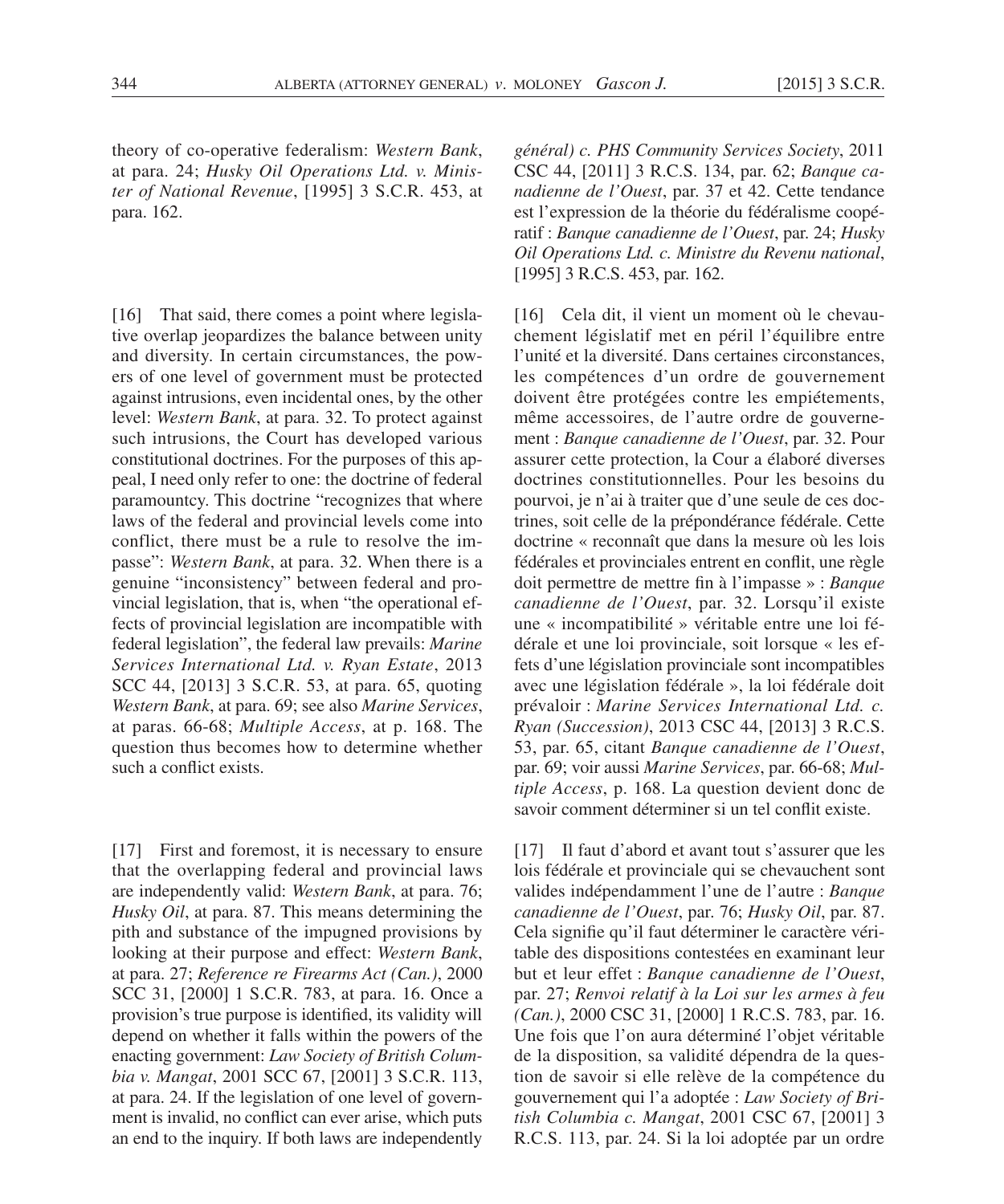theory of co-operative federalism: *Western Bank*, at para. 24; *Husky Oil Operations Ltd. v. Minister of National Revenue*, [1995] 3 S.C.R. 453, at para. 162.

[16] That said, there comes a point where legislative overlap jeopardizes the balance between unity and diversity. In certain circumstances, the powers of one level of government must be protected against intrusions, even incidental ones, by the other level: *Western Bank*, at para. 32. To protect against such intrusions, the Court has developed various constitutional doctrines. For the purposes of this appeal, I need only refer to one: the doctrine of federal paramountcy. This doctrine "recognizes that where laws of the federal and provincial levels come into conflict, there must be a rule to resolve the impasse": *Western Bank*, at para. 32. When there is a genuine "inconsistency" between federal and provincial legislation, that is, when "the operational effects of provincial legislation are incompatible with federal legislation", the federal law prevails: *Marine Services International Ltd. v. Ryan Estate*, 2013 SCC 44, [2013] 3 S.C.R. 53, at para. 65, quoting *Western Bank*, at para. 69; see also *Marine Services*, at paras. 66-68; *Multiple Access*, at p. 168. The question thus becomes how to determine whether such a conflict exists.

[17] First and foremost, it is necessary to ensure that the overlapping federal and provincial laws are independently valid: *Western Bank*, at para. 76; *Husky Oil*, at para. 87. This means determining the pith and substance of the impugned provisions by looking at their purpose and effect: *Western Bank*, at para. 27; *Reference re Firearms Act (Can.)*, 2000 SCC 31, [2000] 1 S.C.R. 783, at para. 16. Once a provision's true purpose is identified, its validity will depend on whether it falls within the powers of the enacting government: *Law Society of British Columbia v. Mangat*, 2001 SCC 67, [2001] 3 S.C.R. 113, at para. 24. If the legislation of one level of government is invalid, no conflict can ever arise, which puts an end to the inquiry. If both laws are independently

*général) c. PHS Community Services Society*, 2011 CSC 44, [2011] 3 R.C.S. 134, par. 62; *Banque canadienne de l'Ouest*, par. 37 et 42. Cette tendance est l'expression de la théorie du fédéralisme coopératif : *Banque canadienne de l'Ouest*, par. 24; *Husky Oil Operations Ltd. c. Ministre du Revenu national*, [1995] 3 R.C.S. 453, par. 162.

[16] Cela dit, il vient un moment où le chevauchement législatif met en péril l'équilibre entre l'unité et la diversité. Dans certaines circonstances, les compétences d'un ordre de gouvernement doivent être protégées contre les empiétements, même accessoires, de l'autre ordre de gouvernement : *Banque canadienne de l'Ouest*, par. 32. Pour assurer cette protection, la Cour a élaboré diverses doctrines constitutionnelles. Pour les besoins du pourvoi, je n'ai à traiter que d'une seule de ces doctrines, soit celle de la prépondérance fédérale. Cette doctrine « reconnaît que dans la mesure où les lois fédérales et provinciales entrent en conflit, une règle doit permettre de mettre fin à l'impasse » : *Banque canadienne de l'Ouest*, par. 32. Lorsqu'il existe une « incompatibilité » véritable entre une loi fédérale et une loi provinciale, soit lorsque « les effets d'une législation provinciale sont incompatibles avec une législation fédérale », la loi fédérale doit prévaloir : *Marine Services International Ltd. c. Ryan (Succession)*, 2013 CSC 44, [2013] 3 R.C.S. 53, par. 65, citant *Banque canadienne de l'Ouest*, par. 69; voir aussi *Marine Services*, par. 66-68; *Multiple Access*, p. 168. La question devient donc de savoir comment déterminer si un tel conflit existe.

[17] Il faut d'abord et avant tout s'assurer que les lois fédérale et provinciale qui se chevauchent sont valides indépendamment l'une de l'autre : *Banque canadienne de l'Ouest*, par. 76; *Husky Oil*, par. 87. Cela signifie qu'il faut déterminer le caractère véritable des dispositions contestées en examinant leur but et leur effet : *Banque canadienne de l'Ouest*, par. 27; *Renvoi relatif à la Loi sur les armes à feu (Can.)*, 2000 CSC 31, [2000] 1 R.C.S. 783, par. 16. Une fois que l'on aura déterminé l'objet véritable de la disposition, sa validité dépendra de la question de savoir si elle relève de la compétence du gouvernement qui l'a adoptée : *Law Society of British Columbia c. Mangat*, 2001 CSC 67, [2001] 3 R.C.S. 113, par. 24. Si la loi adoptée par un ordre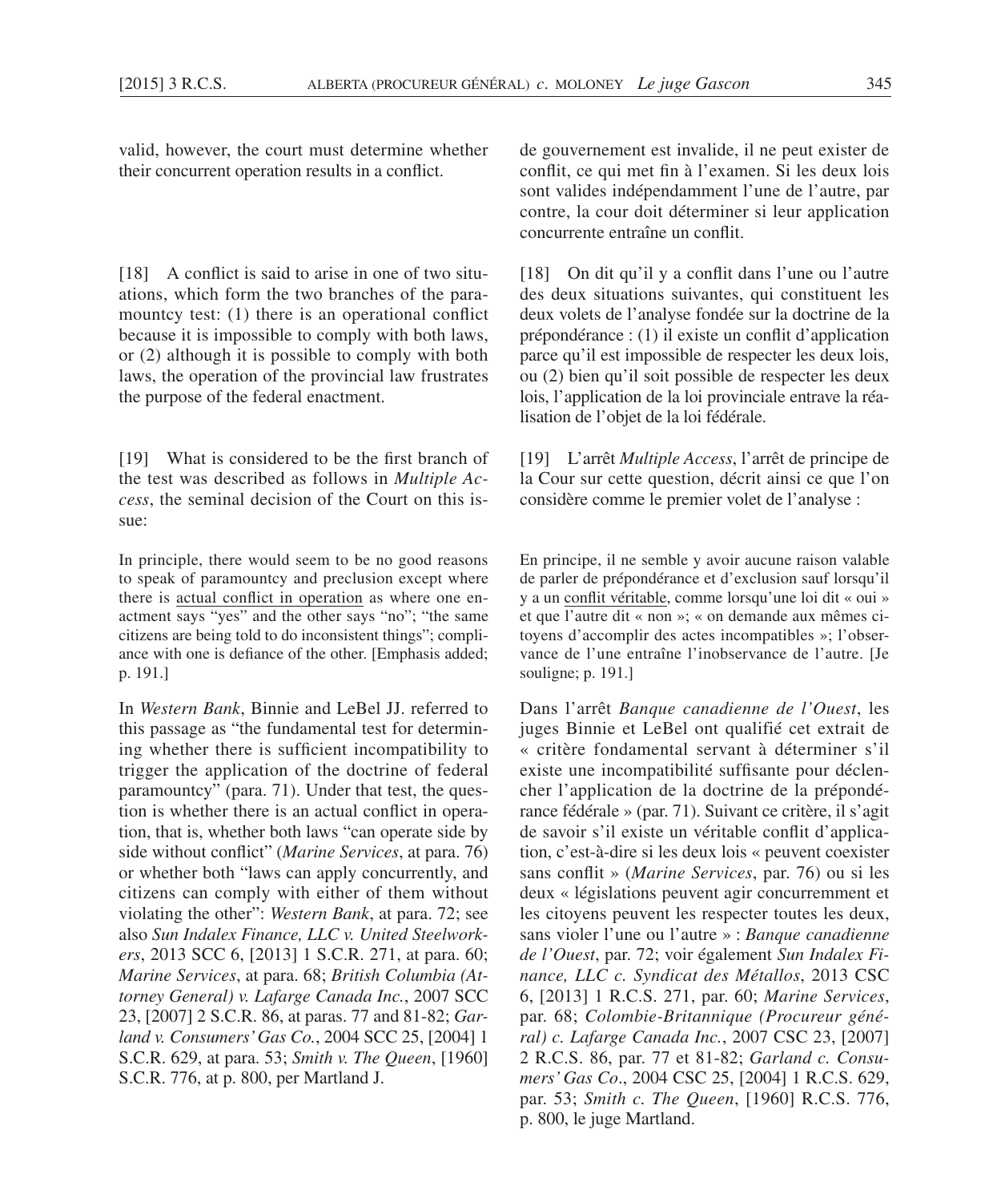valid, however, the court must determine whether their concurrent operation results in a conflict.

[18] A conflict is said to arise in one of two situations, which form the two branches of the paramountcy test: (1) there is an operational conflict because it is impossible to comply with both laws, or (2) although it is possible to comply with both laws, the operation of the provincial law frustrates the purpose of the federal enactment.

[19] What is considered to be the first branch of the test was described as follows in *Multiple Access*, the seminal decision of the Court on this issue:

> In principle, there would seem to be no good reasons to speak of paramountcy and preclusion except where there is actual conflict in operation as where one enactment says "yes" and the other says "no"; "the same citizens are being told to do inconsistent things"; compliance with one is defiance of the other. [Emphasis added; p. 191.]

In *Western Bank*, Binnie and LeBel JJ. referred to this passage as "the fundamental test for determining whether there is sufficient incompatibility to trigger the application of the doctrine of federal paramountcy" (para. 71). Under that test, the question is whether there is an actual conflict in operation, that is, whether both laws "can operate side by side without conflict" (*Marine Services*, at para. 76) or whether both "laws can apply concurrently, and citizens can comply with either of them without violating the other": *Western Bank*, at para. 72; see also *Sun Indalex Finance, LLC v. United Steelworkers*, 2013 SCC 6, [2013] 1 S.C.R. 271, at para. 60; *Marine Services*, at para. 68; *British Columbia (Attorney General) v. Lafarge Canada Inc.*, 2007 SCC 23, [2007] 2 S.C.R. 86, at paras. 77 and 81-82; *Garland v. Consumers' Gas Co.*, 2004 SCC 25, [2004] 1 S.C.R. 629, at para. 53; *Smith v. The Queen*, [1960] S.C.R. 776, at p. 800, per Martland J.

de gouvernement est invalide, il ne peut exister de conflit, ce qui met fin à l'examen. Si les deux lois sont valides indépendamment l'une de l'autre, par contre, la cour doit déterminer si leur application concurrente entraîne un conflit.

[18] On dit qu'il y a conflit dans l'une ou l'autre des deux situations suivantes, qui constituent les deux volets de l'analyse fondée sur la doctrine de la prépondérance : (1) il existe un conflit d'application parce qu'il est impossible de respecter les deux lois, ou (2) bien qu'il soit possible de respecter les deux lois, l'application de la loi provinciale entrave la réalisation de l'objet de la loi fédérale.

[19] L'arrêt *Multiple Access*, l'arrêt de principe de la Cour sur cette question, décrit ainsi ce que l'on considère comme le premier volet de l'analyse :

> En principe, il ne semble y avoir aucune raison valable de parler de prépondérance et d'exclusion sauf lorsqu'il y a un conflit véritable, comme lorsqu'une loi dit « oui » et que l'autre dit « non »; « on demande aux mêmes citoyens d'accomplir des actes incompatibles »; l'observance de l'une entraîne l'inobservance de l'autre. [Je souligne; p. 191.]

Dans l'arrêt *Banque canadienne de l'Ouest*, les juges Binnie et LeBel ont qualifié cet extrait de « critère fondamental servant à déterminer s'il existe une incompatibilité suffisante pour déclencher l'application de la doctrine de la prépondérance fédérale » (par. 71). Suivant ce critère, il s'agit de savoir s'il existe un véritable conflit d'application, c'est-à-dire si les deux lois « peuvent coexister sans conflit » (*Marine Services*, par. 76) ou si les deux « législations peuvent agir concurremment et les citoyens peuvent les respecter toutes les deux, sans violer l'une ou l'autre » : *Banque canadienne de l'Ouest*, par. 72; voir également *Sun Indalex Finance, LLC c. Syndicat des Métallos*, 2013 CSC 6, [2013] 1 R.C.S. 271, par. 60; *Marine Services*, par. 68; *Colombie-Britannique (Procureur général) c. Lafarge Canada Inc.*, 2007 CSC 23, [2007] 2 R.C.S. 86, par. 77 et 81-82; *Garland c. Consumers' Gas Co*., 2004 CSC 25, [2004] 1 R.C.S. 629, par. 53; *Smith c. The Queen*, [1960] R.C.S. 776, p. 800, le juge Martland.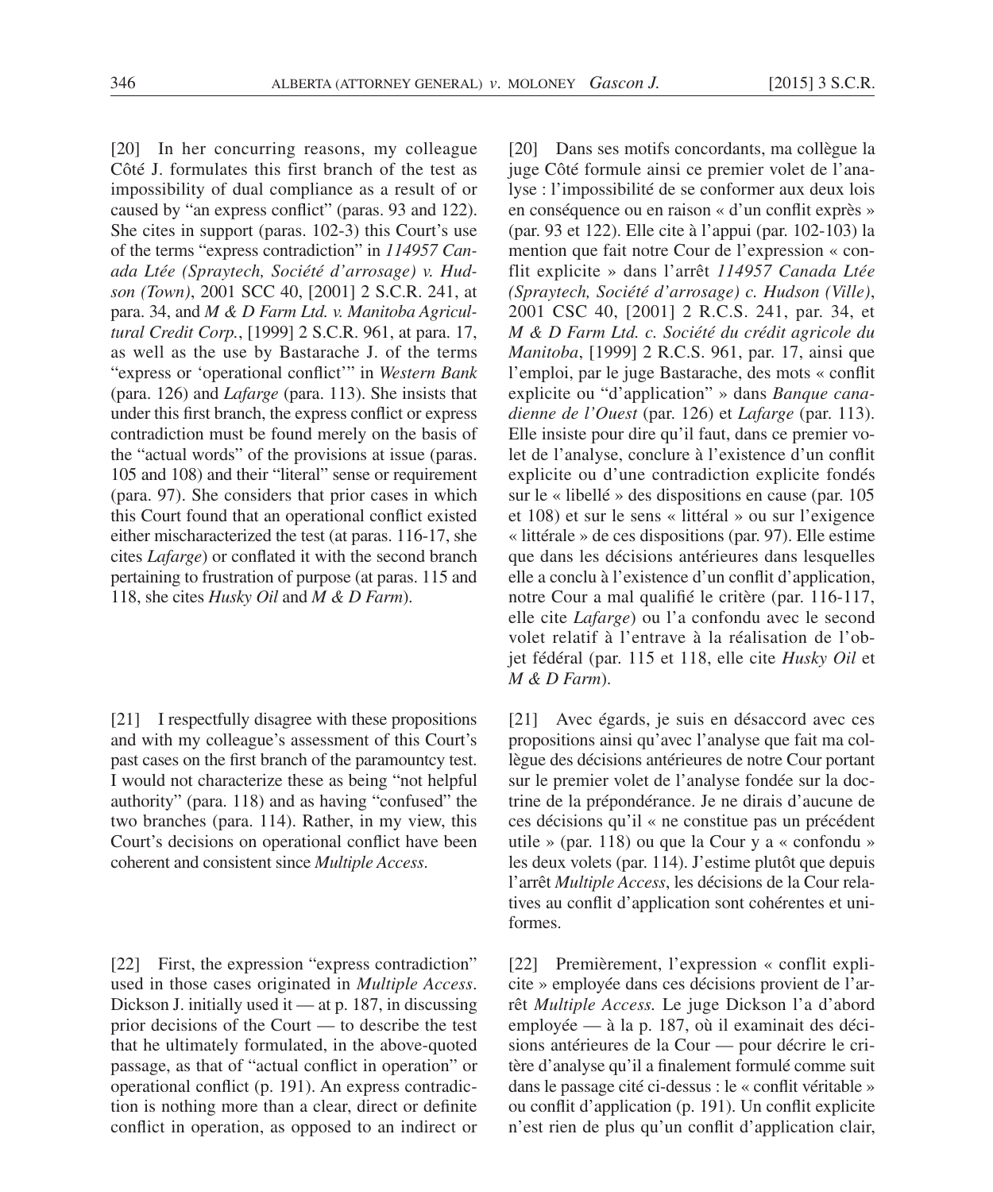[20] In her concurring reasons, my colleague Côté J. formulates this first branch of the test as impossibility of dual compliance as a result of or caused by "an express conflict" (paras. 93 and 122). She cites in support (paras. 102-3) this Court's use of the terms "express contradiction" in *114957 Canada Ltée (Spraytech, Société d'arrosage) v. Hudson (Town)*, 2001 SCC 40, [2001] 2 S.C.R. 241, at para. 34, and *M & D Farm Ltd. v. Manitoba Agricultural Credit Corp.*, [1999] 2 S.C.R. 961, at para. 17, as well as the use by Bastarache J. of the terms "express or 'operational conflict'" in *Western Bank* (para. 126) and *Lafarge* (para. 113). She insists that under this first branch, the express conflict or express contradiction must be found merely on the basis of the "actual words" of the provisions at issue (paras. 105 and 108) and their "literal" sense or requirement (para. 97). She considers that prior cases in which this Court found that an operational conflict existed either mischaracterized the test (at paras. 116-17, she cites *Lafarge*) or conflated it with the second branch pertaining to frustration of purpose (at paras. 115 and 118, she cites *Husky Oil* and *M & D Farm*).

[21] I respectfully disagree with these propositions and with my colleague's assessment of this Court's past cases on the first branch of the paramountcy test. I would not characterize these as being "not helpful authority" (para. 118) and as having "confused" the two branches (para. 114). Rather, in my view, this Court's decisions on operational conflict have been coherent and consistent since *Multiple Access*.

[22] First, the expression "express contradiction" used in those cases originated in *Multiple Access*. Dickson J. initially used it — at p. 187, in discussing prior decisions of the Court — to describe the test that he ultimately formulated, in the above-quoted passage, as that of "actual conflict in operation" or operational conflict (p. 191). An express contradiction is nothing more than a clear, direct or definite conflict in operation, as opposed to an indirect or

[20] Dans ses motifs concordants, ma collègue la juge Côté formule ainsi ce premier volet de l'analyse : l'impossibilité de se conformer aux deux lois en conséquence ou en raison « d'un conflit exprès » (par. 93 et 122). Elle cite à l'appui (par. 102-103) la mention que fait notre Cour de l'expression « conflit explicite » dans l'arrêt *114957 Canada Ltée (Spraytech, Société d'arrosage) c. Hudson (Ville)*, 2001 CSC 40, [2001] 2 R.C.S. 241, par. 34, et *M & D Farm Ltd. c. Société du crédit agricole du Manitoba*, [1999] 2 R.C.S. 961, par. 17, ainsi que l'emploi, par le juge Bastarache, des mots « conflit explicite ou "d'application" » dans *Banque canadienne de l'Ouest* (par. 126) et *Lafarge* (par. 113). Elle insiste pour dire qu'il faut, dans ce premier volet de l'analyse, conclure à l'existence d'un conflit explicite ou d'une contradiction explicite fondés sur le « libellé » des dispositions en cause (par. 105 et 108) et sur le sens « littéral » ou sur l'exigence « littérale » de ces dispositions (par. 97). Elle estime que dans les décisions antérieures dans lesquelles elle a conclu à l'existence d'un conflit d'application, notre Cour a mal qualifié le critère (par. 116-117, elle cite *Lafarge*) ou l'a confondu avec le second volet relatif à l'entrave à la réalisation de l'objet fédéral (par. 115 et 118, elle cite *Husky Oil* et *M & D Farm*).

[21] Avec égards, je suis en désaccord avec ces propositions ainsi qu'avec l'analyse que fait ma collègue des décisions antérieures de notre Cour portant sur le premier volet de l'analyse fondée sur la doctrine de la prépondérance. Je ne dirais d'aucune de ces décisions qu'il « ne constitue pas un précédent utile » (par. 118) ou que la Cour y a « confondu » les deux volets (par. 114). J'estime plutôt que depuis l'arrêt *Multiple Access*, les décisions de la Cour relatives au conflit d'application sont cohérentes et uniformes.

[22] Premièrement, l'expression « conflit explicite » employée dans ces décisions provient de l'arrêt *Multiple Access.* Le juge Dickson l'a d'abord employée — à la p. 187, où il examinait des décisions antérieures de la Cour — pour décrire le critère d'analyse qu'il a finalement formulé comme suit dans le passage cité ci-dessus : le « conflit véritable » ou conflit d'application (p. 191). Un conflit explicite n'est rien de plus qu'un conflit d'application clair,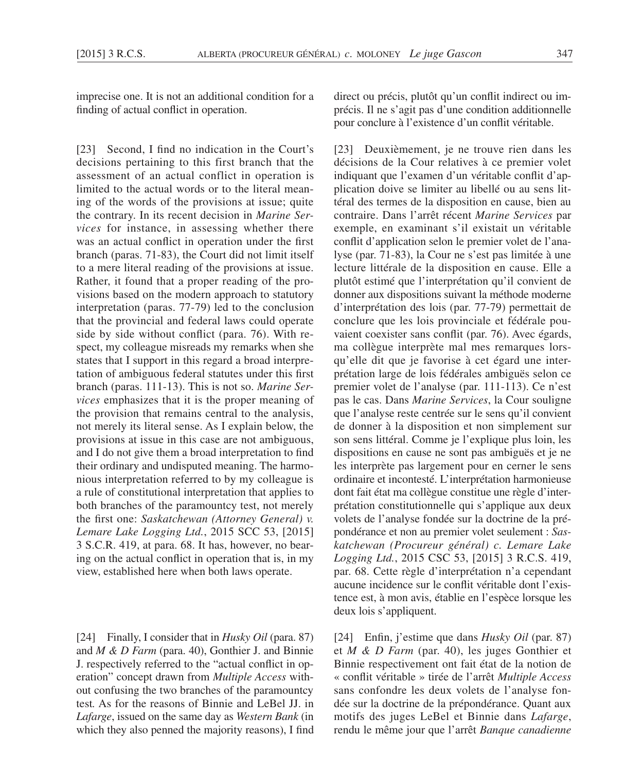imprecise one. It is not an additional condition for a finding of actual conflict in operation.

[23] Second, I find no indication in the Court's decisions pertaining to this first branch that the assessment of an actual conflict in operation is limited to the actual words or to the literal meaning of the words of the provisions at issue; quite the contrary. In its recent decision in *Marine Services* for instance, in assessing whether there was an actual conflict in operation under the first branch (paras. 71-83), the Court did not limit itself to a mere literal reading of the provisions at issue. Rather, it found that a proper reading of the provisions based on the modern approach to statutory interpretation (paras. 77-79) led to the conclusion that the provincial and federal laws could operate side by side without conflict (para. 76). With respect, my colleague misreads my remarks when she states that I support in this regard a broad interpretation of ambiguous federal statutes under this first branch (paras. 111-13). This is not so. *Marine Services* emphasizes that it is the proper meaning of the provision that remains central to the analysis, not merely its literal sense. As I explain below, the provisions at issue in this case are not ambiguous, and I do not give them a broad interpretation to find their ordinary and undisputed meaning. The harmonious interpretation referred to by my colleague is a rule of constitutional interpretation that applies to both branches of the paramountcy test, not merely the first one: *Saskatchewan (Attorney General) v. Lemare Lake Logging Ltd.*, 2015 SCC 53, [2015] 3 S.C.R. 419, at para. 68. It has, however, no bearing on the actual conflict in operation that is, in my view, established here when both laws operate.

[24] Finally, I consider that in *Husky Oil* (para. 87) and *M & D Farm* (para. 40), Gonthier J. and Binnie J. respectively referred to the "actual conflict in operation" concept drawn from *Multiple Access* without confusing the two branches of the paramountcy test. As for the reasons of Binnie and LeBel JJ. in *Lafarge*, issued on the same day as *Western Bank* (in which they also penned the majority reasons), I find

direct ou précis, plutôt qu'un conflit indirect ou imprécis. Il ne s'agit pas d'une condition additionnelle pour conclure à l'existence d'un conflit véritable.

[23] Deuxièmement, je ne trouve rien dans les décisions de la Cour relatives à ce premier volet indiquant que l'examen d'un véritable conflit d'application doive se limiter au libellé ou au sens littéral des termes de la disposition en cause, bien au contraire. Dans l'arrêt récent *Marine Services* par exemple, en examinant s'il existait un véritable conflit d'application selon le premier volet de l'analyse (par. 71-83), la Cour ne s'est pas limitée à une lecture littérale de la disposition en cause. Elle a plutôt estimé que l'interprétation qu'il convient de donner aux dispositions suivant la méthode moderne d'interprétation des lois (par. 77-79) permettait de conclure que les lois provinciale et fédérale pouvaient coexister sans conflit (par. 76). Avec égards, ma collègue interprète mal mes remarques lorsqu'elle dit que je favorise à cet égard une interprétation large de lois fédérales ambiguës selon ce premier volet de l'analyse (par. 111-113). Ce n'est pas le cas. Dans *Marine Services*, la Cour souligne que l'analyse reste centrée sur le sens qu'il convient de donner à la disposition et non simplement sur son sens littéral. Comme je l'explique plus loin, les dispositions en cause ne sont pas ambiguës et je ne les interprète pas largement pour en cerner le sens ordinaire et incontesté. L'interprétation harmonieuse dont fait état ma collègue constitue une règle d'interprétation constitutionnelle qui s'applique aux deux volets de l'analyse fondée sur la doctrine de la prépondérance et non au premier volet seulement : *Saskatchewan (Procureur général) c. Lemare Lake Logging Ltd.*, 2015 CSC 53, [2015] 3 R.C.S. 419, par. 68. Cette règle d'interprétation n'a cependant aucune incidence sur le conflit véritable dont l'existence est, à mon avis, établie en l'espèce lorsque les deux lois s'appliquent.

[24] Enfin, j'estime que dans *Husky Oil* (par. 87) et *M & D Farm* (par. 40), les juges Gonthier et Binnie respectivement ont fait état de la notion de « conflit véritable » tirée de l'arrêt *Multiple Access* sans confondre les deux volets de l'analyse fondée sur la doctrine de la prépondérance. Quant aux motifs des juges LeBel et Binnie dans *Lafarge*, rendu le même jour que l'arrêt *Banque canadienne*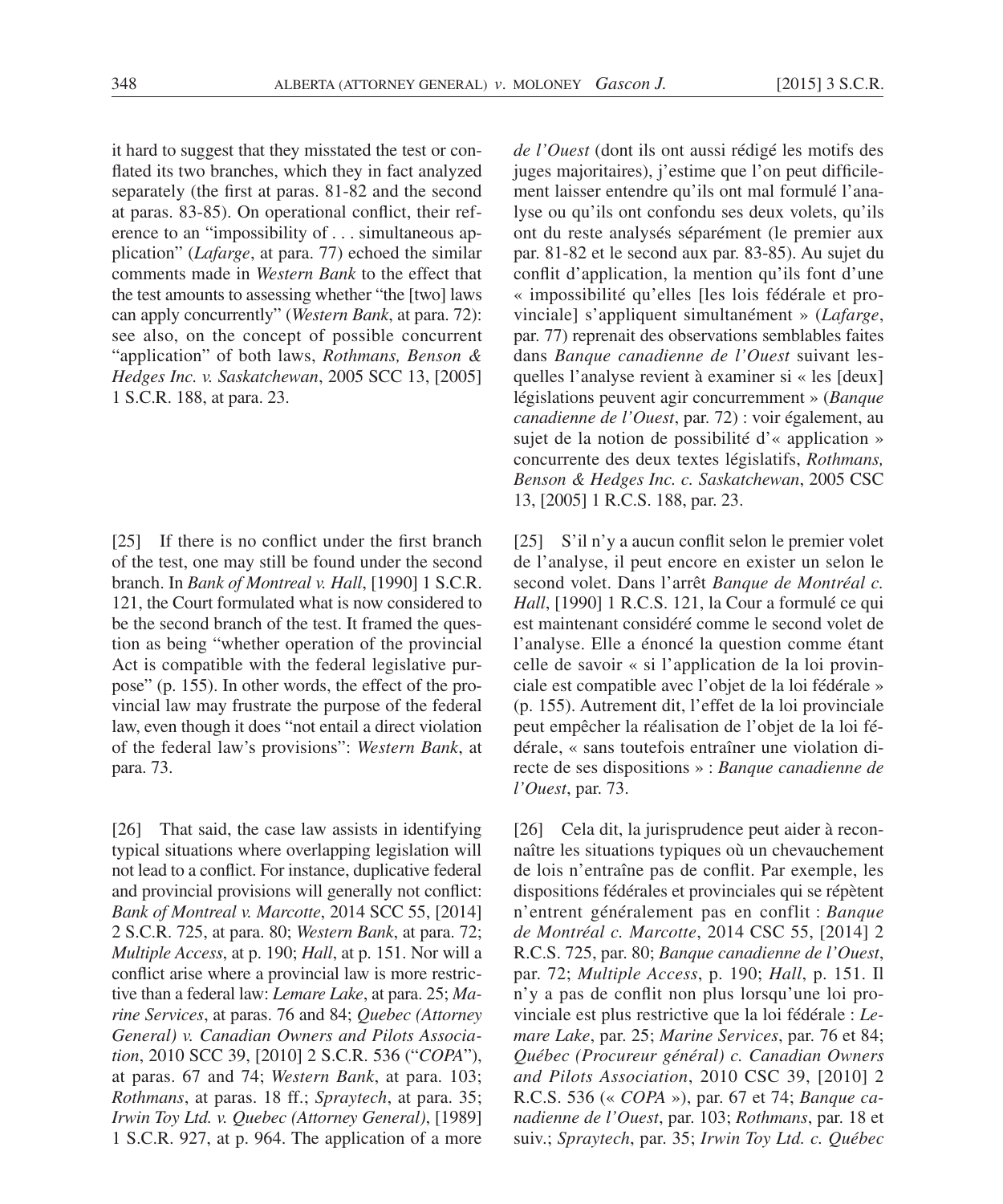it hard to suggest that they misstated the test or conflated its two branches, which they in fact analyzed separately (the first at paras. 81-82 and the second at paras. 83-85). On operational conflict, their reference to an "impossibility of . . . simultaneous application" (*Lafarge*, at para. 77) echoed the similar comments made in *Western Bank* to the effect that the test amounts to assessing whether "the [two] laws can apply concurrently" (*Western Bank*, at para. 72): see also, on the concept of possible concurrent "application" of both laws, *Rothmans, Benson & Hedges Inc. v. Saskatchewan*, 2005 SCC 13, [2005] 1 S.C.R. 188, at para. 23.

[25] If there is no conflict under the first branch of the test, one may still be found under the second branch. In *Bank of Montreal v. Hall*, [1990] 1 S.C.R. 121, the Court formulated what is now considered to be the second branch of the test. It framed the question as being "whether operation of the provincial Act is compatible with the federal legislative purpose" (p. 155). In other words, the effect of the provincial law may frustrate the purpose of the federal law, even though it does "not entail a direct violation of the federal law's provisions": *Western Bank*, at para. 73.

[26] That said, the case law assists in identifying typical situations where overlapping legislation will not lead to a conflict. For instance, duplicative federal and provincial provisions will generally not conflict: *Bank of Montreal v. Marcotte*, 2014 SCC 55, [2014] 2 S.C.R. 725, at para. 80; *Western Bank*, at para. 72; *Multiple Access*, at p. 190; *Hall*, at p. 151. Nor will a conflict arise where a provincial law is more restrictive than a federal law: *Lemare Lake*, at para. 25; *Marine Services*, at paras. 76 and 84; *Quebec (Attorney General) v. Canadian Owners and Pilots Association*, 2010 SCC 39, [2010] 2 S.C.R. 536 ("*COPA*"), at paras. 67 and 74; *Western Bank*, at para. 103; *Rothmans*, at paras. 18 ff.; *Spraytech*, at para. 35; *Irwin Toy Ltd. v. Quebec (Attorney General)*, [1989] 1 S.C.R. 927, at p. 964. The application of a more

*de l'Ouest* (dont ils ont aussi rédigé les motifs des juges majoritaires), j'estime que l'on peut difficilement laisser entendre qu'ils ont mal formulé l'analyse ou qu'ils ont confondu ses deux volets, qu'ils ont du reste analysés séparément (le premier aux par. 81-82 et le second aux par. 83-85). Au sujet du conflit d'application, la mention qu'ils font d'une « impossibilité qu'elles [les lois fédérale et provinciale] s'appliquent simultanément » (*Lafarge*, par. 77) reprenait des observations semblables faites dans *Banque canadienne de l'Ouest* suivant lesquelles l'analyse revient à examiner si « les [deux] législations peuvent agir concurremment » (*Banque canadienne de l'Ouest*, par. 72) : voir également, au sujet de la notion de possibilité d'« application » concurrente des deux textes législatifs, *Rothmans, Benson & Hedges Inc. c. Saskatchewan*, 2005 CSC 13, [2005] 1 R.C.S. 188, par. 23.

[25] S'il n'y a aucun conflit selon le premier volet de l'analyse, il peut encore en exister un selon le second volet. Dans l'arrêt *Banque de Montréal c. Hall*, [1990] 1 R.C.S. 121, la Cour a formulé ce qui est maintenant considéré comme le second volet de l'analyse. Elle a énoncé la question comme étant celle de savoir « si l'application de la loi provinciale est compatible avec l'objet de la loi fédérale » (p. 155). Autrement dit, l'effet de la loi provinciale peut empêcher la réalisation de l'objet de la loi fédérale, « sans toutefois entraîner une violation directe de ses dispositions » : *Banque canadienne de l'Ouest*, par. 73.

[26] Cela dit, la jurisprudence peut aider à reconnaître les situations typiques où un chevauchement de lois n'entraîne pas de conflit. Par exemple, les dispositions fédérales et provinciales qui se répètent n'entrent généralement pas en conflit : *Banque de Montréal c. Marcotte*, 2014 CSC 55, [2014] 2 R.C.S. 725, par. 80; *Banque canadienne de l'Ouest*, par. 72; *Multiple Access*, p. 190; *Hall*, p. 151. Il n'y a pas de conflit non plus lorsqu'une loi provinciale est plus restrictive que la loi fédérale : *Lemare Lake*, par. 25; *Marine Services*, par. 76 et 84; *Québec (Procureur général) c. Canadian Owners and Pilots Association*, 2010 CSC 39, [2010] 2 R.C.S. 536 (« *COPA* »), par. 67 et 74; *Banque canadienne de l'Ouest*, par. 103; *Rothmans*, par. 18 et suiv.; *Spraytech*, par. 35; *Irwin Toy Ltd. c. Québec*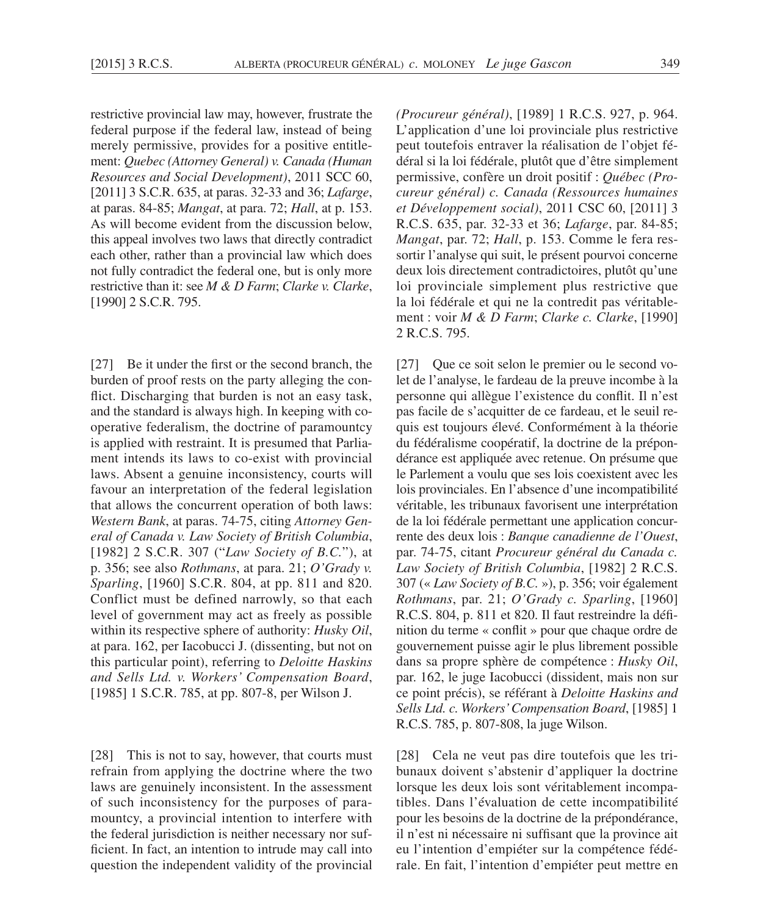restrictive provincial law may, however, frustrate the federal purpose if the federal law, instead of being merely permissive, provides for a positive entitlement: *Quebec (Attorney General) v. Canada (Human Resources and Social Development)*, 2011 SCC 60, [2011] 3 S.C.R. 635, at paras. 32-33 and 36; *Lafarge*, at paras. 84-85; *Mangat*, at para. 72; *Hall*, at p. 153. As will become evident from the discussion below, this appeal involves two laws that directly contradict each other, rather than a provincial law which does not fully contradict the federal one, but is only more restrictive than it: see *M & D Farm*; *Clarke v. Clarke*, [1990] 2 S.C.R. 795.

[27] Be it under the first or the second branch, the burden of proof rests on the party alleging the conflict. Discharging that burden is not an easy task, and the standard is always high. In keeping with cooperative federalism, the doctrine of paramountcy is applied with restraint. It is presumed that Parliament intends its laws to co-exist with provincial laws. Absent a genuine inconsistency, courts will favour an interpretation of the federal legislation that allows the concurrent operation of both laws: *Western Bank*, at paras. 74-75, citing *Attorney General of Canada v. Law Society of British Columbia*, [1982] 2 S.C.R. 307 ("*Law Society of B.C.*"), at p. 356; see also *Rothmans*, at para. 21; *O'Grady v. Sparling*, [1960] S.C.R. 804, at pp. 811 and 820. Conflict must be defined narrowly, so that each level of government may act as freely as possible within its respective sphere of authority: *Husky Oil*, at para. 162, per Iacobucci J. (dissenting, but not on this particular point), referring to *Deloitte Haskins and Sells Ltd. v. Workers' Compensation Board*, [1985] 1 S.C.R. 785, at pp. 807-8, per Wilson J.

[28] This is not to say, however, that courts must refrain from applying the doctrine where the two laws are genuinely inconsistent. In the assessment of such inconsistency for the purposes of paramountcy, a provincial intention to interfere with the federal jurisdiction is neither necessary nor sufficient. In fact, an intention to intrude may call into question the independent validity of the provincial

*(Procureur général)*, [1989] 1 R.C.S. 927, p. 964. L'application d'une loi provinciale plus restrictive peut toutefois entraver la réalisation de l'objet fédéral si la loi fédérale, plutôt que d'être simplement permissive, confère un droit positif : *Québec (Procureur général) c. Canada (Ressources humaines et Développement social)*, 2011 CSC 60, [2011] 3 R.C.S. 635, par. 32-33 et 36; *Lafarge*, par. 84-85; *Mangat*, par. 72; *Hall*, p. 153. Comme le fera ressortir l'analyse qui suit, le présent pourvoi concerne deux lois directement contradictoires, plutôt qu'une loi provinciale simplement plus restrictive que la loi fédérale et qui ne la contredit pas véritablement : voir *M & D Farm*; *Clarke c. Clarke*, [1990] 2 R.C.S. 795.

[27] Que ce soit selon le premier ou le second volet de l'analyse, le fardeau de la preuve incombe à la personne qui allègue l'existence du conflit. Il n'est pas facile de s'acquitter de ce fardeau, et le seuil requis est toujours élevé. Conformément à la théorie du fédéralisme coopératif, la doctrine de la prépondérance est appliquée avec retenue. On présume que le Parlement a voulu que ses lois coexistent avec les lois provinciales. En l'absence d'une incompatibilité véritable, les tribunaux favorisent une interprétation de la loi fédérale permettant une application concurrente des deux lois : *Banque canadienne de l'Ouest*, par. 74-75, citant *Procureur général du Canada c. Law Society of British Columbia*, [1982] 2 R.C.S. 307 (« *Law Society of B.C.* »), p. 356; voir également *Rothmans*, par. 21; *O'Grady c. Sparling*, [1960] R.C.S. 804, p. 811 et 820. Il faut restreindre la définition du terme « conflit » pour que chaque ordre de gouvernement puisse agir le plus librement possible dans sa propre sphère de compétence : *Husky Oil*, par. 162, le juge Iacobucci (dissident, mais non sur ce point précis), se référant à *Deloitte Haskins and Sells Ltd. c. Workers' Compensation Board*, [1985] 1 R.C.S. 785, p. 807-808, la juge Wilson.

[28] Cela ne veut pas dire toutefois que les tribunaux doivent s'abstenir d'appliquer la doctrine lorsque les deux lois sont véritablement incompatibles. Dans l'évaluation de cette incompatibilité pour les besoins de la doctrine de la prépondérance, il n'est ni nécessaire ni suffisant que la province ait eu l'intention d'empiéter sur la compétence fédérale. En fait, l'intention d'empiéter peut mettre en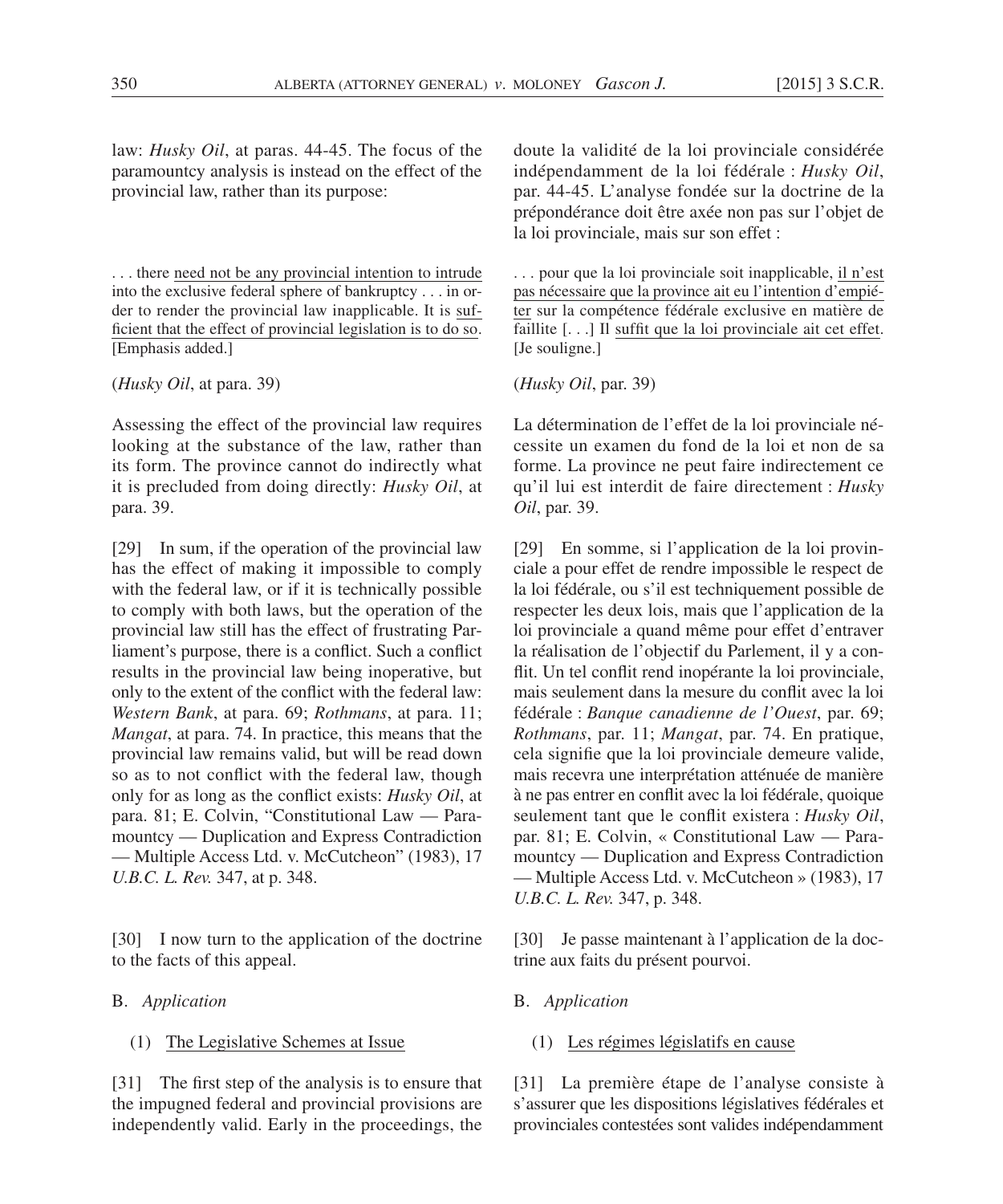law: *Husky Oil*, at paras. 44-45. The focus of the paramountcy analysis is instead on the effect of the provincial law, rather than its purpose:

> . . . there <u>need not be any provincial intention to intrude</u> into the exclusive federal sphere of bankruptcy . . . in order to render the provincial law inapplicable. It is <u>sufficient that the effect of provincial legislation is to do so</u>. [Emphasis added.]

(*Husky Oil*, at para. 39)

Assessing the effect of the provincial law requires looking at the substance of the law, rather than its form. The province cannot do indirectly what it is precluded from doing directly: *Husky Oil*, at para. 39.

[29] In sum, if the operation of the provincial law has the effect of making it impossible to comply with the federal law, or if it is technically possible to comply with both laws, but the operation of the provincial law still has the effect of frustrating Parliament's purpose, there is a conflict. Such a conflict results in the provincial law being inoperative, but only to the extent of the conflict with the federal law: *Western Bank*, at para. 69; *Rothmans*, at para. 11; *Mangat*, at para. 74. In practice, this means that the provincial law remains valid, but will be read down so as to not conflict with the federal law, though only for as long as the conflict exists: *Husky Oil*, at para. 81; E. Colvin, "Constitutional Law — Paramountcy — Duplication and Express Contradiction — Multiple Access Ltd. v. McCutcheon" (1983), 17 *U.B.C. L. Rev.* 347, at p. 348.

[30] I now turn to the application of the doctrine to the facts of this appeal.

## B. *Application*

### (1) <u>The Legislative Schemes at Issue</u>

[31] The first step of the analysis is to ensure that the impugned federal and provincial provisions are independently valid. Early in the proceedings, the

doute la validité de la loi provinciale considérée indépendamment de la loi fédérale : *Husky Oil*, par. 44-45. L'analyse fondée sur la doctrine de la prépondérance doit être axée non pas sur l'objet de la loi provinciale, mais sur son effet :

> . . . pour que la loi provinciale soit inapplicable, <u>il n'est pas nécessaire que la province ait eu l'intention d'empiéter</u> sur la compétence fédérale exclusive en matière de faillite [. . .] Il <u>suffit que la loi provinciale ait cet effet</u>. [Je souligne.]

(*Husky Oil*, par. 39)

La détermination de l'effet de la loi provinciale nécessite un examen du fond de la loi et non de sa forme. La province ne peut faire indirectement ce qu'il lui est interdit de faire directement : *Husky Oil*, par. 39.

[29] En somme, si l'application de la loi provinciale a pour effet de rendre impossible le respect de la loi fédérale, ou s'il est techniquement possible de respecter les deux lois, mais que l'application de la loi provinciale a quand même pour effet d'entraver la réalisation de l'objectif du Parlement, il y a conflit. Un tel conflit rend inopérante la loi provinciale, mais seulement dans la mesure du conflit avec la loi fédérale : *Banque canadienne de l'Ouest*, par. 69; *Rothmans*, par. 11; *Mangat*, par. 74. En pratique, cela signifie que la loi provinciale demeure valide, mais recevra une interprétation atténuée de manière à ne pas entrer en conflit avec la loi fédérale, quoique seulement tant que le conflit existera : *Husky Oil*, par. 81; E. Colvin, « Constitutional Law — Paramountcy — Duplication and Express Contradiction — Multiple Access Ltd. v. McCutcheon » (1983), 17 *U.B.C. L. Rev.* 347, p. 348.

[30] Je passe maintenant à l'application de la doctrine aux faits du présent pourvoi.

## B. *Application*

### (1) <u>Les régimes législatifs en cause</u>

[31] La première étape de l'analyse consiste à s'assurer que les dispositions législatives fédérales et provinciales contestées sont valides indépendamment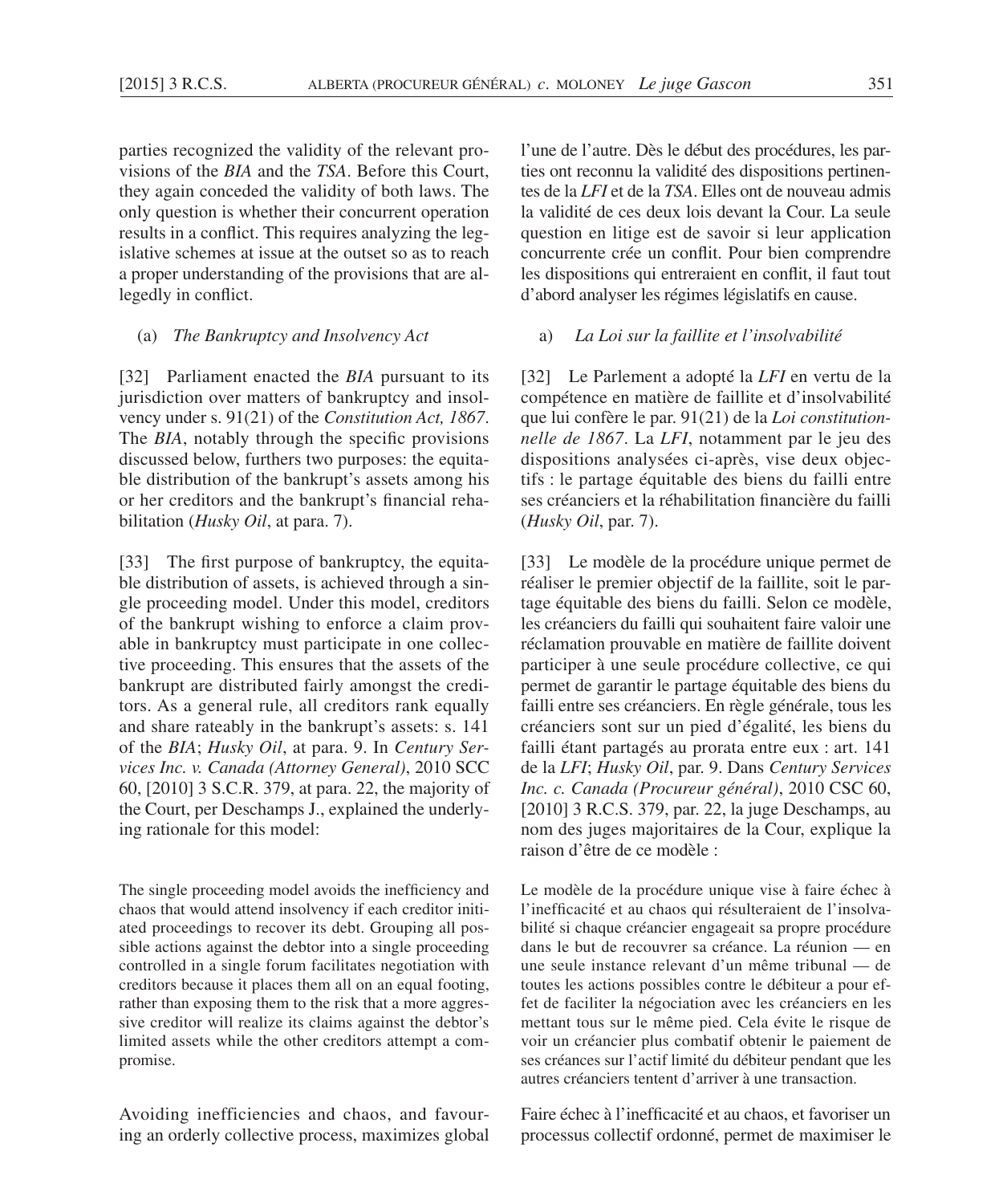parties recognized the validity of the relevant provisions of the *BIA* and the *TSA*. Before this Court, they again conceded the validity of both laws. The only question is whether their concurrent operation results in a conflict. This requires analyzing the legislative schemes at issue at the outset so as to reach a proper understanding of the provisions that are allegedly in conflict.

### (a) *The Bankruptcy and Insolvency Act*

[32] Parliament enacted the *BIA* pursuant to its jurisdiction over matters of bankruptcy and insolvency under s. 91(21) of the *Constitution Act, 1867*. The *BIA*, notably through the specific provisions discussed below, furthers two purposes: the equitable distribution of the bankrupt's assets among his or her creditors and the bankrupt's financial rehabilitation (*Husky Oil*, at para. 7).

[33] The first purpose of bankruptcy, the equitable distribution of assets, is achieved through a single proceeding model. Under this model, creditors of the bankrupt wishing to enforce a claim provable in bankruptcy must participate in one collective proceeding. This ensures that the assets of the bankrupt are distributed fairly amongst the creditors. As a general rule, all creditors rank equally and share rateably in the bankrupt's assets: s. 141 of the *BIA*; *Husky Oil*, at para. 9. In *Century Services Inc. v. Canada (Attorney General)*, 2010 SCC 60, [2010] 3 S.C.R. 379, at para. 22, the majority of the Court, per Deschamps J., explained the underlying rationale for this model:

> The single proceeding model avoids the inefficiency and chaos that would attend insolvency if each creditor initiated proceedings to recover its debt. Grouping all possible actions against the debtor into a single proceeding controlled in a single forum facilitates negotiation with creditors because it places them all on an equal footing, rather than exposing them to the risk that a more aggressive creditor will realize its claims against the debtor's limited assets while the other creditors attempt a compromise.

Avoiding inefficiencies and chaos, and favouring an orderly collective process, maximizes global

l'une de l'autre. Dès le début des procédures, les parties ont reconnu la validité des dispositions pertinentes de la *LFI* et de la *TSA*. Elles ont de nouveau admis la validité de ces deux lois devant la Cour. La seule question en litige est de savoir si leur application concurrente crée un conflit. Pour bien comprendre les dispositions qui entreraient en conflit, il faut tout d'abord analyser les régimes législatifs en cause.

### a) *La Loi sur la faillite et l'insolvabilité*

[32] Le Parlement a adopté la *LFI* en vertu de la compétence en matière de faillite et d'insolvabilité que lui confère le par. 91(21) de la *Loi constitutionnelle de 1867*. La *LFI*, notamment par le jeu des dispositions analysées ci-après, vise deux objectifs : le partage équitable des biens du failli entre ses créanciers et la réhabilitation financière du failli (*Husky Oil*, par. 7).

[33] Le modèle de la procédure unique permet de réaliser le premier objectif de la faillite, soit le partage équitable des biens du failli. Selon ce modèle, les créanciers du failli qui souhaitent faire valoir une réclamation prouvable en matière de faillite doivent participer à une seule procédure collective, ce qui permet de garantir le partage équitable des biens du failli entre ses créanciers. En règle générale, tous les créanciers sont sur un pied d'égalité, les biens du failli étant partagés au prorata entre eux : art. 141 de la *LFI*; *Husky Oil*, par. 9. Dans *Century Services Inc. c. Canada (Procureur général)*, 2010 CSC 60, [2010] 3 R.C.S. 379, par. 22, la juge Deschamps, au nom des juges majoritaires de la Cour, explique la raison d'être de ce modèle :

> Le modèle de la procédure unique vise à faire échec à l'inefficacité et au chaos qui résulteraient de l'insolvabilité si chaque créancier engageait sa propre procédure dans le but de recouvrer sa créance. La réunion — en une seule instance relevant d'un même tribunal — de toutes les actions possibles contre le débiteur a pour effet de faciliter la négociation avec les créanciers en les mettant tous sur le même pied. Cela évite le risque de voir un créancier plus combatif obtenir le paiement de ses créances sur l'actif limité du débiteur pendant que les autres créanciers tentent d'arriver à une transaction.

Faire échec à l'inefficacité et au chaos, et favoriser un processus collectif ordonné, permet de maximiser le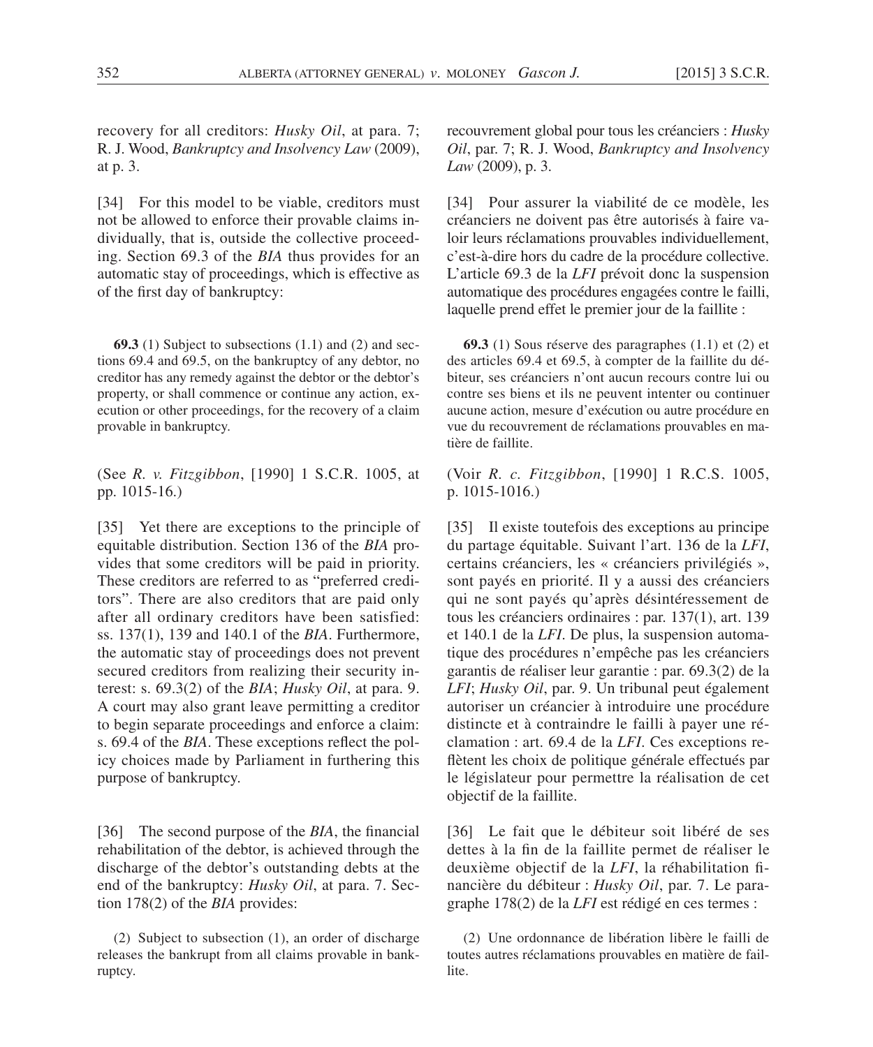recovery for all creditors: *Husky Oil*, at para. 7; R. J. Wood, *Bankruptcy and Insolvency Law* (2009), at p. 3.

[34] For this model to be viable, creditors must not be allowed to enforce their provable claims individually, that is, outside the collective proceeding. Section 69.3 of the *BIA* thus provides for an automatic stay of proceedings, which is effective as of the first day of bankruptcy:

> **69.3** (1) Subject to subsections (1.1) and (2) and sections 69.4 and 69.5, on the bankruptcy of any debtor, no creditor has any remedy against the debtor or the debtor's property, or shall commence or continue any action, execution or other proceedings, for the recovery of a claim provable in bankruptcy.

(See *R. v. Fitzgibbon*, [1990] 1 S.C.R. 1005, at pp. 1015-16.)

[35] Yet there are exceptions to the principle of equitable distribution. Section 136 of the *BIA* provides that some creditors will be paid in priority. These creditors are referred to as "preferred creditors". There are also creditors that are paid only after all ordinary creditors have been satisfied: ss. 137(1), 139 and 140.1 of the *BIA*. Furthermore, the automatic stay of proceedings does not prevent secured creditors from realizing their security interest: s. 69.3(2) of the *BIA*; *Husky Oil*, at para. 9. A court may also grant leave permitting a creditor to begin separate proceedings and enforce a claim: s. 69.4 of the *BIA*. These exceptions reflect the policy choices made by Parliament in furthering this purpose of bankruptcy.

[36] The second purpose of the *BIA*, the financial rehabilitation of the debtor, is achieved through the discharge of the debtor's outstanding debts at the end of the bankruptcy: *Husky Oil*, at para. 7. Section 178(2) of the *BIA* provides:

> (2) Subject to subsection (1), an order of discharge releases the bankrupt from all claims provable in bankruptcy.

recouvrement global pour tous les créanciers : *Husky Oil*, par. 7; R. J. Wood, *Bankruptcy and Insolvency Law* (2009), p. 3.

[34] Pour assurer la viabilité de ce modèle, les créanciers ne doivent pas être autorisés à faire valoir leurs réclamations prouvables individuellement, c'est-à-dire hors du cadre de la procédure collective. L'article 69.3 de la *LFI* prévoit donc la suspension automatique des procédures engagées contre le failli, laquelle prend effet le premier jour de la faillite :

> **69.3** (1) Sous réserve des paragraphes (1.1) et (2) et des articles 69.4 et 69.5, à compter de la faillite du débiteur, ses créanciers n'ont aucun recours contre lui ou contre ses biens et ils ne peuvent intenter ou continuer aucune action, mesure d'exécution ou autre procédure en vue du recouvrement de réclamations prouvables en matière de faillite.

(Voir *R. c. Fitzgibbon*, [1990] 1 R.C.S. 1005, p. 1015-1016.)

[35] Il existe toutefois des exceptions au principe du partage équitable. Suivant l'art. 136 de la *LFI*, certains créanciers, les « créanciers privilégiés », sont payés en priorité. Il y a aussi des créanciers qui ne sont payés qu'après désintéressement de tous les créanciers ordinaires : par. 137(1), art. 139 et 140.1 de la *LFI*. De plus, la suspension automatique des procédures n'empêche pas les créanciers garantis de réaliser leur garantie : par. 69.3(2) de la *LFI*; *Husky Oil*, par. 9. Un tribunal peut également autoriser un créancier à introduire une procédure distincte et à contraindre le failli à payer une réclamation : art. 69.4 de la *LFI*. Ces exceptions reflètent les choix de politique générale effectués par le législateur pour permettre la réalisation de cet objectif de la faillite.

[36] Le fait que le débiteur soit libéré de ses dettes à la fin de la faillite permet de réaliser le deuxième objectif de la *LFI*, la réhabilitation financière du débiteur : *Husky Oil*, par. 7. Le paragraphe 178(2) de la *LFI* est rédigé en ces termes :

> (2) Une ordonnance de libération libère le failli de toutes autres réclamations prouvables en matière de faillite.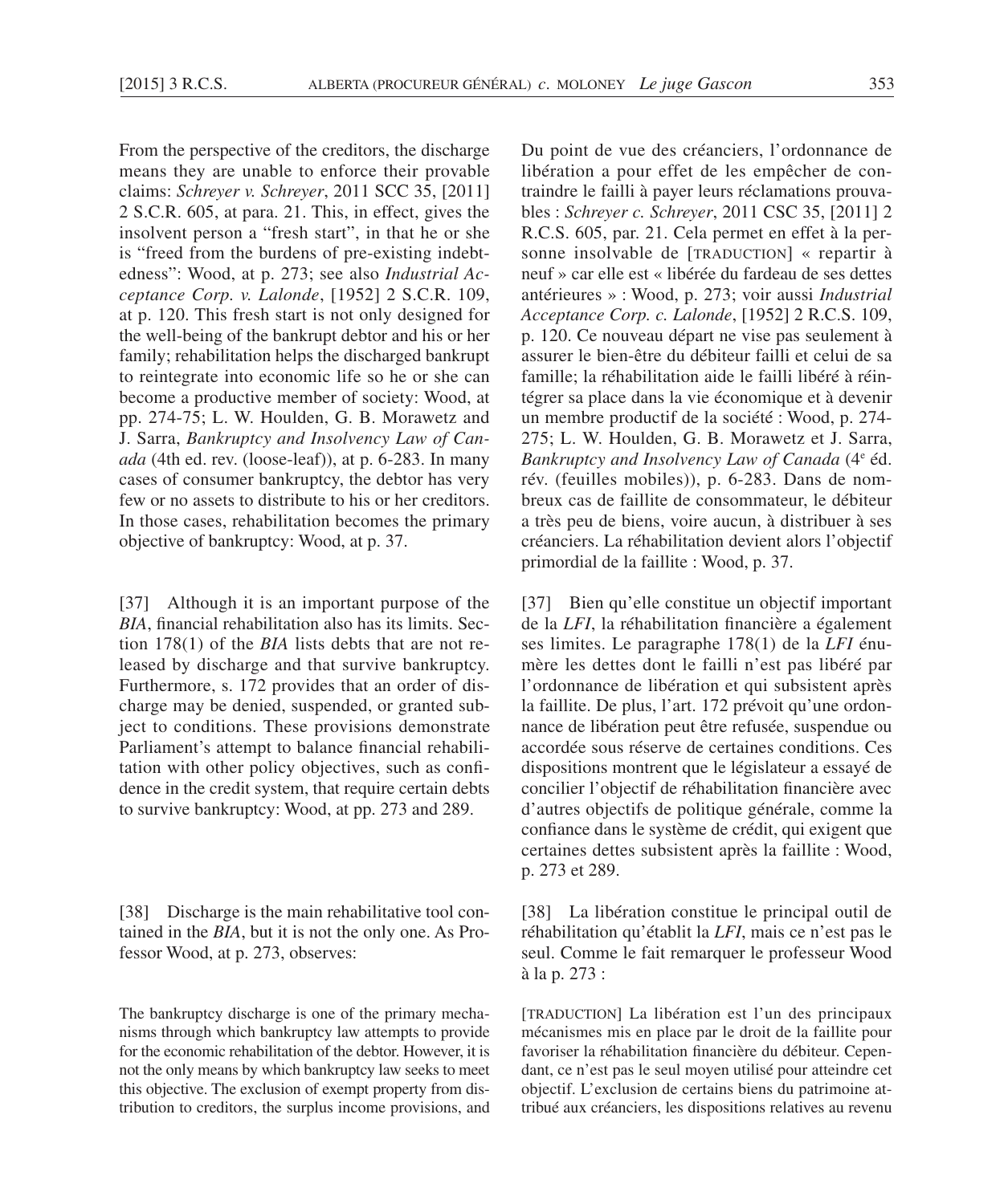From the perspective of the creditors, the discharge means they are unable to enforce their provable claims: *Schreyer v. Schreyer*, 2011 SCC 35, [2011] 2 S.C.R. 605, at para. 21. This, in effect, gives the insolvent person a "fresh start", in that he or she is "freed from the burdens of pre-existing indebtedness": Wood, at p. 273; see also *Industrial Acceptance Corp. v. Lalonde*, [1952] 2 S.C.R. 109, at p. 120. This fresh start is not only designed for the well-being of the bankrupt debtor and his or her family; rehabilitation helps the discharged bankrupt to reintegrate into economic life so he or she can become a productive member of society: Wood, at pp. 274-75; L. W. Houlden, G. B. Morawetz and J. Sarra, *Bankruptcy and Insolvency Law of Canada* (4th ed. rev. (loose-leaf)), at p. 6-283. In many cases of consumer bankruptcy, the debtor has very few or no assets to distribute to his or her creditors. In those cases, rehabilitation becomes the primary objective of bankruptcy: Wood, at p. 37.

[37] Although it is an important purpose of the *BIA*, financial rehabilitation also has its limits. Section 178(1) of the *BIA* lists debts that are not released by discharge and that survive bankruptcy. Furthermore, s. 172 provides that an order of discharge may be denied, suspended, or granted subject to conditions. These provisions demonstrate Parliament's attempt to balance financial rehabilitation with other policy objectives, such as confidence in the credit system, that require certain debts to survive bankruptcy: Wood, at pp. 273 and 289.

[38] Discharge is the main rehabilitative tool contained in the *BIA*, but it is not the only one. As Professor Wood, at p. 273, observes:

> The bankruptcy discharge is one of the primary mechanisms through which bankruptcy law attempts to provide for the economic rehabilitation of the debtor. However, it is not the only means by which bankruptcy law seeks to meet this objective. The exclusion of exempt property from distribution to creditors, the surplus income provisions, and

Du point de vue des créanciers, l'ordonnance de libération a pour effet de les empêcher de contraindre le failli à payer leurs réclamations prouvables : *Schreyer c. Schreyer*, 2011 CSC 35, [2011] 2 R.C.S. 605, par. 21. Cela permet en effet à la personne insolvable de [TRADUCTION] « repartir à neuf » car elle est « libérée du fardeau de ses dettes antérieures » : Wood, p. 273; voir aussi *Industrial Acceptance Corp. c. Lalonde*, [1952] 2 R.C.S. 109, p. 120. Ce nouveau départ ne vise pas seulement à assurer le bien-être du débiteur failli et celui de sa famille; la réhabilitation aide le failli libéré à réintégrer sa place dans la vie économique et à devenir un membre productif de la société : Wood, p. 274-275; L. W. Houlden, G. B. Morawetz et J. Sarra, *Bankruptcy and Insolvency Law of Canada* (4e éd. rév. (feuilles mobiles)), p. 6-283. Dans de nombreux cas de faillite de consommateur, le débiteur a très peu de biens, voire aucun, à distribuer à ses créanciers. La réhabilitation devient alors l'objectif primordial de la faillite : Wood, p. 37.

[37] Bien qu'elle constitue un objectif important de la *LFI*, la réhabilitation financière a également ses limites. Le paragraphe 178(1) de la *LFI* énumère les dettes dont le failli n'est pas libéré par l'ordonnance de libération et qui subsistent après la faillite. De plus, l'art. 172 prévoit qu'une ordonnance de libération peut être refusée, suspendue ou accordée sous réserve de certaines conditions. Ces dispositions montrent que le législateur a essayé de concilier l'objectif de réhabilitation financière avec d'autres objectifs de politique générale, comme la confiance dans le système de crédit, qui exigent que certaines dettes subsistent après la faillite : Wood, p. 273 et 289.

[38] La libération constitue le principal outil de réhabilitation qu'établit la *LFI*, mais ce n'est pas le seul. Comme le fait remarquer le professeur Wood à la p. 273 :

> [TRADUCTION] La libération est l'un des principaux mécanismes mis en place par le droit de la faillite pour favoriser la réhabilitation financière du débiteur. Cependant, ce n'est pas le seul moyen utilisé pour atteindre cet objectif. L'exclusion de certains biens du patrimoine attribué aux créanciers, les dispositions relatives au revenu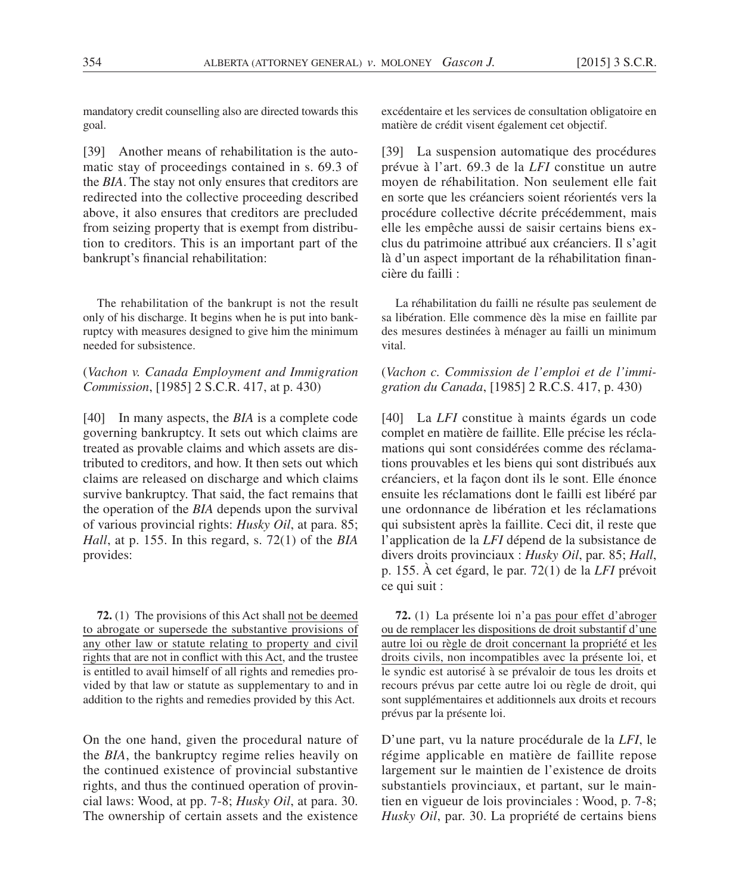mandatory credit counselling also are directed towards this goal.

[39] Another means of rehabilitation is the automatic stay of proceedings contained in s. 69.3 of the *BIA*. The stay not only ensures that creditors are redirected into the collective proceeding described above, it also ensures that creditors are precluded from seizing property that is exempt from distribution to creditors. This is an important part of the bankrupt's financial rehabilitation:

> The rehabilitation of the bankrupt is not the result only of his discharge. It begins when he is put into bankruptcy with measures designed to give him the minimum needed for subsistence.

(*Vachon v. Canada Employment and Immigration Commission*, [1985] 2 S.C.R. 417, at p. 430)

[40] In many aspects, the *BIA* is a complete code governing bankruptcy. It sets out which claims are treated as provable claims and which assets are distributed to creditors, and how. It then sets out which claims are released on discharge and which claims survive bankruptcy. That said, the fact remains that the operation of the *BIA* depends upon the survival of various provincial rights: *Husky Oil*, at para. 85; *Hall*, at p. 155. In this regard, s. 72(1) of the *BIA* provides:

> **72.** (1) The provisions of this Act shall <u>not be deemed to abrogate or supersede the substantive provisions of any other law or statute relating to property and civil rights that are not in conflict with this Act</u>, and the trustee is entitled to avail himself of all rights and remedies provided by that law or statute as supplementary to and in addition to the rights and remedies provided by this Act.

On the one hand, given the procedural nature of the *BIA*, the bankruptcy regime relies heavily on the continued existence of provincial substantive rights, and thus the continued operation of provincial laws: Wood, at pp. 7-8; *Husky Oil*, at para. 30. The ownership of certain assets and the existence

excédentaire et les services de consultation obligatoire en matière de crédit visent également cet objectif.

[39] La suspension automatique des procédures prévue à l'art. 69.3 de la *LFI* constitue un autre moyen de réhabilitation. Non seulement elle fait en sorte que les créanciers soient réorientés vers la procédure collective décrite précédemment, mais elle les empêche aussi de saisir certains biens exclus du patrimoine attribué aux créanciers. Il s'agit là d'un aspect important de la réhabilitation financière du failli :

> La réhabilitation du failli ne résulte pas seulement de sa libération. Elle commence dès la mise en faillite par des mesures destinées à ménager au failli un minimum vital.

(*Vachon c. Commission de l'emploi et de l'immigration du Canada*, [1985] 2 R.C.S. 417, p. 430)

[40] La *LFI* constitue à maints égards un code complet en matière de faillite. Elle précise les réclamations qui sont considérées comme des réclamations prouvables et les biens qui sont distribués aux créanciers, et la façon dont ils le sont. Elle énonce ensuite les réclamations dont le failli est libéré par une ordonnance de libération et les réclamations qui subsistent après la faillite. Ceci dit, il reste que l'application de la *LFI* dépend de la subsistance de divers droits provinciaux : *Husky Oil*, par. 85; *Hall*, p. 155. À cet égard, le par. 72(1) de la *LFI* prévoit ce qui suit :

> **72.** (1) La présente loi n'a <u>pas pour effet d'abroger ou de remplacer les dispositions de droit substantif d'une autre loi ou règle de droit concernant la propriété et les droits civils, non incompatibles avec la présente loi</u>, et le syndic est autorisé à se prévaloir de tous les droits et recours prévus par cette autre loi ou règle de droit, qui sont supplémentaires et additionnels aux droits et recours prévus par la présente loi.

D'une part, vu la nature procédurale de la *LFI*, le régime applicable en matière de faillite repose largement sur le maintien de l'existence de droits substantiels provinciaux, et partant, sur le maintien en vigueur de lois provinciales : Wood, p. 7-8; *Husky Oil*, par. 30. La propriété de certains biens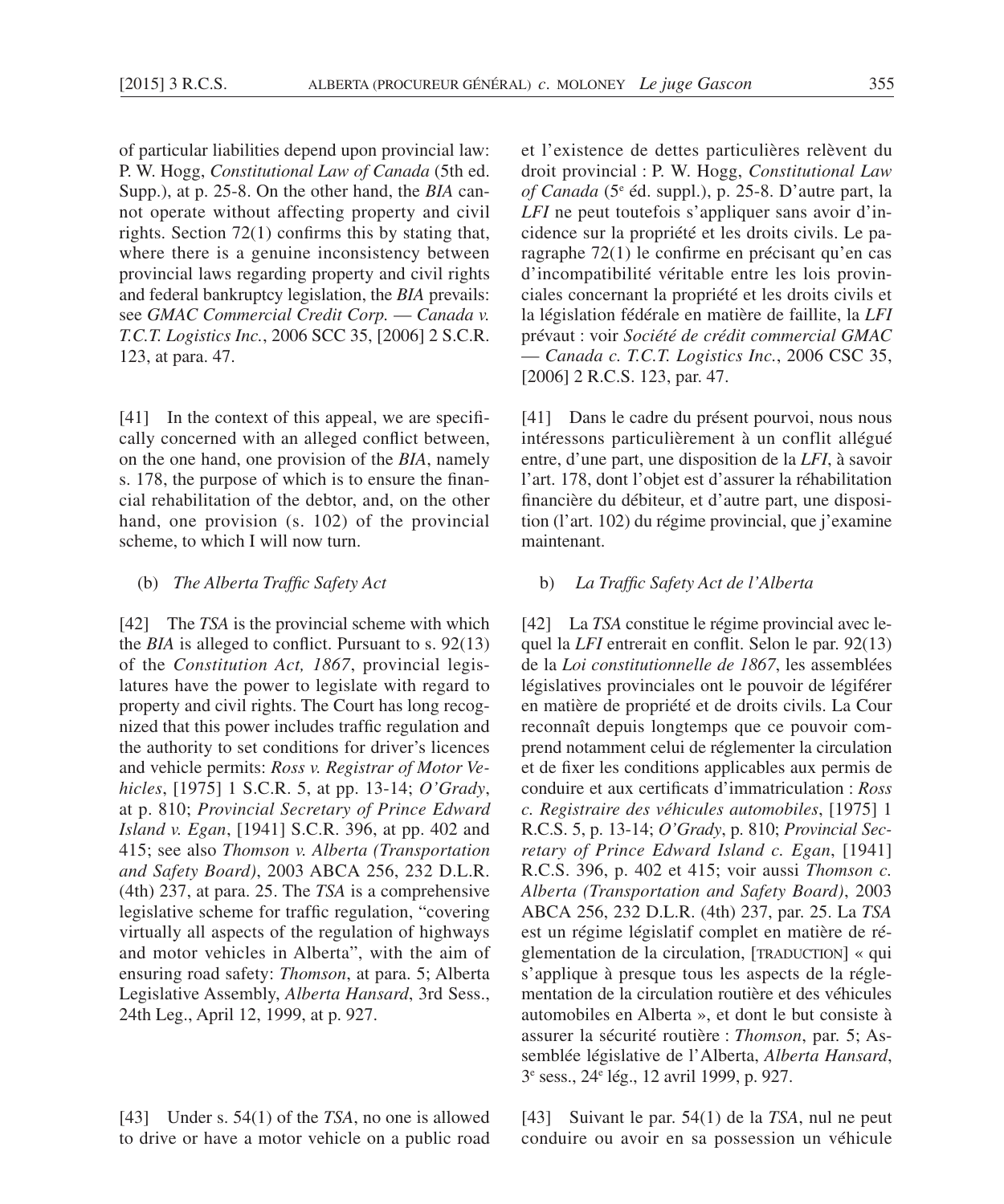of particular liabilities depend upon provincial law: P. W. Hogg, *Constitutional Law of Canada* (5th ed. Supp.), at p. 25-8. On the other hand, the *BIA* cannot operate without affecting property and civil rights. Section 72(1) confirms this by stating that, where there is a genuine inconsistency between provincial laws regarding property and civil rights and federal bankruptcy legislation, the *BIA* prevails: see *GMAC Commercial Credit Corp. — Canada v. T.C.T. Logistics Inc.*, 2006 SCC 35, [2006] 2 S.C.R. 123, at para. 47.

[41] In the context of this appeal, we are specifically concerned with an alleged conflict between, on the one hand, one provision of the *BIA*, namely s. 178, the purpose of which is to ensure the financial rehabilitation of the debtor, and, on the other hand, one provision (s. 102) of the provincial scheme, to which I will now turn.

(b) *The Alberta Traffic Safety Act*

[42] The *TSA* is the provincial scheme with which the *BIA* is alleged to conflict. Pursuant to s. 92(13) of the *Constitution Act, 1867*, provincial legislatures have the power to legislate with regard to property and civil rights. The Court has long recognized that this power includes traffic regulation and the authority to set conditions for driver's licences and vehicle permits: *Ross v. Registrar of Motor Vehicles*, [1975] 1 S.C.R. 5, at pp. 13-14; *O'Grady*, at p. 810; *Provincial Secretary of Prince Edward Island v. Egan*, [1941] S.C.R. 396, at pp. 402 and 415; see also *Thomson v. Alberta (Transportation and Safety Board)*, 2003 ABCA 256, 232 D.L.R. (4th) 237, at para. 25. The *TSA* is a comprehensive legislative scheme for traffic regulation, "covering virtually all aspects of the regulation of highways and motor vehicles in Alberta", with the aim of ensuring road safety: *Thomson*, at para. 5; Alberta Legislative Assembly, *Alberta Hansard*, 3rd Sess., 24th Leg., April 12, 1999, at p. 927.

[43] Under s. 54(1) of the *TSA*, no one is allowed to drive or have a motor vehicle on a public road

et l'existence de dettes particulières relèvent du droit provincial : P. W. Hogg, *Constitutional Law of Canada* (5e éd. suppl.), p. 25-8. D'autre part, la *LFI* ne peut toutefois s'appliquer sans avoir d'incidence sur la propriété et les droits civils. Le paragraphe 72(1) le confirme en précisant qu'en cas d'incompatibilité véritable entre les lois provinciales concernant la propriété et les droits civils et la législation fédérale en matière de faillite, la *LFI* prévaut : voir *Société de crédit commercial GMAC — Canada c. T.C.T. Logistics Inc.*, 2006 CSC 35, [2006] 2 R.C.S. 123, par. 47.

[41] Dans le cadre du présent pourvoi, nous nous intéressons particulièrement à un conflit allégué entre, d'une part, une disposition de la *LFI*, à savoir l'art. 178, dont l'objet est d'assurer la réhabilitation financière du débiteur, et d'autre part, une disposition (l'art. 102) du régime provincial, que j'examine maintenant.

b) *La Traffic Safety Act de l'Alberta*

[42] La *TSA* constitue le régime provincial avec lequel la *LFI* entrerait en conflit. Selon le par. 92(13) de la *Loi constitutionnelle de 1867*, les assemblées législatives provinciales ont le pouvoir de légiférer en matière de propriété et de droits civils. La Cour reconnaît depuis longtemps que ce pouvoir comprend notamment celui de réglementer la circulation et de fixer les conditions applicables aux permis de conduire et aux certificats d'immatriculation : *Ross c. Registraire des véhicules automobiles*, [1975] 1 R.C.S. 5, p. 13-14; *O'Grady*, p. 810; *Provincial Secretary of Prince Edward Island c. Egan*, [1941] R.C.S. 396, p. 402 et 415; voir aussi *Thomson c. Alberta (Transportation and Safety Board)*, 2003 ABCA 256, 232 D.L.R. (4th) 237, par. 25. La *TSA* est un régime législatif complet en matière de réglementation de la circulation, [TRADUCTION] « qui s'applique à presque tous les aspects de la réglementation de la circulation routière et des véhicules automobiles en Alberta », et dont le but consiste à assurer la sécurité routière : *Thomson*, par. 5; Assemblée législative de l'Alberta, *Alberta Hansard*, 3e sess., 24e lég., 12 avril 1999, p. 927.

[43] Suivant le par. 54(1) de la *TSA*, nul ne peut conduire ou avoir en sa possession un véhicule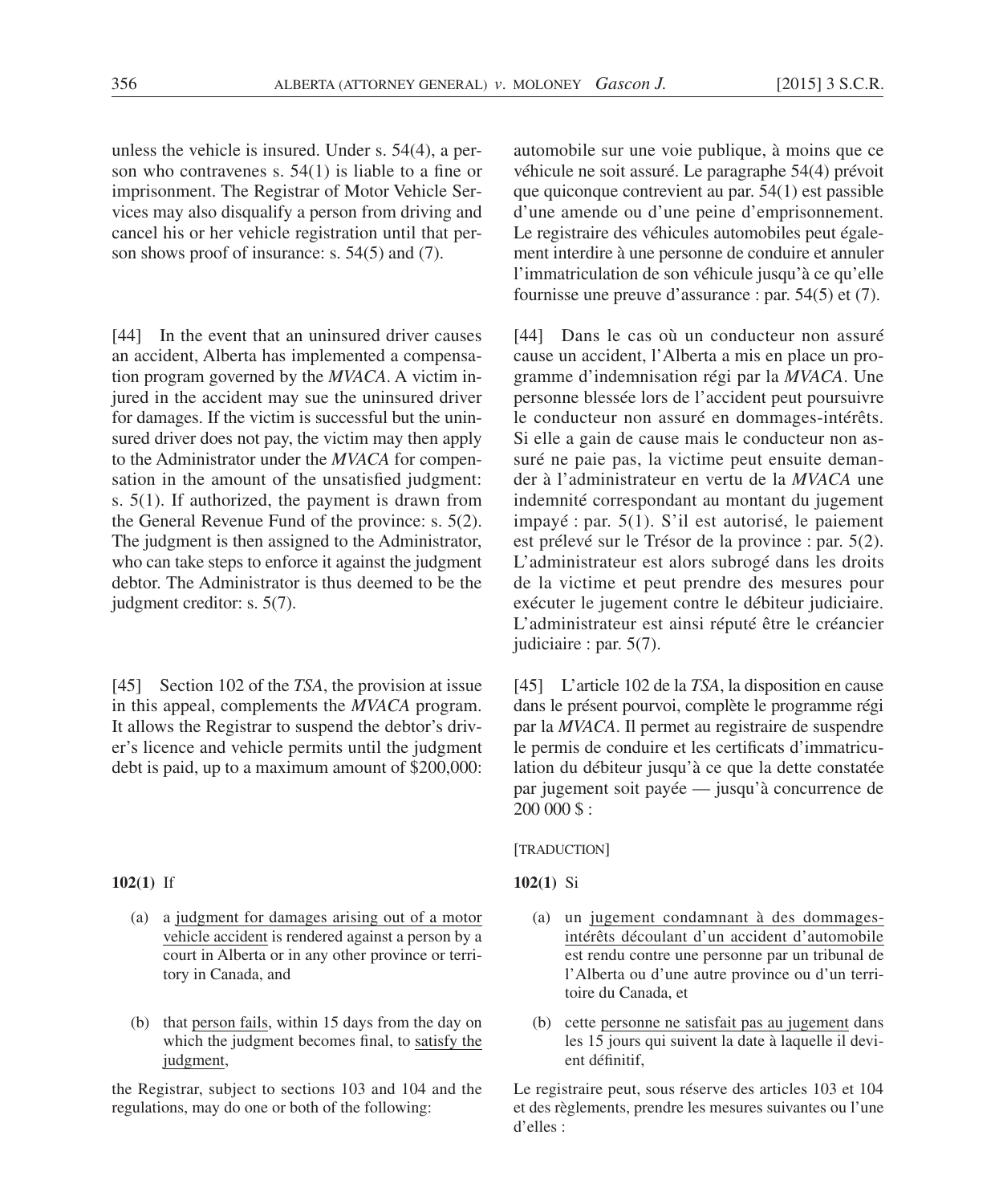unless the vehicle is insured. Under s. 54(4), a person who contravenes s. 54(1) is liable to a fine or imprisonment. The Registrar of Motor Vehicle Services may also disqualify a person from driving and cancel his or her vehicle registration until that person shows proof of insurance: s. 54(5) and (7).

[44] In the event that an uninsured driver causes an accident, Alberta has implemented a compensation program governed by the *MVACA*. A victim injured in the accident may sue the uninsured driver for damages. If the victim is successful but the uninsured driver does not pay, the victim may then apply to the Administrator under the *MVACA* for compensation in the amount of the unsatisfied judgment: s. 5(1). If authorized, the payment is drawn from the General Revenue Fund of the province: s. 5(2). The judgment is then assigned to the Administrator, who can take steps to enforce it against the judgment debtor. The Administrator is thus deemed to be the judgment creditor: s. 5(7).

[45] Section 102 of the *TSA*, the provision at issue in this appeal, complements the *MVACA* program. It allows the Registrar to suspend the debtor's driver's licence and vehicle permits until the judgment debt is paid, up to a maximum amount of $200,000:

**102(1)** If

(a) a <u>judgment for damages arising out of a motor vehicle accident</u> is rendered against a person by a court in Alberta or in any other province or territory in Canada, and

(b) that <u>person fails</u>, within 15 days from the day on which the judgment becomes final, to <u>satisfy the judgment</u>,

the Registrar, subject to sections 103 and 104 and the regulations, may do one or both of the following:

automobile sur une voie publique, à moins que ce véhicule ne soit assuré. Le paragraphe 54(4) prévoit que quiconque contrevient au par. 54(1) est passible d'une amende ou d'une peine d'emprisonnement. Le registraire des véhicules automobiles peut également interdire à une personne de conduire et annuler l'immatriculation de son véhicule jusqu'à ce qu'elle fournisse une preuve d'assurance : par. 54(5) et (7).

[44] Dans le cas où un conducteur non assuré cause un accident, l'Alberta a mis en place un programme d'indemnisation régi par la *MVACA*. Une personne blessée lors de l'accident peut poursuivre le conducteur non assuré en dommages-intérêts. Si elle a gain de cause mais le conducteur non assuré ne paie pas, la victime peut ensuite demander à l'administrateur en vertu de la *MVACA* une indemnité correspondant au montant du jugement impayé : par. 5(1). S'il est autorisé, le paiement est prélevé sur le Trésor de la province : par. 5(2). L'administrateur est alors subrogé dans les droits de la victime et peut prendre des mesures pour exécuter le jugement contre le débiteur judiciaire. L'administrateur est ainsi réputé être le créancier judiciaire : par. 5(7).

[45] L'article 102 de la *TSA*, la disposition en cause dans le présent pourvoi, complète le programme régi par la *MVACA*. Il permet au registraire de suspendre le permis de conduire et les certificats d'immatriculation du débiteur jusqu'à ce que la dette constatée par jugement soit payée — jusqu'à concurrence de 200 000 $ :

[TRADUCTION]

**102(1)** Si

(a) un <u>jugement condamnant à des dommages-intérêts découlant d'un accident d'automobile</u> est rendu contre une personne par un tribunal de l'Alberta ou d'une autre province ou d'un territoire du Canada, et

(b) cette <u>personne ne satisfait pas au jugement</u> dans les 15 jours qui suivent la date à laquelle il devient définitif,

Le registraire peut, sous réserve des articles 103 et 104 et des règlements, prendre les mesures suivantes ou l'une d'elles :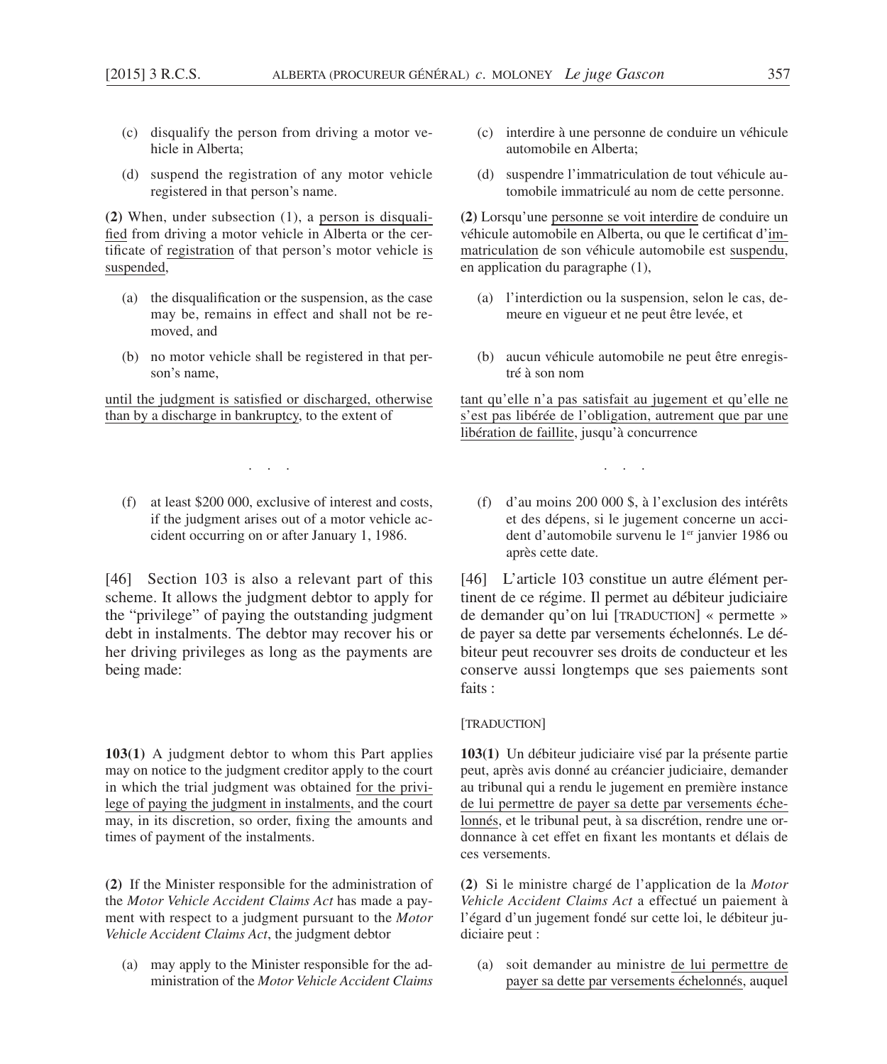(c) disqualify the person from driving a motor vehicle in Alberta;

(d) suspend the registration of any motor vehicle registered in that person's name.

**(2)** When, under subsection (1), a person is disqualified from driving a motor vehicle in Alberta or the certificate of registration of that person's motor vehicle is suspended,

(a) the disqualification or the suspension, as the case may be, remains in effect and shall not be removed, and

(b) no motor vehicle shall be registered in that person's name,

until the judgment is satisfied or discharged, otherwise than by a discharge in bankruptcy, to the extent of

. . .

(f) at least $200 000, exclusive of interest and costs, if the judgment arises out of a motor vehicle accident occurring on or after January 1, 1986.

[46] Section 103 is also a relevant part of this scheme. It allows the judgment debtor to apply for the "privilege" of paying the outstanding judgment debt in instalments. The debtor may recover his or her driving privileges as long as the payments are being made:

**103(1)** A judgment debtor to whom this Part applies may on notice to the judgment creditor apply to the court in which the trial judgment was obtained for the privilege of paying the judgment in instalments, and the court may, in its discretion, so order, fixing the amounts and times of payment of the instalments.

**(2)** If the Minister responsible for the administration of the *Motor Vehicle Accident Claims Act* has made a payment with respect to a judgment pursuant to the *Motor Vehicle Accident Claims Act*, the judgment debtor

(a) may apply to the Minister responsible for the administration of the *Motor Vehicle Accident Claims*

(c) interdire à une personne de conduire un véhicule automobile en Alberta;

(d) suspendre l'immatriculation de tout véhicule automobile immatriculé au nom de cette personne.

**(2)** Lorsqu'une personne se voit interdire de conduire un véhicule automobile en Alberta, ou que le certificat d'immatriculation de son véhicule automobile est suspendu, en application du paragraphe (1),

(a) l'interdiction ou la suspension, selon le cas, demeure en vigueur et ne peut être levée, et

(b) aucun véhicule automobile ne peut être enregistré à son nom

tant qu'elle n'a pas satisfait au jugement et qu'elle ne s'est pas libérée de l'obligation, autrement que par une libération de faillite, jusqu'à concurrence

. . .

(f) d'au moins 200 000 $, à l'exclusion des intérêts et des dépens, si le jugement concerne un accident d'automobile survenu le 1er janvier 1986 ou après cette date.

[46] L'article 103 constitue un autre élément pertinent de ce régime. Il permet au débiteur judiciaire de demander qu'on lui [TRADUCTION] « permette » de payer sa dette par versements échelonnés. Le débiteur peut recouvrer ses droits de conducteur et les conserve aussi longtemps que ses paiements sont faits :

[TRADUCTION]

**103(1)** Un débiteur judiciaire visé par la présente partie peut, après avis donné au créancier judiciaire, demander au tribunal qui a rendu le jugement en première instance de lui permettre de payer sa dette par versements échelonnés, et le tribunal peut, à sa discrétion, rendre une ordonnance à cet effet en fixant les montants et délais de ces versements.

**(2)** Si le ministre chargé de l'application de la *Motor Vehicle Accident Claims Act* a effectué un paiement à l'égard d'un jugement fondé sur cette loi, le débiteur judiciaire peut :

(a) soit demander au ministre de lui permettre de payer sa dette par versements échelonnés, auquel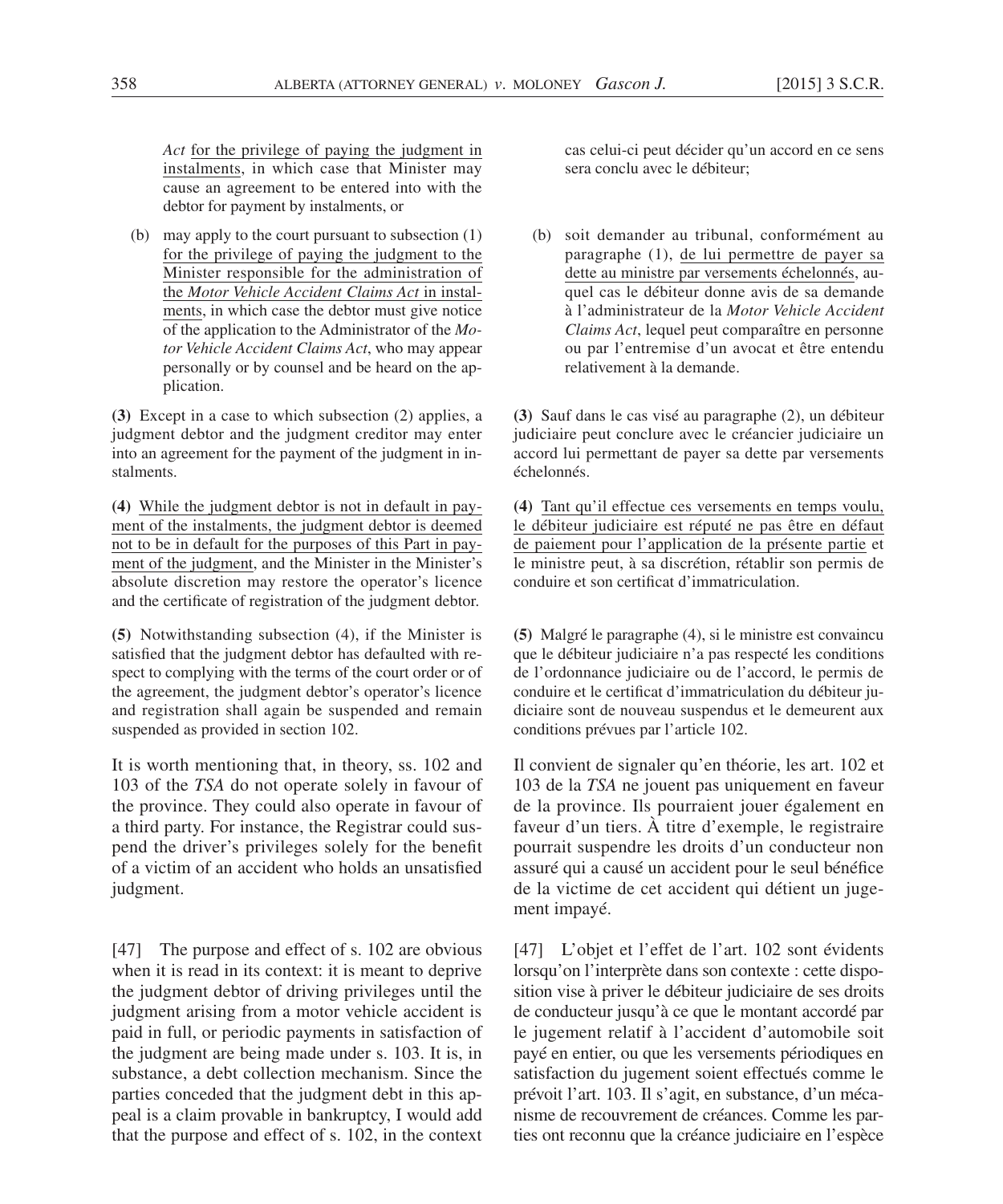*Act* for the privilege of paying the judgment in instalments, in which case that Minister may cause an agreement to be entered into with the debtor for payment by instalments, or

(b) may apply to the court pursuant to subsection (1) for the privilege of paying the judgment to the Minister responsible for the administration of the *Motor Vehicle Accident Claims Act* in instalments, in which case the debtor must give notice of the application to the Administrator of the *Motor Vehicle Accident Claims Act*, who may appear personally or by counsel and be heard on the application.

**(3)** Except in a case to which subsection (2) applies, a judgment debtor and the judgment creditor may enter into an agreement for the payment of the judgment in instalments.

**(4)** While the judgment debtor is not in default in payment of the instalments, the judgment debtor is deemed not to be in default for the purposes of this Part in payment of the judgment, and the Minister in the Minister's absolute discretion may restore the operator's licence and the certificate of registration of the judgment debtor.

**(5)** Notwithstanding subsection (4), if the Minister is satisfied that the judgment debtor has defaulted with respect to complying with the terms of the court order or of the agreement, the judgment debtor's operator's licence and registration shall again be suspended and remain suspended as provided in section 102.

It is worth mentioning that, in theory, ss. 102 and 103 of the *TSA* do not operate solely in favour of the province. They could also operate in favour of a third party. For instance, the Registrar could suspend the driver's privileges solely for the benefit of a victim of an accident who holds an unsatisfied judgment.

[47] The purpose and effect of s. 102 are obvious when it is read in its context: it is meant to deprive the judgment debtor of driving privileges until the judgment arising from a motor vehicle accident is paid in full, or periodic payments in satisfaction of the judgment are being made under s. 103. It is, in substance, a debt collection mechanism. Since the parties conceded that the judgment debt in this appeal is a claim provable in bankruptcy, I would add that the purpose and effect of s. 102, in the context

cas celui-ci peut décider qu'un accord en ce sens sera conclu avec le débiteur;

(b) soit demander au tribunal, conformément au paragraphe (1), de lui permettre de payer sa dette au ministre par versements échelonnés, auquel cas le débiteur donne avis de sa demande à l'administrateur de la *Motor Vehicle Accident Claims Act*, lequel peut comparaître en personne ou par l'entremise d'un avocat et être entendu relativement à la demande.

**(3)** Sauf dans le cas visé au paragraphe (2), un débiteur judiciaire peut conclure avec le créancier judiciaire un accord lui permettant de payer sa dette par versements échelonnés.

**(4)** Tant qu'il effectue ces versements en temps voulu, le débiteur judiciaire est réputé ne pas être en défaut de paiement pour l'application de la présente partie et le ministre peut, à sa discrétion, rétablir son permis de conduire et son certificat d'immatriculation.

**(5)** Malgré le paragraphe (4), si le ministre est convaincu que le débiteur judiciaire n'a pas respecté les conditions de l'ordonnance judiciaire ou de l'accord, le permis de conduire et le certificat d'immatriculation du débiteur judiciaire sont de nouveau suspendus et le demeurent aux conditions prévues par l'article 102.

Il convient de signaler qu'en théorie, les art. 102 et 103 de la *TSA* ne jouent pas uniquement en faveur de la province. Ils pourraient jouer également en faveur d'un tiers. À titre d'exemple, le registraire pourrait suspendre les droits d'un conducteur non assuré qui a causé un accident pour le seul bénéfice de la victime de cet accident qui détient un jugement impayé.

[47] L'objet et l'effet de l'art. 102 sont évidents lorsqu'on l'interprète dans son contexte : cette disposition vise à priver le débiteur judiciaire de ses droits de conducteur jusqu'à ce que le montant accordé par le jugement relatif à l'accident d'automobile soit payé en entier, ou que les versements périodiques en satisfaction du jugement soient effectués comme le prévoit l'art. 103. Il s'agit, en substance, d'un mécanisme de recouvrement de créances. Comme les parties ont reconnu que la créance judiciaire en l'espèce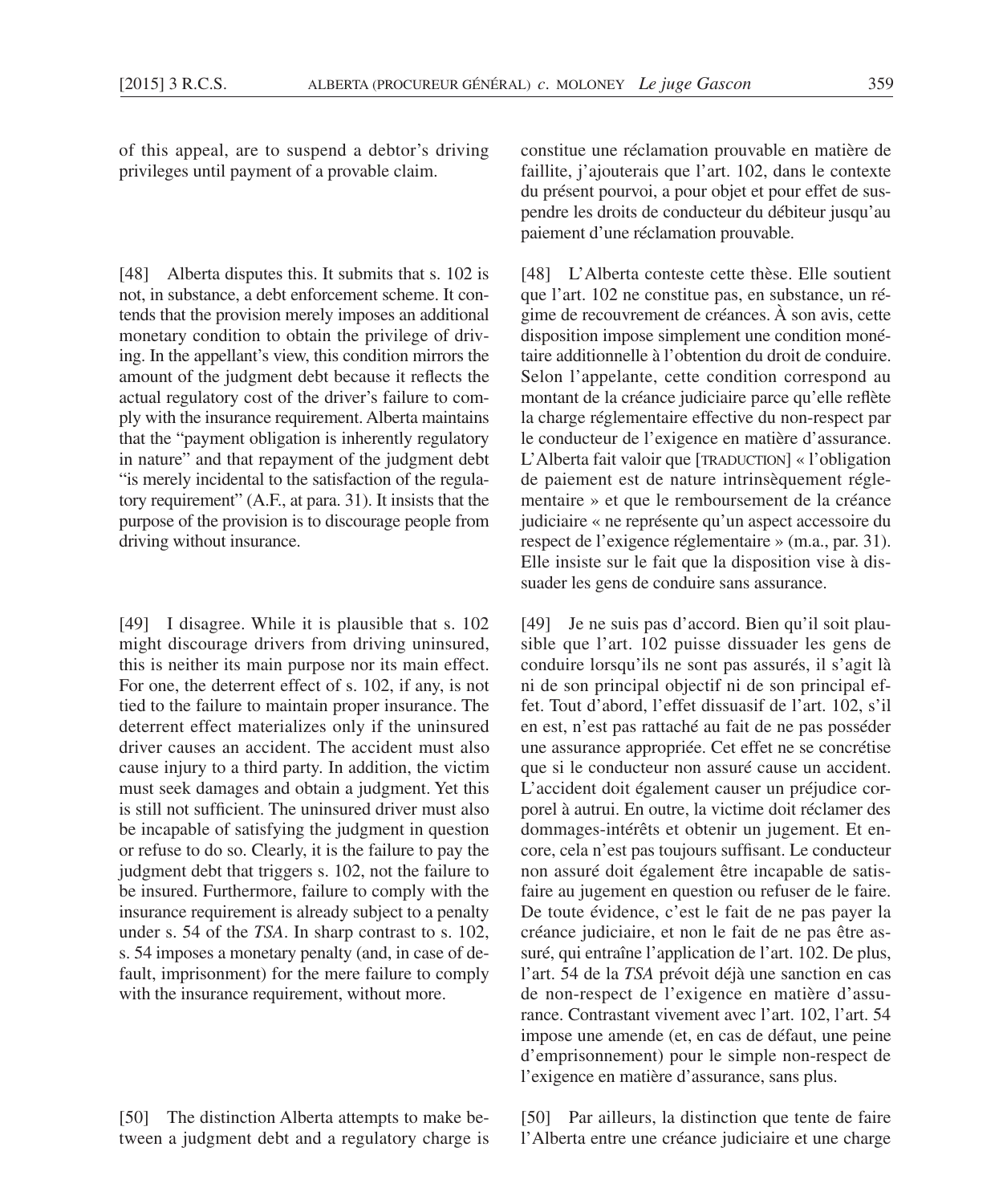of this appeal, are to suspend a debtor's driving privileges until payment of a provable claim.

[48] Alberta disputes this. It submits that s. 102 is not, in substance, a debt enforcement scheme. It contends that the provision merely imposes an additional monetary condition to obtain the privilege of driving. In the appellant's view, this condition mirrors the amount of the judgment debt because it reflects the actual regulatory cost of the driver's failure to comply with the insurance requirement. Alberta maintains that the "payment obligation is inherently regulatory in nature" and that repayment of the judgment debt "is merely incidental to the satisfaction of the regulatory requirement" (A.F., at para. 31). It insists that the purpose of the provision is to discourage people from driving without insurance.

[49] I disagree. While it is plausible that s. 102 might discourage drivers from driving uninsured, this is neither its main purpose nor its main effect. For one, the deterrent effect of s. 102, if any, is not tied to the failure to maintain proper insurance. The deterrent effect materializes only if the uninsured driver causes an accident. The accident must also cause injury to a third party. In addition, the victim must seek damages and obtain a judgment. Yet this is still not sufficient. The uninsured driver must also be incapable of satisfying the judgment in question or refuse to do so. Clearly, it is the failure to pay the judgment debt that triggers s. 102, not the failure to be insured. Furthermore, failure to comply with the insurance requirement is already subject to a penalty under s. 54 of the *TSA*. In sharp contrast to s. 102, s. 54 imposes a monetary penalty (and, in case of default, imprisonment) for the mere failure to comply with the insurance requirement, without more.

[50] The distinction Alberta attempts to make between a judgment debt and a regulatory charge is

constitue une réclamation prouvable en matière de faillite, j'ajouterais que l'art. 102, dans le contexte du présent pourvoi, a pour objet et pour effet de suspendre les droits de conducteur du débiteur jusqu'au paiement d'une réclamation prouvable.

[48] L'Alberta conteste cette thèse. Elle soutient que l'art. 102 ne constitue pas, en substance, un régime de recouvrement de créances. À son avis, cette disposition impose simplement une condition monétaire additionnelle à l'obtention du droit de conduire. Selon l'appelante, cette condition correspond au montant de la créance judiciaire parce qu'elle reflète la charge réglementaire effective du non-respect par le conducteur de l'exigence en matière d'assurance. L'Alberta fait valoir que [TRADUCTION] « l'obligation de paiement est de nature intrinsèquement réglementaire » et que le remboursement de la créance judiciaire « ne représente qu'un aspect accessoire du respect de l'exigence réglementaire » (m.a., par. 31). Elle insiste sur le fait que la disposition vise à dissuader les gens de conduire sans assurance.

[49] Je ne suis pas d'accord. Bien qu'il soit plausible que l'art. 102 puisse dissuader les gens de conduire lorsqu'ils ne sont pas assurés, il s'agit là ni de son principal objectif ni de son principal effet. Tout d'abord, l'effet dissuasif de l'art. 102, s'il en est, n'est pas rattaché au fait de ne pas posséder une assurance appropriée. Cet effet ne se concrétise que si le conducteur non assuré cause un accident. L'accident doit également causer un préjudice corporel à autrui. En outre, la victime doit réclamer des dommages-intérêts et obtenir un jugement. Et encore, cela n'est pas toujours suffisant. Le conducteur non assuré doit également être incapable de satisfaire au jugement en question ou refuser de le faire. De toute évidence, c'est le fait de ne pas payer la créance judiciaire, et non le fait de ne pas être assuré, qui entraîne l'application de l'art. 102. De plus, l'art. 54 de la *TSA* prévoit déjà une sanction en cas de non-respect de l'exigence en matière d'assurance. Contrastant vivement avec l'art. 102, l'art. 54 impose une amende (et, en cas de défaut, une peine d'emprisonnement) pour le simple non-respect de l'exigence en matière d'assurance, sans plus.

[50] Par ailleurs, la distinction que tente de faire l'Alberta entre une créance judiciaire et une charge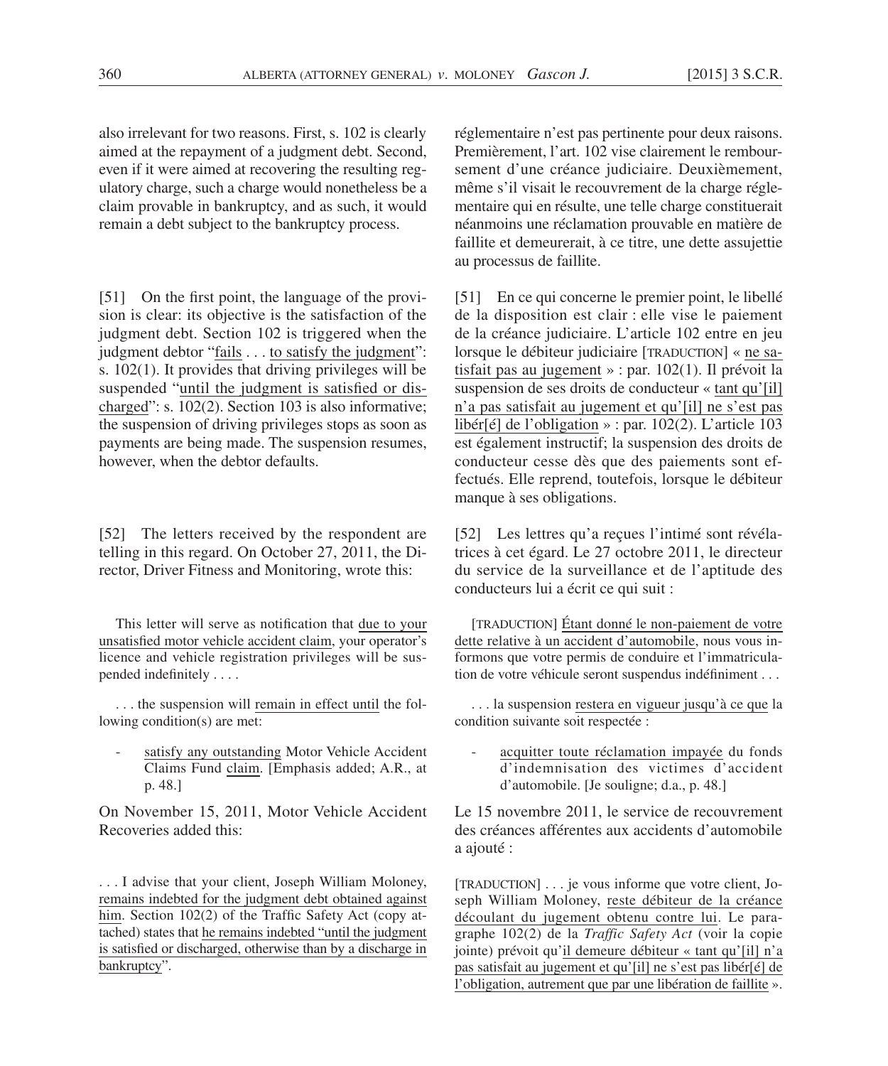also irrelevant for two reasons. First, s. 102 is clearly aimed at the repayment of a judgment debt. Second, even if it were aimed at recovering the resulting regulatory charge, such a charge would nonetheless be a claim provable in bankruptcy, and as such, it would remain a debt subject to the bankruptcy process.

[51] On the first point, the language of the provision is clear: its objective is the satisfaction of the judgment debt. Section 102 is triggered when the judgment debtor "fails . . . to satisfy the judgment": s. 102(1). It provides that driving privileges will be suspended "until the judgment is satisfied or discharged": s. 102(2). Section 103 is also informative; the suspension of driving privileges stops as soon as payments are being made. The suspension resumes, however, when the debtor defaults.

[52] The letters received by the respondent are telling in this regard. On October 27, 2011, the Director, Driver Fitness and Monitoring, wrote this:

> This letter will serve as notification that due to your unsatisfied motor vehicle accident claim, your operator's licence and vehicle registration privileges will be suspended indefinitely . . . .
>
> . . . the suspension will remain in effect until the following condition(s) are met:
>
> - satisfy any outstanding Motor Vehicle Accident Claims Fund claim. [Emphasis added; A.R., at p. 48.]

On November 15, 2011, Motor Vehicle Accident Recoveries added this:

> . . . I advise that your client, Joseph William Moloney, remains indebted for the judgment debt obtained against him. Section 102(2) of the Traffic Safety Act (copy attached) states that he remains indebted "until the judgment is satisfied or discharged, otherwise than by a discharge in bankruptcy".

réglementaire n'est pas pertinente pour deux raisons. Premièrement, l'art. 102 vise clairement le remboursement d'une créance judiciaire. Deuxièmement, même s'il visait le recouvrement de la charge réglementaire qui en résulte, une telle charge constituerait néanmoins une réclamation prouvable en matière de faillite et demeurerait, à ce titre, une dette assujettie au processus de faillite.

[51] En ce qui concerne le premier point, le libellé de la disposition est clair : elle vise le paiement de la créance judiciaire. L'article 102 entre en jeu lorsque le débiteur judiciaire [TRADUCTION] « ne satisfait pas au jugement » : par. 102(1). Il prévoit la suspension de ses droits de conducteur « tant qu'[il] n'a pas satisfait au jugement et qu'[il] ne s'est pas libér[é] de l'obligation » : par. 102(2). L'article 103 est également instructif; la suspension des droits de conducteur cesse dès que des paiements sont effectués. Elle reprend, toutefois, lorsque le débiteur manque à ses obligations.

[52] Les lettres qu'a reçues l'intimé sont révélatrices à cet égard. Le 27 octobre 2011, le directeur du service de la surveillance et de l'aptitude des conducteurs lui a écrit ce qui suit :

> [TRADUCTION] Étant donné le non-paiement de votre dette relative à un accident d'automobile, nous vous informons que votre permis de conduire et l'immatriculation de votre véhicule seront suspendus indéfiniment . . .
>
> . . . la suspension restera en vigueur jusqu'à ce que la condition suivante soit respectée :
>
> - acquitter toute réclamation impayée du fonds d'indemnisation des victimes d'accident d'automobile. [Je souligne; d.a., p. 48.]

Le 15 novembre 2011, le service de recouvrement des créances afférentes aux accidents d'automobile a ajouté :

> [TRADUCTION] . . . je vous informe que votre client, Joseph William Moloney, reste débiteur de la créance découlant du jugement obtenu contre lui. Le paragraphe 102(2) de la *Traffic Safety Act* (voir la copie jointe) prévoit qu'il demeure débiteur « tant qu'[il] n'a pas satisfait au jugement et qu'[il] ne s'est pas libér[é] de l'obligation, autrement que par une libération de faillite ».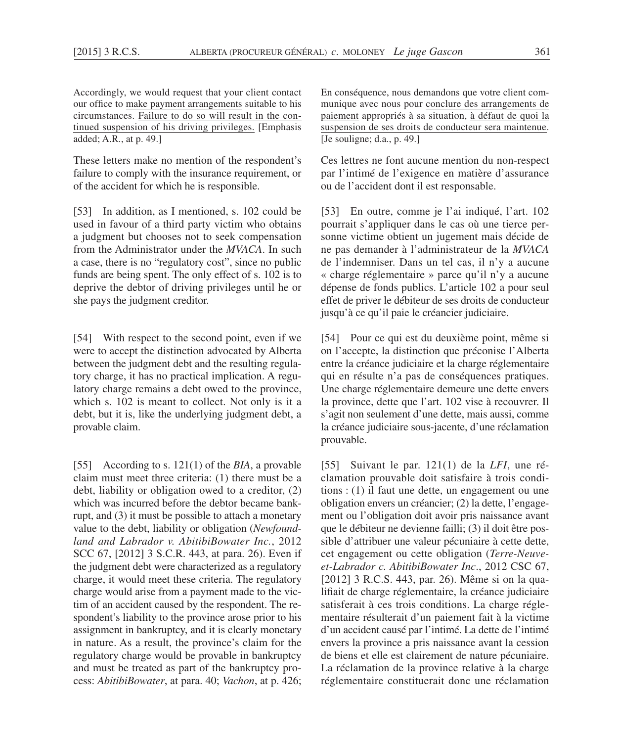Accordingly, we would request that your client contact our office to make payment arrangements suitable to his circumstances. Failure to do so will result in the continued suspension of his driving privileges. [Emphasis added; A.R., at p. 49.]

These letters make no mention of the respondent's failure to comply with the insurance requirement, or of the accident for which he is responsible.

[53] In addition, as I mentioned, s. 102 could be used in favour of a third party victim who obtains a judgment but chooses not to seek compensation from the Administrator under the *MVACA*. In such a case, there is no "regulatory cost", since no public funds are being spent. The only effect of s. 102 is to deprive the debtor of driving privileges until he or she pays the judgment creditor.

[54] With respect to the second point, even if we were to accept the distinction advocated by Alberta between the judgment debt and the resulting regulatory charge, it has no practical implication. A regulatory charge remains a debt owed to the province, which s. 102 is meant to collect. Not only is it a debt, but it is, like the underlying judgment debt, a provable claim.

[55] According to s. 121(1) of the *BIA*, a provable claim must meet three criteria: (1) there must be a debt, liability or obligation owed to a creditor, (2) which was incurred before the debtor became bankrupt, and (3) it must be possible to attach a monetary value to the debt, liability or obligation (*Newfoundland and Labrador v. AbitibiBowater Inc.*, 2012 SCC 67, [2012] 3 S.C.R. 443, at para. 26). Even if the judgment debt were characterized as a regulatory charge, it would meet these criteria. The regulatory charge would arise from a payment made to the victim of an accident caused by the respondent. The respondent's liability to the province arose prior to his assignment in bankruptcy, and it is clearly monetary in nature. As a result, the province's claim for the regulatory charge would be provable in bankruptcy and must be treated as part of the bankruptcy process: *AbitibiBowater*, at para. 40; *Vachon*, at p. 426;

En conséquence, nous demandons que votre client communique avec nous pour conclure des arrangements de paiement appropriés à sa situation, à défaut de quoi la suspension de ses droits de conducteur sera maintenue. [Je souligne; d.a., p. 49.]

Ces lettres ne font aucune mention du non-respect par l'intimé de l'exigence en matière d'assurance ou de l'accident dont il est responsable.

[53] En outre, comme je l'ai indiqué, l'art. 102 pourrait s'appliquer dans le cas où une tierce personne victime obtient un jugement mais décide de ne pas demander à l'administrateur de la *MVACA* de l'indemniser. Dans un tel cas, il n'y a aucune « charge réglementaire » parce qu'il n'y a aucune dépense de fonds publics. L'article 102 a pour seul effet de priver le débiteur de ses droits de conducteur jusqu'à ce qu'il paie le créancier judiciaire.

[54] Pour ce qui est du deuxième point, même si on l'accepte, la distinction que préconise l'Alberta entre la créance judiciaire et la charge réglementaire qui en résulte n'a pas de conséquences pratiques. Une charge réglementaire demeure une dette envers la province, dette que l'art. 102 vise à recouvrer. Il s'agit non seulement d'une dette, mais aussi, comme la créance judiciaire sous-jacente, d'une réclamation prouvable.

[55] Suivant le par. 121(1) de la *LFI*, une réclamation prouvable doit satisfaire à trois conditions : (1) il faut une dette, un engagement ou une obligation envers un créancier; (2) la dette, l'engagement ou l'obligation doit avoir pris naissance avant que le débiteur ne devienne failli; (3) il doit être possible d'attribuer une valeur pécuniaire à cette dette, cet engagement ou cette obligation (*Terre-Neuve-et-Labrador c. AbitibiBowater Inc.*, 2012 CSC 67, [2012] 3 R.C.S. 443, par. 26). Même si on la qualifiait de charge réglementaire, la créance judiciaire satisferait à ces trois conditions. La charge réglementaire résulterait d'un paiement fait à la victime d'un accident causé par l'intimé. La dette de l'intimé envers la province a pris naissance avant la cession de biens et elle est clairement de nature pécuniaire. La réclamation de la province relative à la charge réglementaire constituerait donc une réclamation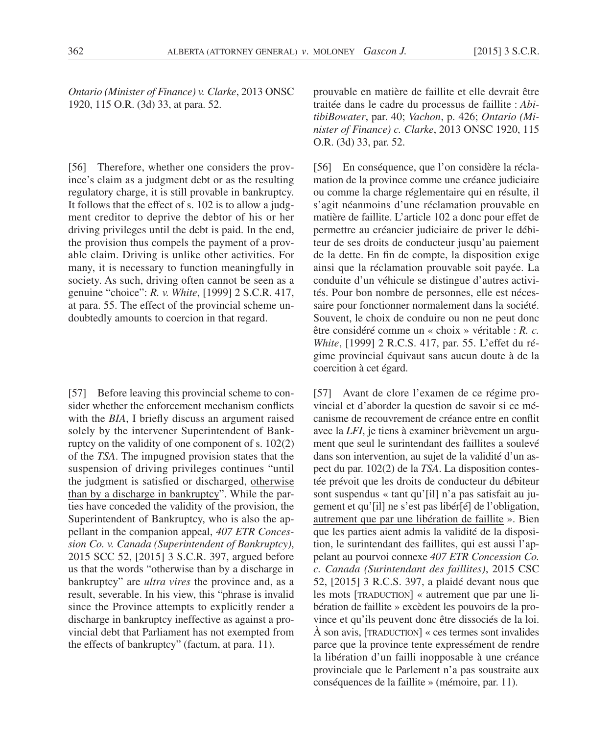*Ontario (Minister of Finance) v. Clarke*, 2013 ONSC 1920, 115 O.R. (3d) 33, at para. 52.

prouvable en matière de faillite et elle devrait être traitée dans le cadre du processus de faillite : *AbitibiBowater*, par. 40; *Vachon*, p. 426; *Ontario (Minister of Finance) c. Clarke*, 2013 ONSC 1920, 115 O.R. (3d) 33, par. 52.

[56] Therefore, whether one considers the province's claim as a judgment debt or as the resulting regulatory charge, it is still provable in bankruptcy. It follows that the effect of s. 102 is to allow a judgment creditor to deprive the debtor of his or her driving privileges until the debt is paid. In the end, the provision thus compels the payment of a provable claim. Driving is unlike other activities. For many, it is necessary to function meaningfully in society. As such, driving often cannot be seen as a genuine "choice": *R. v. White*, [1999] 2 S.C.R. 417, at para. 55. The effect of the provincial scheme undoubtedly amounts to coercion in that regard.

[56] En conséquence, que l'on considère la réclamation de la province comme une créance judiciaire ou comme la charge réglementaire qui en résulte, il s'agit néanmoins d'une réclamation prouvable en matière de faillite. L'article 102 a donc pour effet de permettre au créancier judiciaire de priver le débiteur de ses droits de conducteur jusqu'au paiement de la dette. En fin de compte, la disposition exige ainsi que la réclamation prouvable soit payée. La conduite d'un véhicule se distingue d'autres activités. Pour bon nombre de personnes, elle est nécessaire pour fonctionner normalement dans la société. Souvent, le choix de conduire ou non ne peut donc être considéré comme un « choix » véritable : *R. c. White*, [1999] 2 R.C.S. 417, par. 55. L'effet du régime provincial équivaut sans aucun doute à de la coercition à cet égard.

[57] Before leaving this provincial scheme to consider whether the enforcement mechanism conflicts with the *BIA*, I briefly discuss an argument raised solely by the intervener Superintendent of Bankruptcy on the validity of one component of s. 102(2) of the *TSA*. The impugned provision states that the suspension of driving privileges continues "until the judgment is satisfied or discharged, <u>otherwise than by a discharge in bankruptcy</u>". While the parties have conceded the validity of the provision, the Superintendent of Bankruptcy, who is also the appellant in the companion appeal, *407 ETR Concession Co. v. Canada (Superintendent of Bankruptcy)*, 2015 SCC 52, [2015] 3 S.C.R. 397, argued before us that the words "otherwise than by a discharge in bankruptcy" are *ultra vires* the province and, as a result, severable. In his view, this "phrase is invalid since the Province attempts to explicitly render a discharge in bankruptcy ineffective as against a provincial debt that Parliament has not exempted from the effects of bankruptcy" (factum, at para. 11).

[57] Avant de clore l'examen de ce régime provincial et d'aborder la question de savoir si ce mécanisme de recouvrement de créance entre en conflit avec la *LFI*, je tiens à examiner brièvement un argument que seul le surintendant des faillites a soulevé dans son intervention, au sujet de la validité d'un aspect du par. 102(2) de la *TSA*. La disposition contestée prévoit que les droits de conducteur du débiteur sont suspendus « tant qu'[il] n'a pas satisfait au jugement et qu'[il] ne s'est pas libér[é] de l'obligation, <u>autrement que par une libération de faillite</u> ». Bien que les parties aient admis la validité de la disposition, le surintendant des faillites, qui est aussi l'appelant au pourvoi connexe *407 ETR Concession Co. c. Canada (Surintendant des faillites)*, 2015 CSC 52, [2015] 3 R.C.S. 397, a plaidé devant nous que les mots [TRADUCTION] « autrement que par une libération de faillite » excèdent les pouvoirs de la province et qu'ils peuvent donc être dissociés de la loi. À son avis, [TRADUCTION] « ces termes sont invalides parce que la province tente expressément de rendre la libération d'un failli inopposable à une créance provinciale que le Parlement n'a pas soustraite aux conséquences de la faillite » (mémoire, par. 11).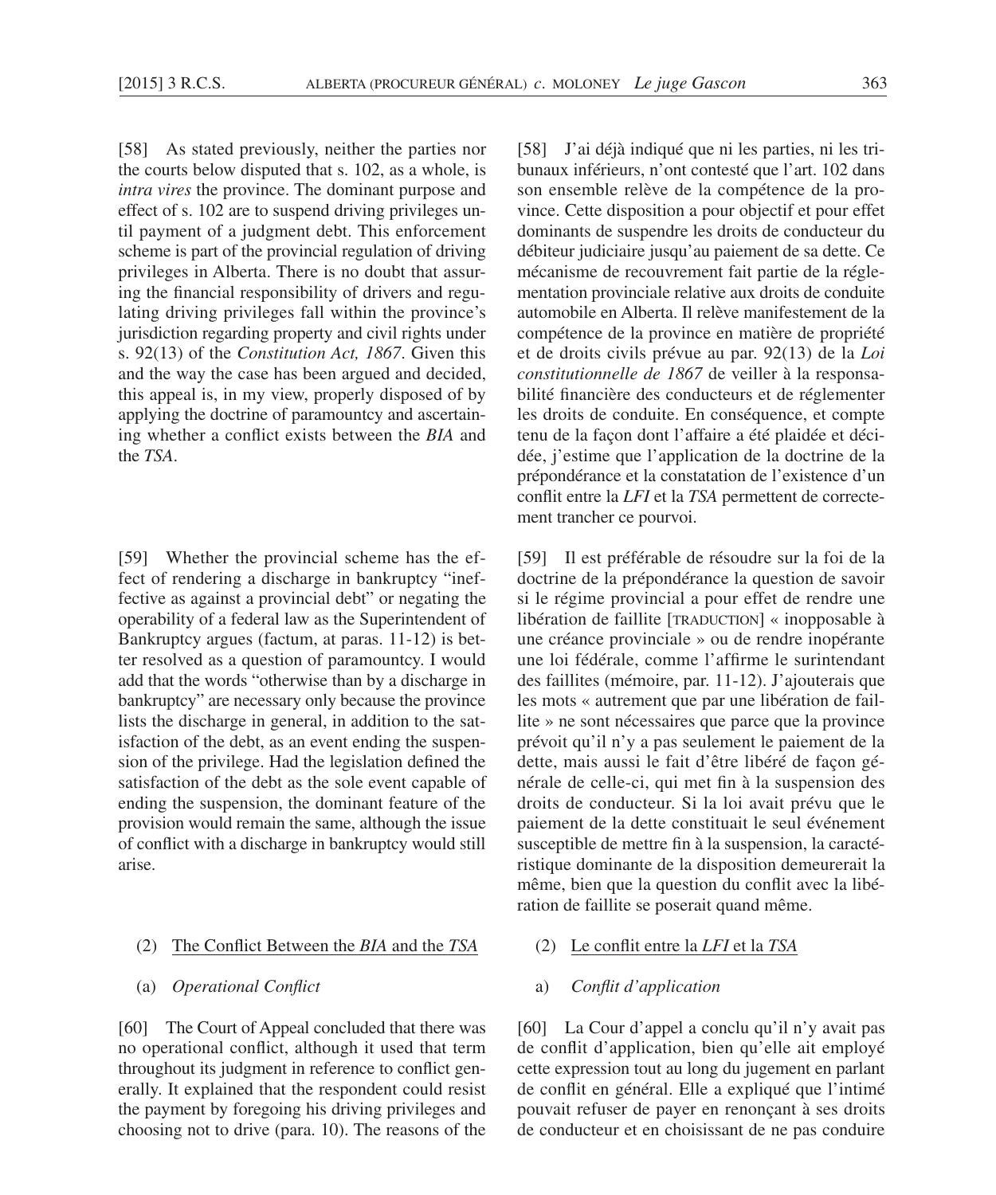[58] As stated previously, neither the parties nor the courts below disputed that s. 102, as a whole, is *intra vires* the province. The dominant purpose and effect of s. 102 are to suspend driving privileges until payment of a judgment debt. This enforcement scheme is part of the provincial regulation of driving privileges in Alberta. There is no doubt that assuring the financial responsibility of drivers and regulating driving privileges fall within the province's jurisdiction regarding property and civil rights under s. 92(13) of the *Constitution Act, 1867*. Given this and the way the case has been argued and decided, this appeal is, in my view, properly disposed of by applying the doctrine of paramountcy and ascertaining whether a conflict exists between the *BIA* and the *TSA*.

[59] Whether the provincial scheme has the effect of rendering a discharge in bankruptcy "ineffective as against a provincial debt" or negating the operability of a federal law as the Superintendent of Bankruptcy argues (factum, at paras. 11-12) is better resolved as a question of paramountcy. I would add that the words "otherwise than by a discharge in bankruptcy" are necessary only because the province lists the discharge in general, in addition to the satisfaction of the debt, as an event ending the suspension of the privilege. Had the legislation defined the satisfaction of the debt as the sole event capable of ending the suspension, the dominant feature of the provision would remain the same, although the issue of conflict with a discharge in bankruptcy would still arise.

(2) <u>The Conflict Between the *BIA* and the *TSA*</u>

(a) *Operational Conflict*

[60] The Court of Appeal concluded that there was no operational conflict, although it used that term throughout its judgment in reference to conflict generally. It explained that the respondent could resist the payment by foregoing his driving privileges and choosing not to drive (para. 10). The reasons of the

[58] J'ai déjà indiqué que ni les parties, ni les tribunaux inférieurs, n'ont contesté que l'art. 102 dans son ensemble relève de la compétence de la province. Cette disposition a pour objectif et pour effet dominants de suspendre les droits de conducteur du débiteur judiciaire jusqu'au paiement de sa dette. Ce mécanisme de recouvrement fait partie de la réglementation provinciale relative aux droits de conduite automobile en Alberta. Il relève manifestement de la compétence de la province en matière de propriété et de droits civils prévue au par. 92(13) de la *Loi constitutionnelle de 1867* de veiller à la responsabilité financière des conducteurs et de réglementer les droits de conduite. En conséquence, et compte tenu de la façon dont l'affaire a été plaidée et décidée, j'estime que l'application de la doctrine de la prépondérance et la constatation de l'existence d'un conflit entre la *LFI* et la *TSA* permettent de correctement trancher ce pourvoi.

[59] Il est préférable de résoudre sur la foi de la doctrine de la prépondérance la question de savoir si le régime provincial a pour effet de rendre une libération de faillite [TRADUCTION] « inopposable à une créance provinciale » ou de rendre inopérante une loi fédérale, comme l'affirme le surintendant des faillites (mémoire, par. 11-12). J'ajouterais que les mots « autrement que par une libération de faillite » ne sont nécessaires que parce que la province prévoit qu'il n'y a pas seulement le paiement de la dette, mais aussi le fait d'être libéré de façon générale de celle-ci, qui met fin à la suspension des droits de conducteur. Si la loi avait prévu que le paiement de la dette constituait le seul événement susceptible de mettre fin à la suspension, la caractéristique dominante de la disposition demeurerait la même, bien que la question du conflit avec la libération de faillite se poserait quand même.

(2) <u>Le conflit entre la *LFI* et la *TSA*</u>

a) *Conflit d'application*

[60] La Cour d'appel a conclu qu'il n'y avait pas de conflit d'application, bien qu'elle ait employé cette expression tout au long du jugement en parlant de conflit en général. Elle a expliqué que l'intimé pouvait refuser de payer en renonçant à ses droits de conducteur et en choisissant de ne pas conduire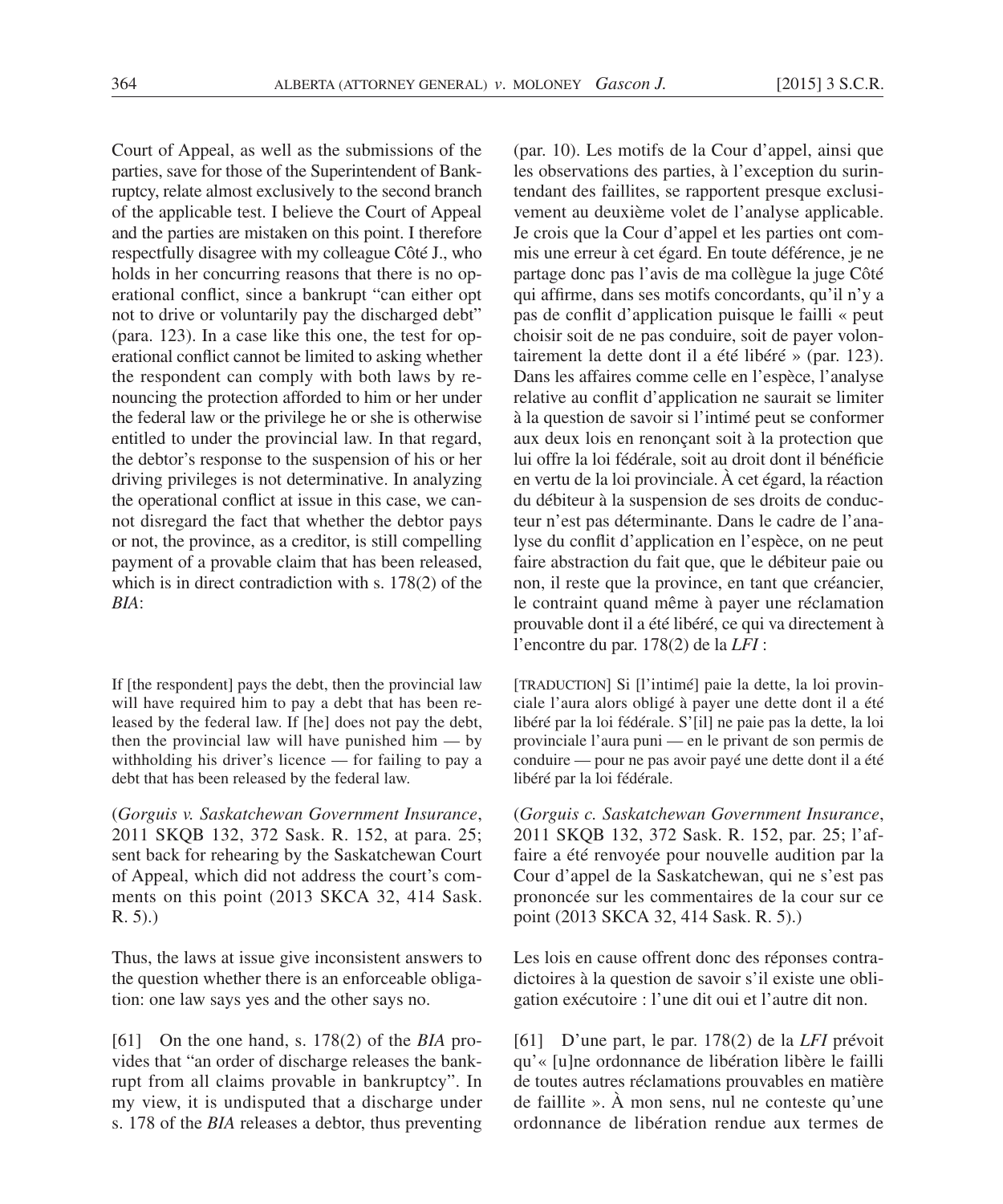Court of Appeal, as well as the submissions of the parties, save for those of the Superintendent of Bankruptcy, relate almost exclusively to the second branch of the applicable test. I believe the Court of Appeal and the parties are mistaken on this point. I therefore respectfully disagree with my colleague Côté J., who holds in her concurring reasons that there is no operational conflict, since a bankrupt "can either opt not to drive or voluntarily pay the discharged debt" (para. 123). In a case like this one, the test for operational conflict cannot be limited to asking whether the respondent can comply with both laws by renouncing the protection afforded to him or her under the federal law or the privilege he or she is otherwise entitled to under the provincial law. In that regard, the debtor's response to the suspension of his or her driving privileges is not determinative. In analyzing the operational conflict at issue in this case, we cannot disregard the fact that whether the debtor pays or not, the province, as a creditor, is still compelling payment of a provable claim that has been released, which is in direct contradiction with s. 178(2) of the *BIA*:

> If [the respondent] pays the debt, then the provincial law will have required him to pay a debt that has been released by the federal law. If [he] does not pay the debt, then the provincial law will have punished him — by withholding his driver's licence — for failing to pay a debt that has been released by the federal law.

(*Gorguis v. Saskatchewan Government Insurance*, 2011 SKQB 132, 372 Sask. R. 152, at para. 25; sent back for rehearing by the Saskatchewan Court of Appeal, which did not address the court's comments on this point (2013 SKCA 32, 414 Sask. R. 5).)

Thus, the laws at issue give inconsistent answers to the question whether there is an enforceable obligation: one law says yes and the other says no.

[61] On the one hand, s. 178(2) of the *BIA* provides that "an order of discharge releases the bankrupt from all claims provable in bankruptcy". In my view, it is undisputed that a discharge under s. 178 of the *BIA* releases a debtor, thus preventing

(par. 10). Les motifs de la Cour d'appel, ainsi que les observations des parties, à l'exception du surintendant des faillites, se rapportent presque exclusivement au deuxième volet de l'analyse applicable. Je crois que la Cour d'appel et les parties ont commis une erreur à cet égard. En toute déférence, je ne partage donc pas l'avis de ma collègue la juge Côté qui affirme, dans ses motifs concordants, qu'il n'y a pas de conflit d'application puisque le failli « peut choisir soit de ne pas conduire, soit de payer volontairement la dette dont il a été libéré » (par. 123). Dans les affaires comme celle en l'espèce, l'analyse relative au conflit d'application ne saurait se limiter à la question de savoir si l'intimé peut se conformer aux deux lois en renonçant soit à la protection que lui offre la loi fédérale, soit au droit dont il bénéficie en vertu de la loi provinciale. À cet égard, la réaction du débiteur à la suspension de ses droits de conducteur n'est pas déterminante. Dans le cadre de l'analyse du conflit d'application en l'espèce, on ne peut faire abstraction du fait que, que le débiteur paie ou non, il reste que la province, en tant que créancier, le contraint quand même à payer une réclamation prouvable dont il a été libéré, ce qui va directement à l'encontre du par. 178(2) de la *LFI* :

> [TRADUCTION] Si [l'intimé] paie la dette, la loi provinciale l'aura alors obligé à payer une dette dont il a été libéré par la loi fédérale. S'[il] ne paie pas la dette, la loi provinciale l'aura puni — en le privant de son permis de conduire — pour ne pas avoir payé une dette dont il a été libéré par la loi fédérale.

(*Gorguis c. Saskatchewan Government Insurance*, 2011 SKQB 132, 372 Sask. R. 152, par. 25; l'affaire a été renvoyée pour nouvelle audition par la Cour d'appel de la Saskatchewan, qui ne s'est pas prononcée sur les commentaires de la cour sur ce point (2013 SKCA 32, 414 Sask. R. 5).)

Les lois en cause offrent donc des réponses contradictoires à la question de savoir s'il existe une obligation exécutoire : l'une dit oui et l'autre dit non.

[61] D'une part, le par. 178(2) de la *LFI* prévoit qu'« [u]ne ordonnance de libération libère le failli de toutes autres réclamations prouvables en matière de faillite ». À mon sens, nul ne conteste qu'une ordonnance de libération rendue aux termes de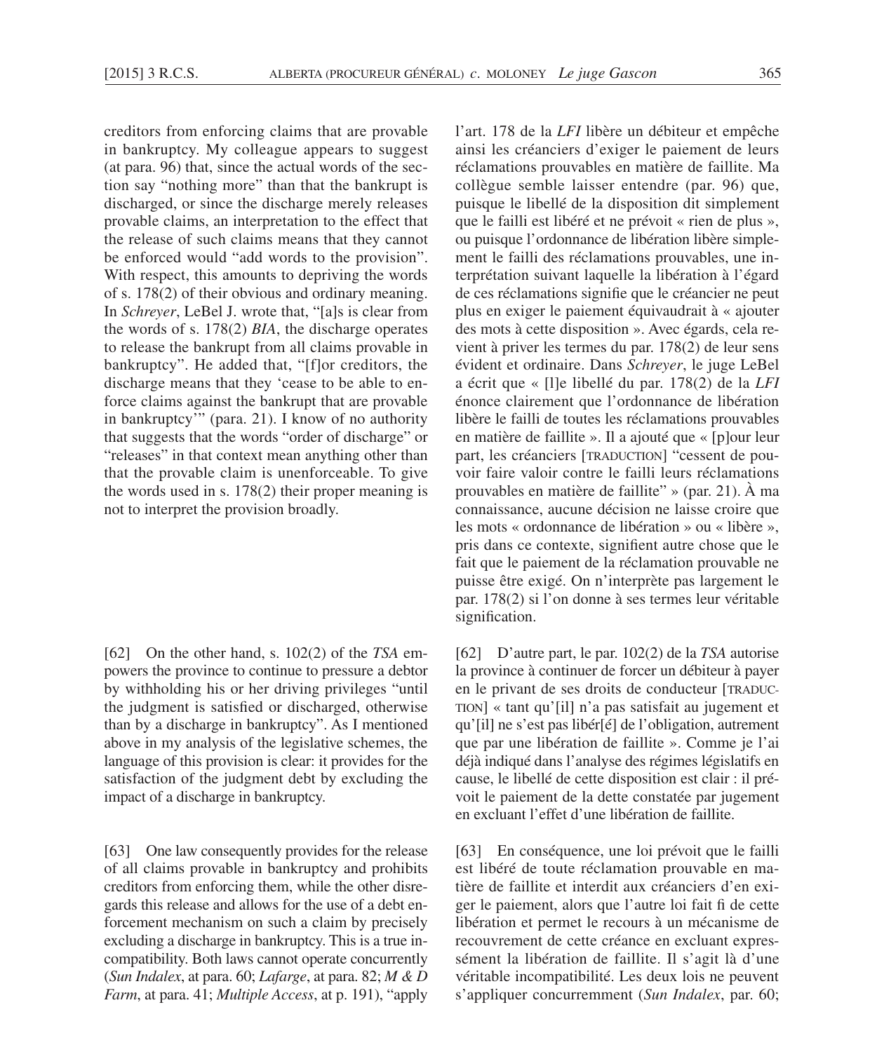creditors from enforcing claims that are provable in bankruptcy. My colleague appears to suggest (at para. 96) that, since the actual words of the section say "nothing more" than that the bankrupt is discharged, or since the discharge merely releases provable claims, an interpretation to the effect that the release of such claims means that they cannot be enforced would "add words to the provision". With respect, this amounts to depriving the words of s. 178(2) of their obvious and ordinary meaning. In *Schreyer*, LeBel J. wrote that, "[a]s is clear from the words of s. 178(2) *BIA*, the discharge operates to release the bankrupt from all claims provable in bankruptcy". He added that, "[f]or creditors, the discharge means that they 'cease to be able to enforce claims against the bankrupt that are provable in bankruptcy'" (para. 21). I know of no authority that suggests that the words "order of discharge" or "releases" in that context mean anything other than that the provable claim is unenforceable. To give the words used in s. 178(2) their proper meaning is not to interpret the provision broadly.

[62] On the other hand, s. 102(2) of the *TSA* empowers the province to continue to pressure a debtor by withholding his or her driving privileges "until the judgment is satisfied or discharged, otherwise than by a discharge in bankruptcy". As I mentioned above in my analysis of the legislative schemes, the language of this provision is clear: it provides for the satisfaction of the judgment debt by excluding the impact of a discharge in bankruptcy.

[63] One law consequently provides for the release of all claims provable in bankruptcy and prohibits creditors from enforcing them, while the other disregards this release and allows for the use of a debt enforcement mechanism on such a claim by precisely excluding a discharge in bankruptcy. This is a true incompatibility. Both laws cannot operate concurrently (*Sun Indalex*, at para. 60; *Lafarge*, at para. 82; *M & D Farm*, at para. 41; *Multiple Access*, at p. 191), "apply

l'art. 178 de la *LFI* libère un débiteur et empêche ainsi les créanciers d'exiger le paiement de leurs réclamations prouvables en matière de faillite. Ma collègue semble laisser entendre (par. 96) que, puisque le libellé de la disposition dit simplement que le failli est libéré et ne prévoit « rien de plus », ou puisque l'ordonnance de libération libère simplement le failli des réclamations prouvables, une interprétation suivant laquelle la libération à l'égard de ces réclamations signifie que le créancier ne peut plus en exiger le paiement équivaudrait à « ajouter des mots à cette disposition ». Avec égards, cela revient à priver les termes du par. 178(2) de leur sens évident et ordinaire. Dans *Schreyer*, le juge LeBel a écrit que « [l]e libellé du par. 178(2) de la *LFI* énonce clairement que l'ordonnance de libération libère le failli de toutes les réclamations prouvables en matière de faillite ». Il a ajouté que « [p]our leur part, les créanciers [TRADUCTION] "cessent de pouvoir faire valoir contre le failli leurs réclamations prouvables en matière de faillite" » (par. 21). À ma connaissance, aucune décision ne laisse croire que les mots « ordonnance de libération » ou « libère », pris dans ce contexte, signifient autre chose que le fait que le paiement de la réclamation prouvable ne puisse être exigé. On n'interprète pas largement le par. 178(2) si l'on donne à ses termes leur véritable signification.

[62] D'autre part, le par. 102(2) de la *TSA* autorise la province à continuer de forcer un débiteur à payer en le privant de ses droits de conducteur [TRADUCTION] « tant qu'[il] n'a pas satisfait au jugement et qu'[il] ne s'est pas libér[é] de l'obligation, autrement que par une libération de faillite ». Comme je l'ai déjà indiqué dans l'analyse des régimes législatifs en cause, le libellé de cette disposition est clair : il prévoit le paiement de la dette constatée par jugement en excluant l'effet d'une libération de faillite.

[63] En conséquence, une loi prévoit que le failli est libéré de toute réclamation prouvable en matière de faillite et interdit aux créanciers d'en exiger le paiement, alors que l'autre loi fait fi de cette libération et permet le recours à un mécanisme de recouvrement de cette créance en excluant expressément la libération de faillite. Il s'agit là d'une véritable incompatibilité. Les deux lois ne peuvent s'appliquer concurremment (*Sun Indalex*, par. 60;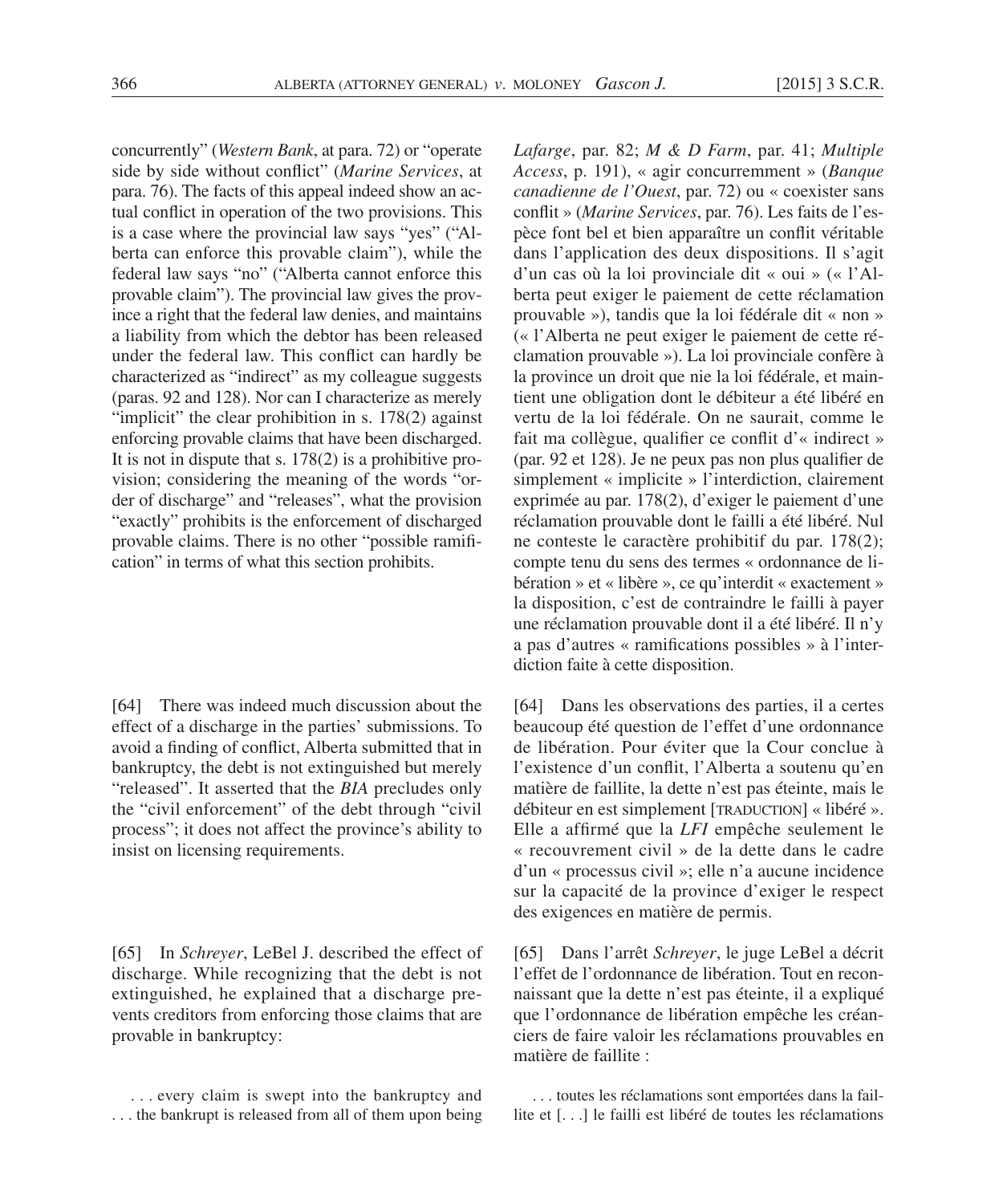concurrently" (*Western Bank*, at para. 72) or "operate side by side without conflict" (*Marine Services*, at para. 76). The facts of this appeal indeed show an actual conflict in operation of the two provisions. This is a case where the provincial law says "yes" ("Alberta can enforce this provable claim"), while the federal law says "no" ("Alberta cannot enforce this provable claim"). The provincial law gives the province a right that the federal law denies, and maintains a liability from which the debtor has been released under the federal law. This conflict can hardly be characterized as "indirect" as my colleague suggests (paras. 92 and 128). Nor can I characterize as merely "implicit" the clear prohibition in s. 178(2) against enforcing provable claims that have been discharged. It is not in dispute that s. 178(2) is a prohibitive provision; considering the meaning of the words "order of discharge" and "releases", what the provision "exactly" prohibits is the enforcement of discharged provable claims. There is no other "possible ramification" in terms of what this section prohibits.

[64] There was indeed much discussion about the effect of a discharge in the parties' submissions. To avoid a finding of conflict, Alberta submitted that in bankruptcy, the debt is not extinguished but merely "released". It asserted that the *BIA* precludes only the "civil enforcement" of the debt through "civil process"; it does not affect the province's ability to insist on licensing requirements.

[65] In *Schreyer*, LeBel J. described the effect of discharge. While recognizing that the debt is not extinguished, he explained that a discharge prevents creditors from enforcing those claims that are provable in bankruptcy:

> . . . every claim is swept into the bankruptcy and . . . the bankrupt is released from all of them upon being

*Lafarge*, par. 82; *M & D Farm*, par. 41; *Multiple Access*, p. 191), « agir concurremment » (*Banque canadienne de l'Ouest*, par. 72) ou « coexister sans conflit » (*Marine Services*, par. 76). Les faits de l'espèce font bel et bien apparaître un conflit véritable dans l'application des deux dispositions. Il s'agit d'un cas où la loi provinciale dit « oui » (« l'Alberta peut exiger le paiement de cette réclamation prouvable »), tandis que la loi fédérale dit « non » (« l'Alberta ne peut exiger le paiement de cette réclamation prouvable »). La loi provinciale confère à la province un droit que nie la loi fédérale, et maintient une obligation dont le débiteur a été libéré en vertu de la loi fédérale. On ne saurait, comme le fait ma collègue, qualifier ce conflit d'« indirect » (par. 92 et 128). Je ne peux pas non plus qualifier de simplement « implicite » l'interdiction, clairement exprimée au par. 178(2), d'exiger le paiement d'une réclamation prouvable dont le failli a été libéré. Nul ne conteste le caractère prohibitif du par. 178(2); compte tenu du sens des termes « ordonnance de libération » et « libère », ce qu'interdit « exactement » la disposition, c'est de contraindre le failli à payer une réclamation prouvable dont il a été libéré. Il n'y a pas d'autres « ramifications possibles » à l'interdiction faite à cette disposition.

[64] Dans les observations des parties, il a certes beaucoup été question de l'effet d'une ordonnance de libération. Pour éviter que la Cour conclue à l'existence d'un conflit, l'Alberta a soutenu qu'en matière de faillite, la dette n'est pas éteinte, mais le débiteur en est simplement [TRADUCTION] « libéré ». Elle a affirmé que la *LFI* empêche seulement le « recouvrement civil » de la dette dans le cadre d'un « processus civil »; elle n'a aucune incidence sur la capacité de la province d'exiger le respect des exigences en matière de permis.

[65] Dans l'arrêt *Schreyer*, le juge LeBel a décrit l'effet de l'ordonnance de libération. Tout en reconnaissant que la dette n'est pas éteinte, il a expliqué que l'ordonnance de libération empêche les créanciers de faire valoir les réclamations prouvables en matière de faillite :

> . . . toutes les réclamations sont emportées dans la faillite et [. . .] le failli est libéré de toutes les réclamations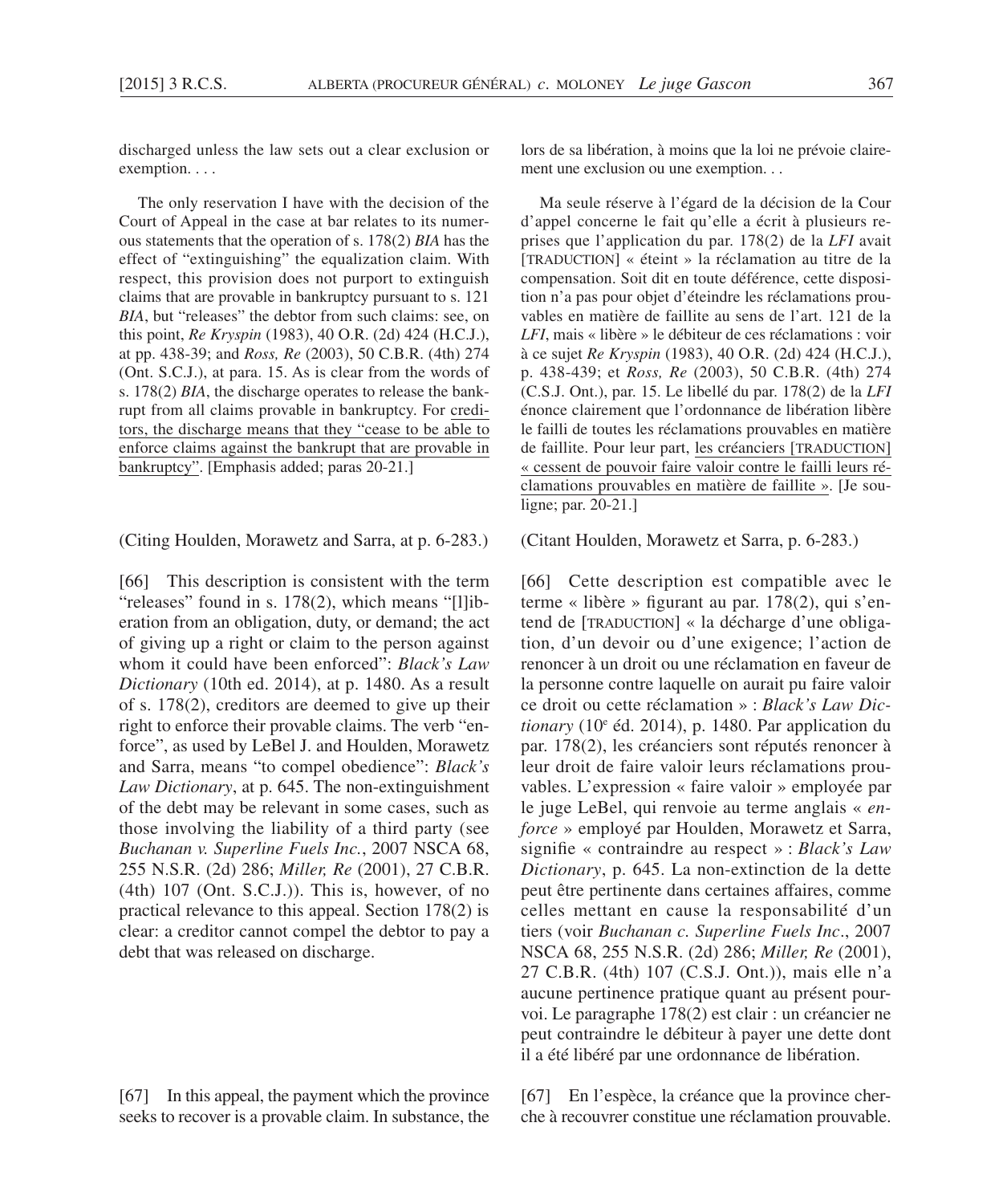discharged unless the law sets out a clear exclusion or exemption. . . .

The only reservation I have with the decision of the Court of Appeal in the case at bar relates to its numerous statements that the operation of s. 178(2) *BIA* has the effect of "extinguishing" the equalization claim. With respect, this provision does not purport to extinguish claims that are provable in bankruptcy pursuant to s. 121 *BIA*, but "releases" the debtor from such claims: see, on this point, *Re Kryspin* (1983), 40 O.R. (2d) 424 (H.C.J.), at pp. 438-39; and *Ross, Re* (2003), 50 C.B.R. (4th) 274 (Ont. S.C.J.), at para. 15. As is clear from the words of s. 178(2) *BIA*, the discharge operates to release the bankrupt from all claims provable in bankruptcy. For creditors, the discharge means that they "cease to be able to enforce claims against the bankrupt that are provable in bankruptcy". [Emphasis added; paras 20-21.]

(Citing Houlden, Morawetz and Sarra, at p. 6-283.)

[66] This description is consistent with the term "releases" found in s. 178(2), which means "[l]iberation from an obligation, duty, or demand; the act of giving up a right or claim to the person against whom it could have been enforced": *Black's Law Dictionary* (10th ed. 2014), at p. 1480. As a result of s. 178(2), creditors are deemed to give up their right to enforce their provable claims. The verb "enforce", as used by LeBel J. and Houlden, Morawetz and Sarra, means "to compel obedience": *Black's Law Dictionary*, at p. 645. The non-extinguishment of the debt may be relevant in some cases, such as those involving the liability of a third party (see *Buchanan v. Superline Fuels Inc.*, 2007 NSCA 68, 255 N.S.R. (2d) 286; *Miller, Re* (2001), 27 C.B.R. (4th) 107 (Ont. S.C.J.)). This is, however, of no practical relevance to this appeal. Section 178(2) is clear: a creditor cannot compel the debtor to pay a debt that was released on discharge.

[67] In this appeal, the payment which the province seeks to recover is a provable claim. In substance, the

lors de sa libération, à moins que la loi ne prévoie clairement une exclusion ou une exemption. . .

Ma seule réserve à l'égard de la décision de la Cour d'appel concerne le fait qu'elle a écrit à plusieurs reprises que l'application du par. 178(2) de la *LFI* avait [TRADUCTION] « éteint » la réclamation au titre de la compensation. Soit dit en toute déférence, cette disposition n'a pas pour objet d'éteindre les réclamations prouvables en matière de faillite au sens de l'art. 121 de la *LFI*, mais « libère » le débiteur de ces réclamations : voir à ce sujet *Re Kryspin* (1983), 40 O.R. (2d) 424 (H.C.J.), p. 438-439; et *Ross, Re* (2003), 50 C.B.R. (4th) 274 (C.S.J. Ont.), par. 15. Le libellé du par. 178(2) de la *LFI* énonce clairement que l'ordonnance de libération libère le failli de toutes les réclamations prouvables en matière de faillite. Pour leur part, les créanciers [TRADUCTION] « cessent de pouvoir faire valoir contre le failli leurs réclamations prouvables en matière de faillite ». [Je souligne; par. 20-21.]

(Citant Houlden, Morawetz et Sarra, p. 6-283.)

[66] Cette description est compatible avec le terme « libère » figurant au par. 178(2), qui s'entend de [TRADUCTION] « la décharge d'une obligation, d'un devoir ou d'une exigence; l'action de renoncer à un droit ou une réclamation en faveur de la personne contre laquelle on aurait pu faire valoir ce droit ou cette réclamation » : *Black's Law Dictionary* (10e éd. 2014), p. 1480. Par application du par. 178(2), les créanciers sont réputés renoncer à leur droit de faire valoir leurs réclamations prouvables. L'expression « faire valoir » employée par le juge LeBel, qui renvoie au terme anglais « *enforce* » employé par Houlden, Morawetz et Sarra, signifie « contraindre au respect » : *Black's Law Dictionary*, p. 645. La non-extinction de la dette peut être pertinente dans certaines affaires, comme celles mettant en cause la responsabilité d'un tiers (voir *Buchanan c. Superline Fuels Inc*., 2007 NSCA 68, 255 N.S.R. (2d) 286; *Miller, Re* (2001), 27 C.B.R. (4th) 107 (C.S.J. Ont.)), mais elle n'a aucune pertinence pratique quant au présent pourvoi. Le paragraphe 178(2) est clair : un créancier ne peut contraindre le débiteur à payer une dette dont il a été libéré par une ordonnance de libération.

[67] En l'espèce, la créance que la province cherche à recouvrer constitue une réclamation prouvable.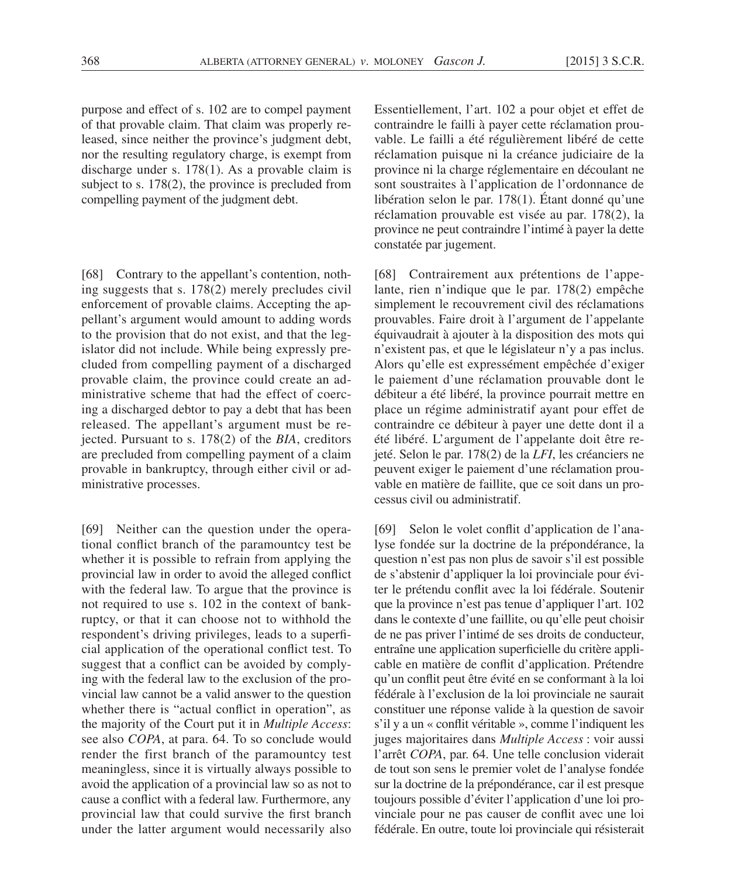purpose and effect of s. 102 are to compel payment of that provable claim. That claim was properly released, since neither the province's judgment debt, nor the resulting regulatory charge, is exempt from discharge under s. 178(1). As a provable claim is subject to s. 178(2), the province is precluded from compelling payment of the judgment debt.

[68] Contrary to the appellant's contention, nothing suggests that s. 178(2) merely precludes civil enforcement of provable claims. Accepting the appellant's argument would amount to adding words to the provision that do not exist, and that the legislator did not include. While being expressly precluded from compelling payment of a discharged provable claim, the province could create an administrative scheme that had the effect of coercing a discharged debtor to pay a debt that has been released. The appellant's argument must be rejected. Pursuant to s. 178(2) of the *BIA*, creditors are precluded from compelling payment of a claim provable in bankruptcy, through either civil or administrative processes.

[69] Neither can the question under the operational conflict branch of the paramountcy test be whether it is possible to refrain from applying the provincial law in order to avoid the alleged conflict with the federal law. To argue that the province is not required to use s. 102 in the context of bankruptcy, or that it can choose not to withhold the respondent's driving privileges, leads to a superficial application of the operational conflict test. To suggest that a conflict can be avoided by complying with the federal law to the exclusion of the provincial law cannot be a valid answer to the question whether there is "actual conflict in operation", as the majority of the Court put it in *Multiple Access*: see also *COPA*, at para. 64. To so conclude would render the first branch of the paramountcy test meaningless, since it is virtually always possible to avoid the application of a provincial law so as not to cause a conflict with a federal law. Furthermore, any provincial law that could survive the first branch under the latter argument would necessarily also

Essentiellement, l'art. 102 a pour objet et effet de contraindre le failli à payer cette réclamation prouvable. Le failli a été régulièrement libéré de cette réclamation puisque ni la créance judiciaire de la province ni la charge réglementaire en découlant ne sont soustraites à l'application de l'ordonnance de libération selon le par. 178(1). Étant donné qu'une réclamation prouvable est visée au par. 178(2), la province ne peut contraindre l'intimé à payer la dette constatée par jugement.

[68] Contrairement aux prétentions de l'appelante, rien n'indique que le par. 178(2) empêche simplement le recouvrement civil des réclamations prouvables. Faire droit à l'argument de l'appelante équivaudrait à ajouter à la disposition des mots qui n'existent pas, et que le législateur n'y a pas inclus. Alors qu'elle est expressément empêchée d'exiger le paiement d'une réclamation prouvable dont le débiteur a été libéré, la province pourrait mettre en place un régime administratif ayant pour effet de contraindre ce débiteur à payer une dette dont il a été libéré. L'argument de l'appelante doit être rejeté. Selon le par. 178(2) de la *LFI*, les créanciers ne peuvent exiger le paiement d'une réclamation prouvable en matière de faillite, que ce soit dans un processus civil ou administratif.

[69] Selon le volet conflit d'application de l'analyse fondée sur la doctrine de la prépondérance, la question n'est pas non plus de savoir s'il est possible de s'abstenir d'appliquer la loi provinciale pour éviter le prétendu conflit avec la loi fédérale. Soutenir que la province n'est pas tenue d'appliquer l'art. 102 dans le contexte d'une faillite, ou qu'elle peut choisir de ne pas priver l'intimé de ses droits de conducteur, entraîne une application superficielle du critère applicable en matière de conflit d'application. Prétendre qu'un conflit peut être évité en se conformant à la loi fédérale à l'exclusion de la loi provinciale ne saurait constituer une réponse valide à la question de savoir s'il y a un « conflit véritable », comme l'indiquent les juges majoritaires dans *Multiple Access* : voir aussi l'arrêt *COPA*, par. 64. Une telle conclusion viderait de tout son sens le premier volet de l'analyse fondée sur la doctrine de la prépondérance, car il est presque toujours possible d'éviter l'application d'une loi provinciale pour ne pas causer de conflit avec une loi fédérale. En outre, toute loi provinciale qui résisterait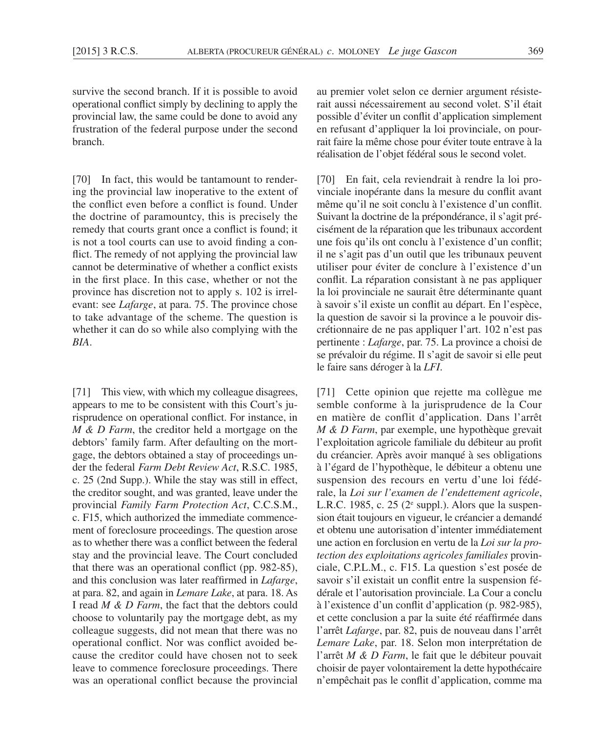survive the second branch. If it is possible to avoid operational conflict simply by declining to apply the provincial law, the same could be done to avoid any frustration of the federal purpose under the second branch.

[70] In fact, this would be tantamount to rendering the provincial law inoperative to the extent of the conflict even before a conflict is found. Under the doctrine of paramountcy, this is precisely the remedy that courts grant once a conflict is found; it is not a tool courts can use to avoid finding a conflict. The remedy of not applying the provincial law cannot be determinative of whether a conflict exists in the first place. In this case, whether or not the province has discretion not to apply s. 102 is irrelevant: see *Lafarge*, at para. 75. The province chose to take advantage of the scheme. The question is whether it can do so while also complying with the *BIA*.

[71] This view, with which my colleague disagrees, appears to me to be consistent with this Court's jurisprudence on operational conflict. For instance, in *M & D Farm*, the creditor held a mortgage on the debtors' family farm. After defaulting on the mortgage, the debtors obtained a stay of proceedings under the federal *Farm Debt Review Act*, R.S.C. 1985, c. 25 (2nd Supp.). While the stay was still in effect, the creditor sought, and was granted, leave under the provincial *Family Farm Protection Act*, C.C.S.M., c. F15, which authorized the immediate commencement of foreclosure proceedings. The question arose as to whether there was a conflict between the federal stay and the provincial leave. The Court concluded that there was an operational conflict (pp. 982-85), and this conclusion was later reaffirmed in *Lafarge*, at para. 82, and again in *Lemare Lake*, at para. 18. As I read *M & D Farm*, the fact that the debtors could choose to voluntarily pay the mortgage debt, as my colleague suggests, did not mean that there was no operational conflict. Nor was conflict avoided because the creditor could have chosen not to seek leave to commence foreclosure proceedings. There was an operational conflict because the provincial

au premier volet selon ce dernier argument résisterait aussi nécessairement au second volet. S'il était possible d'éviter un conflit d'application simplement en refusant d'appliquer la loi provinciale, on pourrait faire la même chose pour éviter toute entrave à la réalisation de l'objet fédéral sous le second volet.

[70] En fait, cela reviendrait à rendre la loi provinciale inopérante dans la mesure du conflit avant même qu'il ne soit conclu à l'existence d'un conflit. Suivant la doctrine de la prépondérance, il s'agit précisément de la réparation que les tribunaux accordent une fois qu'ils ont conclu à l'existence d'un conflit; il ne s'agit pas d'un outil que les tribunaux peuvent utiliser pour éviter de conclure à l'existence d'un conflit. La réparation consistant à ne pas appliquer la loi provinciale ne saurait être déterminante quant à savoir s'il existe un conflit au départ. En l'espèce, la question de savoir si la province a le pouvoir discrétionnaire de ne pas appliquer l'art. 102 n'est pas pertinente : *Lafarge*, par. 75. La province a choisi de se prévaloir du régime. Il s'agit de savoir si elle peut le faire sans déroger à la *LFI*.

[71] Cette opinion que rejette ma collègue me semble conforme à la jurisprudence de la Cour en matière de conflit d'application. Dans l'arrêt *M & D Farm*, par exemple, une hypothèque grevait l'exploitation agricole familiale du débiteur au profit du créancier. Après avoir manqué à ses obligations à l'égard de l'hypothèque, le débiteur a obtenu une suspension des recours en vertu d'une loi fédérale, la *Loi sur l'examen de l'endettement agricole*, L.R.C. 1985, c. 25 (2e suppl.). Alors que la suspension était toujours en vigueur, le créancier a demandé et obtenu une autorisation d'intenter immédiatement une action en forclusion en vertu de la *Loi sur la protection des exploitations agricoles familiales* provinciale, C.P.L.M., c. F15. La question s'est posée de savoir s'il existait un conflit entre la suspension fédérale et l'autorisation provinciale. La Cour a conclu à l'existence d'un conflit d'application (p. 982-985), et cette conclusion a par la suite été réaffirmée dans l'arrêt *Lafarge*, par. 82, puis de nouveau dans l'arrêt *Lemare Lake*, par. 18. Selon mon interprétation de l'arrêt *M & D Farm*, le fait que le débiteur pouvait choisir de payer volontairement la dette hypothécaire n'empêchait pas le conflit d'application, comme ma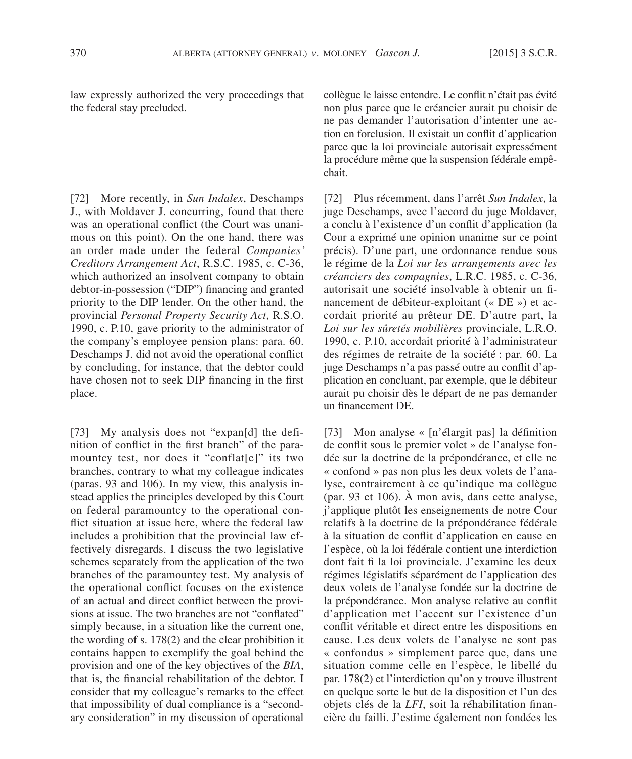law expressly authorized the very proceedings that the federal stay precluded.

[72] More recently, in *Sun Indalex*, Deschamps J., with Moldaver J. concurring, found that there was an operational conflict (the Court was unanimous on this point). On the one hand, there was an order made under the federal *Companies' Creditors Arrangement Act*, R.S.C. 1985, c. C-36, which authorized an insolvent company to obtain debtor-in-possession ("DIP") financing and granted priority to the DIP lender. On the other hand, the provincial *Personal Property Security Act*, R.S.O. 1990, c. P.10, gave priority to the administrator of the company's employee pension plans: para. 60. Deschamps J. did not avoid the operational conflict by concluding, for instance, that the debtor could have chosen not to seek DIP financing in the first place.

[73] My analysis does not "expan[d] the definition of conflict in the first branch" of the paramountcy test, nor does it "conflat[e]" its two branches, contrary to what my colleague indicates (paras. 93 and 106). In my view, this analysis instead applies the principles developed by this Court on federal paramountcy to the operational conflict situation at issue here, where the federal law includes a prohibition that the provincial law effectively disregards. I discuss the two legislative schemes separately from the application of the two branches of the paramountcy test. My analysis of the operational conflict focuses on the existence of an actual and direct conflict between the provisions at issue. The two branches are not "conflated" simply because, in a situation like the current one, the wording of s. 178(2) and the clear prohibition it contains happen to exemplify the goal behind the provision and one of the key objectives of the *BIA*, that is, the financial rehabilitation of the debtor. I consider that my colleague's remarks to the effect that impossibility of dual compliance is a "secondary consideration" in my discussion of operational

collègue le laisse entendre. Le conflit n'était pas évité non plus parce que le créancier aurait pu choisir de ne pas demander l'autorisation d'intenter une action en forclusion. Il existait un conflit d'application parce que la loi provinciale autorisait expressément la procédure même que la suspension fédérale empêchait.

[72] Plus récemment, dans l'arrêt *Sun Indalex*, la juge Deschamps, avec l'accord du juge Moldaver, a conclu à l'existence d'un conflit d'application (la Cour a exprimé une opinion unanime sur ce point précis). D'une part, une ordonnance rendue sous le régime de la *Loi sur les arrangements avec les créanciers des compagnies*, L.R.C. 1985, c. C-36, autorisait une société insolvable à obtenir un financement de débiteur-exploitant (« DE ») et accordait priorité au prêteur DE. D'autre part, la *Loi sur les sûretés mobilières* provinciale, L.R.O. 1990, c. P.10, accordait priorité à l'administrateur des régimes de retraite de la société : par. 60. La juge Deschamps n'a pas passé outre au conflit d'application en concluant, par exemple, que le débiteur aurait pu choisir dès le départ de ne pas demander un financement DE.

[73] Mon analyse « [n'élargit pas] la définition de conflit sous le premier volet » de l'analyse fondée sur la doctrine de la prépondérance, et elle ne « confond » pas non plus les deux volets de l'analyse, contrairement à ce qu'indique ma collègue (par. 93 et 106). À mon avis, dans cette analyse, j'applique plutôt les enseignements de notre Cour relatifs à la doctrine de la prépondérance fédérale à la situation de conflit d'application en cause en l'espèce, où la loi fédérale contient une interdiction dont fait fi la loi provinciale. J'examine les deux régimes législatifs séparément de l'application des deux volets de l'analyse fondée sur la doctrine de la prépondérance. Mon analyse relative au conflit d'application met l'accent sur l'existence d'un conflit véritable et direct entre les dispositions en cause. Les deux volets de l'analyse ne sont pas « confondus » simplement parce que, dans une situation comme celle en l'espèce, le libellé du par. 178(2) et l'interdiction qu'on y trouve illustrent en quelque sorte le but de la disposition et l'un des objets clés de la *LFI*, soit la réhabilitation financière du failli. J'estime également non fondées les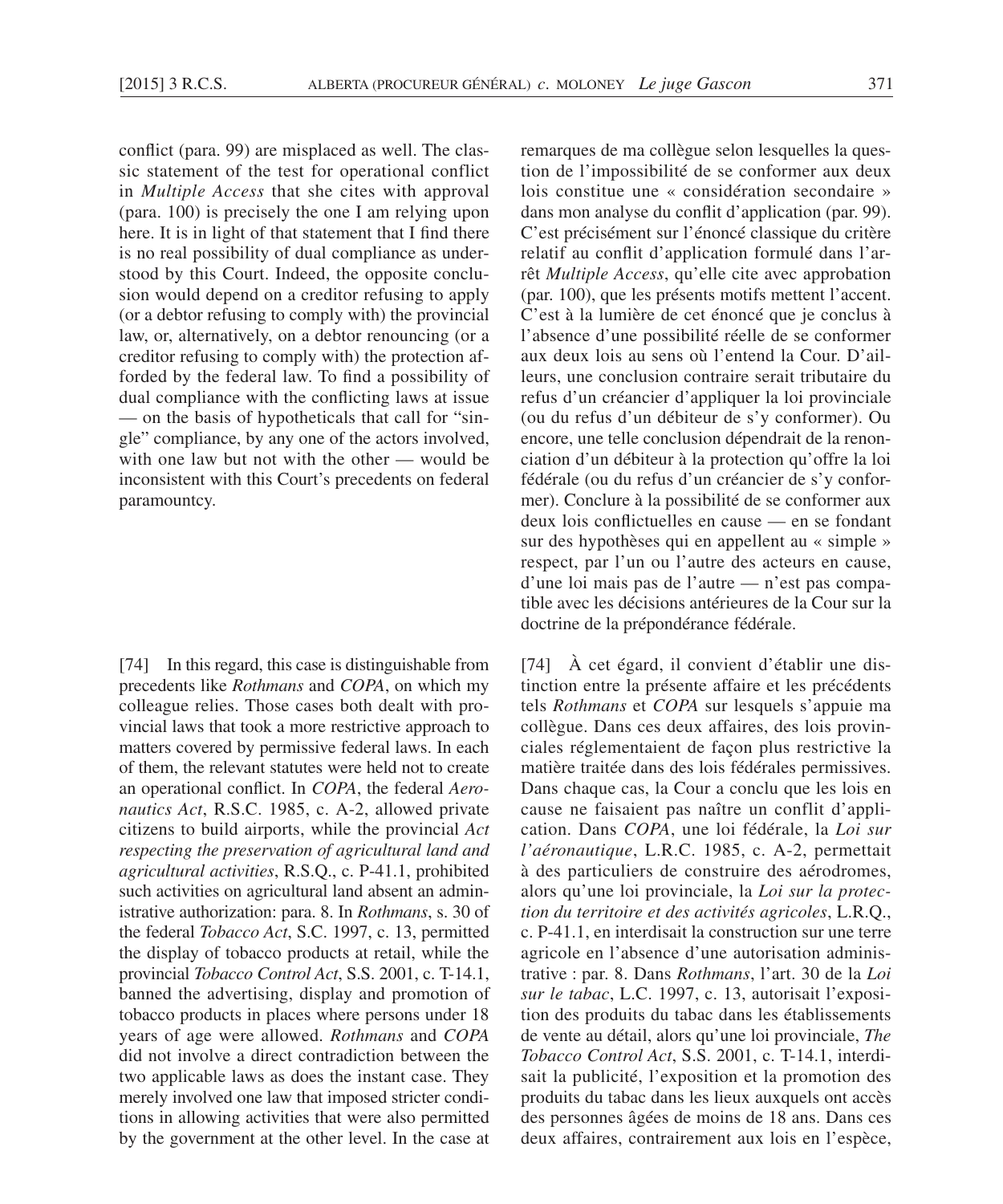conflict (para. 99) are misplaced as well. The classic statement of the test for operational conflict in *Multiple Access* that she cites with approval (para. 100) is precisely the one I am relying upon here. It is in light of that statement that I find there is no real possibility of dual compliance as understood by this Court. Indeed, the opposite conclusion would depend on a creditor refusing to apply (or a debtor refusing to comply with) the provincial law, or, alternatively, on a debtor renouncing (or a creditor refusing to comply with) the protection afforded by the federal law. To find a possibility of dual compliance with the conflicting laws at issue — on the basis of hypotheticals that call for "single" compliance, by any one of the actors involved, with one law but not with the other — would be inconsistent with this Court's precedents on federal paramountcy.

[74] In this regard, this case is distinguishable from precedents like *Rothmans* and *COPA*, on which my colleague relies. Those cases both dealt with provincial laws that took a more restrictive approach to matters covered by permissive federal laws. In each of them, the relevant statutes were held not to create an operational conflict. In *COPA*, the federal *Aeronautics Act*, R.S.C. 1985, c. A-2, allowed private citizens to build airports, while the provincial *Act respecting the preservation of agricultural land and agricultural activities*, R.S.Q., c. P-41.1, prohibited such activities on agricultural land absent an administrative authorization: para. 8. In *Rothmans*, s. 30 of the federal *Tobacco Act*, S.C. 1997, c. 13, permitted the display of tobacco products at retail, while the provincial *Tobacco Control Act*, S.S. 2001, c. T-14.1, banned the advertising, display and promotion of tobacco products in places where persons under 18 years of age were allowed. *Rothmans* and *COPA* did not involve a direct contradiction between the two applicable laws as does the instant case. They merely involved one law that imposed stricter conditions in allowing activities that were also permitted by the government at the other level. In the case at

remarques de ma collègue selon lesquelles la question de l'impossibilité de se conformer aux deux lois constitue une « considération secondaire » dans mon analyse du conflit d'application (par. 99). C'est précisément sur l'énoncé classique du critère relatif au conflit d'application formulé dans l'arrêt *Multiple Access*, qu'elle cite avec approbation (par. 100), que les présents motifs mettent l'accent. C'est à la lumière de cet énoncé que je conclus à l'absence d'une possibilité réelle de se conformer aux deux lois au sens où l'entend la Cour. D'ailleurs, une conclusion contraire serait tributaire du refus d'un créancier d'appliquer la loi provinciale (ou du refus d'un débiteur de s'y conformer). Ou encore, une telle conclusion dépendrait de la renonciation d'un débiteur à la protection qu'offre la loi fédérale (ou du refus d'un créancier de s'y conformer). Conclure à la possibilité de se conformer aux deux lois conflictuelles en cause — en se fondant sur des hypothèses qui en appellent au « simple » respect, par l'un ou l'autre des acteurs en cause, d'une loi mais pas de l'autre — n'est pas compatible avec les décisions antérieures de la Cour sur la doctrine de la prépondérance fédérale.

[74] À cet égard, il convient d'établir une distinction entre la présente affaire et les précédents tels *Rothmans* et *COPA* sur lesquels s'appuie ma collègue. Dans ces deux affaires, des lois provinciales réglementaient de façon plus restrictive la matière traitée dans des lois fédérales permissives. Dans chaque cas, la Cour a conclu que les lois en cause ne faisaient pas naître un conflit d'application. Dans *COPA*, une loi fédérale, la *Loi sur l'aéronautique*, L.R.C. 1985, c. A-2, permettait à des particuliers de construire des aérodromes, alors qu'une loi provinciale, la *Loi sur la protection du territoire et des activités agricoles*, L.R.Q., c. P-41.1, en interdisait la construction sur une terre agricole en l'absence d'une autorisation administrative : par. 8. Dans *Rothmans*, l'art. 30 de la *Loi sur le tabac*, L.C. 1997, c. 13, autorisait l'exposition des produits du tabac dans les établissements de vente au détail, alors qu'une loi provinciale, *The Tobacco Control Act*, S.S. 2001, c. T-14.1, interdisait la publicité, l'exposition et la promotion des produits du tabac dans les lieux auxquels ont accès des personnes âgées de moins de 18 ans. Dans ces deux affaires, contrairement aux lois en l'espèce,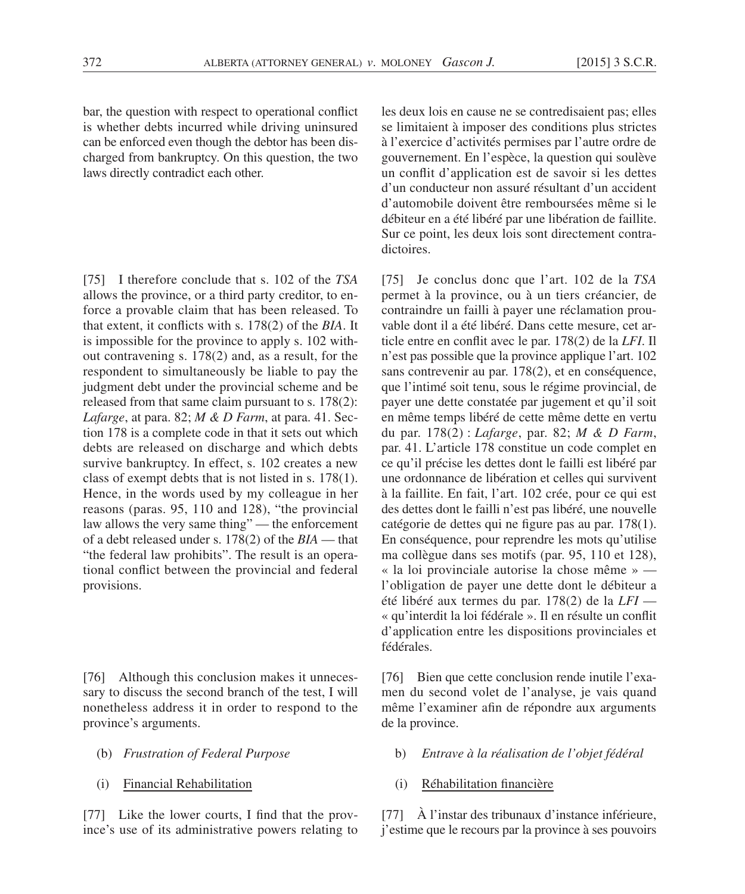bar, the question with respect to operational conflict is whether debts incurred while driving uninsured can be enforced even though the debtor has been discharged from bankruptcy. On this question, the two laws directly contradict each other.

les deux lois en cause ne se contredisaient pas; elles se limitaient à imposer des conditions plus strictes à l'exercice d'activités permises par l'autre ordre de gouvernement. En l'espèce, la question qui soulève un conflit d'application est de savoir si les dettes d'un conducteur non assuré résultant d'un accident d'automobile doivent être remboursées même si le débiteur en a été libéré par une libération de faillite. Sur ce point, les deux lois sont directement contradictoires.

[75] I therefore conclude that s. 102 of the *TSA* allows the province, or a third party creditor, to enforce a provable claim that has been released. To that extent, it conflicts with s. 178(2) of the *BIA*. It is impossible for the province to apply s. 102 without contravening s. 178(2) and, as a result, for the respondent to simultaneously be liable to pay the judgment debt under the provincial scheme and be released from that same claim pursuant to s. 178(2): *Lafarge*, at para. 82; *M & D Farm*, at para. 41. Section 178 is a complete code in that it sets out which debts are released on discharge and which debts survive bankruptcy. In effect, s. 102 creates a new class of exempt debts that is not listed in s. 178(1). Hence, in the words used by my colleague in her reasons (paras. 95, 110 and 128), "the provincial law allows the very same thing" — the enforcement of a debt released under s. 178(2) of the *BIA* — that "the federal law prohibits". The result is an operational conflict between the provincial and federal provisions.

[75] Je conclus donc que l'art. 102 de la *TSA* permet à la province, ou à un tiers créancier, de contraindre un failli à payer une réclamation prouvable dont il a été libéré. Dans cette mesure, cet article entre en conflit avec le par. 178(2) de la *LFI*. Il n'est pas possible que la province applique l'art. 102 sans contrevenir au par. 178(2), et en conséquence, que l'intimé soit tenu, sous le régime provincial, de payer une dette constatée par jugement et qu'il soit en même temps libéré de cette même dette en vertu du par. 178(2) : *Lafarge*, par. 82; *M & D Farm*, par. 41. L'article 178 constitue un code complet en ce qu'il précise les dettes dont le failli est libéré par une ordonnance de libération et celles qui survivent à la faillite. En fait, l'art. 102 crée, pour ce qui est des dettes dont le failli n'est pas libéré, une nouvelle catégorie de dettes qui ne figure pas au par. 178(1). En conséquence, pour reprendre les mots qu'utilise ma collègue dans ses motifs (par. 95, 110 et 128), « la loi provinciale autorise la chose même » — l'obligation de payer une dette dont le débiteur a été libéré aux termes du par. 178(2) de la *LFI* — « qu'interdit la loi fédérale ». Il en résulte un conflit d'application entre les dispositions provinciales et fédérales.

[76] Although this conclusion makes it unnecessary to discuss the second branch of the test, I will nonetheless address it in order to respond to the province's arguments.

[76] Bien que cette conclusion rende inutile l'examen du second volet de l'analyse, je vais quand même l'examiner afin de répondre aux arguments de la province.

(b) *Frustration of Federal Purpose*

b) *Entrave à la réalisation de l'objet fédéral*

(i) Financial Rehabilitation

(i) Réhabilitation financière

[77] Like the lower courts, I find that the province's use of its administrative powers relating to

[77] À l'instar des tribunaux d'instance inférieure, j'estime que le recours par la province à ses pouvoirs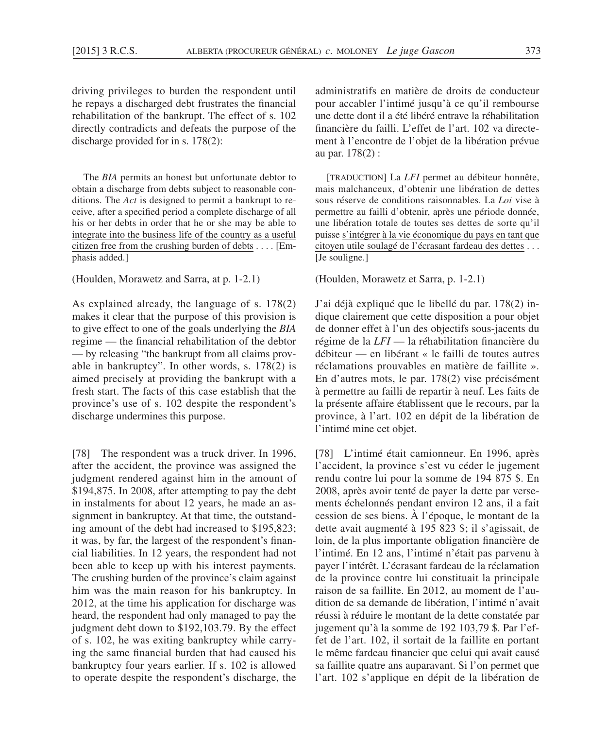driving privileges to burden the respondent until he repays a discharged debt frustrates the financial rehabilitation of the bankrupt. The effect of s. 102 directly contradicts and defeats the purpose of the discharge provided for in s. 178(2):

> The *BIA* permits an honest but unfortunate debtor to obtain a discharge from debts subject to reasonable conditions. The *Act* is designed to permit a bankrupt to receive, after a specified period a complete discharge of all his or her debts in order that he or she may be able to <u>integrate into the business life of the country as a useful citizen free from the crushing burden of debts</u> . . . . [Emphasis added.]

(Houlden, Morawetz and Sarra, at p. 1-2.1)

As explained already, the language of s. 178(2) makes it clear that the purpose of this provision is to give effect to one of the goals underlying the *BIA* regime — the financial rehabilitation of the debtor — by releasing "the bankrupt from all claims provable in bankruptcy". In other words, s. 178(2) is aimed precisely at providing the bankrupt with a fresh start. The facts of this case establish that the province's use of s. 102 despite the respondent's discharge undermines this purpose.

[78] The respondent was a truck driver. In 1996, after the accident, the province was assigned the judgment rendered against him in the amount of $194,875. In 2008, after attempting to pay the debt in instalments for about 12 years, he made an assignment in bankruptcy. At that time, the outstanding amount of the debt had increased to $195,823; it was, by far, the largest of the respondent's financial liabilities. In 12 years, the respondent had not been able to keep up with his interest payments. The crushing burden of the province's claim against him was the main reason for his bankruptcy. In 2012, at the time his application for discharge was heard, the respondent had only managed to pay the judgment debt down to $192,103.79. By the effect of s. 102, he was exiting bankruptcy while carrying the same financial burden that had caused his bankruptcy four years earlier. If s. 102 is allowed to operate despite the respondent's discharge, the

administratifs en matière de droits de conducteur pour accabler l'intimé jusqu'à ce qu'il rembourse une dette dont il a été libéré entrave la réhabilitation financière du failli. L'effet de l'art. 102 va directement à l'encontre de l'objet de la libération prévue au par. 178(2) :

> [TRADUCTION] La *LFI* permet au débiteur honnête, mais malchanceux, d'obtenir une libération de dettes sous réserve de conditions raisonnables. La *Loi* vise à permettre au failli d'obtenir, après une période donnée, une libération totale de toutes ses dettes de sorte qu'il puisse <u>s'intégrer à la vie économique du pays en tant que citoyen utile soulagé de l'écrasant fardeau des dettes</u> . . . [Je souligne.]

(Houlden, Morawetz et Sarra, p. 1-2.1)

J'ai déjà expliqué que le libellé du par. 178(2) indique clairement que cette disposition a pour objet de donner effet à l'un des objectifs sous-jacents du régime de la *LFI* — la réhabilitation financière du débiteur — en libérant « le failli de toutes autres réclamations prouvables en matière de faillite ». En d'autres mots, le par. 178(2) vise précisément à permettre au failli de repartir à neuf. Les faits de la présente affaire établissent que le recours, par la province, à l'art. 102 en dépit de la libération de l'intimé mine cet objet.

[78] L'intimé était camionneur. En 1996, après l'accident, la province s'est vu céder le jugement rendu contre lui pour la somme de 194 875 $. En 2008, après avoir tenté de payer la dette par versements échelonnés pendant environ 12 ans, il a fait cession de ses biens. À l'époque, le montant de la dette avait augmenté à 195 823 $; il s'agissait, de loin, de la plus importante obligation financière de l'intimé. En 12 ans, l'intimé n'était pas parvenu à payer l'intérêt. L'écrasant fardeau de la réclamation de la province contre lui constituait la principale raison de sa faillite. En 2012, au moment de l'audition de sa demande de libération, l'intimé n'avait réussi à réduire le montant de la dette constatée par jugement qu'à la somme de 192 103,79 $. Par l'effet de l'art. 102, il sortait de la faillite en portant le même fardeau financier que celui qui avait causé sa faillite quatre ans auparavant. Si l'on permet que l'art. 102 s'applique en dépit de la libération de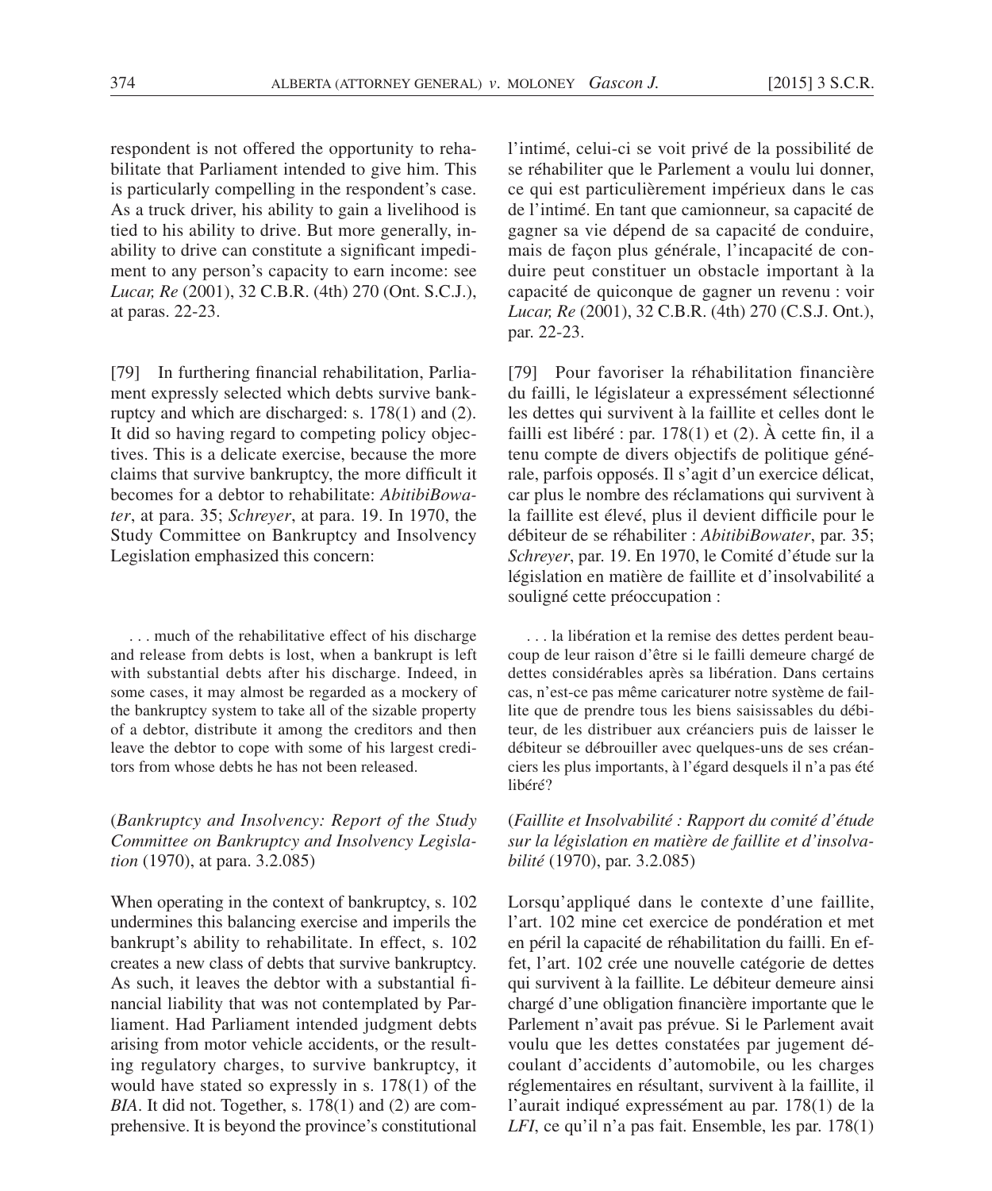respondent is not offered the opportunity to rehabilitate that Parliament intended to give him. This is particularly compelling in the respondent's case. As a truck driver, his ability to gain a livelihood is tied to his ability to drive. But more generally, inability to drive can constitute a significant impediment to any person's capacity to earn income: see *Lucar, Re* (2001), 32 C.B.R. (4th) 270 (Ont. S.C.J.), at paras. 22-23.

[79] In furthering financial rehabilitation, Parliament expressly selected which debts survive bankruptcy and which are discharged: s. 178(1) and (2). It did so having regard to competing policy objectives. This is a delicate exercise, because the more claims that survive bankruptcy, the more difficult it becomes for a debtor to rehabilitate: *AbitibiBowater*, at para. 35; *Schreyer*, at para. 19. In 1970, the Study Committee on Bankruptcy and Insolvency Legislation emphasized this concern:

> . . . much of the rehabilitative effect of his discharge and release from debts is lost, when a bankrupt is left with substantial debts after his discharge. Indeed, in some cases, it may almost be regarded as a mockery of the bankruptcy system to take all of the sizable property of a debtor, distribute it among the creditors and then leave the debtor to cope with some of his largest creditors from whose debts he has not been released.

(*Bankruptcy and Insolvency: Report of the Study Committee on Bankruptcy and Insolvency Legislation* (1970), at para. 3.2.085)

When operating in the context of bankruptcy, s. 102 undermines this balancing exercise and imperils the bankrupt's ability to rehabilitate. In effect, s. 102 creates a new class of debts that survive bankruptcy. As such, it leaves the debtor with a substantial financial liability that was not contemplated by Parliament. Had Parliament intended judgment debts arising from motor vehicle accidents, or the resulting regulatory charges, to survive bankruptcy, it would have stated so expressly in s. 178(1) of the *BIA*. It did not. Together, s. 178(1) and (2) are comprehensive. It is beyond the province's constitutional

l'intimé, celui-ci se voit privé de la possibilité de se réhabiliter que le Parlement a voulu lui donner, ce qui est particulièrement impérieux dans le cas de l'intimé. En tant que camionneur, sa capacité de gagner sa vie dépend de sa capacité de conduire, mais de façon plus générale, l'incapacité de conduire peut constituer un obstacle important à la capacité de quiconque de gagner un revenu : voir *Lucar, Re* (2001), 32 C.B.R. (4th) 270 (C.S.J. Ont.), par. 22-23.

[79] Pour favoriser la réhabilitation financière du failli, le législateur a expressément sélectionné les dettes qui survivent à la faillite et celles dont le failli est libéré : par. 178(1) et (2). À cette fin, il a tenu compte de divers objectifs de politique générale, parfois opposés. Il s'agit d'un exercice délicat, car plus le nombre des réclamations qui survivent à la faillite est élevé, plus il devient difficile pour le débiteur de se réhabiliter : *AbitibiBowater*, par. 35; *Schreyer*, par. 19. En 1970, le Comité d'étude sur la législation en matière de faillite et d'insolvabilité a souligné cette préoccupation :

> . . . la libération et la remise des dettes perdent beaucoup de leur raison d'être si le failli demeure chargé de dettes considérables après sa libération. Dans certains cas, n'est-ce pas même caricaturer notre système de faillite que de prendre tous les biens saisissables du débiteur, de les distribuer aux créanciers puis de laisser le débiteur se débrouiller avec quelques-uns de ses créanciers les plus importants, à l'égard desquels il n'a pas été libéré?

(*Faillite et Insolvabilité : Rapport du comité d'étude sur la législation en matière de faillite et d'insolvabilité* (1970), par. 3.2.085)

Lorsqu'appliqué dans le contexte d'une faillite, l'art. 102 mine cet exercice de pondération et met en péril la capacité de réhabilitation du failli. En effet, l'art. 102 crée une nouvelle catégorie de dettes qui survivent à la faillite. Le débiteur demeure ainsi chargé d'une obligation financière importante que le Parlement n'avait pas prévue. Si le Parlement avait voulu que les dettes constatées par jugement découlant d'accidents d'automobile, ou les charges réglementaires en résultant, survivent à la faillite, il l'aurait indiqué expressément au par. 178(1) de la *LFI*, ce qu'il n'a pas fait. Ensemble, les par. 178(1)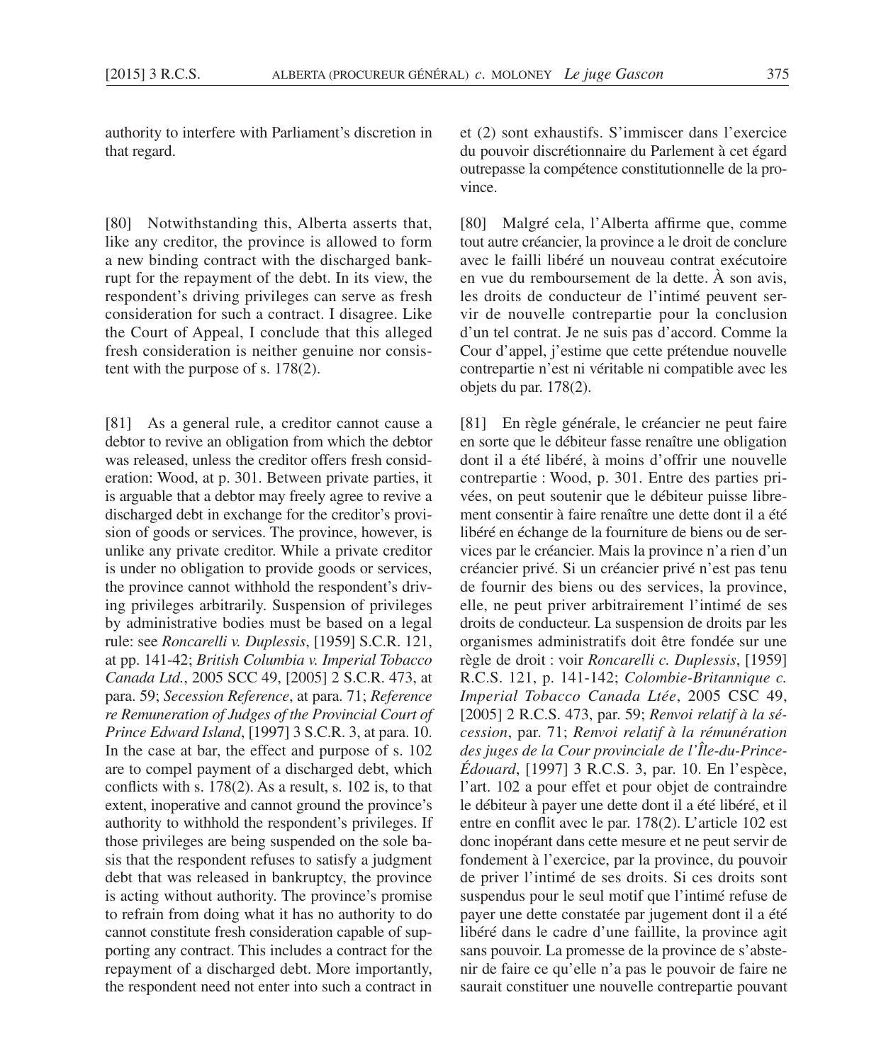authority to interfere with Parliament's discretion in that regard.

[80] Notwithstanding this, Alberta asserts that, like any creditor, the province is allowed to form a new binding contract with the discharged bankrupt for the repayment of the debt. In its view, the respondent's driving privileges can serve as fresh consideration for such a contract. I disagree. Like the Court of Appeal, I conclude that this alleged fresh consideration is neither genuine nor consistent with the purpose of s. 178(2).

[81] As a general rule, a creditor cannot cause a debtor to revive an obligation from which the debtor was released, unless the creditor offers fresh consideration: Wood, at p. 301. Between private parties, it is arguable that a debtor may freely agree to revive a discharged debt in exchange for the creditor's provision of goods or services. The province, however, is unlike any private creditor. While a private creditor is under no obligation to provide goods or services, the province cannot withhold the respondent's driving privileges arbitrarily. Suspension of privileges by administrative bodies must be based on a legal rule: see *Roncarelli v. Duplessis*, [1959] S.C.R. 121, at pp. 141-42; *British Columbia v. Imperial Tobacco Canada Ltd.*, 2005 SCC 49, [2005] 2 S.C.R. 473, at para. 59; *Secession Reference*, at para. 71; *Reference re Remuneration of Judges of the Provincial Court of Prince Edward Island*, [1997] 3 S.C.R. 3, at para. 10. In the case at bar, the effect and purpose of s. 102 are to compel payment of a discharged debt, which conflicts with s. 178(2). As a result, s. 102 is, to that extent, inoperative and cannot ground the province's authority to withhold the respondent's privileges. If those privileges are being suspended on the sole basis that the respondent refuses to satisfy a judgment debt that was released in bankruptcy, the province is acting without authority. The province's promise to refrain from doing what it has no authority to do cannot constitute fresh consideration capable of supporting any contract. This includes a contract for the repayment of a discharged debt. More importantly, the respondent need not enter into such a contract in

et (2) sont exhaustifs. S'immiscer dans l'exercice du pouvoir discrétionnaire du Parlement à cet égard outrepasse la compétence constitutionnelle de la province.

[80] Malgré cela, l'Alberta affirme que, comme tout autre créancier, la province a le droit de conclure avec le failli libéré un nouveau contrat exécutoire en vue du remboursement de la dette. À son avis, les droits de conducteur de l'intimé peuvent servir de nouvelle contrepartie pour la conclusion d'un tel contrat. Je ne suis pas d'accord. Comme la Cour d'appel, j'estime que cette prétendue nouvelle contrepartie n'est ni véritable ni compatible avec les objets du par. 178(2).

[81] En règle générale, le créancier ne peut faire en sorte que le débiteur fasse renaître une obligation dont il a été libéré, à moins d'offrir une nouvelle contrepartie : Wood, p. 301. Entre des parties privées, on peut soutenir que le débiteur puisse librement consentir à faire renaître une dette dont il a été libéré en échange de la fourniture de biens ou de services par le créancier. Mais la province n'a rien d'un créancier privé. Si un créancier privé n'est pas tenu de fournir des biens ou des services, la province, elle, ne peut priver arbitrairement l'intimé de ses droits de conducteur. La suspension de droits par les organismes administratifs doit être fondée sur une règle de droit : voir *Roncarelli c. Duplessis*, [1959] R.C.S. 121, p. 141-142; *Colombie-Britannique c. Imperial Tobacco Canada Ltée*, 2005 CSC 49, [2005] 2 R.C.S. 473, par. 59; *Renvoi relatif à la sécession*, par. 71; *Renvoi relatif à la rémunération des juges de la Cour provinciale de l'Île-du-Prince-Édouard*, [1997] 3 R.C.S. 3, par. 10. En l'espèce, l'art. 102 a pour effet et pour objet de contraindre le débiteur à payer une dette dont il a été libéré, et il entre en conflit avec le par. 178(2). L'article 102 est donc inopérant dans cette mesure et ne peut servir de fondement à l'exercice, par la province, du pouvoir de priver l'intimé de ses droits. Si ces droits sont suspendus pour le seul motif que l'intimé refuse de payer une dette constatée par jugement dont il a été libéré dans le cadre d'une faillite, la province agit sans pouvoir. La promesse de la province de s'abstenir de faire ce qu'elle n'a pas le pouvoir de faire ne saurait constituer une nouvelle contrepartie pouvant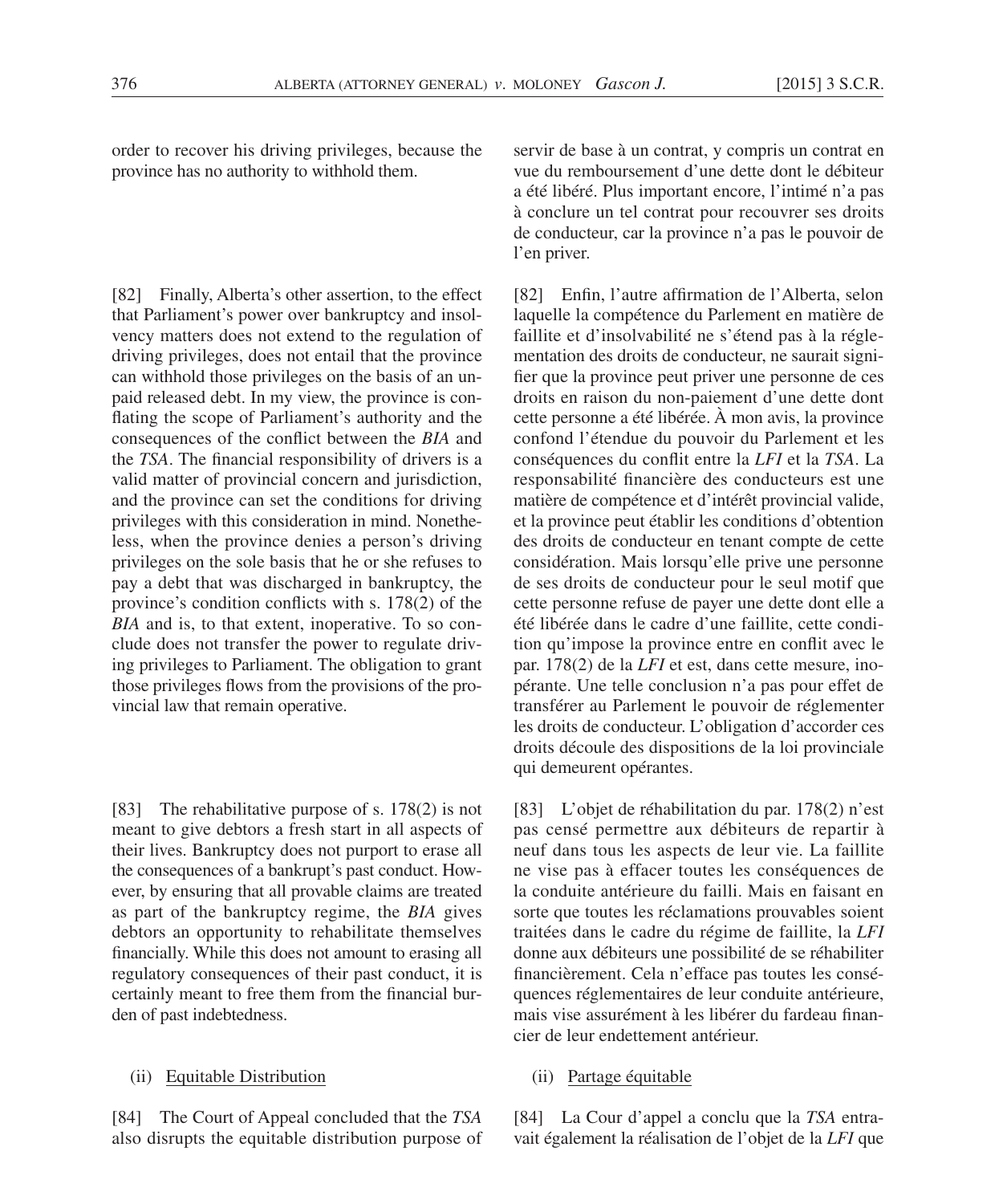order to recover his driving privileges, because the province has no authority to withhold them.

[82] Finally, Alberta's other assertion, to the effect that Parliament's power over bankruptcy and insolvency matters does not extend to the regulation of driving privileges, does not entail that the province can withhold those privileges on the basis of an unpaid released debt. In my view, the province is conflating the scope of Parliament's authority and the consequences of the conflict between the *BIA* and the *TSA*. The financial responsibility of drivers is a valid matter of provincial concern and jurisdiction, and the province can set the conditions for driving privileges with this consideration in mind. Nonetheless, when the province denies a person's driving privileges on the sole basis that he or she refuses to pay a debt that was discharged in bankruptcy, the province's condition conflicts with s. 178(2) of the *BIA* and is, to that extent, inoperative. To so conclude does not transfer the power to regulate driving privileges to Parliament. The obligation to grant those privileges flows from the provisions of the provincial law that remain operative.

[83] The rehabilitative purpose of s. 178(2) is not meant to give debtors a fresh start in all aspects of their lives. Bankruptcy does not purport to erase all the consequences of a bankrupt's past conduct. However, by ensuring that all provable claims are treated as part of the bankruptcy regime, the *BIA* gives debtors an opportunity to rehabilitate themselves financially. While this does not amount to erasing all regulatory consequences of their past conduct, it is certainly meant to free them from the financial burden of past indebtedness.

(ii) Equitable Distribution

[84] The Court of Appeal concluded that the *TSA* also disrupts the equitable distribution purpose of

servir de base à un contrat, y compris un contrat en vue du remboursement d'une dette dont le débiteur a été libéré. Plus important encore, l'intimé n'a pas à conclure un tel contrat pour recouvrer ses droits de conducteur, car la province n'a pas le pouvoir de l'en priver.

[82] Enfin, l'autre affirmation de l'Alberta, selon laquelle la compétence du Parlement en matière de faillite et d'insolvabilité ne s'étend pas à la réglementation des droits de conducteur, ne saurait signifier que la province peut priver une personne de ces droits en raison du non-paiement d'une dette dont cette personne a été libérée. À mon avis, la province confond l'étendue du pouvoir du Parlement et les conséquences du conflit entre la *LFI* et la *TSA*. La responsabilité financière des conducteurs est une matière de compétence et d'intérêt provincial valide, et la province peut établir les conditions d'obtention des droits de conducteur en tenant compte de cette considération. Mais lorsqu'elle prive une personne de ses droits de conducteur pour le seul motif que cette personne refuse de payer une dette dont elle a été libérée dans le cadre d'une faillite, cette condition qu'impose la province entre en conflit avec le par. 178(2) de la *LFI* et est, dans cette mesure, inopérante. Une telle conclusion n'a pas pour effet de transférer au Parlement le pouvoir de réglementer les droits de conducteur. L'obligation d'accorder ces droits découle des dispositions de la loi provinciale qui demeurent opérantes.

[83] L'objet de réhabilitation du par. 178(2) n'est pas censé permettre aux débiteurs de repartir à neuf dans tous les aspects de leur vie. La faillite ne vise pas à effacer toutes les conséquences de la conduite antérieure du failli. Mais en faisant en sorte que toutes les réclamations prouvables soient traitées dans le cadre du régime de faillite, la *LFI* donne aux débiteurs une possibilité de se réhabiliter financièrement. Cela n'efface pas toutes les conséquences réglementaires de leur conduite antérieure, mais vise assurément à les libérer du fardeau financier de leur endettement antérieur.

(ii) Partage équitable

[84] La Cour d'appel a conclu que la *TSA* entravait également la réalisation de l'objet de la *LFI* que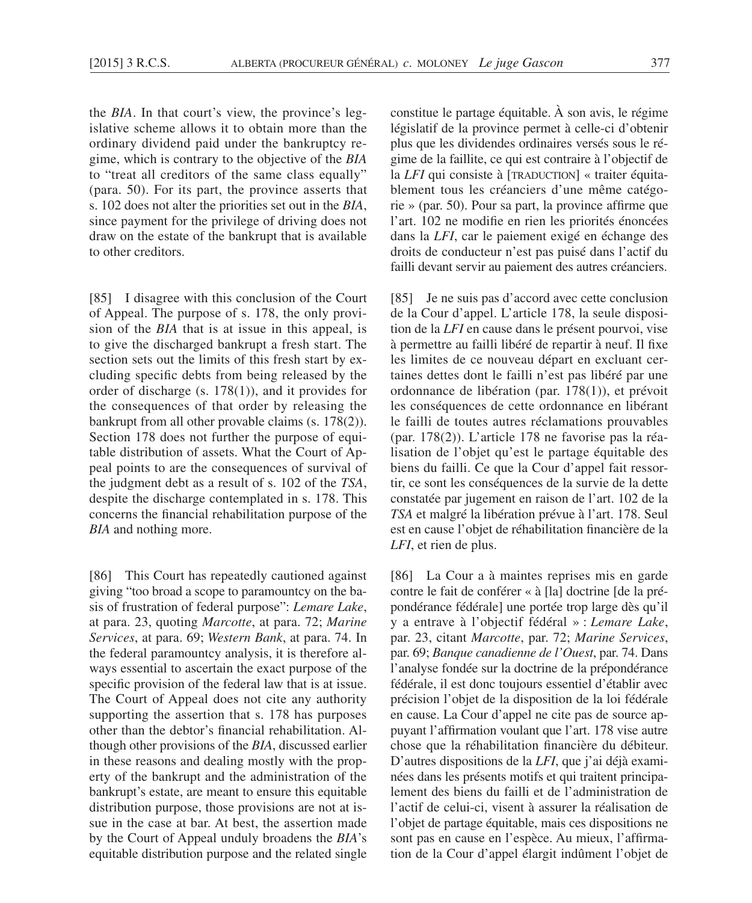the *BIA*. In that court's view, the province's legislative scheme allows it to obtain more than the ordinary dividend paid under the bankruptcy regime, which is contrary to the objective of the *BIA* to "treat all creditors of the same class equally" (para. 50). For its part, the province asserts that s. 102 does not alter the priorities set out in the *BIA*, since payment for the privilege of driving does not draw on the estate of the bankrupt that is available to other creditors.

[85] I disagree with this conclusion of the Court of Appeal. The purpose of s. 178, the only provision of the *BIA* that is at issue in this appeal, is to give the discharged bankrupt a fresh start. The section sets out the limits of this fresh start by excluding specific debts from being released by the order of discharge (s. 178(1)), and it provides for the consequences of that order by releasing the bankrupt from all other provable claims (s. 178(2)). Section 178 does not further the purpose of equitable distribution of assets. What the Court of Appeal points to are the consequences of survival of the judgment debt as a result of s. 102 of the *TSA*, despite the discharge contemplated in s. 178. This concerns the financial rehabilitation purpose of the *BIA* and nothing more.

[86] This Court has repeatedly cautioned against giving "too broad a scope to paramountcy on the basis of frustration of federal purpose": *Lemare Lake*, at para. 23, quoting *Marcotte*, at para. 72; *Marine Services*, at para. 69; *Western Bank*, at para. 74. In the federal paramountcy analysis, it is therefore always essential to ascertain the exact purpose of the specific provision of the federal law that is at issue. The Court of Appeal does not cite any authority supporting the assertion that s. 178 has purposes other than the debtor's financial rehabilitation. Although other provisions of the *BIA*, discussed earlier in these reasons and dealing mostly with the property of the bankrupt and the administration of the bankrupt's estate, are meant to ensure this equitable distribution purpose, those provisions are not at issue in the case at bar. At best, the assertion made by the Court of Appeal unduly broadens the *BIA*'s equitable distribution purpose and the related single

constitue le partage équitable. À son avis, le régime législatif de la province permet à celle-ci d'obtenir plus que les dividendes ordinaires versés sous le régime de la faillite, ce qui est contraire à l'objectif de la *LFI* qui consiste à [TRADUCTION] « traiter équitablement tous les créanciers d'une même catégorie » (par. 50). Pour sa part, la province affirme que l'art. 102 ne modifie en rien les priorités énoncées dans la *LFI*, car le paiement exigé en échange des droits de conducteur n'est pas puisé dans l'actif du failli devant servir au paiement des autres créanciers.

[85] Je ne suis pas d'accord avec cette conclusion de la Cour d'appel. L'article 178, la seule disposition de la *LFI* en cause dans le présent pourvoi, vise à permettre au failli libéré de repartir à neuf. Il fixe les limites de ce nouveau départ en excluant certaines dettes dont le failli n'est pas libéré par une ordonnance de libération (par. 178(1)), et prévoit les conséquences de cette ordonnance en libérant le failli de toutes autres réclamations prouvables (par. 178(2)). L'article 178 ne favorise pas la réalisation de l'objet qu'est le partage équitable des biens du failli. Ce que la Cour d'appel fait ressortir, ce sont les conséquences de la survie de la dette constatée par jugement en raison de l'art. 102 de la *TSA* et malgré la libération prévue à l'art. 178. Seul est en cause l'objet de réhabilitation financière de la *LFI*, et rien de plus.

[86] La Cour a à maintes reprises mis en garde contre le fait de conférer « à [la] doctrine [de la prépondérance fédérale] une portée trop large dès qu'il y a entrave à l'objectif fédéral » : *Lemare Lake*, par. 23, citant *Marcotte*, par. 72; *Marine Services*, par. 69; *Banque canadienne de l'Ouest*, par. 74. Dans l'analyse fondée sur la doctrine de la prépondérance fédérale, il est donc toujours essentiel d'établir avec précision l'objet de la disposition de la loi fédérale en cause. La Cour d'appel ne cite pas de source appuyant l'affirmation voulant que l'art. 178 vise autre chose que la réhabilitation financière du débiteur. D'autres dispositions de la *LFI*, que j'ai déjà examinées dans les présents motifs et qui traitent principalement des biens du failli et de l'administration de l'actif de celui-ci, visent à assurer la réalisation de l'objet de partage équitable, mais ces dispositions ne sont pas en cause en l'espèce. Au mieux, l'affirmation de la Cour d'appel élargit indûment l'objet de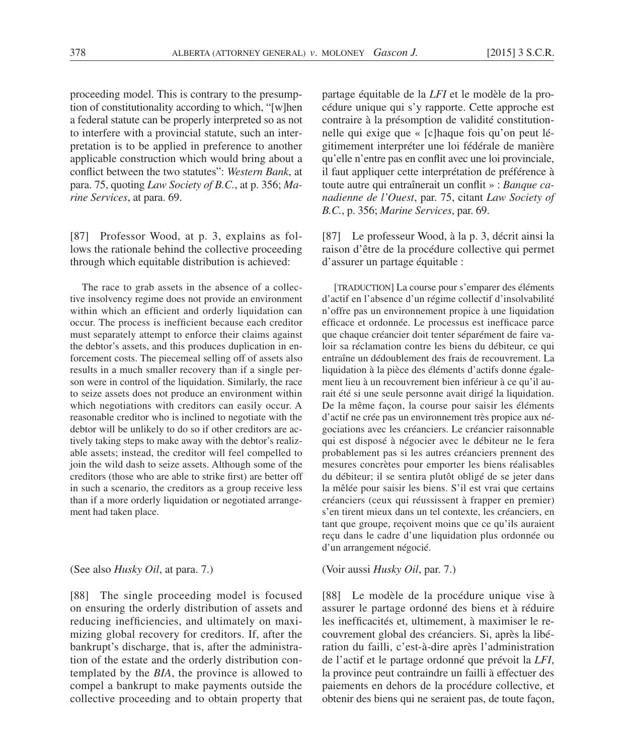proceeding model. This is contrary to the presumption of constitutionality according to which, "[w]hen a federal statute can be properly interpreted so as not to interfere with a provincial statute, such an interpretation is to be applied in preference to another applicable construction which would bring about a conflict between the two statutes": *Western Bank*, at para. 75, quoting *Law Society of B.C.*, at p. 356; *Marine Services*, at para. 69.

[87] Professor Wood, at p. 3, explains as follows the rationale behind the collective proceeding through which equitable distribution is achieved:

> The race to grab assets in the absence of a collective insolvency regime does not provide an environment within which an efficient and orderly liquidation can occur. The process is inefficient because each creditor must separately attempt to enforce their claims against the debtor's assets, and this produces duplication in enforcement costs. The piecemeal selling off of assets also results in a much smaller recovery than if a single person were in control of the liquidation. Similarly, the race to seize assets does not produce an environment within which negotiations with creditors can easily occur. A reasonable creditor who is inclined to negotiate with the debtor will be unlikely to do so if other creditors are actively taking steps to make away with the debtor's realizable assets; instead, the creditor will feel compelled to join the wild dash to seize assets. Although some of the creditors (those who are able to strike first) are better off in such a scenario, the creditors as a group receive less than if a more orderly liquidation or negotiated arrangement had taken place.

(See also *Husky Oil*, at para. 7.)

[88] The single proceeding model is focused on ensuring the orderly distribution of assets and reducing inefficiencies, and ultimately on maximizing global recovery for creditors. If, after the bankrupt's discharge, that is, after the administration of the estate and the orderly distribution contemplated by the *BIA*, the province is allowed to compel a bankrupt to make payments outside the collective proceeding and to obtain property that

partage équitable de la *LFI* et le modèle de la procédure unique qui s'y rapporte. Cette approche est contraire à la présomption de validité constitutionnelle qui exige que « [c]haque fois qu'on peut légitimement interpréter une loi fédérale de manière qu'elle n'entre pas en conflit avec une loi provinciale, il faut appliquer cette interprétation de préférence à toute autre qui entraînerait un conflit » : *Banque canadienne de l'Ouest*, par. 75, citant *Law Society of B.C.*, p. 356; *Marine Services*, par. 69.

[87] Le professeur Wood, à la p. 3, décrit ainsi la raison d'être de la procédure collective qui permet d'assurer un partage équitable :

> [TRADUCTION] La course pour s'emparer des éléments d'actif en l'absence d'un régime collectif d'insolvabilité n'offre pas un environnement propice à une liquidation efficace et ordonnée. Le processus est inefficace parce que chaque créancier doit tenter séparément de faire valoir sa réclamation contre les biens du débiteur, ce qui entraîne un dédoublement des frais de recouvrement. La liquidation à la pièce des éléments d'actifs donne également lieu à un recouvrement bien inférieur à ce qu'il aurait été si une seule personne avait dirigé la liquidation. De la même façon, la course pour saisir les éléments d'actif ne crée pas un environnement très propice aux négociations avec les créanciers. Le créancier raisonnable qui est disposé à négocier avec le débiteur ne le fera probablement pas si les autres créanciers prennent des mesures concrètes pour emporter les biens réalisables du débiteur; il se sentira plutôt obligé de se jeter dans la mêlée pour saisir les biens. S'il est vrai que certains créanciers (ceux qui réussissent à frapper en premier) s'en tirent mieux dans un tel contexte, les créanciers, en tant que groupe, reçoivent moins que ce qu'ils auraient reçu dans le cadre d'une liquidation plus ordonnée ou d'un arrangement négocié.

(Voir aussi *Husky Oil*, par. 7.)

[88] Le modèle de la procédure unique vise à assurer le partage ordonné des biens et à réduire les inefficacités et, ultimement, à maximiser le recouvrement global des créanciers. Si, après la libération du failli, c'est-à-dire après l'administration de l'actif et le partage ordonné que prévoit la *LFI*, la province peut contraindre un failli à effectuer des paiements en dehors de la procédure collective, et obtenir des biens qui ne seraient pas, de toute façon,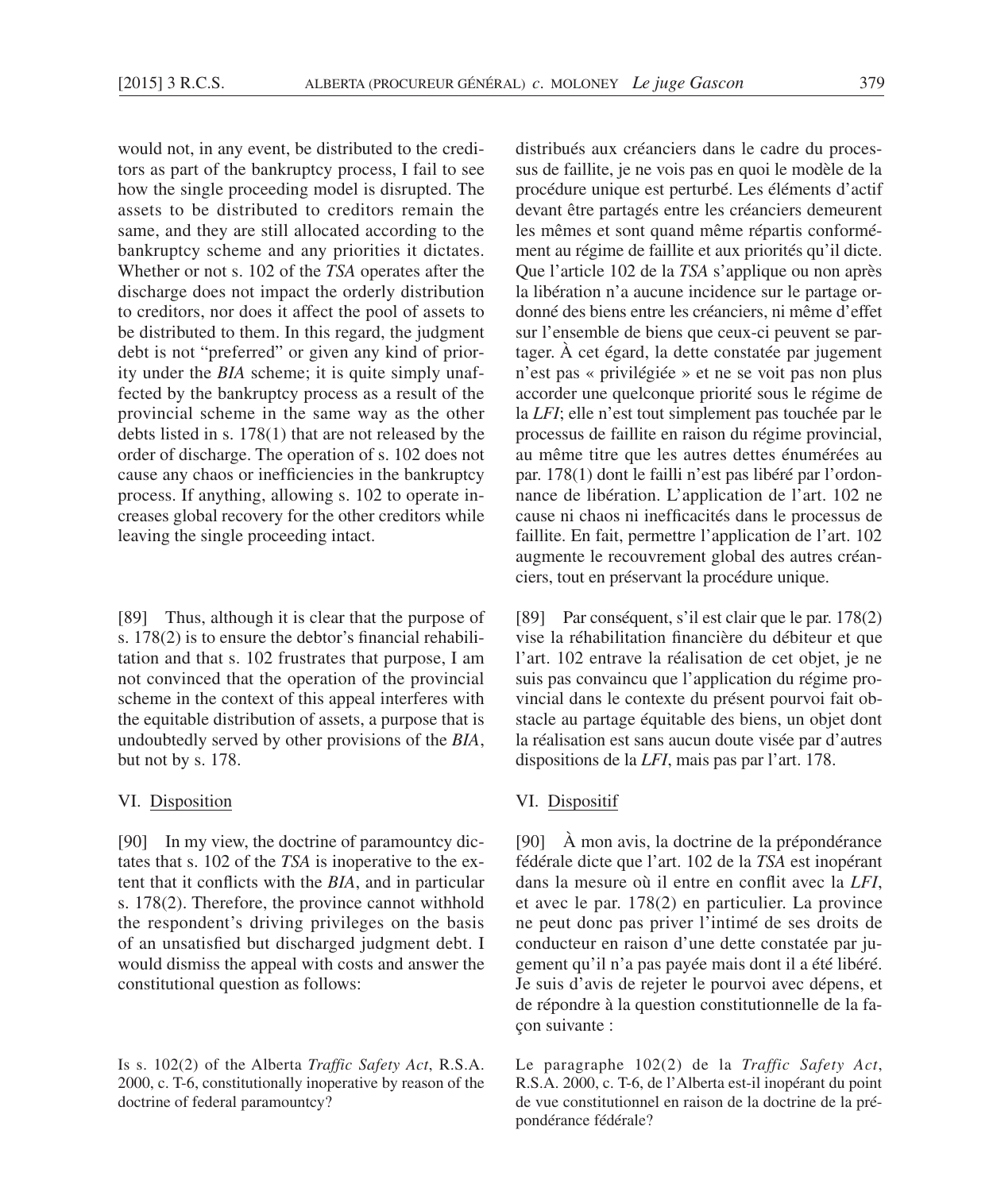would not, in any event, be distributed to the creditors as part of the bankruptcy process, I fail to see how the single proceeding model is disrupted. The assets to be distributed to creditors remain the same, and they are still allocated according to the bankruptcy scheme and any priorities it dictates. Whether or not s. 102 of the *TSA* operates after the discharge does not impact the orderly distribution to creditors, nor does it affect the pool of assets to be distributed to them. In this regard, the judgment debt is not "preferred" or given any kind of priority under the *BIA* scheme; it is quite simply unaffected by the bankruptcy process as a result of the provincial scheme in the same way as the other debts listed in s. 178(1) that are not released by the order of discharge. The operation of s. 102 does not cause any chaos or inefficiencies in the bankruptcy process. If anything, allowing s. 102 to operate increases global recovery for the other creditors while leaving the single proceeding intact.

[89] Thus, although it is clear that the purpose of s. 178(2) is to ensure the debtor's financial rehabilitation and that s. 102 frustrates that purpose, I am not convinced that the operation of the provincial scheme in the context of this appeal interferes with the equitable distribution of assets, a purpose that is undoubtedly served by other provisions of the *BIA*, but not by s. 178.

## VI. Disposition

[90] In my view, the doctrine of paramountcy dictates that s. 102 of the *TSA* is inoperative to the extent that it conflicts with the *BIA*, and in particular s. 178(2). Therefore, the province cannot withhold the respondent's driving privileges on the basis of an unsatisfied but discharged judgment debt. I would dismiss the appeal with costs and answer the constitutional question as follows:

Is s. 102(2) of the Alberta *Traffic Safety Act*, R.S.A. 2000, c. T-6, constitutionally inoperative by reason of the doctrine of federal paramountcy?

distribués aux créanciers dans le cadre du processus de faillite, je ne vois pas en quoi le modèle de la procédure unique est perturbé. Les éléments d'actif devant être partagés entre les créanciers demeurent les mêmes et sont quand même répartis conformément au régime de faillite et aux priorités qu'il dicte. Que l'article 102 de la *TSA* s'applique ou non après la libération n'a aucune incidence sur le partage ordonné des biens entre les créanciers, ni même d'effet sur l'ensemble de biens que ceux-ci peuvent se partager. À cet égard, la dette constatée par jugement n'est pas « privilégiée » et ne se voit pas non plus accorder une quelconque priorité sous le régime de la *LFI*; elle n'est tout simplement pas touchée par le processus de faillite en raison du régime provincial, au même titre que les autres dettes énumérées au par. 178(1) dont le failli n'est pas libéré par l'ordonnance de libération. L'application de l'art. 102 ne cause ni chaos ni inefficacités dans le processus de faillite. En fait, permettre l'application de l'art. 102 augmente le recouvrement global des autres créanciers, tout en préservant la procédure unique.

[89] Par conséquent, s'il est clair que le par. 178(2) vise la réhabilitation financière du débiteur et que l'art. 102 entrave la réalisation de cet objet, je ne suis pas convaincu que l'application du régime provincial dans le contexte du présent pourvoi fait obstacle au partage équitable des biens, un objet dont la réalisation est sans aucun doute visée par d'autres dispositions de la *LFI*, mais pas par l'art. 178.

## VI. Dispositif

[90] À mon avis, la doctrine de la prépondérance fédérale dicte que l'art. 102 de la *TSA* est inopérant dans la mesure où il entre en conflit avec la *LFI*, et avec le par. 178(2) en particulier. La province ne peut donc pas priver l'intimé de ses droits de conducteur en raison d'une dette constatée par jugement qu'il n'a pas payée mais dont il a été libéré. Je suis d'avis de rejeter le pourvoi avec dépens, et de répondre à la question constitutionnelle de la façon suivante :

Le paragraphe 102(2) de la *Traffic Safety Act*, R.S.A. 2000, c. T-6, de l'Alberta est-il inopérant du point de vue constitutionnel en raison de la doctrine de la prépondérance fédérale?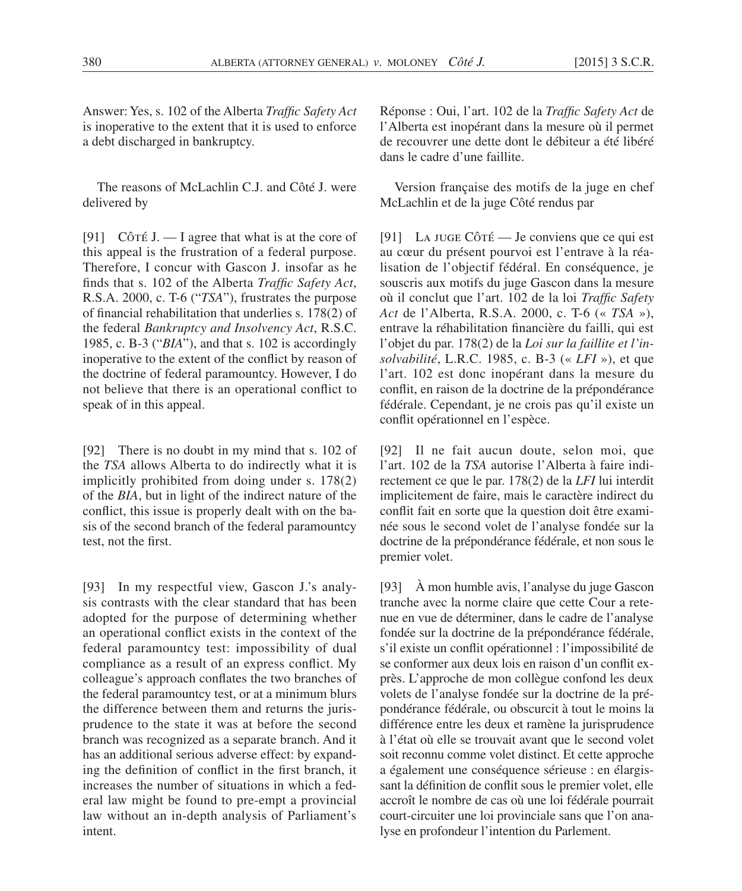Answer: Yes, s. 102 of the Alberta *Traffic Safety Act* is inoperative to the extent that it is used to enforce a debt discharged in bankruptcy.

The reasons of McLachlin C.J. and Côté J. were delivered by

[91] CÔTÉ J. — I agree that what is at the core of this appeal is the frustration of a federal purpose. Therefore, I concur with Gascon J. insofar as he finds that s. 102 of the Alberta *Traffic Safety Act*, R.S.A. 2000, c. T-6 ("*TSA*"), frustrates the purpose of financial rehabilitation that underlies s. 178(2) of the federal *Bankruptcy and Insolvency Act*, R.S.C. 1985, c. B-3 ("*BIA*"), and that s. 102 is accordingly inoperative to the extent of the conflict by reason of the doctrine of federal paramountcy. However, I do not believe that there is an operational conflict to speak of in this appeal.

[92] There is no doubt in my mind that s. 102 of the *TSA* allows Alberta to do indirectly what it is implicitly prohibited from doing under s. 178(2) of the *BIA*, but in light of the indirect nature of the conflict, this issue is properly dealt with on the basis of the second branch of the federal paramountcy test, not the first.

[93] In my respectful view, Gascon J.'s analysis contrasts with the clear standard that has been adopted for the purpose of determining whether an operational conflict exists in the context of the federal paramountcy test: impossibility of dual compliance as a result of an express conflict. My colleague's approach conflates the two branches of the federal paramountcy test, or at a minimum blurs the difference between them and returns the jurisprudence to the state it was at before the second branch was recognized as a separate branch. And it has an additional serious adverse effect: by expanding the definition of conflict in the first branch, it increases the number of situations in which a federal law might be found to pre-empt a provincial law without an in-depth analysis of Parliament's intent.

Réponse : Oui, l'art. 102 de la *Traffic Safety Act* de l'Alberta est inopérant dans la mesure où il permet de recouvrer une dette dont le débiteur a été libéré dans le cadre d'une faillite.

Version française des motifs de la juge en chef McLachlin et de la juge Côté rendus par

[91] LA JUGE CÔTÉ — Je conviens que ce qui est au cœur du présent pourvoi est l'entrave à la réalisation de l'objectif fédéral. En conséquence, je souscris aux motifs du juge Gascon dans la mesure où il conclut que l'art. 102 de la loi *Traffic Safety Act* de l'Alberta, R.S.A. 2000, c. T-6 (« *TSA* »), entrave la réhabilitation financière du failli, qui est l'objet du par. 178(2) de la *Loi sur la faillite et l'insolvabilité*, L.R.C. 1985, c. B-3 (« *LFI* »), et que l'art. 102 est donc inopérant dans la mesure du conflit, en raison de la doctrine de la prépondérance fédérale. Cependant, je ne crois pas qu'il existe un conflit opérationnel en l'espèce.

[92] Il ne fait aucun doute, selon moi, que l'art. 102 de la *TSA* autorise l'Alberta à faire indirectement ce que le par. 178(2) de la *LFI* lui interdit implicitement de faire, mais le caractère indirect du conflit fait en sorte que la question doit être examinée sous le second volet de l'analyse fondée sur la doctrine de la prépondérance fédérale, et non sous le premier volet.

[93] À mon humble avis, l'analyse du juge Gascon tranche avec la norme claire que cette Cour a retenue en vue de déterminer, dans le cadre de l'analyse fondée sur la doctrine de la prépondérance fédérale, s'il existe un conflit opérationnel : l'impossibilité de se conformer aux deux lois en raison d'un conflit exprès. L'approche de mon collègue confond les deux volets de l'analyse fondée sur la doctrine de la prépondérance fédérale, ou obscurcit à tout le moins la différence entre les deux et ramène la jurisprudence à l'état où elle se trouvait avant que le second volet soit reconnu comme volet distinct. Et cette approche a également une conséquence sérieuse : en élargissant la définition de conflit sous le premier volet, elle accroît le nombre de cas où une loi fédérale pourrait court-circuiter une loi provinciale sans que l'on analyse en profondeur l'intention du Parlement.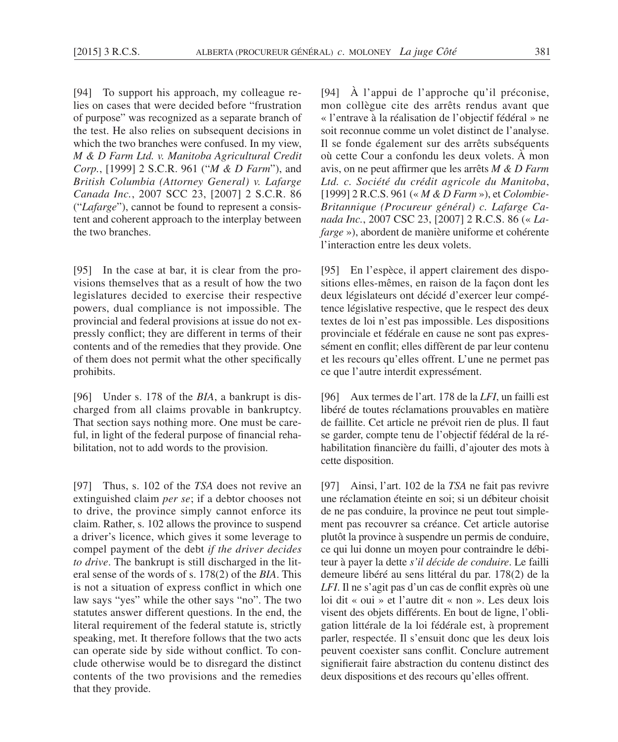[94] To support his approach, my colleague relies on cases that were decided before "frustration of purpose" was recognized as a separate branch of the test. He also relies on subsequent decisions in which the two branches were confused. In my view, ***M & D Farm Ltd. v. Manitoba Agricultural Credit Corp.***, [1999] 2 S.C.R. 961 ("*M & D Farm*"), and ***British Columbia (Attorney General) v. Lafarge Canada Inc.***, 2007 SCC 23, [2007] 2 S.C.R. 86 ("*Lafarge*"), cannot be found to represent a consistent and coherent approach to the interplay between the two branches.

[95] In the case at bar, it is clear from the provisions themselves that as a result of how the two legislatures decided to exercise their respective powers, dual compliance is not impossible. The provincial and federal provisions at issue do not expressly conflict; they are different in terms of their contents and of the remedies that they provide. One of them does not permit what the other specifically prohibits.

[96] Under s. 178 of the *BIA*, a bankrupt is discharged from all claims provable in bankruptcy. That section says nothing more. One must be careful, in light of the federal purpose of financial rehabilitation, not to add words to the provision.

[97] Thus, s. 102 of the *TSA* does not revive an extinguished claim *per se*; if a debtor chooses not to drive, the province simply cannot enforce its claim. Rather, s. 102 allows the province to suspend a driver's licence, which gives it some leverage to compel payment of the debt *if the driver decides to drive*. The bankrupt is still discharged in the literal sense of the words of s. 178(2) of the *BIA*. This is not a situation of express conflict in which one law says "yes" while the other says "no". The two statutes answer different questions. In the end, the literal requirement of the federal statute is, strictly speaking, met. It therefore follows that the two acts can operate side by side without conflict. To conclude otherwise would be to disregard the distinct contents of the two provisions and the remedies that they provide.

[94] À l'appui de l'approche qu'il préconise, mon collègue cite des arrêts rendus avant que « l'entrave à la réalisation de l'objectif fédéral » ne soit reconnue comme un volet distinct de l'analyse. Il se fonde également sur des arrêts subséquents où cette Cour a confondu les deux volets. À mon avis, on ne peut affirmer que les arrêts ***M & D Farm Ltd. c. Société du crédit agricole du Manitoba***, [1999] 2 R.C.S. 961 (« *M & D Farm* »), et ***Colombie-Britannique (Procureur général) c. Lafarge Canada Inc.***, 2007 CSC 23, [2007] 2 R.C.S. 86 (« *Lafarge* »), abordent de manière uniforme et cohérente l'interaction entre les deux volets.

[95] En l'espèce, il appert clairement des dispositions elles-mêmes, en raison de la façon dont les deux législateurs ont décidé d'exercer leur compétence législative respective, que le respect des deux textes de loi n'est pas impossible. Les dispositions provinciale et fédérale en cause ne sont pas expressément en conflit; elles diffèrent de par leur contenu et les recours qu'elles offrent. L'une ne permet pas ce que l'autre interdit expressément.

[96] Aux termes de l'art. 178 de la *LFI*, un failli est libéré de toutes réclamations prouvables en matière de faillite. Cet article ne prévoit rien de plus. Il faut se garder, compte tenu de l'objectif fédéral de la réhabilitation financière du failli, d'ajouter des mots à cette disposition.

[97] Ainsi, l'art. 102 de la *TSA* ne fait pas revivre une réclamation éteinte en soi; si un débiteur choisit de ne pas conduire, la province ne peut tout simplement pas recouvrer sa créance. Cet article autorise plutôt la province à suspendre un permis de conduire, ce qui lui donne un moyen pour contraindre le débiteur à payer la dette *s'il décide de conduire*. Le failli demeure libéré au sens littéral du par. 178(2) de la *LFI*. Il ne s'agit pas d'un cas de conflit exprès où une loi dit « oui » et l'autre dit « non ». Les deux lois visent des objets différents. En bout de ligne, l'obligation littérale de la loi fédérale est, à proprement parler, respectée. Il s'ensuit donc que les deux lois peuvent coexister sans conflit. Conclure autrement signifierait faire abstraction du contenu distinct des deux dispositions et des recours qu'elles offrent.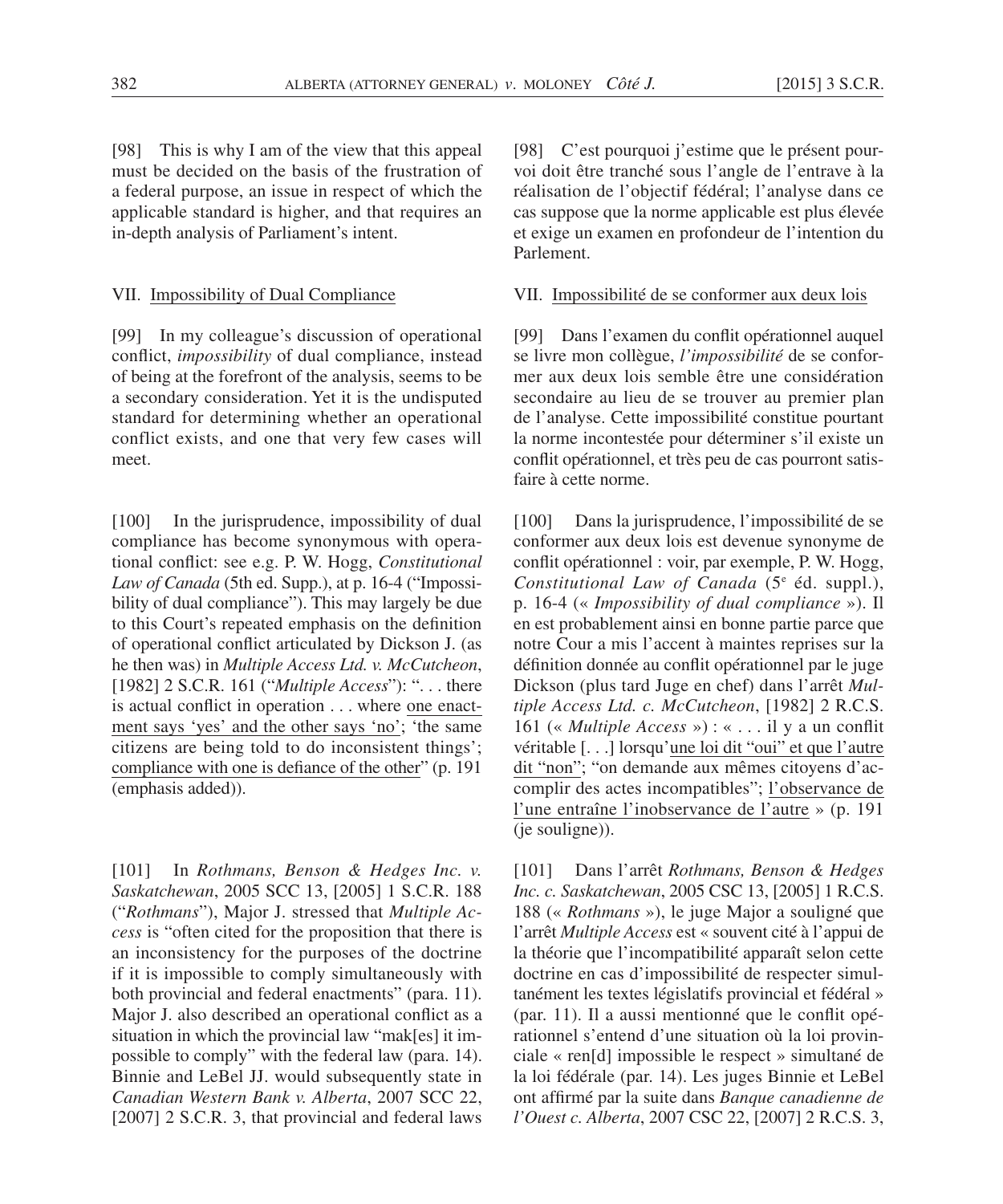[98] This is why I am of the view that this appeal must be decided on the basis of the frustration of a federal purpose, an issue in respect of which the applicable standard is higher, and that requires an in-depth analysis of Parliament's intent.

## VII. Impossibility of Dual Compliance

[99] In my colleague's discussion of operational conflict, *impossibility* of dual compliance, instead of being at the forefront of the analysis, seems to be a secondary consideration. Yet it is the undisputed standard for determining whether an operational conflict exists, and one that very few cases will meet.

[100] In the jurisprudence, impossibility of dual compliance has become synonymous with operational conflict: see e.g. P. W. Hogg, *Constitutional Law of Canada* (5th ed. Supp.), at p. 16-4 ("Impossibility of dual compliance"). This may largely be due to this Court's repeated emphasis on the definition of operational conflict articulated by Dickson J. (as he then was) in *Multiple Access Ltd. v. McCutcheon*, [1982] 2 S.C.R. 161 ("*Multiple Access*"): ". . . there is actual conflict in operation . . . where one enactment says 'yes' and the other says 'no'; 'the same citizens are being told to do inconsistent things'; compliance with one is defiance of the other" (p. 191 (emphasis added)).

[101] In *Rothmans, Benson & Hedges Inc. v. Saskatchewan*, 2005 SCC 13, [2005] 1 S.C.R. 188 ("*Rothmans*"), Major J. stressed that *Multiple Access* is "often cited for the proposition that there is an inconsistency for the purposes of the doctrine if it is impossible to comply simultaneously with both provincial and federal enactments" (para. 11). Major J. also described an operational conflict as a situation in which the provincial law "mak[es] it impossible to comply" with the federal law (para. 14). Binnie and LeBel JJ. would subsequently state in *Canadian Western Bank v. Alberta*, 2007 SCC 22, [2007] 2 S.C.R. 3, that provincial and federal laws

[98] C'est pourquoi j'estime que le présent pourvoi doit être tranché sous l'angle de l'entrave à la réalisation de l'objectif fédéral; l'analyse dans ce cas suppose que la norme applicable est plus élevée et exige un examen en profondeur de l'intention du Parlement.

## VII. Impossibilité de se conformer aux deux lois

[99] Dans l'examen du conflit opérationnel auquel se livre mon collègue, *l'impossibilité* de se conformer aux deux lois semble être une considération secondaire au lieu de se trouver au premier plan de l'analyse. Cette impossibilité constitue pourtant la norme incontestée pour déterminer s'il existe un conflit opérationnel, et très peu de cas pourront satisfaire à cette norme.

[100] Dans la jurisprudence, l'impossibilité de se conformer aux deux lois est devenue synonyme de conflit opérationnel : voir, par exemple, P. W. Hogg, *Constitutional Law of Canada* (5e éd. suppl.), p. 16-4 (« *Impossibility of dual compliance* »). Il en est probablement ainsi en bonne partie parce que notre Cour a mis l'accent à maintes reprises sur la définition donnée au conflit opérationnel par le juge Dickson (plus tard Juge en chef) dans l'arrêt *Multiple Access Ltd. c. McCutcheon*, [1982] 2 R.C.S. 161 (« *Multiple Access* ») : « . . . il y a un conflit véritable [. . .] lorsqu'une loi dit "oui" et que l'autre dit "non"; "on demande aux mêmes citoyens d'accomplir des actes incompatibles"; l'observance de l'une entraîne l'inobservance de l'autre » (p. 191 (je souligne)).

[101] Dans l'arrêt *Rothmans, Benson & Hedges Inc. c. Saskatchewan*, 2005 CSC 13, [2005] 1 R.C.S. 188 (« *Rothmans* »), le juge Major a souligné que l'arrêt *Multiple Access* est « souvent cité à l'appui de la théorie que l'incompatibilité apparaît selon cette doctrine en cas d'impossibilité de respecter simultanément les textes législatifs provincial et fédéral » (par. 11). Il a aussi mentionné que le conflit opérationnel s'entend d'une situation où la loi provinciale « ren[d] impossible le respect » simultané de la loi fédérale (par. 14). Les juges Binnie et LeBel ont affirmé par la suite dans *Banque canadienne de l'Ouest c. Alberta*, 2007 CSC 22, [2007] 2 R.C.S. 3,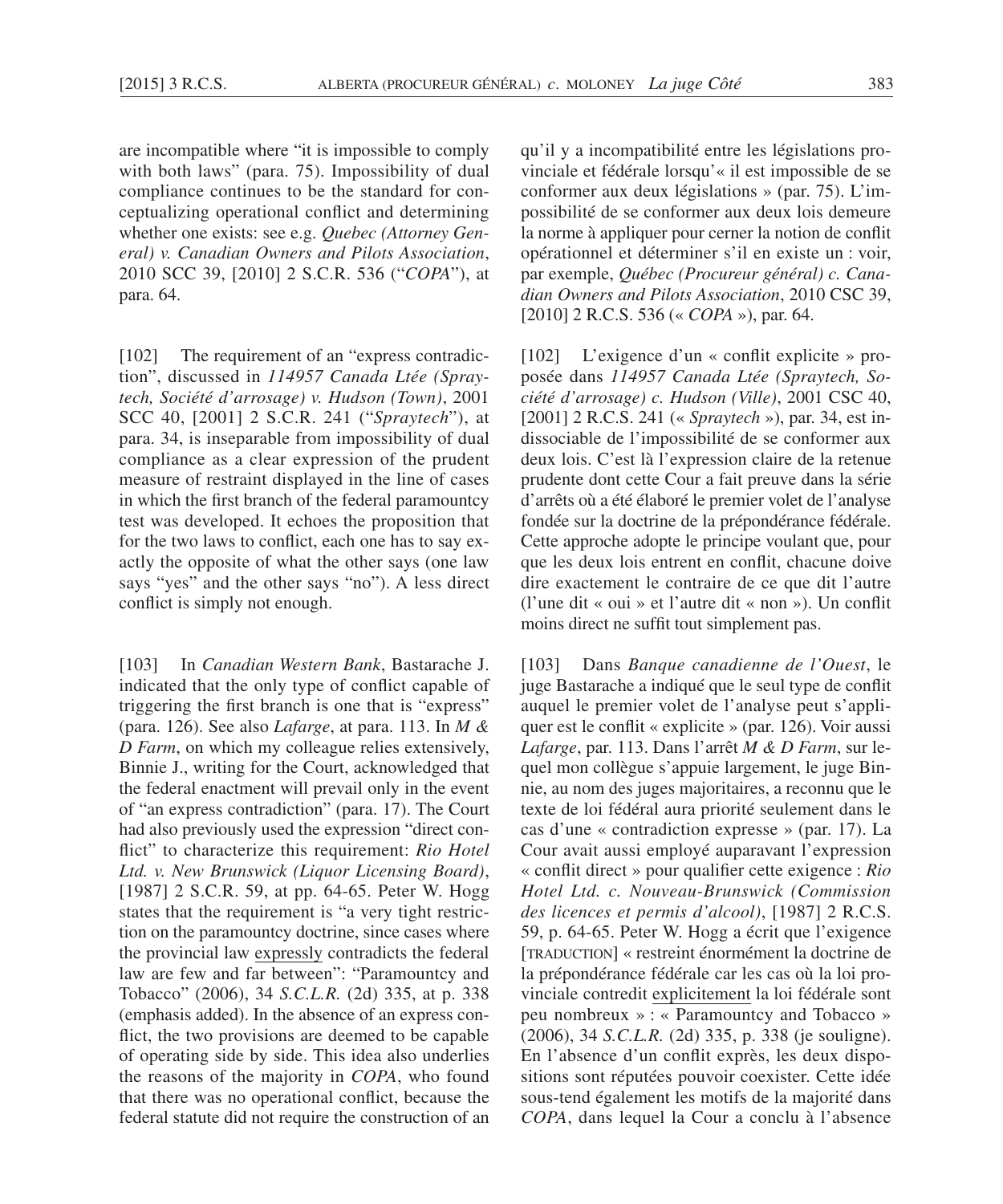are incompatible where "it is impossible to comply with both laws" (para. 75). Impossibility of dual compliance continues to be the standard for conceptualizing operational conflict and determining whether one exists: see e.g. *Quebec (Attorney General) v. Canadian Owners and Pilots Association*, 2010 SCC 39, [2010] 2 S.C.R. 536 ("*COPA*"), at para. 64.

[102] The requirement of an "express contradiction", discussed in *114957 Canada Ltée (Spraytech, Société d'arrosage) v. Hudson (Town)*, 2001 SCC 40, [2001] 2 S.C.R. 241 ("*Spraytech*"), at para. 34, is inseparable from impossibility of dual compliance as a clear expression of the prudent measure of restraint displayed in the line of cases in which the first branch of the federal paramountcy test was developed. It echoes the proposition that for the two laws to conflict, each one has to say exactly the opposite of what the other says (one law says "yes" and the other says "no"). A less direct conflict is simply not enough.

[103] In *Canadian Western Bank*, Bastarache J. indicated that the only type of conflict capable of triggering the first branch is one that is "express" (para. 126). See also *Lafarge*, at para. 113. In *M & D Farm*, on which my colleague relies extensively, Binnie J., writing for the Court, acknowledged that the federal enactment will prevail only in the event of "an express contradiction" (para. 17). The Court had also previously used the expression "direct conflict" to characterize this requirement: *Rio Hotel Ltd. v. New Brunswick (Liquor Licensing Board)*, [1987] 2 S.C.R. 59, at pp. 64-65. Peter W. Hogg states that the requirement is "a very tight restriction on the paramountcy doctrine, since cases where the provincial law <u>expressly</u> contradicts the federal law are few and far between": "Paramountcy and Tobacco" (2006), 34 *S.C.L.R.* (2d) 335, at p. 338 (emphasis added). In the absence of an express conflict, the two provisions are deemed to be capable of operating side by side. This idea also underlies the reasons of the majority in *COPA*, who found that there was no operational conflict, because the federal statute did not require the construction of an

qu'il y a incompatibilité entre les législations provinciale et fédérale lorsqu'« il est impossible de se conformer aux deux législations » (par. 75). L'impossibilité de se conformer aux deux lois demeure la norme à appliquer pour cerner la notion de conflit opérationnel et déterminer s'il en existe un : voir, par exemple, *Québec (Procureur général) c. Canadian Owners and Pilots Association*, 2010 CSC 39, [2010] 2 R.C.S. 536 (« *COPA* »), par. 64.

[102] L'exigence d'un « conflit explicite » proposée dans *114957 Canada Ltée (Spraytech, Société d'arrosage) c. Hudson (Ville)*, 2001 CSC 40, [2001] 2 R.C.S. 241 (« *Spraytech* »), par. 34, est indissociable de l'impossibilité de se conformer aux deux lois. C'est là l'expression claire de la retenue prudente dont cette Cour a fait preuve dans la série d'arrêts où a été élaboré le premier volet de l'analyse fondée sur la doctrine de la prépondérance fédérale. Cette approche adopte le principe voulant que, pour que les deux lois entrent en conflit, chacune doive dire exactement le contraire de ce que dit l'autre (l'une dit « oui » et l'autre dit « non »). Un conflit moins direct ne suffit tout simplement pas.

[103] Dans *Banque canadienne de l'Ouest*, le juge Bastarache a indiqué que le seul type de conflit auquel le premier volet de l'analyse peut s'appliquer est le conflit « explicite » (par. 126). Voir aussi *Lafarge*, par. 113. Dans l'arrêt *M & D Farm*, sur lequel mon collègue s'appuie largement, le juge Binnie, au nom des juges majoritaires, a reconnu que le texte de loi fédéral aura priorité seulement dans le cas d'une « contradiction expresse » (par. 17). La Cour avait aussi employé auparavant l'expression « conflit direct » pour qualifier cette exigence : *Rio Hotel Ltd. c. Nouveau-Brunswick (Commission des licences et permis d'alcool)*, [1987] 2 R.C.S. 59, p. 64-65. Peter W. Hogg a écrit que l'exigence [TRADUCTION] « restreint énormément la doctrine de la prépondérance fédérale car les cas où la loi provinciale contredit <u>explicitement</u> la loi fédérale sont peu nombreux » : « Paramountcy and Tobacco » (2006), 34 *S.C.L.R.* (2d) 335, p. 338 (je souligne). En l'absence d'un conflit exprès, les deux dispositions sont réputées pouvoir coexister. Cette idée sous-tend également les motifs de la majorité dans *COPA*, dans lequel la Cour a conclu à l'absence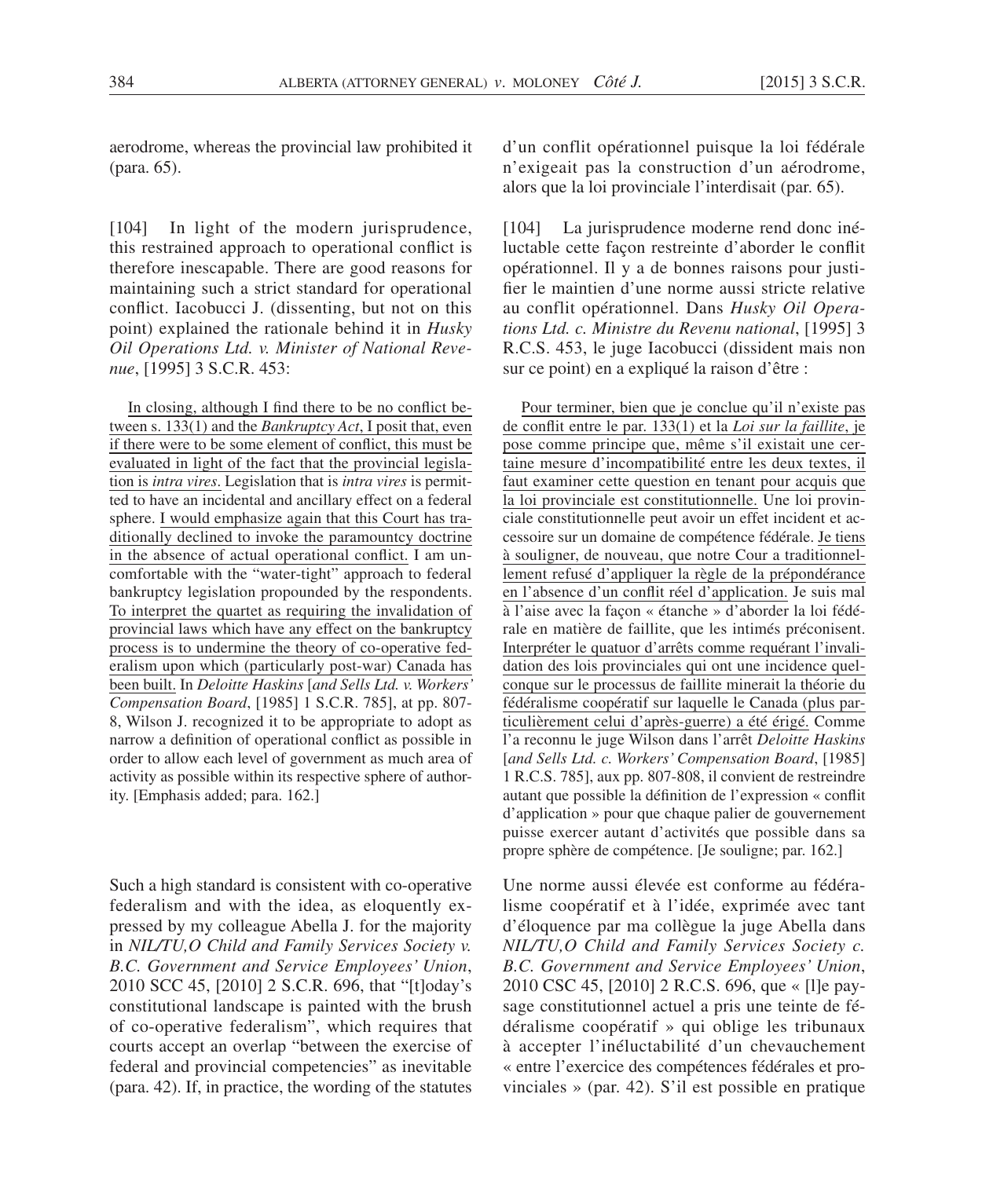aerodrome, whereas the provincial law prohibited it (para. 65).

[104] In light of the modern jurisprudence, this restrained approach to operational conflict is therefore inescapable. There are good reasons for maintaining such a strict standard for operational conflict. Iacobucci J. (dissenting, but not on this point) explained the rationale behind it in *Husky Oil Operations Ltd. v. Minister of National Revenue*, [1995] 3 S.C.R. 453:

> <u>In closing, although I find there to be no conflict between s. 133(1) and the *Bankruptcy Act*, I posit that, even if there were to be some element of conflict, this must be evaluated in light of the fact that the provincial legislation is *intra vires*.</u> Legislation that is *intra vires* is permitted to have an incidental and ancillary effect on a federal sphere. <u>I would emphasize again that this Court has traditionally declined to invoke the paramountcy doctrine in the absence of actual operational conflict.</u> I am uncomfortable with the "water-tight" approach to federal bankruptcy legislation propounded by the respondents. <u>To interpret the quartet as requiring the invalidation of provincial laws which have any effect on the bankruptcy process is to undermine the theory of co-operative federalism upon which (particularly post-war) Canada has been built.</u> In *Deloitte Haskins* [*and Sells Ltd. v. Workers' Compensation Board*, [1985] 1 S.C.R. 785], at pp. 807-8, Wilson J. recognized it to be appropriate to adopt as narrow a definition of operational conflict as possible in order to allow each level of government as much area of activity as possible within its respective sphere of authority. [Emphasis added; para. 162.]

Such a high standard is consistent with co-operative federalism and with the idea, as eloquently expressed by my colleague Abella J. for the majority in *NIL/TU,O Child and Family Services Society v. B.C. Government and Service Employees' Union*, 2010 SCC 45, [2010] 2 S.C.R. 696, that "[t]oday's constitutional landscape is painted with the brush of co-operative federalism", which requires that courts accept an overlap "between the exercise of federal and provincial competencies" as inevitable (para. 42). If, in practice, the wording of the statutes

d'un conflit opérationnel puisque la loi fédérale n'exigeait pas la construction d'un aérodrome, alors que la loi provinciale l'interdisait (par. 65).

[104] La jurisprudence moderne rend donc inéluctable cette façon restreinte d'aborder le conflit opérationnel. Il y a de bonnes raisons pour justifier le maintien d'une norme aussi stricte relative au conflit opérationnel. Dans *Husky Oil Operations Ltd. c. Ministre du Revenu national*, [1995] 3 R.C.S. 453, le juge Iacobucci (dissident mais non sur ce point) en a expliqué la raison d'être :

> <u>Pour terminer, bien que je conclue qu'il n'existe pas de conflit entre le par. 133(1) et la *Loi sur la faillite*, je pose comme principe que, même s'il existait une certaine mesure d'incompatibilité entre les deux textes, il faut examiner cette question en tenant pour acquis que la loi provinciale est constitutionnelle.</u> Une loi provinciale constitutionnelle peut avoir un effet incident et accessoire sur un domaine de compétence fédérale. <u>Je tiens à souligner, de nouveau, que notre Cour a traditionnellement refusé d'appliquer la règle de la prépondérance en l'absence d'un conflit réel d'application.</u> Je suis mal à l'aise avec la façon « étanche » d'aborder la loi fédérale en matière de faillite, que les intimés préconisent. <u>Interpréter le quatuor d'arrêts comme requérant l'invalidation des lois provinciales qui ont une incidence quelconque sur le processus de faillite minerait la théorie du fédéralisme coopératif sur laquelle le Canada (plus particulièrement celui d'après-guerre) a été érigé.</u> Comme l'a reconnu le juge Wilson dans l'arrêt *Deloitte Haskins* [*and Sells Ltd. c. Workers' Compensation Board*, [1985] 1 R.C.S. 785], aux pp. 807-808, il convient de restreindre autant que possible la définition de l'expression « conflit d'application » pour que chaque palier de gouvernement puisse exercer autant d'activités que possible dans sa propre sphère de compétence. [Je souligne; par. 162.]

Une norme aussi élevée est conforme au fédéralisme coopératif et à l'idée, exprimée avec tant d'éloquence par ma collègue la juge Abella dans *NIL/TU,O Child and Family Services Society c. B.C. Government and Service Employees' Union*, 2010 CSC 45, [2010] 2 R.C.S. 696, que « [l]e paysage constitutionnel actuel a pris une teinte de fédéralisme coopératif » qui oblige les tribunaux à accepter l'inéluctabilité d'un chevauchement « entre l'exercice des compétences fédérales et provinciales » (par. 42). S'il est possible en pratique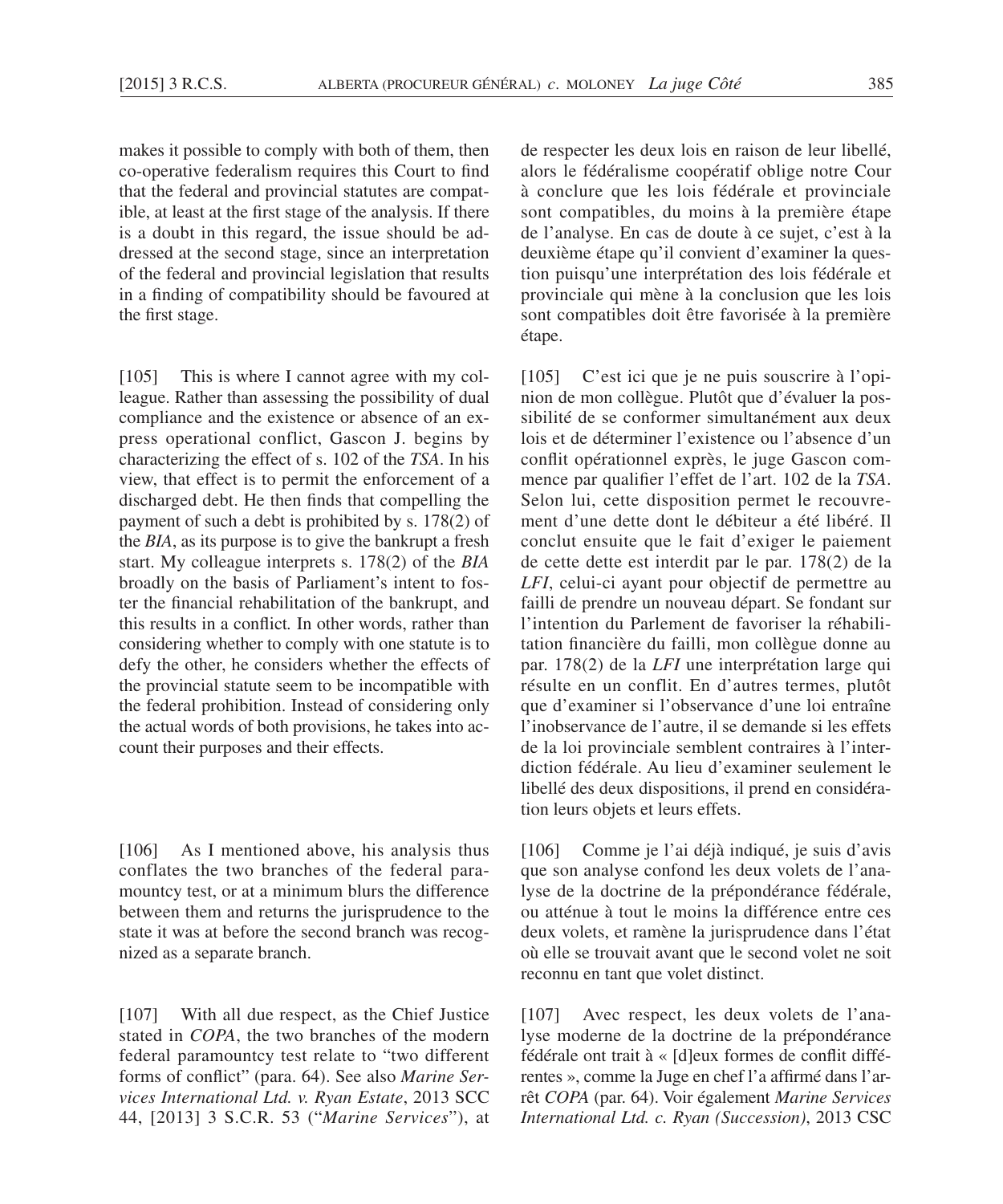makes it possible to comply with both of them, then co-operative federalism requires this Court to find that the federal and provincial statutes are compatible, at least at the first stage of the analysis. If there is a doubt in this regard, the issue should be addressed at the second stage, since an interpretation of the federal and provincial legislation that results in a finding of compatibility should be favoured at the first stage.

de respecter les deux lois en raison de leur libellé, alors le fédéralisme coopératif oblige notre Cour à conclure que les lois fédérale et provinciale sont compatibles, du moins à la première étape de l'analyse. En cas de doute à ce sujet, c'est à la deuxième étape qu'il convient d'examiner la question puisqu'une interprétation des lois fédérale et provinciale qui mène à la conclusion que les lois sont compatibles doit être favorisée à la première étape.

[105] This is where I cannot agree with my colleague. Rather than assessing the possibility of dual compliance and the existence or absence of an express operational conflict, Gascon J. begins by characterizing the effect of s. 102 of the *TSA*. In his view, that effect is to permit the enforcement of a discharged debt. He then finds that compelling the payment of such a debt is prohibited by s. 178(2) of the *BIA*, as its purpose is to give the bankrupt a fresh start. My colleague interprets s. 178(2) of the *BIA* broadly on the basis of Parliament's intent to foster the financial rehabilitation of the bankrupt, and this results in a conflict. In other words, rather than considering whether to comply with one statute is to defy the other, he considers whether the effects of the provincial statute seem to be incompatible with the federal prohibition. Instead of considering only the actual words of both provisions, he takes into account their purposes and their effects.

[105] C'est ici que je ne puis souscrire à l'opinion de mon collègue. Plutôt que d'évaluer la possibilité de se conformer simultanément aux deux lois et de déterminer l'existence ou l'absence d'un conflit opérationnel exprès, le juge Gascon commence par qualifier l'effet de l'art. 102 de la *TSA*. Selon lui, cette disposition permet le recouvrement d'une dette dont le débiteur a été libéré. Il conclut ensuite que le fait d'exiger le paiement de cette dette est interdit par le par. 178(2) de la *LFI*, celui-ci ayant pour objectif de permettre au failli de prendre un nouveau départ. Se fondant sur l'intention du Parlement de favoriser la réhabilitation financière du failli, mon collègue donne au par. 178(2) de la *LFI* une interprétation large qui résulte en un conflit. En d'autres termes, plutôt que d'examiner si l'observance d'une loi entraîne l'inobservance de l'autre, il se demande si les effets de la loi provinciale semblent contraires à l'interdiction fédérale. Au lieu d'examiner seulement le libellé des deux dispositions, il prend en considération leurs objets et leurs effets.

[106] As I mentioned above, his analysis thus conflates the two branches of the federal paramountcy test, or at a minimum blurs the difference between them and returns the jurisprudence to the state it was at before the second branch was recognized as a separate branch.

[106] Comme je l'ai déjà indiqué, je suis d'avis que son analyse confond les deux volets de l'analyse de la doctrine de la prépondérance fédérale, ou atténue à tout le moins la différence entre ces deux volets, et ramène la jurisprudence dans l'état où elle se trouvait avant que le second volet ne soit reconnu en tant que volet distinct.

[107] With all due respect, as the Chief Justice stated in *COPA*, the two branches of the modern federal paramountcy test relate to "two different forms of conflict" (para. 64). See also *Marine Services International Ltd. v. Ryan Estate*, 2013 SCC 44, [2013] 3 S.C.R. 53 ("*Marine Services*"), at

[107] Avec respect, les deux volets de l'analyse moderne de la doctrine de la prépondérance fédérale ont trait à « [d]eux formes de conflit différentes », comme la Juge en chef l'a affirmé dans l'arrêt *COPA* (par. 64). Voir également *Marine Services International Ltd. c. Ryan (Succession)*, 2013 CSC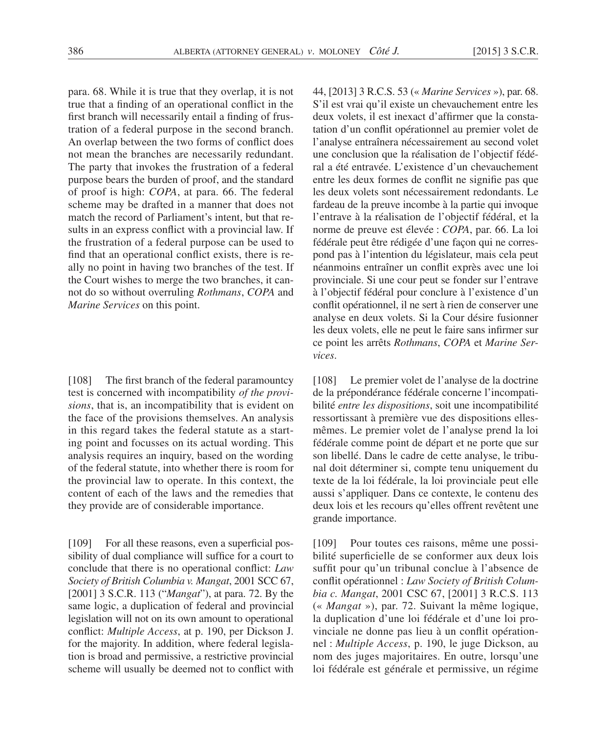para. 68. While it is true that they overlap, it is not true that a finding of an operational conflict in the first branch will necessarily entail a finding of frustration of a federal purpose in the second branch. An overlap between the two forms of conflict does not mean the branches are necessarily redundant. The party that invokes the frustration of a federal purpose bears the burden of proof, and the standard of proof is high: *COPA*, at para. 66. The federal scheme may be drafted in a manner that does not match the record of Parliament's intent, but that results in an express conflict with a provincial law. If the frustration of a federal purpose can be used to find that an operational conflict exists, there is really no point in having two branches of the test. If the Court wishes to merge the two branches, it cannot do so without overruling *Rothmans*, *COPA* and *Marine Services* on this point.

[108] The first branch of the federal paramountcy test is concerned with incompatibility *of the provisions*, that is, an incompatibility that is evident on the face of the provisions themselves. An analysis in this regard takes the federal statute as a starting point and focusses on its actual wording. This analysis requires an inquiry, based on the wording of the federal statute, into whether there is room for the provincial law to operate. In this context, the content of each of the laws and the remedies that they provide are of considerable importance.

[109] For all these reasons, even a superficial possibility of dual compliance will suffice for a court to conclude that there is no operational conflict: *Law Society of British Columbia v. Mangat*, 2001 SCC 67, [2001] 3 S.C.R. 113 ("*Mangat*"), at para. 72. By the same logic, a duplication of federal and provincial legislation will not on its own amount to operational conflict: *Multiple Access*, at p. 190, per Dickson J. for the majority. In addition, where federal legislation is broad and permissive, a restrictive provincial scheme will usually be deemed not to conflict with

44, [2013] 3 R.C.S. 53 (« *Marine Services* »), par. 68. S'il est vrai qu'il existe un chevauchement entre les deux volets, il est inexact d'affirmer que la constatation d'un conflit opérationnel au premier volet de l'analyse entraînera nécessairement au second volet une conclusion que la réalisation de l'objectif fédéral a été entravée. L'existence d'un chevauchement entre les deux formes de conflit ne signifie pas que les deux volets sont nécessairement redondants. Le fardeau de la preuve incombe à la partie qui invoque l'entrave à la réalisation de l'objectif fédéral, et la norme de preuve est élevée : *COPA*, par. 66. La loi fédérale peut être rédigée d'une façon qui ne correspond pas à l'intention du législateur, mais cela peut néanmoins entraîner un conflit exprès avec une loi provinciale. Si une cour peut se fonder sur l'entrave à l'objectif fédéral pour conclure à l'existence d'un conflit opérationnel, il ne sert à rien de conserver une analyse en deux volets. Si la Cour désire fusionner les deux volets, elle ne peut le faire sans infirmer sur ce point les arrêts *Rothmans*, *COPA* et *Marine Services*.

[108] Le premier volet de l'analyse de la doctrine de la prépondérance fédérale concerne l'incompatibilité *entre les dispositions*, soit une incompatibilité ressortissant à première vue des dispositions elles-mêmes. Le premier volet de l'analyse prend la loi fédérale comme point de départ et ne porte que sur son libellé. Dans le cadre de cette analyse, le tribunal doit déterminer si, compte tenu uniquement du texte de la loi fédérale, la loi provinciale peut elle aussi s'appliquer. Dans ce contexte, le contenu des deux lois et les recours qu'elles offrent revêtent une grande importance.

[109] Pour toutes ces raisons, même une possibilité superficielle de se conformer aux deux lois suffit pour qu'un tribunal conclue à l'absence de conflit opérationnel : *Law Society of British Columbia c. Mangat*, 2001 CSC 67, [2001] 3 R.C.S. 113 (« *Mangat* »), par. 72. Suivant la même logique, la duplication d'une loi fédérale et d'une loi provinciale ne donne pas lieu à un conflit opérationnel : *Multiple Access*, p. 190, le juge Dickson, au nom des juges majoritaires. En outre, lorsqu'une loi fédérale est générale et permissive, un régime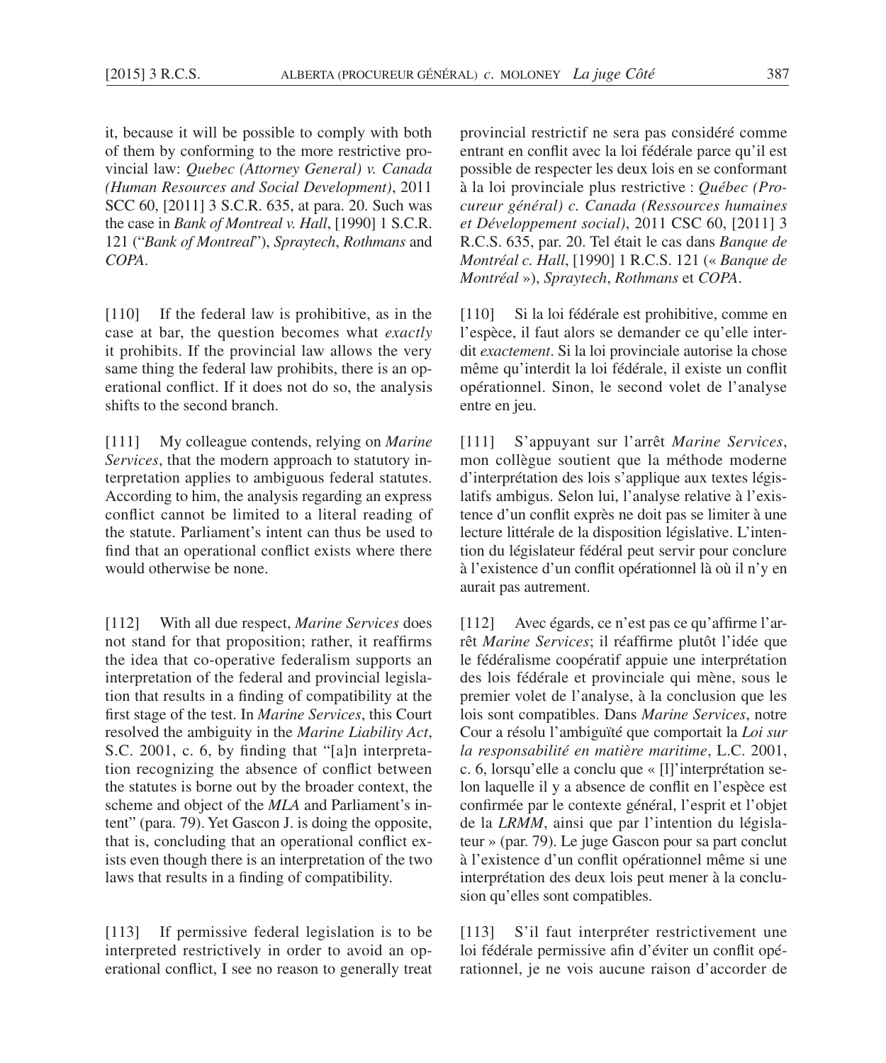it, because it will be possible to comply with both of them by conforming to the more restrictive provincial law: *Quebec (Attorney General) v. Canada (Human Resources and Social Development)*, 2011 SCC 60, [2011] 3 S.C.R. 635, at para. 20. Such was the case in *Bank of Montreal v. Hall*, [1990] 1 S.C.R. 121 ("*Bank of Montreal*"), *Spraytech*, *Rothmans* and *COPA*.

[110] If the federal law is prohibitive, as in the case at bar, the question becomes what *exactly* it prohibits. If the provincial law allows the very same thing the federal law prohibits, there is an operational conflict. If it does not do so, the analysis shifts to the second branch.

[111] My colleague contends, relying on *Marine Services*, that the modern approach to statutory interpretation applies to ambiguous federal statutes. According to him, the analysis regarding an express conflict cannot be limited to a literal reading of the statute. Parliament's intent can thus be used to find that an operational conflict exists where there would otherwise be none.

[112] With all due respect, *Marine Services* does not stand for that proposition; rather, it reaffirms the idea that co-operative federalism supports an interpretation of the federal and provincial legislation that results in a finding of compatibility at the first stage of the test. In *Marine Services*, this Court resolved the ambiguity in the *Marine Liability Act*, S.C. 2001, c. 6, by finding that "[a]n interpretation recognizing the absence of conflict between the statutes is borne out by the broader context, the scheme and object of the *MLA* and Parliament's intent" (para. 79). Yet Gascon J. is doing the opposite, that is, concluding that an operational conflict exists even though there is an interpretation of the two laws that results in a finding of compatibility.

[113] If permissive federal legislation is to be interpreted restrictively in order to avoid an operational conflict, I see no reason to generally treat

provincial restrictif ne sera pas considéré comme entrant en conflit avec la loi fédérale parce qu'il est possible de respecter les deux lois en se conformant à la loi provinciale plus restrictive : *Québec (Procureur général) c. Canada (Ressources humaines et Développement social)*, 2011 CSC 60, [2011] 3 R.C.S. 635, par. 20. Tel était le cas dans *Banque de Montréal c. Hall*, [1990] 1 R.C.S. 121 (« *Banque de Montréal* »), *Spraytech*, *Rothmans* et *COPA*.

[110] Si la loi fédérale est prohibitive, comme en l'espèce, il faut alors se demander ce qu'elle interdit *exactement*. Si la loi provinciale autorise la chose même qu'interdit la loi fédérale, il existe un conflit opérationnel. Sinon, le second volet de l'analyse entre en jeu.

[111] S'appuyant sur l'arrêt *Marine Services*, mon collègue soutient que la méthode moderne d'interprétation des lois s'applique aux textes législatifs ambigus. Selon lui, l'analyse relative à l'existence d'un conflit exprès ne doit pas se limiter à une lecture littérale de la disposition législative. L'intention du législateur fédéral peut servir pour conclure à l'existence d'un conflit opérationnel là où il n'y en aurait pas autrement.

[112] Avec égards, ce n'est pas ce qu'affirme l'arrêt *Marine Services*; il réaffirme plutôt l'idée que le fédéralisme coopératif appuie une interprétation des lois fédérale et provinciale qui mène, sous le premier volet de l'analyse, à la conclusion que les lois sont compatibles. Dans *Marine Services*, notre Cour a résolu l'ambiguïté que comportait la *Loi sur la responsabilité en matière maritime*, L.C. 2001, c. 6, lorsqu'elle a conclu que « [l]'interprétation selon laquelle il y a absence de conflit en l'espèce est confirmée par le contexte général, l'esprit et l'objet de la *LRMM*, ainsi que par l'intention du législateur » (par. 79). Le juge Gascon pour sa part conclut à l'existence d'un conflit opérationnel même si une interprétation des deux lois peut mener à la conclusion qu'elles sont compatibles.

[113] S'il faut interpréter restrictivement une loi fédérale permissive afin d'éviter un conflit opérationnel, je ne vois aucune raison d'accorder de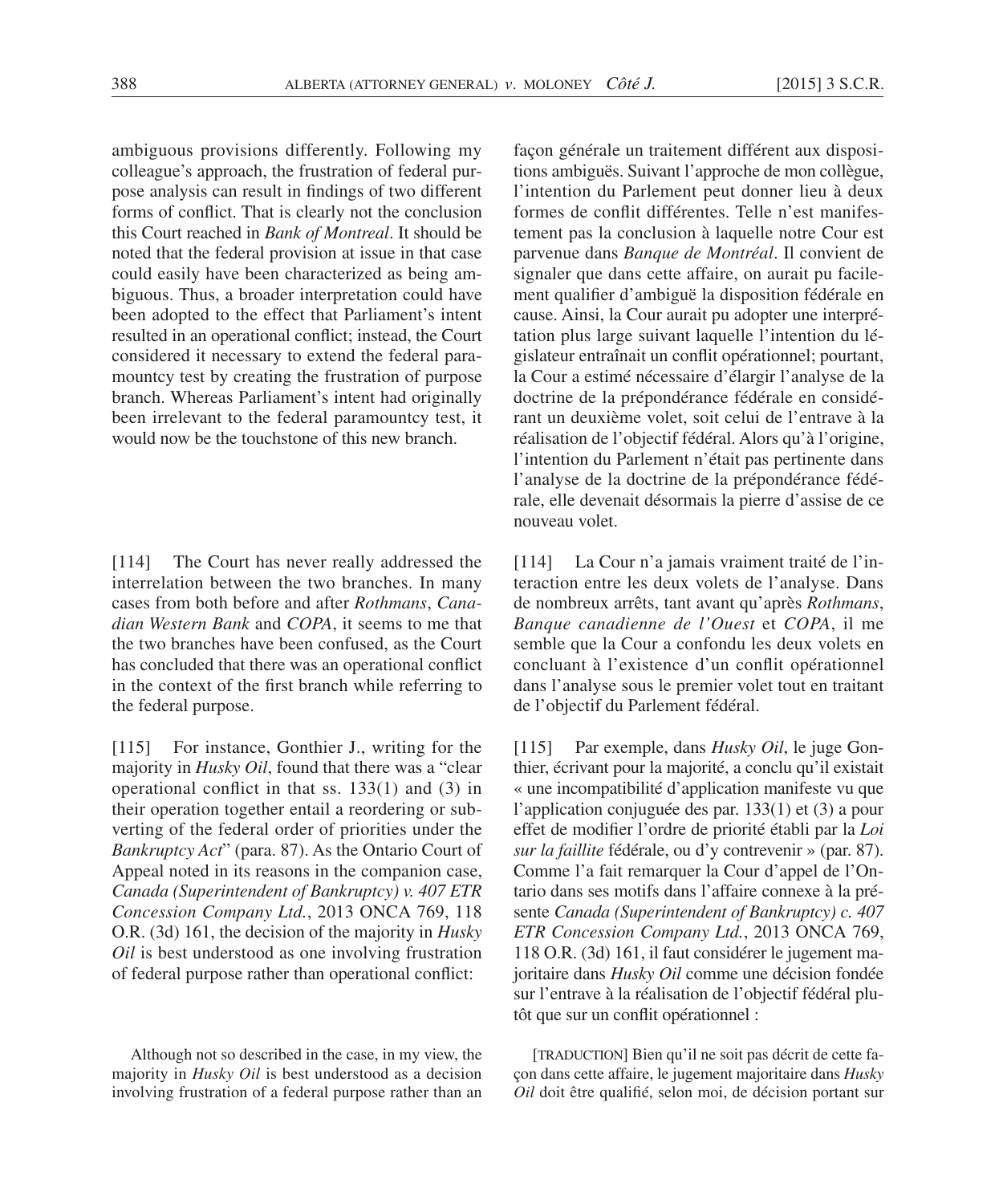ambiguous provisions differently. Following my colleague's approach, the frustration of federal purpose analysis can result in findings of two different forms of conflict. That is clearly not the conclusion this Court reached in *Bank of Montreal*. It should be noted that the federal provision at issue in that case could easily have been characterized as being ambiguous. Thus, a broader interpretation could have been adopted to the effect that Parliament's intent resulted in an operational conflict; instead, the Court considered it necessary to extend the federal paramountcy test by creating the frustration of purpose branch. Whereas Parliament's intent had originally been irrelevant to the federal paramountcy test, it would now be the touchstone of this new branch.

façon générale un traitement différent aux dispositions ambiguës. Suivant l'approche de mon collègue, l'intention du Parlement peut donner lieu à deux formes de conflit différentes. Telle n'est manifestement pas la conclusion à laquelle notre Cour est parvenue dans *Banque de Montréal*. Il convient de signaler que dans cette affaire, on aurait pu facilement qualifier d'ambiguë la disposition fédérale en cause. Ainsi, la Cour aurait pu adopter une interprétation plus large suivant laquelle l'intention du législateur entraînait un conflit opérationnel; pourtant, la Cour a estimé nécessaire d'élargir l'analyse de la doctrine de la prépondérance fédérale en considérant un deuxième volet, soit celui de l'entrave à la réalisation de l'objectif fédéral. Alors qu'à l'origine, l'intention du Parlement n'était pas pertinente dans l'analyse de la doctrine de la prépondérance fédérale, elle devenait désormais la pierre d'assise de ce nouveau volet.

[114] The Court has never really addressed the interrelation between the two branches. In many cases from both before and after *Rothmans*, *Canadian Western Bank* and *COPA*, it seems to me that the two branches have been confused, as the Court has concluded that there was an operational conflict in the context of the first branch while referring to the federal purpose.

[114] La Cour n'a jamais vraiment traité de l'interaction entre les deux volets de l'analyse. Dans de nombreux arrêts, tant avant qu'après *Rothmans*, *Banque canadienne de l'Ouest* et *COPA*, il me semble que la Cour a confondu les deux volets en concluant à l'existence d'un conflit opérationnel dans l'analyse sous le premier volet tout en traitant de l'objectif du Parlement fédéral.

[115] For instance, Gonthier J., writing for the majority in *Husky Oil*, found that there was a "clear operational conflict in that ss. 133(1) and (3) in their operation together entail a reordering or subverting of the federal order of priorities under the *Bankruptcy Act*" (para. 87). As the Ontario Court of Appeal noted in its reasons in the companion case, *Canada (Superintendent of Bankruptcy) v. 407 ETR Concession Company Ltd.*, 2013 ONCA 769, 118 O.R. (3d) 161, the decision of the majority in *Husky Oil* is best understood as one involving frustration of federal purpose rather than operational conflict:

[115] Par exemple, dans *Husky Oil*, le juge Gonthier, écrivant pour la majorité, a conclu qu'il existait « une incompatibilité d'application manifeste vu que l'application conjuguée des par. 133(1) et (3) a pour effet de modifier l'ordre de priorité établi par la *Loi sur la faillite* fédérale, ou d'y contrevenir » (par. 87). Comme l'a fait remarquer la Cour d'appel de l'Ontario dans ses motifs dans l'affaire connexe à la présente *Canada (Superintendent of Bankruptcy) c. 407 ETR Concession Company Ltd.*, 2013 ONCA 769, 118 O.R. (3d) 161, il faut considérer le jugement majoritaire dans *Husky Oil* comme une décision fondée sur l'entrave à la réalisation de l'objectif fédéral plutôt que sur un conflit opérationnel :

Although not so described in the case, in my view, the majority in *Husky Oil* is best understood as a decision involving frustration of a federal purpose rather than an

[TRADUCTION] Bien qu'il ne soit pas décrit de cette façon dans cette affaire, le jugement majoritaire dans *Husky Oil* doit être qualifié, selon moi, de décision portant sur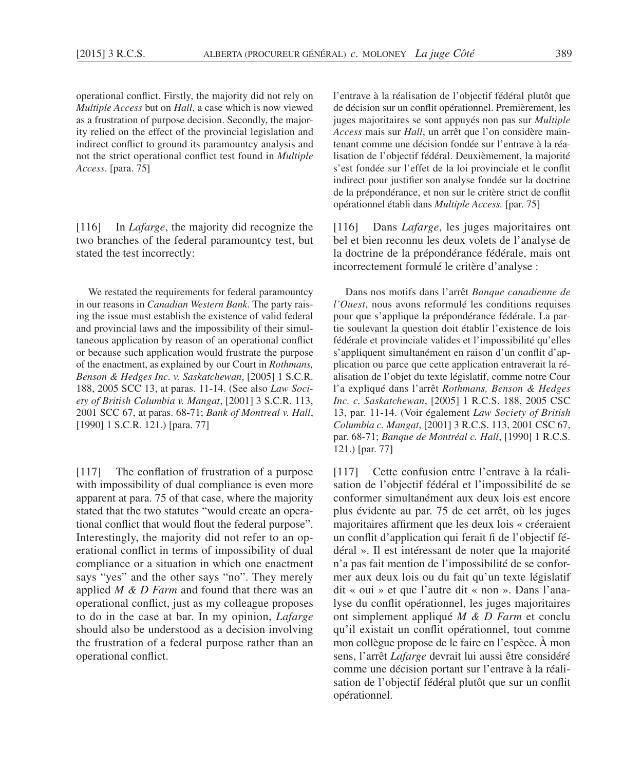operational conflict. Firstly, the majority did not rely on *Multiple Access* but on *Hall*, a case which is now viewed as a frustration of purpose decision. Secondly, the majority relied on the effect of the provincial legislation and indirect conflict to ground its paramountcy analysis and not the strict operational conflict test found in *Multiple Access*. [para. 75]

[116] In *Lafarge*, the majority did recognize the two branches of the federal paramountcy test, but stated the test incorrectly:

> We restated the requirements for federal paramountcy in our reasons in *Canadian Western Bank*. The party raising the issue must establish the existence of valid federal and provincial laws and the impossibility of their simultaneous application by reason of an operational conflict or because such application would frustrate the purpose of the enactment, as explained by our Court in *Rothmans, Benson & Hedges Inc. v. Saskatchewan*, [2005] 1 S.C.R. 188, 2005 SCC 13, at paras. 11-14. (See also *Law Society of British Columbia v. Mangat*, [2001] 3 S.C.R. 113, 2001 SCC 67, at paras. 68-71; *Bank of Montreal v. Hall*, [1990] 1 S.C.R. 121.) [para. 77]

[117] The conflation of frustration of a purpose with impossibility of dual compliance is even more apparent at para. 75 of that case, where the majority stated that the two statutes "would create an operational conflict that would flout the federal purpose". Interestingly, the majority did not refer to an operational conflict in terms of impossibility of dual compliance or a situation in which one enactment says "yes" and the other says "no". They merely applied *M & D Farm* and found that there was an operational conflict, just as my colleague proposes to do in the case at bar. In my opinion, *Lafarge* should also be understood as a decision involving the frustration of a federal purpose rather than an operational conflict.

l'entrave à la réalisation de l'objectif fédéral plutôt que de décision sur un conflit opérationnel. Premièrement, les juges majoritaires se sont appuyés non pas sur *Multiple Access* mais sur *Hall*, un arrêt que l'on considère maintenant comme une décision fondée sur l'entrave à la réalisation de l'objectif fédéral. Deuxièmement, la majorité s'est fondée sur l'effet de la loi provinciale et le conflit indirect pour justifier son analyse fondée sur la doctrine de la prépondérance, et non sur le critère strict de conflit opérationnel établi dans *Multiple Access.* [par. 75]

[116] Dans *Lafarge*, les juges majoritaires ont bel et bien reconnu les deux volets de l'analyse de la doctrine de la prépondérance fédérale, mais ont incorrectement formulé le critère d'analyse :

> Dans nos motifs dans l'arrêt *Banque canadienne de l'Ouest*, nous avons reformulé les conditions requises pour que s'applique la prépondérance fédérale. La partie soulevant la question doit établir l'existence de lois fédérale et provinciale valides et l'impossibilité qu'elles s'appliquent simultanément en raison d'un conflit d'application ou parce que cette application entraverait la réalisation de l'objet du texte législatif, comme notre Cour l'a expliqué dans l'arrêt *Rothmans, Benson & Hedges Inc. c. Saskatchewan*, [2005] 1 R.C.S. 188, 2005 CSC 13, par. 11-14. (Voir également *Law Society of British Columbia c. Mangat*, [2001] 3 R.C.S. 113, 2001 CSC 67, par. 68-71; *Banque de Montréal c. Hall*, [1990] 1 R.C.S. 121.) [par. 77]

[117] Cette confusion entre l'entrave à la réalisation de l'objectif fédéral et l'impossibilité de se conformer simultanément aux deux lois est encore plus évidente au par. 75 de cet arrêt, où les juges majoritaires affirment que les deux lois « créeraient un conflit d'application qui ferait fi de l'objectif fédéral ». Il est intéressant de noter que la majorité n'a pas fait mention de l'impossibilité de se conformer aux deux lois ou du fait qu'un texte législatif dit « oui » et que l'autre dit « non ». Dans l'analyse du conflit opérationnel, les juges majoritaires ont simplement appliqué *M & D Farm* et conclu qu'il existait un conflit opérationnel, tout comme mon collègue propose de le faire en l'espèce. À mon sens, l'arrêt *Lafarge* devrait lui aussi être considéré comme une décision portant sur l'entrave à la réalisation de l'objectif fédéral plutôt que sur un conflit opérationnel.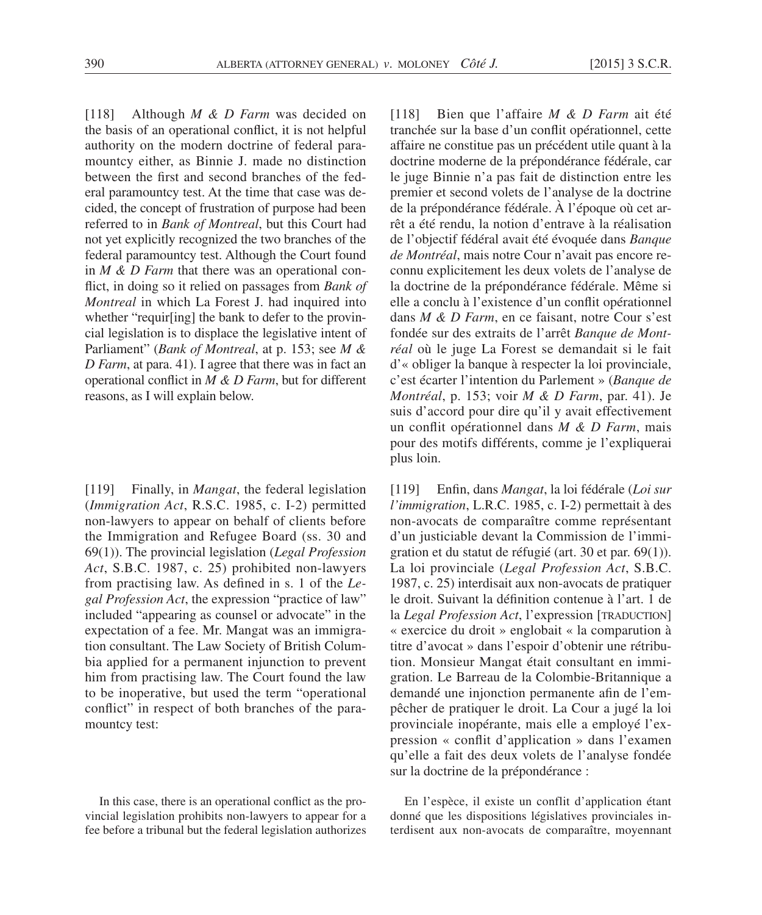[118] Although *M & D Farm* was decided on the basis of an operational conflict, it is not helpful authority on the modern doctrine of federal paramountcy either, as Binnie J. made no distinction between the first and second branches of the federal paramountcy test. At the time that case was decided, the concept of frustration of purpose had been referred to in *Bank of Montreal*, but this Court had not yet explicitly recognized the two branches of the federal paramountcy test. Although the Court found in *M & D Farm* that there was an operational conflict, in doing so it relied on passages from *Bank of Montreal* in which La Forest J. had inquired into whether "requir[ing] the bank to defer to the provincial legislation is to displace the legislative intent of Parliament" (*Bank of Montreal*, at p. 153; see *M & D Farm*, at para. 41). I agree that there was in fact an operational conflict in *M & D Farm*, but for different reasons, as I will explain below.

[119] Finally, in *Mangat*, the federal legislation (*Immigration Act*, R.S.C. 1985, c. I-2) permitted non-lawyers to appear on behalf of clients before the Immigration and Refugee Board (ss. 30 and 69(1)). The provincial legislation (*Legal Profession Act*, S.B.C. 1987, c. 25) prohibited non-lawyers from practising law. As defined in s. 1 of the *Legal Profession Act*, the expression "practice of law" included "appearing as counsel or advocate" in the expectation of a fee. Mr. Mangat was an immigration consultant. The Law Society of British Columbia applied for a permanent injunction to prevent him from practising law. The Court found the law to be inoperative, but used the term "operational conflict" in respect of both branches of the paramountcy test:

In this case, there is an operational conflict as the provincial legislation prohibits non-lawyers to appear for a fee before a tribunal but the federal legislation authorizes

[118] Bien que l'affaire *M & D Farm* ait été tranchée sur la base d'un conflit opérationnel, cette affaire ne constitue pas un précédent utile quant à la doctrine moderne de la prépondérance fédérale, car le juge Binnie n'a pas fait de distinction entre les premier et second volets de l'analyse de la doctrine de la prépondérance fédérale. À l'époque où cet arrêt a été rendu, la notion d'entrave à la réalisation de l'objectif fédéral avait été évoquée dans *Banque de Montréal*, mais notre Cour n'avait pas encore reconnu explicitement les deux volets de l'analyse de la doctrine de la prépondérance fédérale. Même si elle a conclu à l'existence d'un conflit opérationnel dans *M & D Farm*, en ce faisant, notre Cour s'est fondée sur des extraits de l'arrêt *Banque de Montréal* où le juge La Forest se demandait si le fait d'« obliger la banque à respecter la loi provinciale, c'est écarter l'intention du Parlement » (*Banque de Montréal*, p. 153; voir *M & D Farm*, par. 41). Je suis d'accord pour dire qu'il y avait effectivement un conflit opérationnel dans *M & D Farm*, mais pour des motifs différents, comme je l'expliquerai plus loin.

[119] Enfin, dans *Mangat*, la loi fédérale (*Loi sur l'immigration*, L.R.C. 1985, c. I-2) permettait à des non-avocats de comparaître comme représentant d'un justiciable devant la Commission de l'immigration et du statut de réfugié (art. 30 et par. 69(1)). La loi provinciale (*Legal Profession Act*, S.B.C. 1987, c. 25) interdisait aux non-avocats de pratiquer le droit. Suivant la définition contenue à l'art. 1 de la *Legal Profession Act*, l'expression [TRADUCTION] « exercice du droit » englobait « la comparution à titre d'avocat » dans l'espoir d'obtenir une rétribution. Monsieur Mangat était consultant en immigration. Le Barreau de la Colombie-Britannique a demandé une injonction permanente afin de l'empêcher de pratiquer le droit. La Cour a jugé la loi provinciale inopérante, mais elle a employé l'expression « conflit d'application » dans l'examen qu'elle a fait des deux volets de l'analyse fondée sur la doctrine de la prépondérance :

En l'espèce, il existe un conflit d'application étant donné que les dispositions législatives provinciales interdisent aux non-avocats de comparaître, moyennant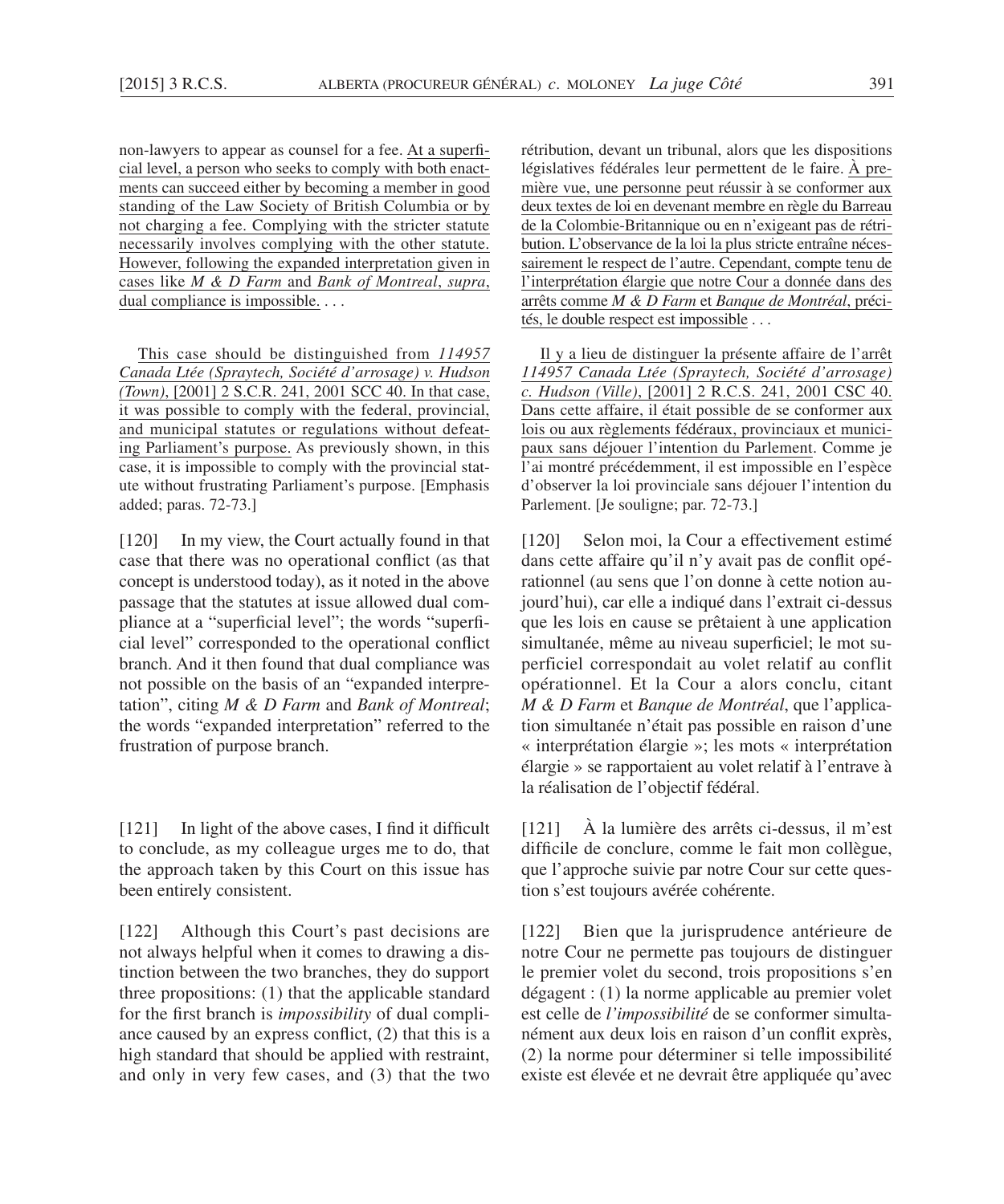non-lawyers to appear as counsel for a fee. At a superficial level, a person who seeks to comply with both enactments can succeed either by becoming a member in good standing of the Law Society of British Columbia or by not charging a fee. Complying with the stricter statute necessarily involves complying with the other statute. However, following the expanded interpretation given in cases like *M & D Farm* and *Bank of Montreal*, *supra*, dual compliance is impossible. . . .

This case should be distinguished from *114957 Canada Ltée (Spraytech, Société d'arrosage) v. Hudson (Town)*, [2001] 2 S.C.R. 241, 2001 SCC 40. In that case, it was possible to comply with the federal, provincial, and municipal statutes or regulations without defeating Parliament's purpose. As previously shown, in this case, it is impossible to comply with the provincial statute without frustrating Parliament's purpose. [Emphasis added; paras. 72-73.]

[120] In my view, the Court actually found in that case that there was no operational conflict (as that concept is understood today), as it noted in the above passage that the statutes at issue allowed dual compliance at a "superficial level"; the words "superficial level" corresponded to the operational conflict branch. And it then found that dual compliance was not possible on the basis of an "expanded interpretation", citing *M & D Farm* and *Bank of Montreal*; the words "expanded interpretation" referred to the frustration of purpose branch.

[121] In light of the above cases, I find it difficult to conclude, as my colleague urges me to do, that the approach taken by this Court on this issue has been entirely consistent.

[122] Although this Court's past decisions are not always helpful when it comes to drawing a distinction between the two branches, they do support three propositions: (1) that the applicable standard for the first branch is *impossibility* of dual compliance caused by an express conflict, (2) that this is a high standard that should be applied with restraint, and only in very few cases, and (3) that the two

rétribution, devant un tribunal, alors que les dispositions législatives fédérales leur permettent de le faire. À première vue, une personne peut réussir à se conformer aux deux textes de loi en devenant membre en règle du Barreau de la Colombie-Britannique ou en n'exigeant pas de rétribution. L'observance de la loi la plus stricte entraîne nécessairement le respect de l'autre. Cependant, compte tenu de l'interprétation élargie que notre Cour a donnée dans des arrêts comme *M & D Farm* et *Banque de Montréal*, précités, le double respect est impossible . . .

Il y a lieu de distinguer la présente affaire de l'arrêt *114957 Canada Ltée (Spraytech, Société d'arrosage) c. Hudson (Ville)*, [2001] 2 R.C.S. 241, 2001 CSC 40. Dans cette affaire, il était possible de se conformer aux lois ou aux règlements fédéraux, provinciaux et municipaux sans déjouer l'intention du Parlement. Comme je l'ai montré précédemment, il est impossible en l'espèce d'observer la loi provinciale sans déjouer l'intention du Parlement. [Je souligne; par. 72-73.]

[120] Selon moi, la Cour a effectivement estimé dans cette affaire qu'il n'y avait pas de conflit opérationnel (au sens que l'on donne à cette notion aujourd'hui), car elle a indiqué dans l'extrait ci-dessus que les lois en cause se prêtaient à une application simultanée, même au niveau superficiel; le mot superficiel correspondait au volet relatif au conflit opérationnel. Et la Cour a alors conclu, citant *M & D Farm* et *Banque de Montréal*, que l'application simultanée n'était pas possible en raison d'une « interprétation élargie »; les mots « interprétation élargie » se rapportaient au volet relatif à l'entrave à la réalisation de l'objectif fédéral.

[121] À la lumière des arrêts ci-dessus, il m'est difficile de conclure, comme le fait mon collègue, que l'approche suivie par notre Cour sur cette question s'est toujours avérée cohérente.

[122] Bien que la jurisprudence antérieure de notre Cour ne permette pas toujours de distinguer le premier volet du second, trois propositions s'en dégagent : (1) la norme applicable au premier volet est celle de *l'impossibilité* de se conformer simultanément aux deux lois en raison d'un conflit exprès, (2) la norme pour déterminer si telle impossibilité existe est élevée et ne devrait être appliquée qu'avec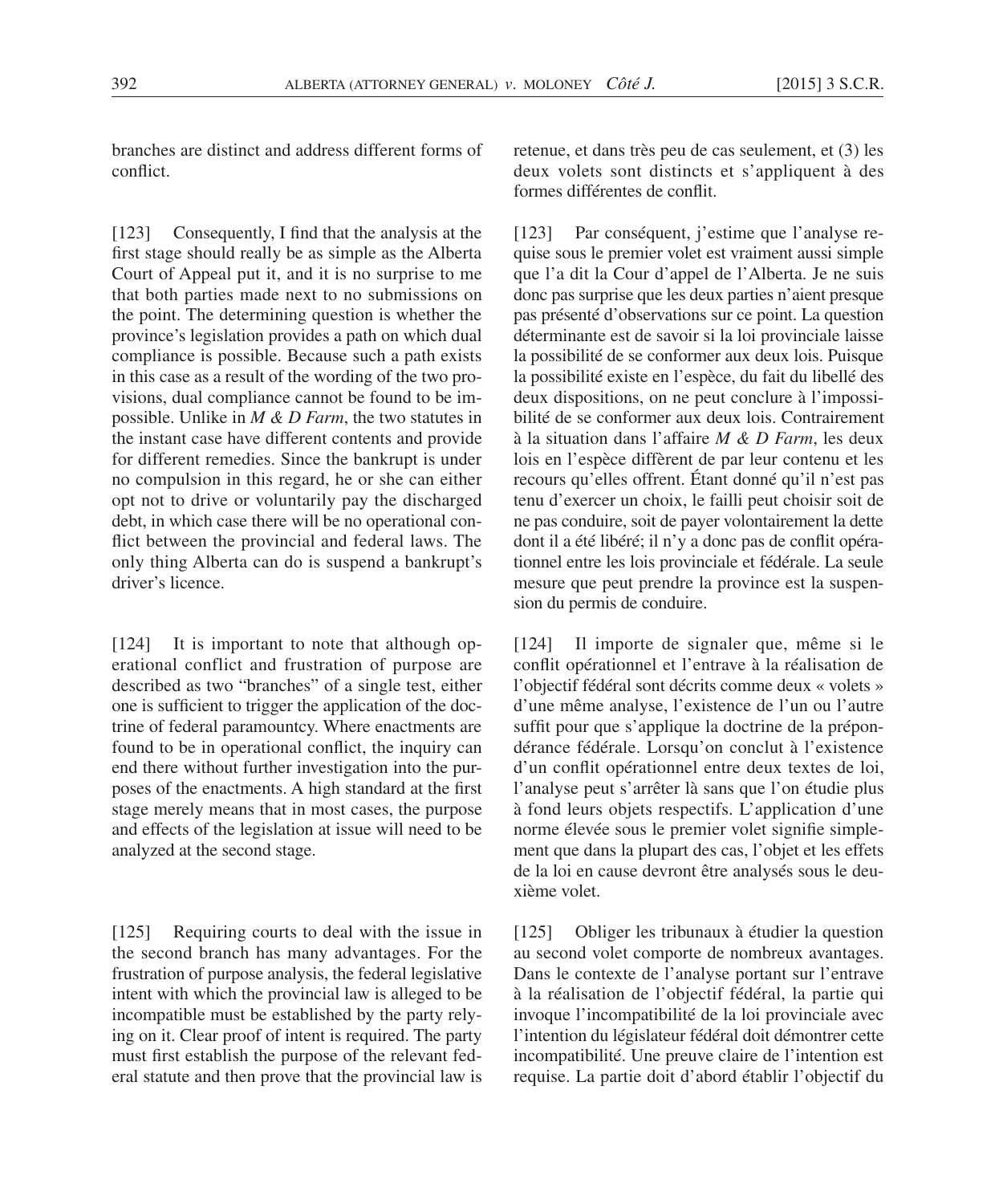branches are distinct and address different forms of conflict.

[123] Consequently, I find that the analysis at the first stage should really be as simple as the Alberta Court of Appeal put it, and it is no surprise to me that both parties made next to no submissions on the point. The determining question is whether the province's legislation provides a path on which dual compliance is possible. Because such a path exists in this case as a result of the wording of the two provisions, dual compliance cannot be found to be impossible. Unlike in *M & D Farm*, the two statutes in the instant case have different contents and provide for different remedies. Since the bankrupt is under no compulsion in this regard, he or she can either opt not to drive or voluntarily pay the discharged debt, in which case there will be no operational conflict between the provincial and federal laws. The only thing Alberta can do is suspend a bankrupt's driver's licence.

[124] It is important to note that although operational conflict and frustration of purpose are described as two "branches" of a single test, either one is sufficient to trigger the application of the doctrine of federal paramountcy. Where enactments are found to be in operational conflict, the inquiry can end there without further investigation into the purposes of the enactments. A high standard at the first stage merely means that in most cases, the purpose and effects of the legislation at issue will need to be analyzed at the second stage.

[125] Requiring courts to deal with the issue in the second branch has many advantages. For the frustration of purpose analysis, the federal legislative intent with which the provincial law is alleged to be incompatible must be established by the party relying on it. Clear proof of intent is required. The party must first establish the purpose of the relevant federal statute and then prove that the provincial law is

retenue, et dans très peu de cas seulement, et (3) les deux volets sont distincts et s'appliquent à des formes différentes de conflit.

[123] Par conséquent, j'estime que l'analyse requise sous le premier volet est vraiment aussi simple que l'a dit la Cour d'appel de l'Alberta. Je ne suis donc pas surprise que les deux parties n'aient presque pas présenté d'observations sur ce point. La question déterminante est de savoir si la loi provinciale laisse la possibilité de se conformer aux deux lois. Puisque la possibilité existe en l'espèce, du fait du libellé des deux dispositions, on ne peut conclure à l'impossibilité de se conformer aux deux lois. Contrairement à la situation dans l'affaire *M & D Farm*, les deux lois en l'espèce diffèrent de par leur contenu et les recours qu'elles offrent. Étant donné qu'il n'est pas tenu d'exercer un choix, le failli peut choisir soit de ne pas conduire, soit de payer volontairement la dette dont il a été libéré; il n'y a donc pas de conflit opérationnel entre les lois provinciale et fédérale. La seule mesure que peut prendre la province est la suspension du permis de conduire.

[124] Il importe de signaler que, même si le conflit opérationnel et l'entrave à la réalisation de l'objectif fédéral sont décrits comme deux « volets » d'une même analyse, l'existence de l'un ou l'autre suffit pour que s'applique la doctrine de la prépondérance fédérale. Lorsqu'on conclut à l'existence d'un conflit opérationnel entre deux textes de loi, l'analyse peut s'arrêter là sans que l'on étudie plus à fond leurs objets respectifs. L'application d'une norme élevée sous le premier volet signifie simplement que dans la plupart des cas, l'objet et les effets de la loi en cause devront être analysés sous le deuxième volet.

[125] Obliger les tribunaux à étudier la question au second volet comporte de nombreux avantages. Dans le contexte de l'analyse portant sur l'entrave à la réalisation de l'objectif fédéral, la partie qui invoque l'incompatibilité de la loi provinciale avec l'intention du législateur fédéral doit démontrer cette incompatibilité. Une preuve claire de l'intention est requise. La partie doit d'abord établir l'objectif du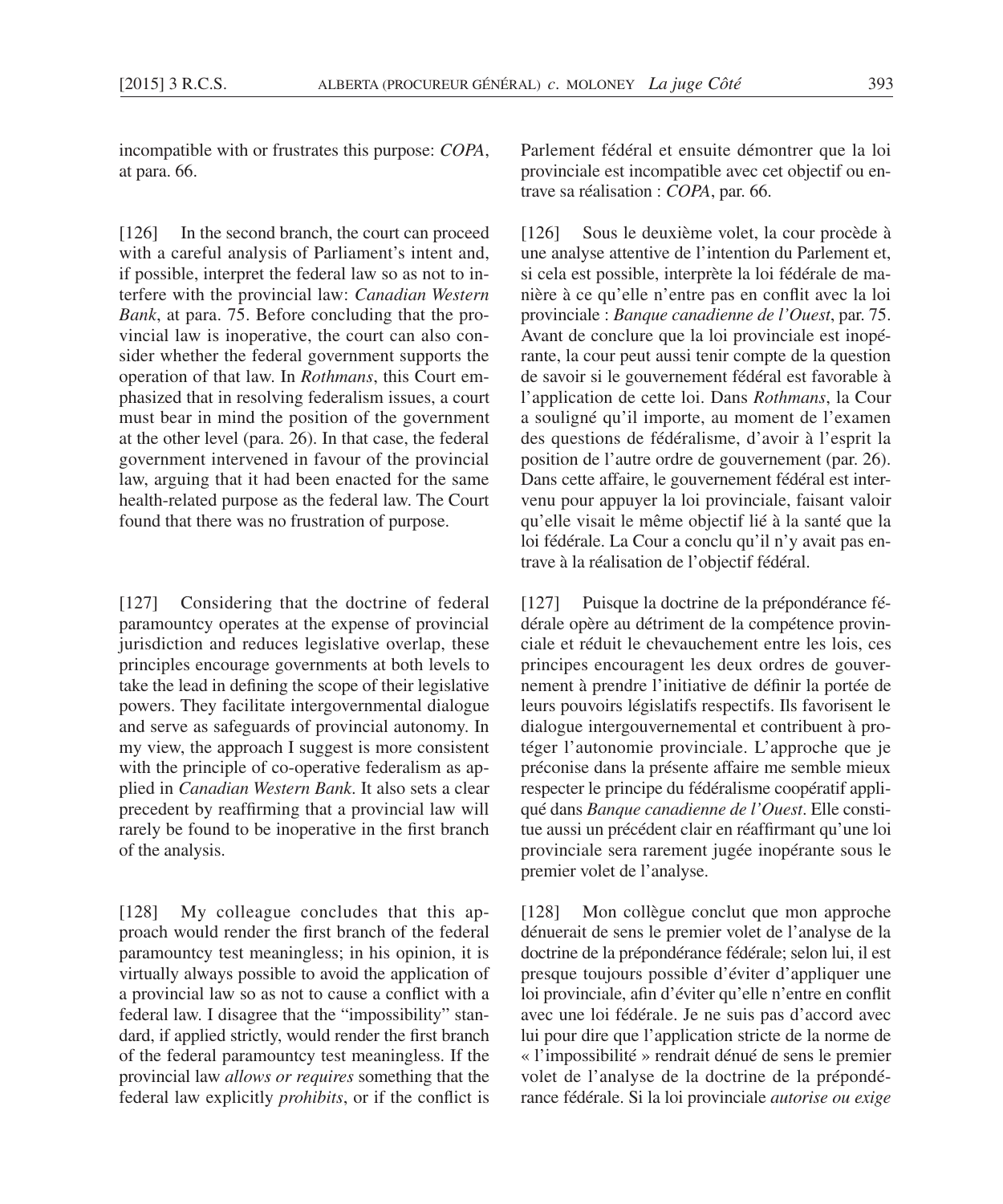incompatible with or frustrates this purpose: *COPA*, at para. 66.

[126] In the second branch, the court can proceed with a careful analysis of Parliament's intent and, if possible, interpret the federal law so as not to interfere with the provincial law: *Canadian Western Bank*, at para. 75. Before concluding that the provincial law is inoperative, the court can also consider whether the federal government supports the operation of that law. In *Rothmans*, this Court emphasized that in resolving federalism issues, a court must bear in mind the position of the government at the other level (para. 26). In that case, the federal government intervened in favour of the provincial law, arguing that it had been enacted for the same health-related purpose as the federal law. The Court found that there was no frustration of purpose.

[127] Considering that the doctrine of federal paramountcy operates at the expense of provincial jurisdiction and reduces legislative overlap, these principles encourage governments at both levels to take the lead in defining the scope of their legislative powers. They facilitate intergovernmental dialogue and serve as safeguards of provincial autonomy. In my view, the approach I suggest is more consistent with the principle of co-operative federalism as applied in *Canadian Western Bank*. It also sets a clear precedent by reaffirming that a provincial law will rarely be found to be inoperative in the first branch of the analysis.

[128] My colleague concludes that this approach would render the first branch of the federal paramountcy test meaningless; in his opinion, it is virtually always possible to avoid the application of a provincial law so as not to cause a conflict with a federal law. I disagree that the "impossibility" standard, if applied strictly, would render the first branch of the federal paramountcy test meaningless. If the provincial law *allows or requires* something that the federal law explicitly *prohibits*, or if the conflict is

Parlement fédéral et ensuite démontrer que la loi provinciale est incompatible avec cet objectif ou entrave sa réalisation : *COPA*, par. 66.

[126] Sous le deuxième volet, la cour procède à une analyse attentive de l'intention du Parlement et, si cela est possible, interprète la loi fédérale de manière à ce qu'elle n'entre pas en conflit avec la loi provinciale : *Banque canadienne de l'Ouest*, par. 75. Avant de conclure que la loi provinciale est inopérante, la cour peut aussi tenir compte de la question de savoir si le gouvernement fédéral est favorable à l'application de cette loi. Dans *Rothmans*, la Cour a souligné qu'il importe, au moment de l'examen des questions de fédéralisme, d'avoir à l'esprit la position de l'autre ordre de gouvernement (par. 26). Dans cette affaire, le gouvernement fédéral est intervenu pour appuyer la loi provinciale, faisant valoir qu'elle visait le même objectif lié à la santé que la loi fédérale. La Cour a conclu qu'il n'y avait pas entrave à la réalisation de l'objectif fédéral.

[127] Puisque la doctrine de la prépondérance fédérale opère au détriment de la compétence provinciale et réduit le chevauchement entre les lois, ces principes encouragent les deux ordres de gouvernement à prendre l'initiative de définir la portée de leurs pouvoirs législatifs respectifs. Ils favorisent le dialogue intergouvernemental et contribuent à protéger l'autonomie provinciale. L'approche que je préconise dans la présente affaire me semble mieux respecter le principe du fédéralisme coopératif appliqué dans *Banque canadienne de l'Ouest*. Elle constitue aussi un précédent clair en réaffirmant qu'une loi provinciale sera rarement jugée inopérante sous le premier volet de l'analyse.

[128] Mon collègue conclut que mon approche dénuerait de sens le premier volet de l'analyse de la doctrine de la prépondérance fédérale; selon lui, il est presque toujours possible d'éviter d'appliquer une loi provinciale, afin d'éviter qu'elle n'entre en conflit avec une loi fédérale. Je ne suis pas d'accord avec lui pour dire que l'application stricte de la norme de « l'impossibilité » rendrait dénué de sens le premier volet de l'analyse de la doctrine de la prépondérance fédérale. Si la loi provinciale *autorise ou exige*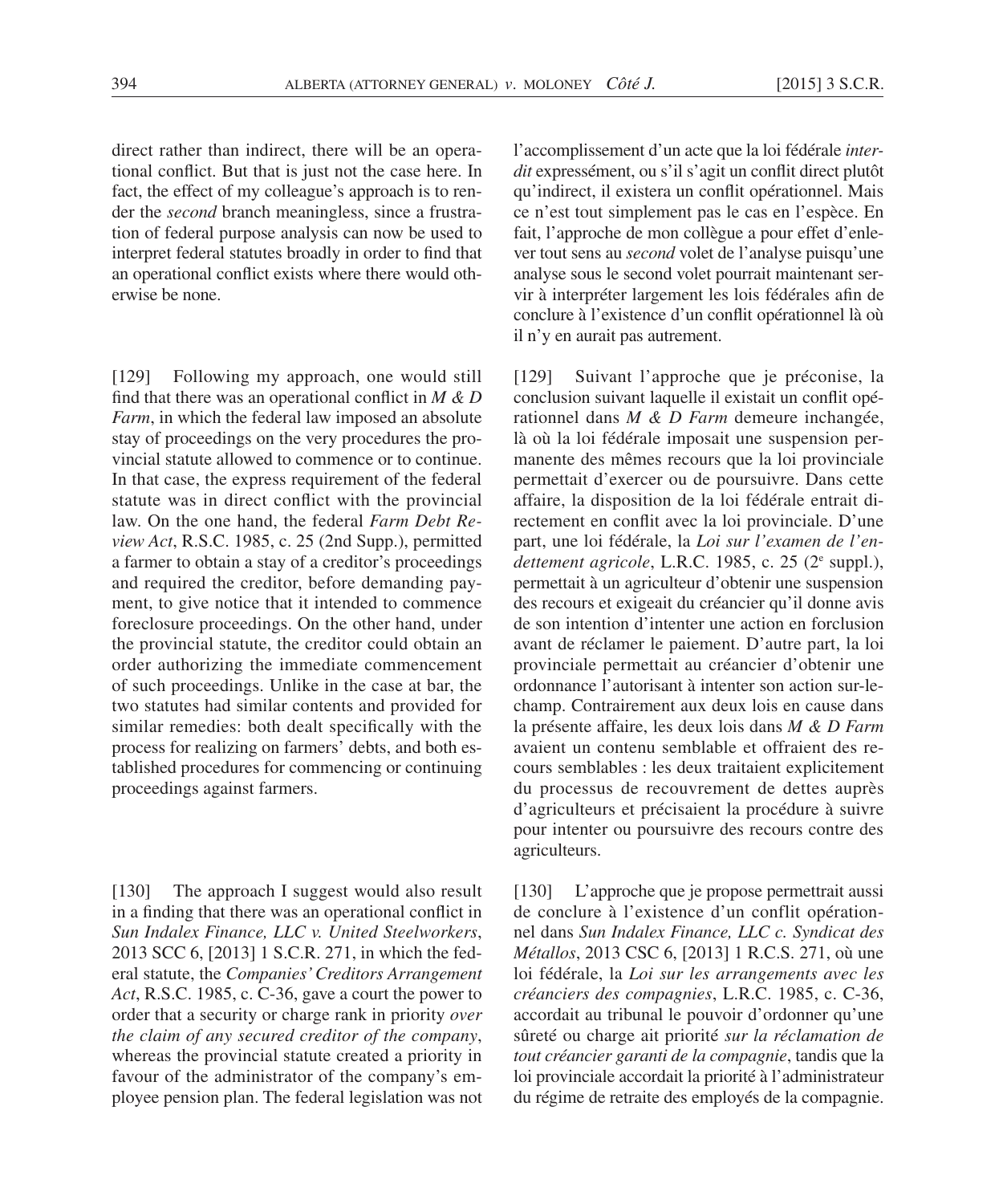direct rather than indirect, there will be an operational conflict. But that is just not the case here. In fact, the effect of my colleague's approach is to render the *second* branch meaningless, since a frustration of federal purpose analysis can now be used to interpret federal statutes broadly in order to find that an operational conflict exists where there would otherwise be none.

[129] Following my approach, one would still find that there was an operational conflict in *M & D Farm*, in which the federal law imposed an absolute stay of proceedings on the very procedures the provincial statute allowed to commence or to continue. In that case, the express requirement of the federal statute was in direct conflict with the provincial law. On the one hand, the federal *Farm Debt Review Act*, R.S.C. 1985, c. 25 (2nd Supp.), permitted a farmer to obtain a stay of a creditor's proceedings and required the creditor, before demanding payment, to give notice that it intended to commence foreclosure proceedings. On the other hand, under the provincial statute, the creditor could obtain an order authorizing the immediate commencement of such proceedings. Unlike in the case at bar, the two statutes had similar contents and provided for similar remedies: both dealt specifically with the process for realizing on farmers' debts, and both established procedures for commencing or continuing proceedings against farmers.

[130] The approach I suggest would also result in a finding that there was an operational conflict in *Sun Indalex Finance, LLC v. United Steelworkers*, 2013 SCC 6, [2013] 1 S.C.R. 271, in which the federal statute, the *Companies' Creditors Arrangement Act*, R.S.C. 1985, c. C-36, gave a court the power to order that a security or charge rank in priority *over the claim of any secured creditor of the company*, whereas the provincial statute created a priority in favour of the administrator of the company's employee pension plan. The federal legislation was not

l'accomplissement d'un acte que la loi fédérale *interdit* expressément, ou s'il s'agit un conflit direct plutôt qu'indirect, il existera un conflit opérationnel. Mais ce n'est tout simplement pas le cas en l'espèce. En fait, l'approche de mon collègue a pour effet d'enlever tout sens au *second* volet de l'analyse puisqu'une analyse sous le second volet pourrait maintenant servir à interpréter largement les lois fédérales afin de conclure à l'existence d'un conflit opérationnel là où il n'y en aurait pas autrement.

[129] Suivant l'approche que je préconise, la conclusion suivant laquelle il existait un conflit opérationnel dans *M & D Farm* demeure inchangée, là où la loi fédérale imposait une suspension permanente des mêmes recours que la loi provinciale permettait d'exercer ou de poursuivre. Dans cette affaire, la disposition de la loi fédérale entrait directement en conflit avec la loi provinciale. D'une part, une loi fédérale, la *Loi sur l'examen de l'endettement agricole*, L.R.C. 1985, c. 25 (2e suppl.), permettait à un agriculteur d'obtenir une suspension des recours et exigeait du créancier qu'il donne avis de son intention d'intenter une action en forclusion avant de réclamer le paiement. D'autre part, la loi provinciale permettait au créancier d'obtenir une ordonnance l'autorisant à intenter son action sur-le-champ. Contrairement aux deux lois en cause dans la présente affaire, les deux lois dans *M & D Farm* avaient un contenu semblable et offraient des recours semblables : les deux traitaient explicitement du processus de recouvrement de dettes auprès d'agriculteurs et précisaient la procédure à suivre pour intenter ou poursuivre des recours contre des agriculteurs.

[130] L'approche que je propose permettrait aussi de conclure à l'existence d'un conflit opérationnel dans *Sun Indalex Finance, LLC c. Syndicat des Métallos*, 2013 CSC 6, [2013] 1 R.C.S. 271, où une loi fédérale, la *Loi sur les arrangements avec les créanciers des compagnies*, L.R.C. 1985, c. C-36, accordait au tribunal le pouvoir d'ordonner qu'une sûreté ou charge ait priorité *sur la réclamation de tout créancier garanti de la compagnie*, tandis que la loi provinciale accordait la priorité à l'administrateur du régime de retraite des employés de la compagnie.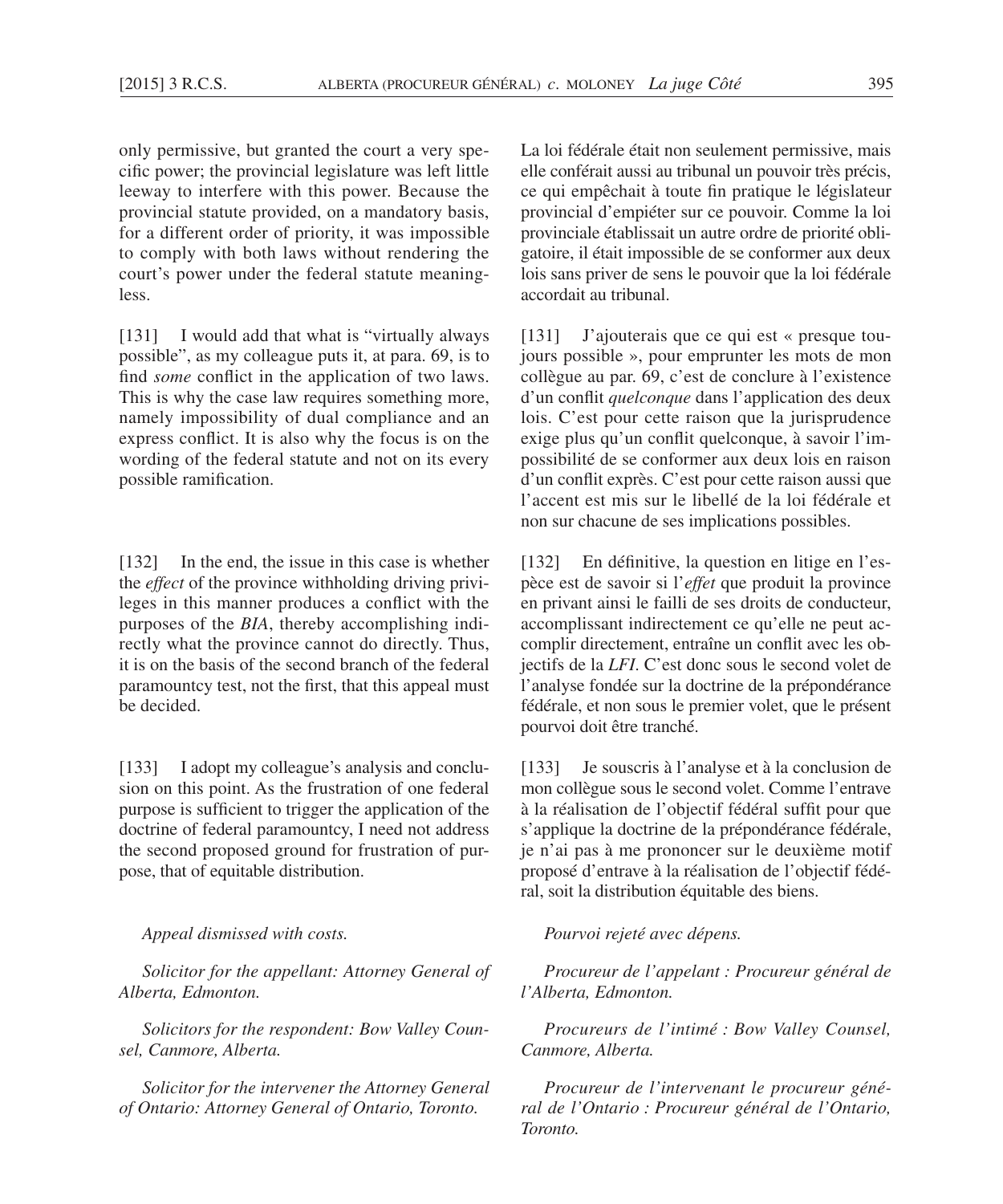only permissive, but granted the court a very specific power; the provincial legislature was left little leeway to interfere with this power. Because the provincial statute provided, on a mandatory basis, for a different order of priority, it was impossible to comply with both laws without rendering the court's power under the federal statute meaningless.

[131] I would add that what is "virtually always possible", as my colleague puts it, at para. 69, is to find *some* conflict in the application of two laws. This is why the case law requires something more, namely impossibility of dual compliance and an express conflict. It is also why the focus is on the wording of the federal statute and not on its every possible ramification.

[132] In the end, the issue in this case is whether the *effect* of the province withholding driving privileges in this manner produces a conflict with the purposes of the *BIA*, thereby accomplishing indirectly what the province cannot do directly. Thus, it is on the basis of the second branch of the federal paramountcy test, not the first, that this appeal must be decided.

[133] I adopt my colleague's analysis and conclusion on this point. As the frustration of one federal purpose is sufficient to trigger the application of the doctrine of federal paramountcy, I need not address the second proposed ground for frustration of purpose, that of equitable distribution.

*Appeal dismissed with costs.*

*Solicitor for the appellant: Attorney General of Alberta, Edmonton.*

*Solicitors for the respondent: Bow Valley Counsel, Canmore, Alberta.*

*Solicitor for the intervener the Attorney General of Ontario: Attorney General of Ontario, Toronto.*

La loi fédérale était non seulement permissive, mais elle conférait aussi au tribunal un pouvoir très précis, ce qui empêchait à toute fin pratique le législateur provincial d'empiéter sur ce pouvoir. Comme la loi provinciale établissait un autre ordre de priorité obligatoire, il était impossible de se conformer aux deux lois sans priver de sens le pouvoir que la loi fédérale accordait au tribunal.

[131] J'ajouterais que ce qui est « presque toujours possible », pour emprunter les mots de mon collègue au par. 69, c'est de conclure à l'existence d'un conflit *quelconque* dans l'application des deux lois. C'est pour cette raison que la jurisprudence exige plus qu'un conflit quelconque, à savoir l'impossibilité de se conformer aux deux lois en raison d'un conflit exprès. C'est pour cette raison aussi que l'accent est mis sur le libellé de la loi fédérale et non sur chacune de ses implications possibles.

[132] En définitive, la question en litige en l'espèce est de savoir si l'*effet* que produit la province en privant ainsi le failli de ses droits de conducteur, accomplissant indirectement ce qu'elle ne peut accomplir directement, entraîne un conflit avec les objectifs de la *LFI*. C'est donc sous le second volet de l'analyse fondée sur la doctrine de la prépondérance fédérale, et non sous le premier volet, que le présent pourvoi doit être tranché.

[133] Je souscris à l'analyse et à la conclusion de mon collègue sous le second volet. Comme l'entrave à la réalisation de l'objectif fédéral suffit pour que s'applique la doctrine de la prépondérance fédérale, je n'ai pas à me prononcer sur le deuxième motif proposé d'entrave à la réalisation de l'objectif fédéral, soit la distribution équitable des biens.

*Pourvoi rejeté avec dépens.*

*Procureur de l'appelant : Procureur général de l'Alberta, Edmonton.*

*Procureurs de l'intimé : Bow Valley Counsel, Canmore, Alberta.*

*Procureur de l'intervenant le procureur général de l'Ontario : Procureur général de l'Ontario, Toronto.*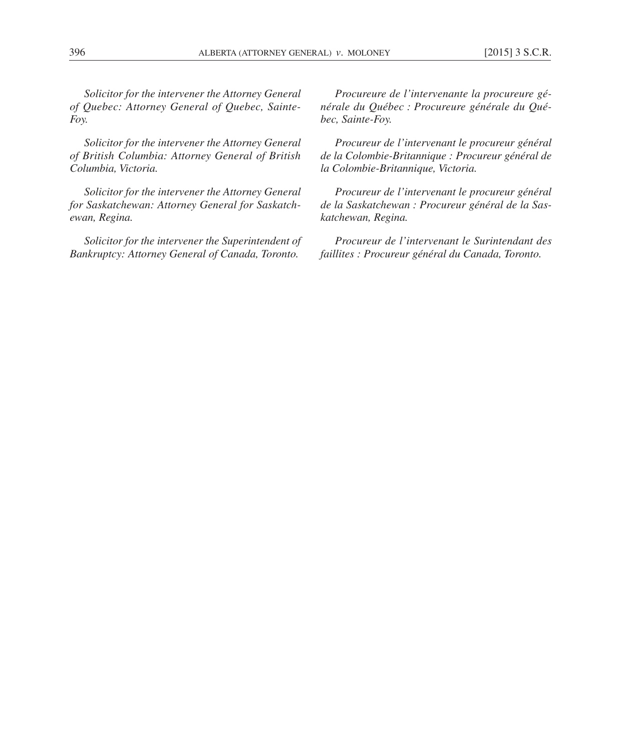*Solicitor for the intervener the Attorney General of Quebec: Attorney General of Quebec, Sainte-Foy.*

*Solicitor for the intervener the Attorney General of British Columbia: Attorney General of British Columbia, Victoria.*

*Solicitor for the intervener the Attorney General for Saskatchewan: Attorney General for Saskatchewan, Regina.*

*Solicitor for the intervener the Superintendent of Bankruptcy: Attorney General of Canada, Toronto.*

*Procureure de l'intervenante la procureure générale du Québec : Procureure générale du Québec, Sainte-Foy.*

*Procureur de l'intervenant le procureur général de la Colombie-Britannique : Procureur général de la Colombie-Britannique, Victoria.*

*Procureur de l'intervenant le procureur général de la Saskatchewan : Procureur général de la Saskatchewan, Regina.*

*Procureur de l'intervenant le Surintendant des faillites : Procureur général du Canada, Toronto.*